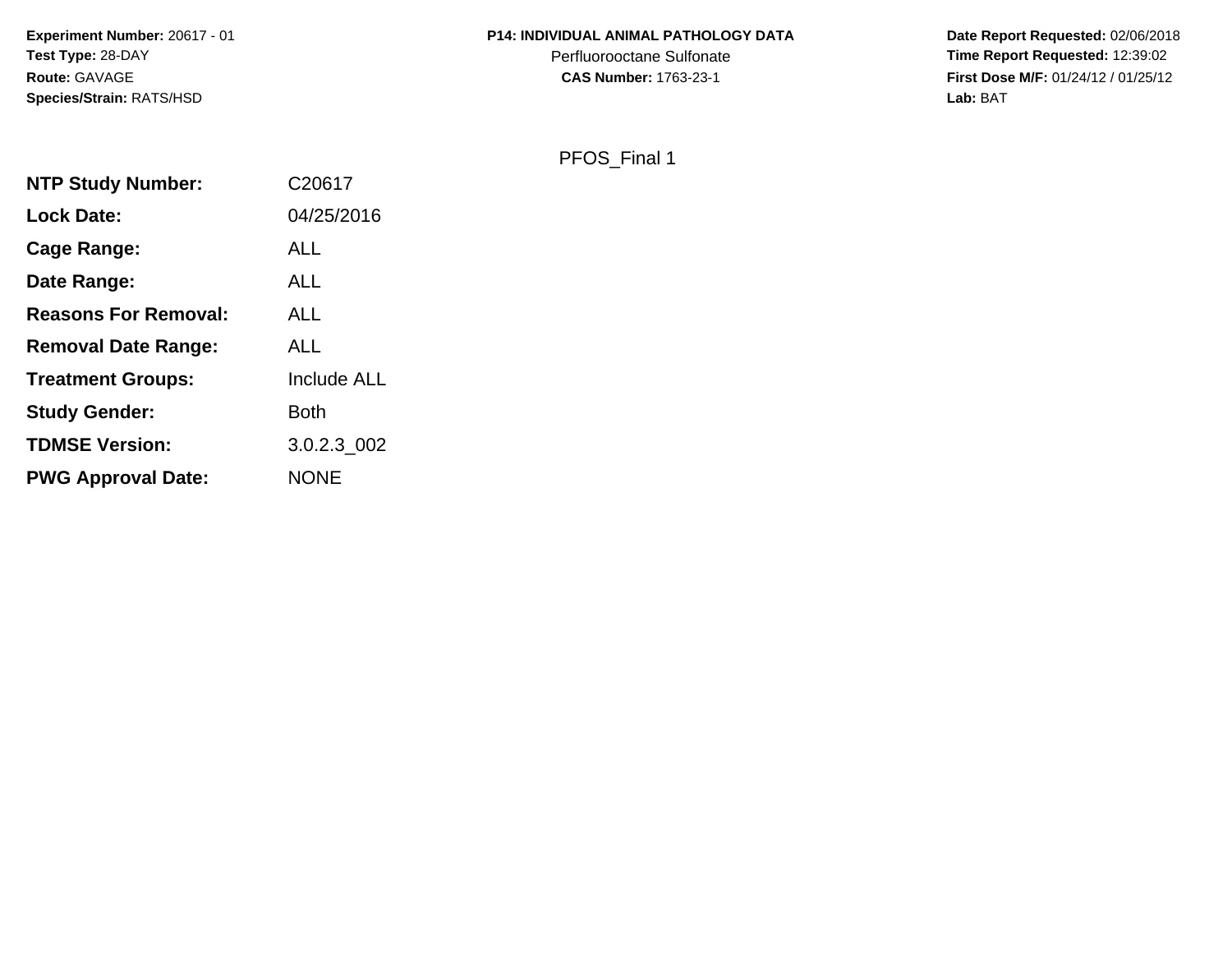**Experiment Number:** 20617 - 01
**Test Type:** 28-DAY
**Route:** GAVAGE
**Species/Strain:** RATS/HSD

**P14: INDIVIDUAL ANIMAL PATHOLOGY DATA**
Perfluorooctane Sulfonate
**CAS Number:** 1763-23-1

**Date Report Requested:** 02/06/2018
**Time Report Requested:** 12:39:02
**First Dose M/F:** 01/24/12 / 01/25/12
**Lab:** BAT

PFOS_Final 1

| | |
|---|---|
| **NTP Study Number:** | C20617 |
| **Lock Date:** | 04/25/2016 |
| **Cage Range:** | ALL |
| **Date Range:** | ALL |
| **Reasons For Removal:** | ALL |
| **Removal Date Range:** | ALL |
| **Treatment Groups:** | Include ALL |
| **Study Gender:** | Both |
| **TDMSE Version:** | 3.0.2.3_002 |
| **PWG Approval Date:** | NONE |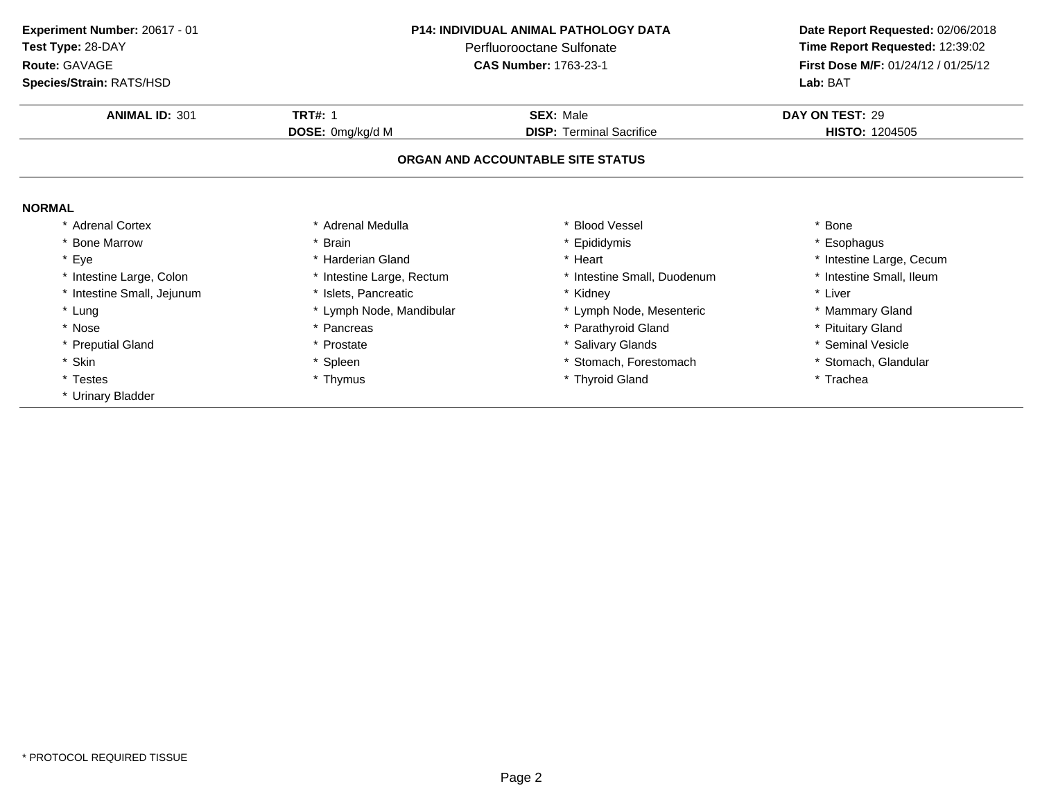**Experiment Number:** 20617 - 01
**Test Type:** 28-DAY
**Route:** GAVAGE
**Species/Strain:** RATS/HSD

**P14: INDIVIDUAL ANIMAL PATHOLOGY DATA**
Perfluorooctane Sulfonate
**CAS Number:** 1763-23-1

**Date Report Requested:** 02/06/2018
**Time Report Requested:** 12:39:02
**First Dose M/F:** 01/24/12 / 01/25/12
**Lab:** BAT

| **ANIMAL ID:** 301 | **TRT#:** 1 | **SEX:** Male | **DAY ON TEST:** 29 |
|---|---|---|---|
| | **DOSE:** 0mg/kg/d M | **DISP:** Terminal Sacrifice | **HISTO:** 1204505 |

## ORGAN AND ACCOUNTABLE SITE STATUS

**NORMAL**

| | | | |
|---|---|---|---|
| * Adrenal Cortex | * Adrenal Medulla | * Blood Vessel | * Bone |
| * Bone Marrow | * Brain | * Epididymis | * Esophagus |
| * Eye | * Harderian Gland | * Heart | * Intestine Large, Cecum |
| * Intestine Large, Colon | * Intestine Large, Rectum | * Intestine Small, Duodenum | * Intestine Small, Ileum |
| * Intestine Small, Jejunum | * Islets, Pancreatic | * Kidney | * Liver |
| * Lung | * Lymph Node, Mandibular | * Lymph Node, Mesenteric | * Mammary Gland |
| * Nose | * Pancreas | * Parathyroid Gland | * Pituitary Gland |
| * Preputial Gland | * Prostate | * Salivary Glands | * Seminal Vesicle |
| * Skin | * Spleen | * Stomach, Forestomach | * Stomach, Glandular |
| * Testes | * Thymus | * Thyroid Gland | * Trachea |
| * Urinary Bladder | | | |

* PROTOCOL REQUIRED TISSUE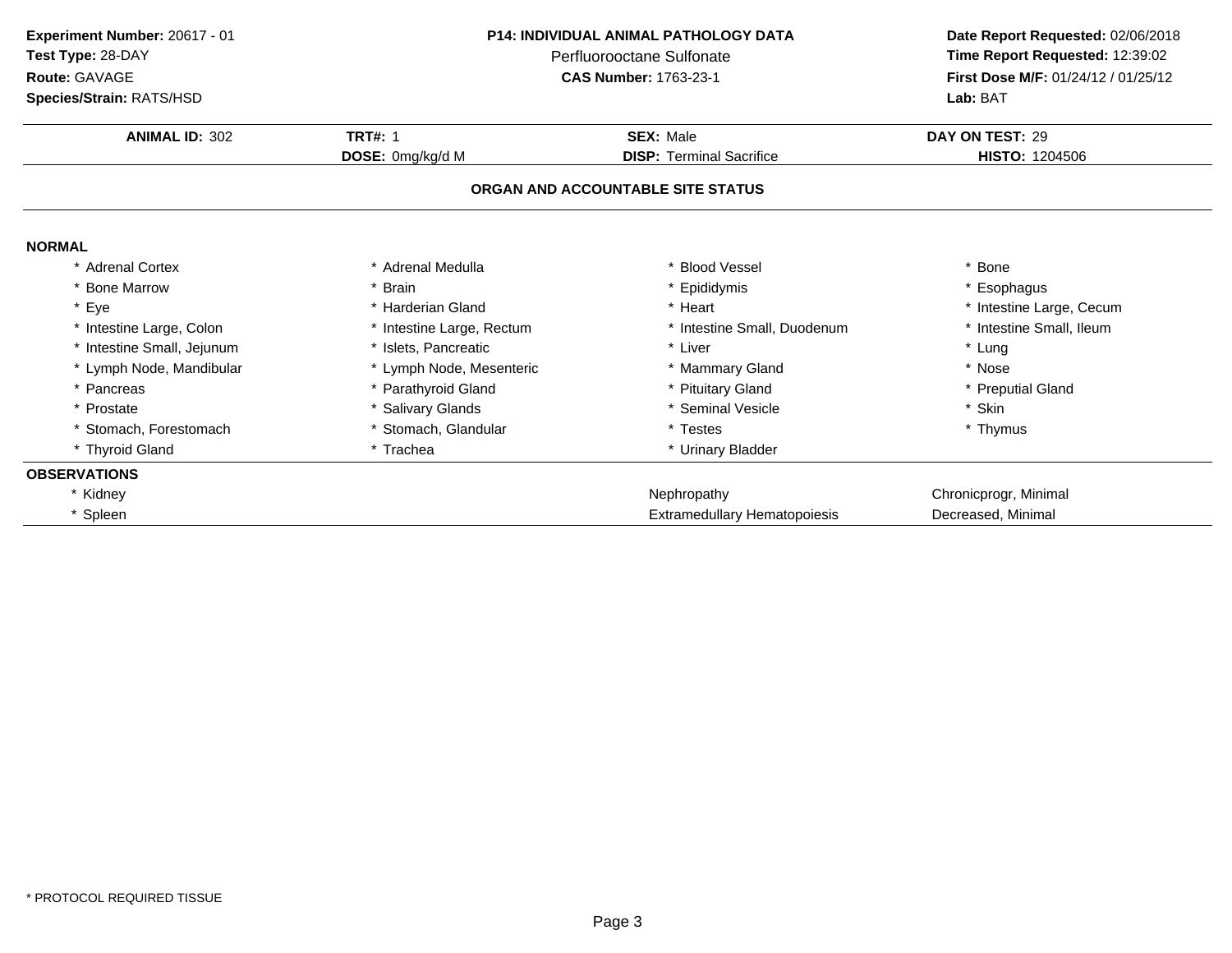**Experiment Number:** 20617 - 01
**Test Type:** 28-DAY
**Route:** GAVAGE
**Species/Strain:** RATS/HSD

**P14: INDIVIDUAL ANIMAL PATHOLOGY DATA**
Perfluorooctane Sulfonate
**CAS Number:** 1763-23-1

**Date Report Requested:** 02/06/2018
**Time Report Requested:** 12:39:02
**First Dose M/F:** 01/24/12 / 01/25/12
**Lab:** BAT

| **ANIMAL ID:** 302 | **TRT#:** 1 | **SEX:** Male | **DAY ON TEST:** 29 |
|---|---|---|---|
| | **DOSE:** 0mg/kg/d M | **DISP:** Terminal Sacrifice | **HISTO:** 1204506 |

## ORGAN AND ACCOUNTABLE SITE STATUS

**NORMAL**

| | | | |
|---|---|---|---|
| * Adrenal Cortex | * Adrenal Medulla | * Blood Vessel | * Bone |
| * Bone Marrow | * Brain | * Epididymis | * Esophagus |
| * Eye | * Harderian Gland | * Heart | * Intestine Large, Cecum |
| * Intestine Large, Colon | * Intestine Large, Rectum | * Intestine Small, Duodenum | * Intestine Small, Ileum |
| * Intestine Small, Jejunum | * Islets, Pancreatic | * Liver | * Lung |
| * Lymph Node, Mandibular | * Lymph Node, Mesenteric | * Mammary Gland | * Nose |
| * Pancreas | * Parathyroid Gland | * Pituitary Gland | * Preputial Gland |
| * Prostate | * Salivary Glands | * Seminal Vesicle | * Skin |
| * Stomach, Forestomach | * Stomach, Glandular | * Testes | * Thymus |
| * Thyroid Gland | * Trachea | * Urinary Bladder | |

**OBSERVATIONS**

| | | |
|---|---|---|
| * Kidney | Nephropathy | Chronicprogr, Minimal |
| * Spleen | Extramedullary Hematopoiesis | Decreased, Minimal |

\* PROTOCOL REQUIRED TISSUE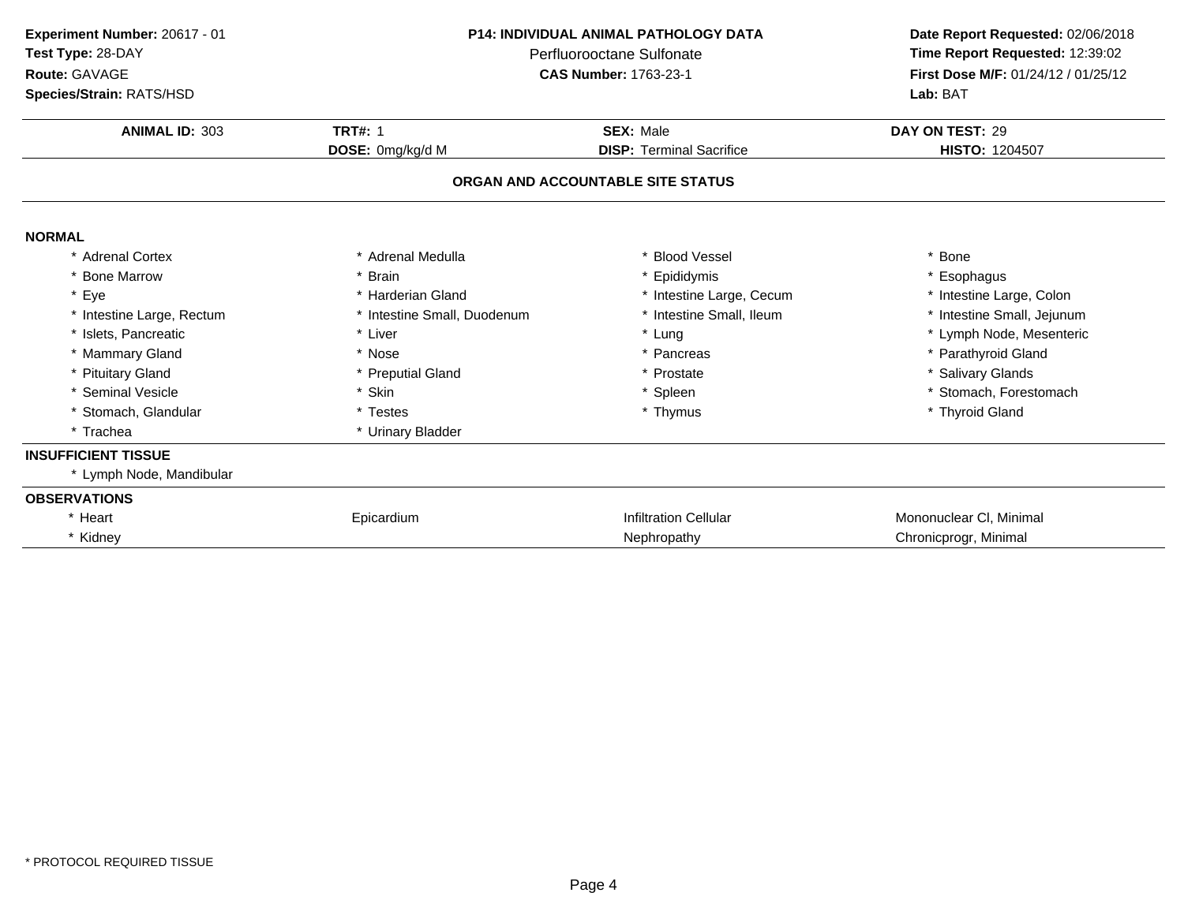**Experiment Number:** 20617 - 01
**Test Type:** 28-DAY
**Route:** GAVAGE
**Species/Strain:** RATS/HSD

**P14: INDIVIDUAL ANIMAL PATHOLOGY DATA**
Perfluorooctane Sulfonate
**CAS Number:** 1763-23-1

**Date Report Requested:** 02/06/2018
**Time Report Requested:** 12:39:02
**First Dose M/F:** 01/24/12 / 01/25/12
**Lab:** BAT

| **ANIMAL ID:** 303 | **TRT#:** 1 | **SEX:** Male | **DAY ON TEST:** 29 |
|---|---|---|---|
| | **DOSE:** 0mg/kg/d M | **DISP:** Terminal Sacrifice | **HISTO:** 1204507 |

## ORGAN AND ACCOUNTABLE SITE STATUS

**NORMAL**

| | | | |
|---|---|---|---|
| * Adrenal Cortex | * Adrenal Medulla | * Blood Vessel | * Bone |
| * Bone Marrow | * Brain | * Epididymis | * Esophagus |
| * Eye | * Harderian Gland | * Intestine Large, Cecum | * Intestine Large, Colon |
| * Intestine Large, Rectum | * Intestine Small, Duodenum | * Intestine Small, Ileum | * Intestine Small, Jejunum |
| * Islets, Pancreatic | * Liver | * Lung | * Lymph Node, Mesenteric |
| * Mammary Gland | * Nose | * Pancreas | * Parathyroid Gland |
| * Pituitary Gland | * Preputial Gland | * Prostate | * Salivary Glands |
| * Seminal Vesicle | * Skin | * Spleen | * Stomach, Forestomach |
| * Stomach, Glandular | * Testes | * Thymus | * Thyroid Gland |
| * Trachea | * Urinary Bladder | | |

**INSUFFICIENT TISSUE**

* Lymph Node, Mandibular

**OBSERVATIONS**

| | | | |
|---|---|---|---|
| * Heart | Epicardium | Infiltration Cellular | Mononuclear Cl, Minimal |
| * Kidney | | Nephropathy | Chronicprogr, Minimal |

* PROTOCOL REQUIRED TISSUE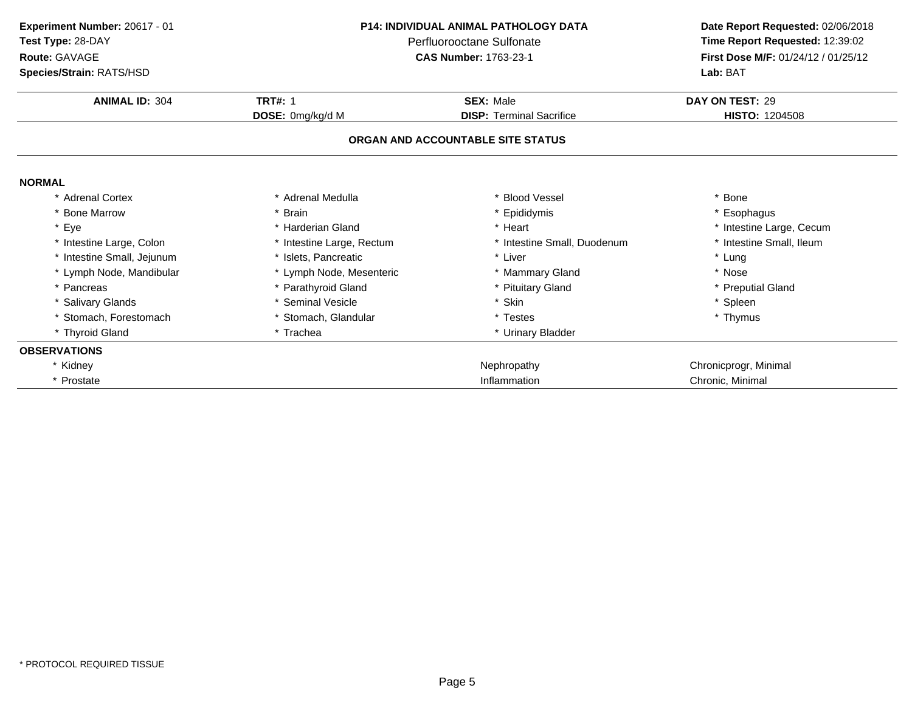**Experiment Number:** 20617 - 01
**Test Type:** 28-DAY
**Route:** GAVAGE
**Species/Strain:** RATS/HSD

**P14: INDIVIDUAL ANIMAL PATHOLOGY DATA**
Perfluorooctane Sulfonate
**CAS Number:** 1763-23-1

**Date Report Requested:** 02/06/2018
**Time Report Requested:** 12:39:02
**First Dose M/F:** 01/24/12 / 01/25/12
**Lab:** BAT

| **ANIMAL ID:** 304 | **TRT#:** 1 | **SEX:** Male | **DAY ON TEST:** 29 |
|---|---|---|---|
| | **DOSE:** 0mg/kg/d M | **DISP:** Terminal Sacrifice | **HISTO:** 1204508 |

**ORGAN AND ACCOUNTABLE SITE STATUS**

**NORMAL**

| | | | |
|---|---|---|---|
| * Adrenal Cortex | * Adrenal Medulla | * Blood Vessel | * Bone |
| * Bone Marrow | * Brain | * Epididymis | * Esophagus |
| * Eye | * Harderian Gland | * Heart | * Intestine Large, Cecum |
| * Intestine Large, Colon | * Intestine Large, Rectum | * Intestine Small, Duodenum | * Intestine Small, Ileum |
| * Intestine Small, Jejunum | * Islets, Pancreatic | * Liver | * Lung |
| * Lymph Node, Mandibular | * Lymph Node, Mesenteric | * Mammary Gland | * Nose |
| * Pancreas | * Parathyroid Gland | * Pituitary Gland | * Preputial Gland |
| * Salivary Glands | * Seminal Vesicle | * Skin | * Spleen |
| * Stomach, Forestomach | * Stomach, Glandular | * Testes | * Thymus |
| * Thyroid Gland | * Trachea | * Urinary Bladder | |

**OBSERVATIONS**

| | | |
|---|---|---|
| * Kidney | Nephropathy | Chronicprogr, Minimal |
| * Prostate | Inflammation | Chronic, Minimal |

* PROTOCOL REQUIRED TISSUE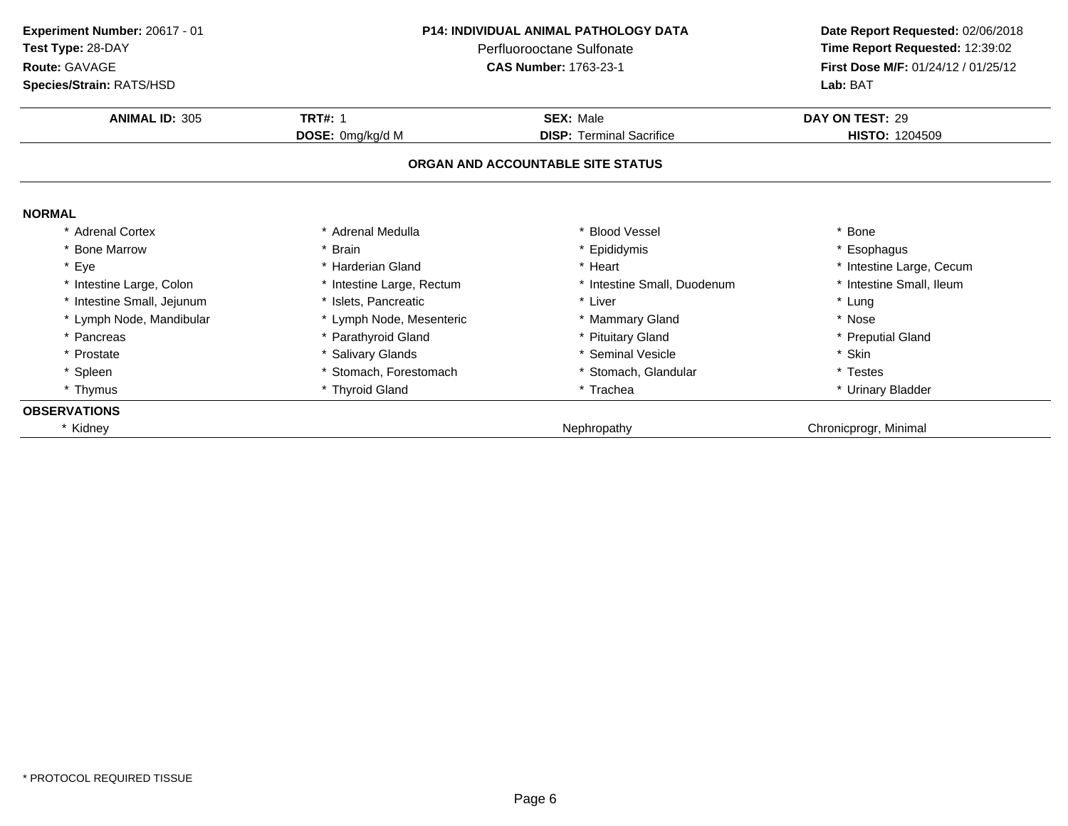**Experiment Number:** 20617 - 01
**Test Type:** 28-DAY
**Route:** GAVAGE
**Species/Strain:** RATS/HSD

**P14: INDIVIDUAL ANIMAL PATHOLOGY DATA**
Perfluorooctane Sulfonate
**CAS Number:** 1763-23-1

**Date Report Requested:** 02/06/2018
**Time Report Requested:** 12:39:02
**First Dose M/F:** 01/24/12 / 01/25/12
**Lab:** BAT

| **ANIMAL ID:** 305 | **TRT#:** 1 | **SEX:** Male | **DAY ON TEST:** 29 |
|---|---|---|---|
| | **DOSE:** 0mg/kg/d M | **DISP:** Terminal Sacrifice | **HISTO:** 1204509 |

## ORGAN AND ACCOUNTABLE SITE STATUS

**NORMAL**

| | | | |
|---|---|---|---|
| * Adrenal Cortex | * Adrenal Medulla | * Blood Vessel | * Bone |
| * Bone Marrow | * Brain | * Epididymis | * Esophagus |
| * Eye | * Harderian Gland | * Heart | * Intestine Large, Cecum |
| * Intestine Large, Colon | * Intestine Large, Rectum | * Intestine Small, Duodenum | * Intestine Small, Ileum |
| * Intestine Small, Jejunum | * Islets, Pancreatic | * Liver | * Lung |
| * Lymph Node, Mandibular | * Lymph Node, Mesenteric | * Mammary Gland | * Nose |
| * Pancreas | * Parathyroid Gland | * Pituitary Gland | * Preputial Gland |
| * Prostate | * Salivary Glands | * Seminal Vesicle | * Skin |
| * Spleen | * Stomach, Forestomach | * Stomach, Glandular | * Testes |
| * Thymus | * Thyroid Gland | * Trachea | * Urinary Bladder |

**OBSERVATIONS**

| | | |
|---|---|---|
| * Kidney | Nephropathy | Chronicprogr, Minimal |

* PROTOCOL REQUIRED TISSUE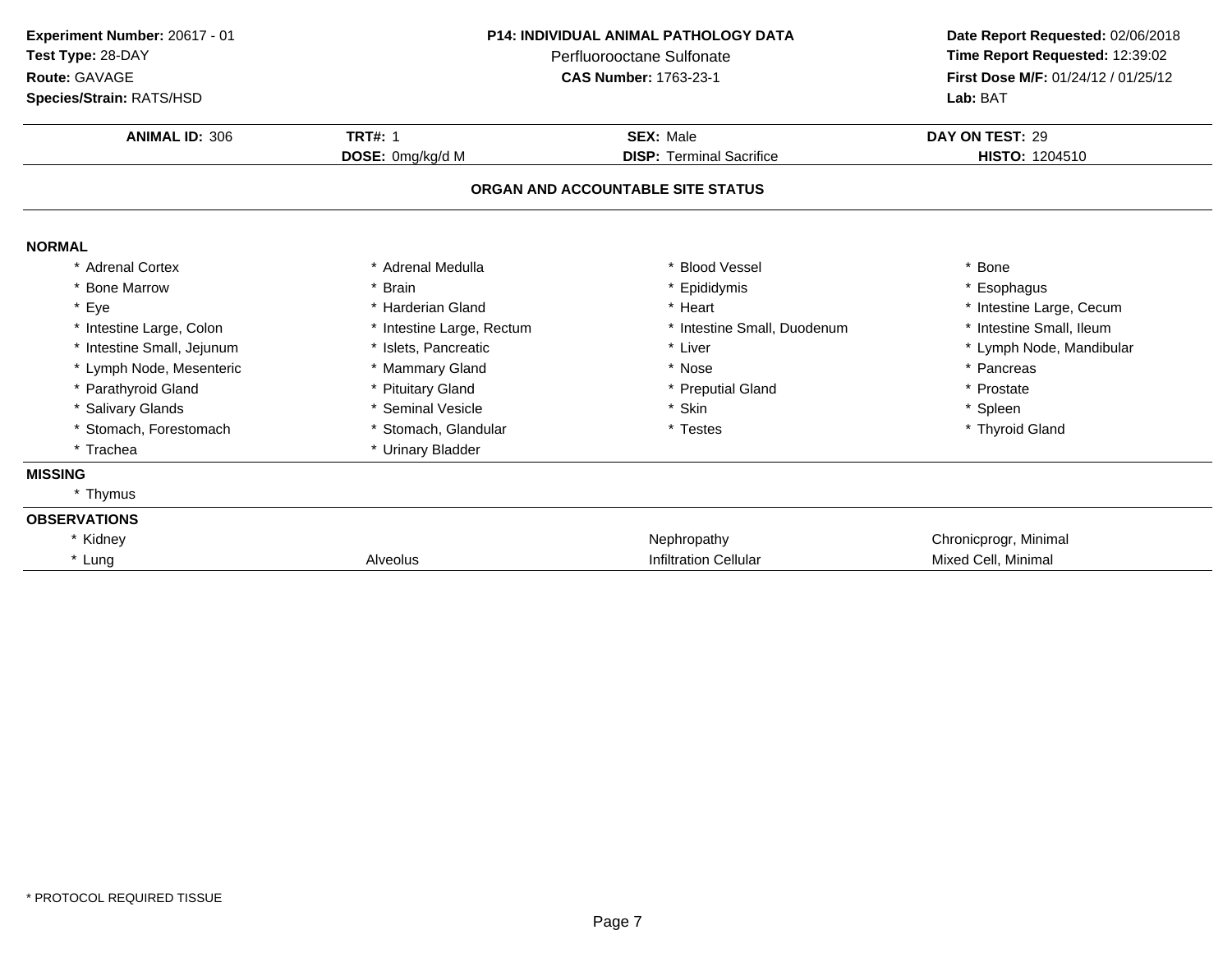**Experiment Number:** 20617 - 01
**Test Type:** 28-DAY
**Route:** GAVAGE
**Species/Strain:** RATS/HSD

**P14: INDIVIDUAL ANIMAL PATHOLOGY DATA**
Perfluorooctane Sulfonate
**CAS Number:** 1763-23-1

**Date Report Requested:** 02/06/2018
**Time Report Requested:** 12:39:02
**First Dose M/F:** 01/24/12 / 01/25/12
**Lab:** BAT

| **ANIMAL ID:** 306 | **TRT#:** 1 | **SEX:** Male | **DAY ON TEST:** 29 |
|---|---|---|---|
| | **DOSE:** 0mg/kg/d M | **DISP:** Terminal Sacrifice | **HISTO:** 1204510 |

## ORGAN AND ACCOUNTABLE SITE STATUS

**NORMAL**

| | | | |
|---|---|---|---|
| * Adrenal Cortex | * Adrenal Medulla | * Blood Vessel | * Bone |
| * Bone Marrow | * Brain | * Epididymis | * Esophagus |
| * Eye | * Harderian Gland | * Heart | * Intestine Large, Cecum |
| * Intestine Large, Colon | * Intestine Large, Rectum | * Intestine Small, Duodenum | * Intestine Small, Ileum |
| * Intestine Small, Jejunum | * Islets, Pancreatic | * Liver | * Lymph Node, Mandibular |
| * Lymph Node, Mesenteric | * Mammary Gland | * Nose | * Pancreas |
| * Parathyroid Gland | * Pituitary Gland | * Preputial Gland | * Prostate |
| * Salivary Glands | * Seminal Vesicle | * Skin | * Spleen |
| * Stomach, Forestomach | * Stomach, Glandular | * Testes | * Thyroid Gland |
| * Trachea | * Urinary Bladder | | |

**MISSING**

* Thymus

**OBSERVATIONS**

| | | | |
|---|---|---|---|
| * Kidney | | Nephropathy | Chronicprogr, Minimal |
| * Lung | Alveolus | Infiltration Cellular | Mixed Cell, Minimal |

* PROTOCOL REQUIRED TISSUE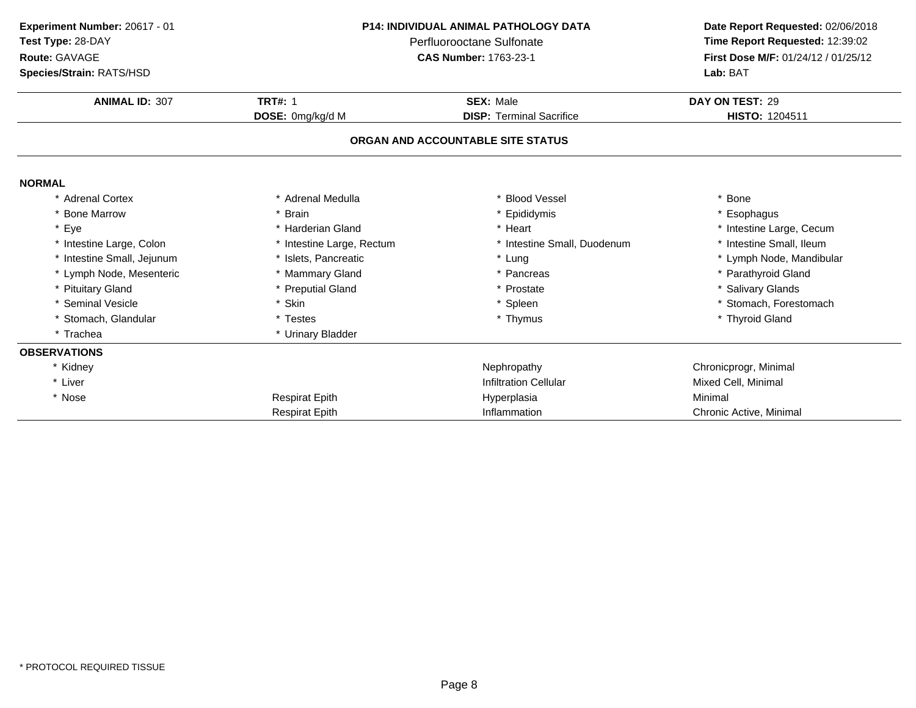**Experiment Number:** 20617 - 01
**Test Type:** 28-DAY
**Route:** GAVAGE
**Species/Strain:** RATS/HSD

**P14: INDIVIDUAL ANIMAL PATHOLOGY DATA**
Perfluorooctane Sulfonate
**CAS Number:** 1763-23-1

**Date Report Requested:** 02/06/2018
**Time Report Requested:** 12:39:02
**First Dose M/F:** 01/24/12 / 01/25/12
**Lab:** BAT

| **ANIMAL ID:** 307 | **TRT#:** 1 | **SEX:** Male | **DAY ON TEST:** 29 |
|---|---|---|---|
| | **DOSE:** 0mg/kg/d M | **DISP:** Terminal Sacrifice | **HISTO:** 1204511 |

**ORGAN AND ACCOUNTABLE SITE STATUS**

**NORMAL**

| | | | |
|---|---|---|---|
| * Adrenal Cortex | * Adrenal Medulla | * Blood Vessel | * Bone |
| * Bone Marrow | * Brain | * Epididymis | * Esophagus |
| * Eye | * Harderian Gland | * Heart | * Intestine Large, Cecum |
| * Intestine Large, Colon | * Intestine Large, Rectum | * Intestine Small, Duodenum | * Intestine Small, Ileum |
| * Intestine Small, Jejunum | * Islets, Pancreatic | * Lung | * Lymph Node, Mandibular |
| * Lymph Node, Mesenteric | * Mammary Gland | * Pancreas | * Parathyroid Gland |
| * Pituitary Gland | * Preputial Gland | * Prostate | * Salivary Glands |
| * Seminal Vesicle | * Skin | * Spleen | * Stomach, Forestomach |
| * Stomach, Glandular | * Testes | * Thymus | * Thyroid Gland |
| * Trachea | * Urinary Bladder | | |

**OBSERVATIONS**

| | | | |
|---|---|---|---|
| * Kidney | | Nephropathy | Chronicprogr, Minimal |
| * Liver | | Infiltration Cellular | Mixed Cell, Minimal |
| * Nose | Respirat Epith | Hyperplasia | Minimal |
| | Respirat Epith | Inflammation | Chronic Active, Minimal |

\* PROTOCOL REQUIRED TISSUE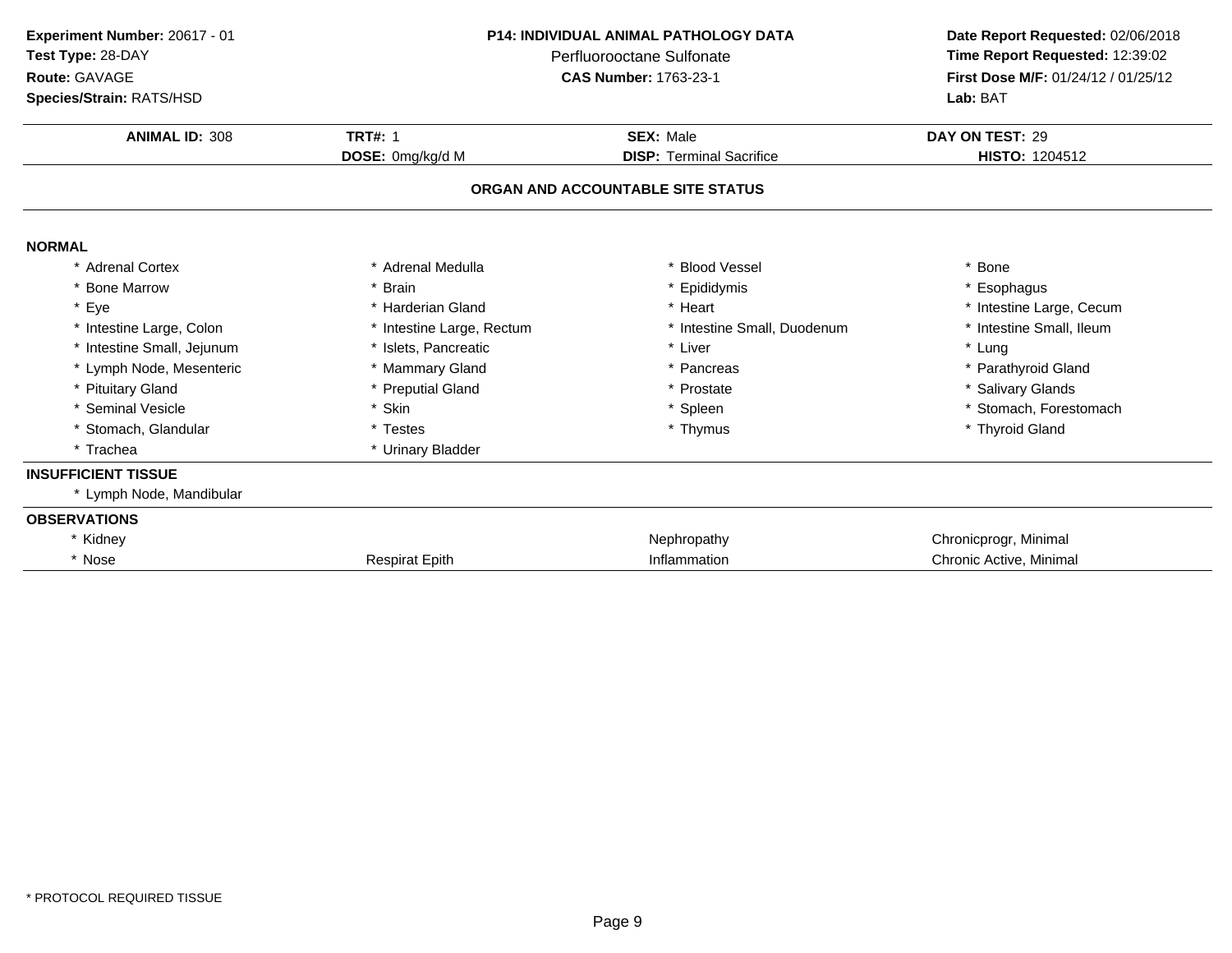**Experiment Number:** 20617 - 01
**Test Type:** 28-DAY
**Route:** GAVAGE
**Species/Strain:** RATS/HSD

**P14: INDIVIDUAL ANIMAL PATHOLOGY DATA**
Perfluorooctane Sulfonate
**CAS Number:** 1763-23-1

**Date Report Requested:** 02/06/2018
**Time Report Requested:** 12:39:02
**First Dose M/F:** 01/24/12 / 01/25/12
**Lab:** BAT

| **ANIMAL ID:** 308 | **TRT#:** 1 | **SEX:** Male | **DAY ON TEST:** 29 |
|---|---|---|---|
| | **DOSE:** 0mg/kg/d M | **DISP:** Terminal Sacrifice | **HISTO:** 1204512 |

## ORGAN AND ACCOUNTABLE SITE STATUS

**NORMAL**

| | | | |
|---|---|---|---|
| * Adrenal Cortex | * Adrenal Medulla | * Blood Vessel | * Bone |
| * Bone Marrow | * Brain | * Epididymis | * Esophagus |
| * Eye | * Harderian Gland | * Heart | * Intestine Large, Cecum |
| * Intestine Large, Colon | * Intestine Large, Rectum | * Intestine Small, Duodenum | * Intestine Small, Ileum |
| * Intestine Small, Jejunum | * Islets, Pancreatic | * Liver | * Lung |
| * Lymph Node, Mesenteric | * Mammary Gland | * Pancreas | * Parathyroid Gland |
| * Pituitary Gland | * Preputial Gland | * Prostate | * Salivary Glands |
| * Seminal Vesicle | * Skin | * Spleen | * Stomach, Forestomach |
| * Stomach, Glandular | * Testes | * Thymus | * Thyroid Gland |
| * Trachea | * Urinary Bladder | | |

**INSUFFICIENT TISSUE**

* Lymph Node, Mandibular

**OBSERVATIONS**

| | | | |
|---|---|---|---|
| * Kidney | | Nephropathy | Chronicprogr, Minimal |
| * Nose | Respirat Epith | Inflammation | Chronic Active, Minimal |

* PROTOCOL REQUIRED TISSUE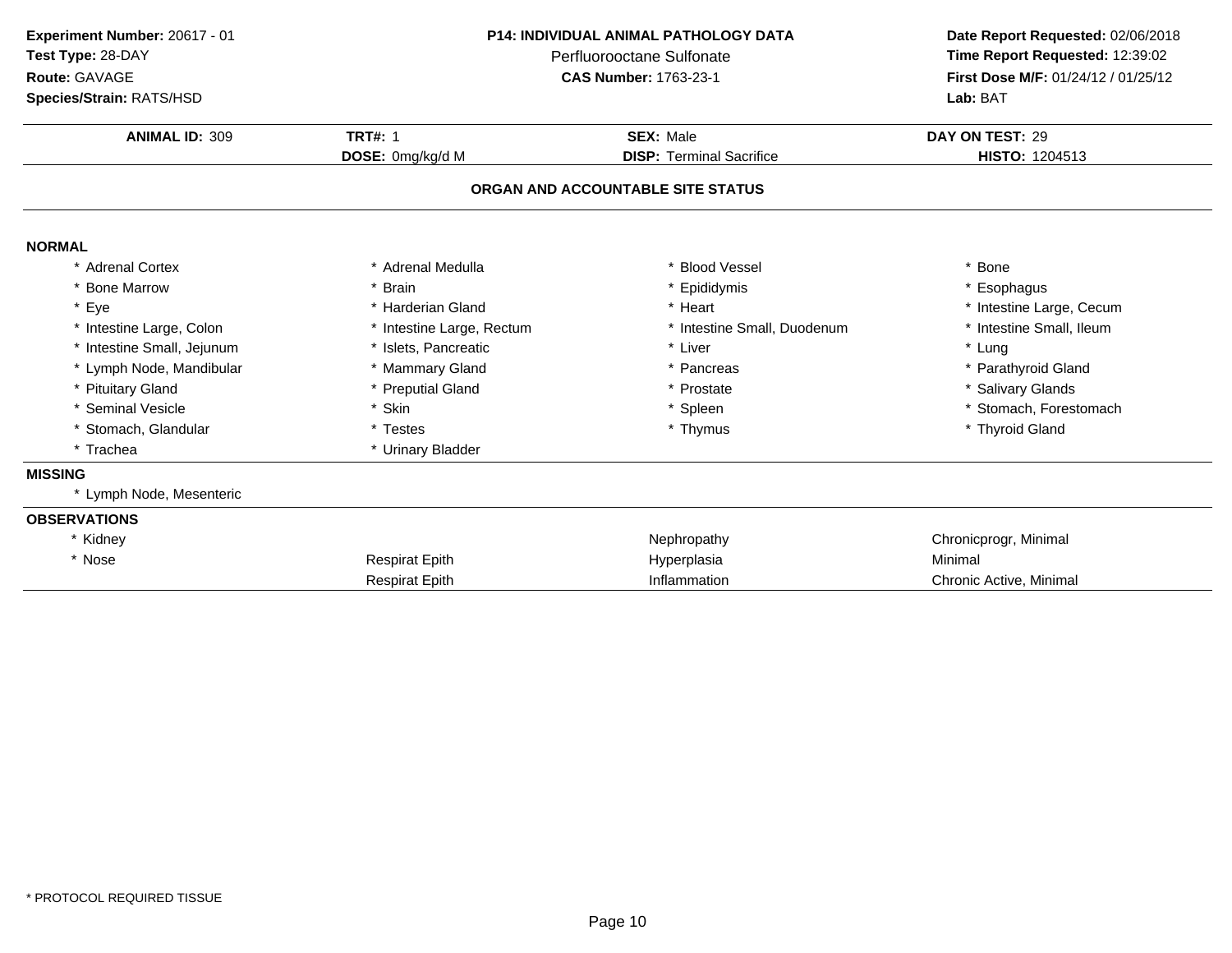**Experiment Number:** 20617 - 01
**Test Type:** 28-DAY
**Route:** GAVAGE
**Species/Strain:** RATS/HSD

**P14: INDIVIDUAL ANIMAL PATHOLOGY DATA**
Perfluorooctane Sulfonate
**CAS Number:** 1763-23-1

**Date Report Requested:** 02/06/2018
**Time Report Requested:** 12:39:02
**First Dose M/F:** 01/24/12 / 01/25/12
**Lab:** BAT

| **ANIMAL ID:** 309 | **TRT#:** 1 | **SEX:** Male | **DAY ON TEST:** 29 |
|---|---|---|---|
| | **DOSE:** 0mg/kg/d M | **DISP:** Terminal Sacrifice | **HISTO:** 1204513 |

## ORGAN AND ACCOUNTABLE SITE STATUS

**NORMAL**

| | | | |
|---|---|---|---|
| * Adrenal Cortex | * Adrenal Medulla | * Blood Vessel | * Bone |
| * Bone Marrow | * Brain | * Epididymis | * Esophagus |
| * Eye | * Harderian Gland | * Heart | * Intestine Large, Cecum |
| * Intestine Large, Colon | * Intestine Large, Rectum | * Intestine Small, Duodenum | * Intestine Small, Ileum |
| * Intestine Small, Jejunum | * Islets, Pancreatic | * Liver | * Lung |
| * Lymph Node, Mandibular | * Mammary Gland | * Pancreas | * Parathyroid Gland |
| * Pituitary Gland | * Preputial Gland | * Prostate | * Salivary Glands |
| * Seminal Vesicle | * Skin | * Spleen | * Stomach, Forestomach |
| * Stomach, Glandular | * Testes | * Thymus | * Thyroid Gland |
| * Trachea | * Urinary Bladder | | |

**MISSING**

* Lymph Node, Mesenteric

**OBSERVATIONS**

| | | | |
|---|---|---|---|
| * Kidney | | Nephropathy | Chronicprogr, Minimal |
| * Nose | Respirat Epith | Hyperplasia | Minimal |
| | Respirat Epith | Inflammation | Chronic Active, Minimal |

* PROTOCOL REQUIRED TISSUE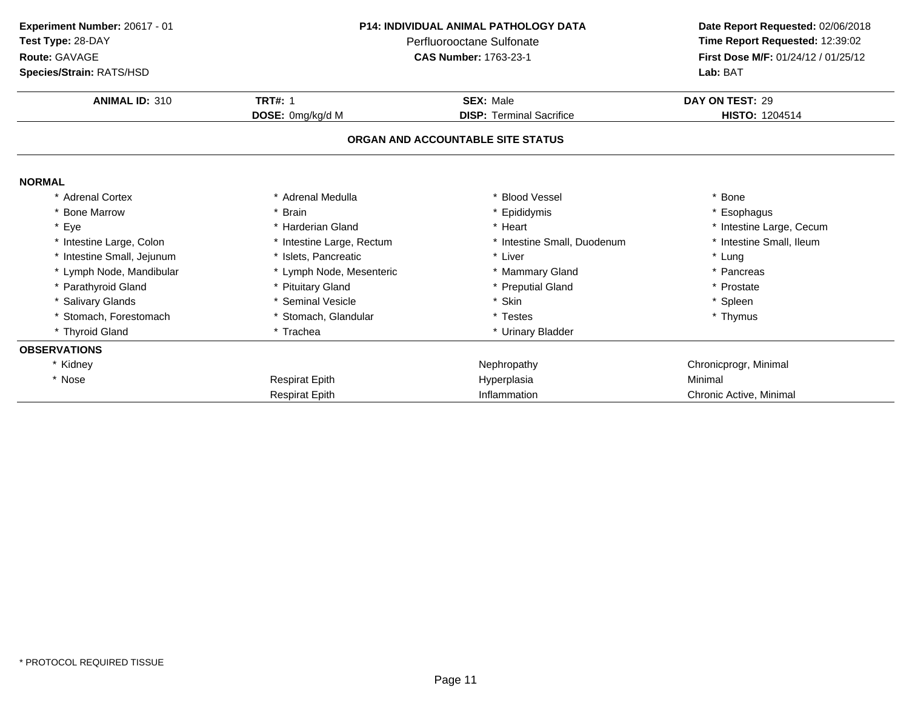**Experiment Number:** 20617 - 01
**Test Type:** 28-DAY
**Route:** GAVAGE
**Species/Strain:** RATS/HSD

**P14: INDIVIDUAL ANIMAL PATHOLOGY DATA**
Perfluorooctane Sulfonate
**CAS Number:** 1763-23-1

**Date Report Requested:** 02/06/2018
**Time Report Requested:** 12:39:02
**First Dose M/F:** 01/24/12 / 01/25/12
**Lab:** BAT

| **ANIMAL ID:** 310 | **TRT#:** 1 | **SEX:** Male | **DAY ON TEST:** 29 |
|---|---|---|---|
| | **DOSE:** 0mg/kg/d M | **DISP:** Terminal Sacrifice | **HISTO:** 1204514 |

**ORGAN AND ACCOUNTABLE SITE STATUS**

**NORMAL**

| | | | |
|---|---|---|---|
| * Adrenal Cortex | * Adrenal Medulla | * Blood Vessel | * Bone |
| * Bone Marrow | * Brain | * Epididymis | * Esophagus |
| * Eye | * Harderian Gland | * Heart | * Intestine Large, Cecum |
| * Intestine Large, Colon | * Intestine Large, Rectum | * Intestine Small, Duodenum | * Intestine Small, Ileum |
| * Intestine Small, Jejunum | * Islets, Pancreatic | * Liver | * Lung |
| * Lymph Node, Mandibular | * Lymph Node, Mesenteric | * Mammary Gland | * Pancreas |
| * Parathyroid Gland | * Pituitary Gland | * Preputial Gland | * Prostate |
| * Salivary Glands | * Seminal Vesicle | * Skin | * Spleen |
| * Stomach, Forestomach | * Stomach, Glandular | * Testes | * Thymus |
| * Thyroid Gland | * Trachea | * Urinary Bladder | |

**OBSERVATIONS**

| | | | |
|---|---|---|---|
| * Kidney | | Nephropathy | Chronicprogr, Minimal |
| * Nose | Respirat Epith | Hyperplasia | Minimal |
| | Respirat Epith | Inflammation | Chronic Active, Minimal |

* PROTOCOL REQUIRED TISSUE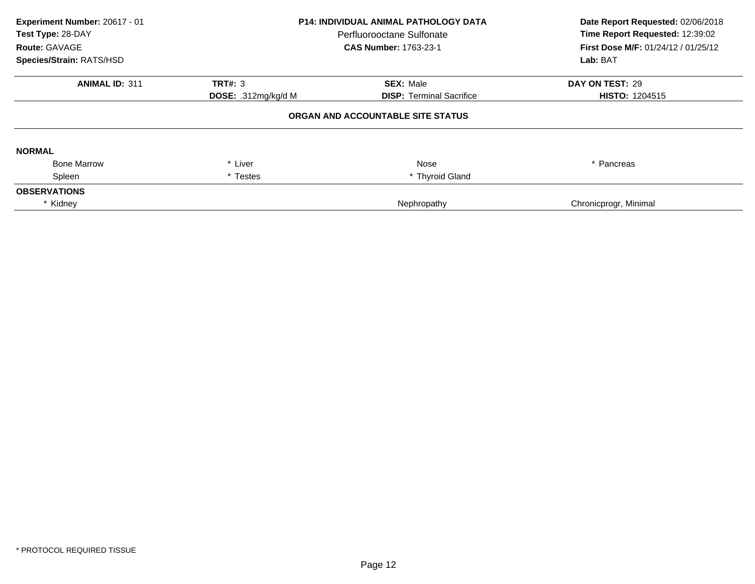**Experiment Number:** 20617 - 01
**Test Type:** 28-DAY
**Route:** GAVAGE
**Species/Strain:** RATS/HSD

**P14: INDIVIDUAL ANIMAL PATHOLOGY DATA**
Perfluorooctane Sulfonate
**CAS Number:** 1763-23-1

**Date Report Requested:** 02/06/2018
**Time Report Requested:** 12:39:02
**First Dose M/F:** 01/24/12 / 01/25/12
**Lab:** BAT

| **ANIMAL ID:** 311 | **TRT#:** 3 | **SEX:** Male | **DAY ON TEST:** 29 |
|---|---|---|---|
| | **DOSE:** .312mg/kg/d M | **DISP:** Terminal Sacrifice | **HISTO:** 1204515 |

**ORGAN AND ACCOUNTABLE SITE STATUS**

**NORMAL**

| | | | |
|---|---|---|---|
| Bone Marrow | * Liver | Nose | * Pancreas |
| Spleen | * Testes | * Thyroid Gland | |

**OBSERVATIONS**

| | | |
|---|---|---|
| * Kidney | Nephropathy | Chronicprogr, Minimal |

\* PROTOCOL REQUIRED TISSUE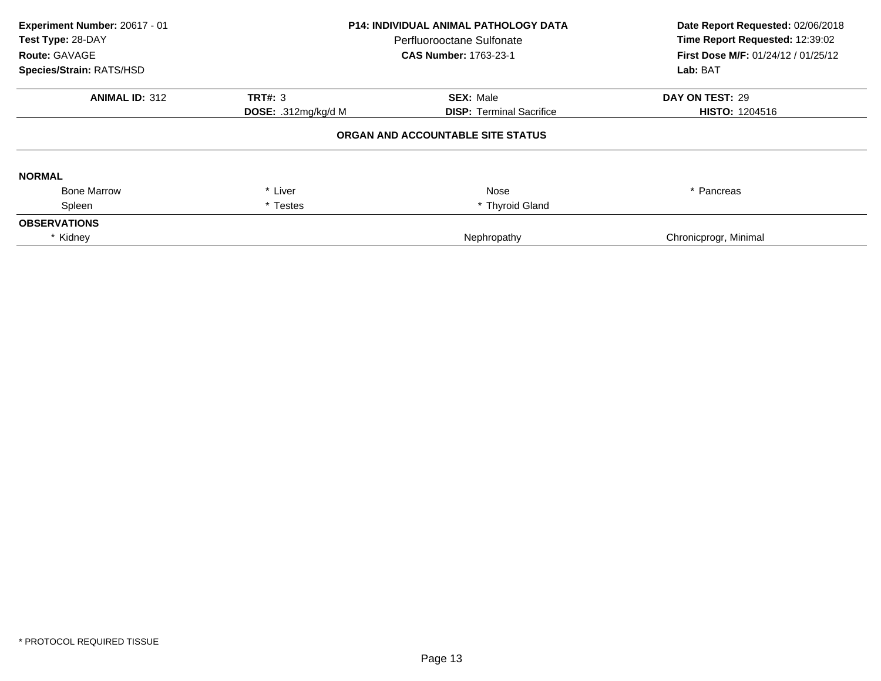**Experiment Number:** 20617 - 01
**Test Type:** 28-DAY
**Route:** GAVAGE
**Species/Strain:** RATS/HSD

**P14: INDIVIDUAL ANIMAL PATHOLOGY DATA**
Perfluorooctane Sulfonate
**CAS Number:** 1763-23-1

**Date Report Requested:** 02/06/2018
**Time Report Requested:** 12:39:02
**First Dose M/F:** 01/24/12 / 01/25/12
**Lab:** BAT

| **ANIMAL ID:** 312 | **TRT#:** 3 | **SEX:** Male | **DAY ON TEST:** 29 |
|---|---|---|---|
| | **DOSE:** .312mg/kg/d M | **DISP:** Terminal Sacrifice | **HISTO:** 1204516 |

## ORGAN AND ACCOUNTABLE SITE STATUS

**NORMAL**

| | | | |
|---|---|---|---|
| Bone Marrow | * Liver | Nose | * Pancreas |
| Spleen | * Testes | * Thyroid Gland | |

**OBSERVATIONS**

| | | |
|---|---|---|
| * Kidney | Nephropathy | Chronicprogr, Minimal |

\* PROTOCOL REQUIRED TISSUE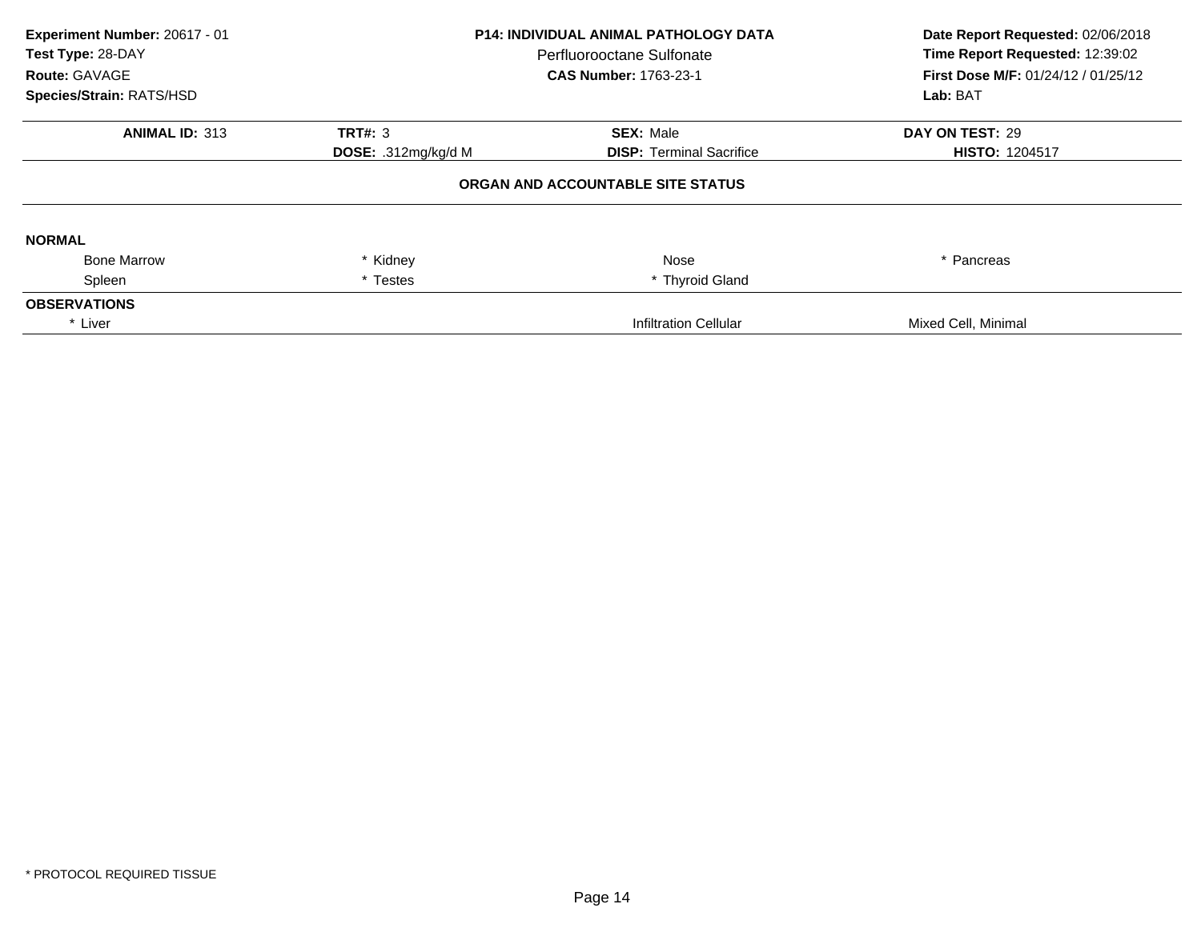**Experiment Number:** 20617 - 01
**Test Type:** 28-DAY
**Route:** GAVAGE
**Species/Strain:** RATS/HSD

**P14: INDIVIDUAL ANIMAL PATHOLOGY DATA**
Perfluorooctane Sulfonate
**CAS Number:** 1763-23-1

**Date Report Requested:** 02/06/2018
**Time Report Requested:** 12:39:02
**First Dose M/F:** 01/24/12 / 01/25/12
**Lab:** BAT

| **ANIMAL ID:** 313 | **TRT#:** 3 | **SEX:** Male | **DAY ON TEST:** 29 |
|---|---|---|---|
| | **DOSE:** .312mg/kg/d M | **DISP:** Terminal Sacrifice | **HISTO:** 1204517 |

**ORGAN AND ACCOUNTABLE SITE STATUS**

**NORMAL**

| | | | |
|---|---|---|---|
| Bone Marrow | * Kidney | Nose | * Pancreas |
| Spleen | * Testes | * Thyroid Gland | |

**OBSERVATIONS**

| | | |
|---|---|---|
| * Liver | Infiltration Cellular | Mixed Cell, Minimal |

\* PROTOCOL REQUIRED TISSUE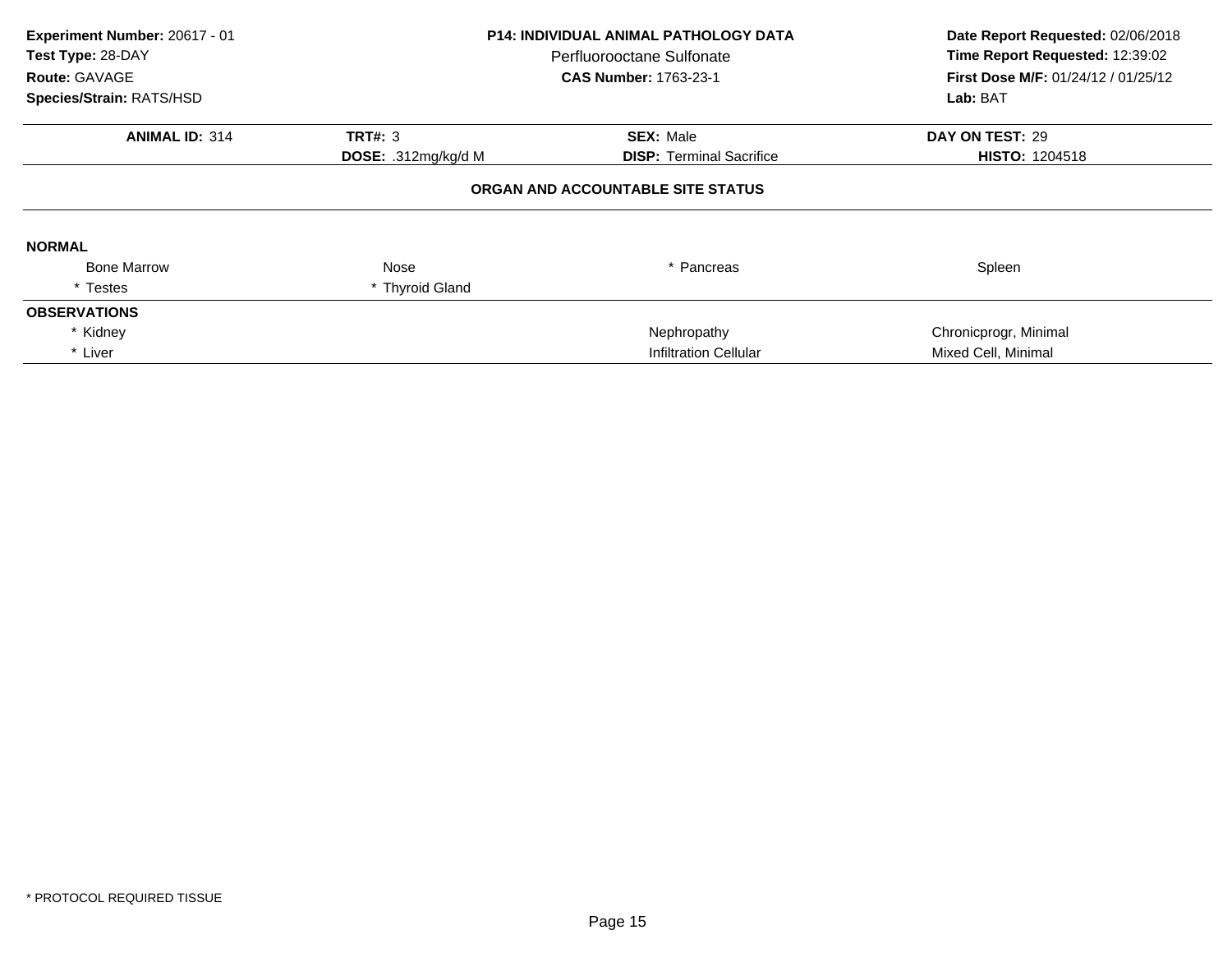**Experiment Number:** 20617 - 01
**Test Type:** 28-DAY
**Route:** GAVAGE
**Species/Strain:** RATS/HSD

**P14: INDIVIDUAL ANIMAL PATHOLOGY DATA**
Perfluorooctane Sulfonate
**CAS Number:** 1763-23-1

**Date Report Requested:** 02/06/2018
**Time Report Requested:** 12:39:02
**First Dose M/F:** 01/24/12 / 01/25/12
**Lab:** BAT

| **ANIMAL ID:** 314 | **TRT#:** 3 | **SEX:** Male | **DAY ON TEST:** 29 |
|---|---|---|---|
| | **DOSE:** .312mg/kg/d M | **DISP:** Terminal Sacrifice | **HISTO:** 1204518 |

**ORGAN AND ACCOUNTABLE SITE STATUS**

**NORMAL**

| | | | |
|---|---|---|---|
| Bone Marrow | Nose | * Pancreas | Spleen |
| * Testes | * Thyroid Gland | | |

**OBSERVATIONS**

| | | |
|---|---|---|
| * Kidney | Nephropathy | Chronicprogr, Minimal |
| * Liver | Infiltration Cellular | Mixed Cell, Minimal |

\* PROTOCOL REQUIRED TISSUE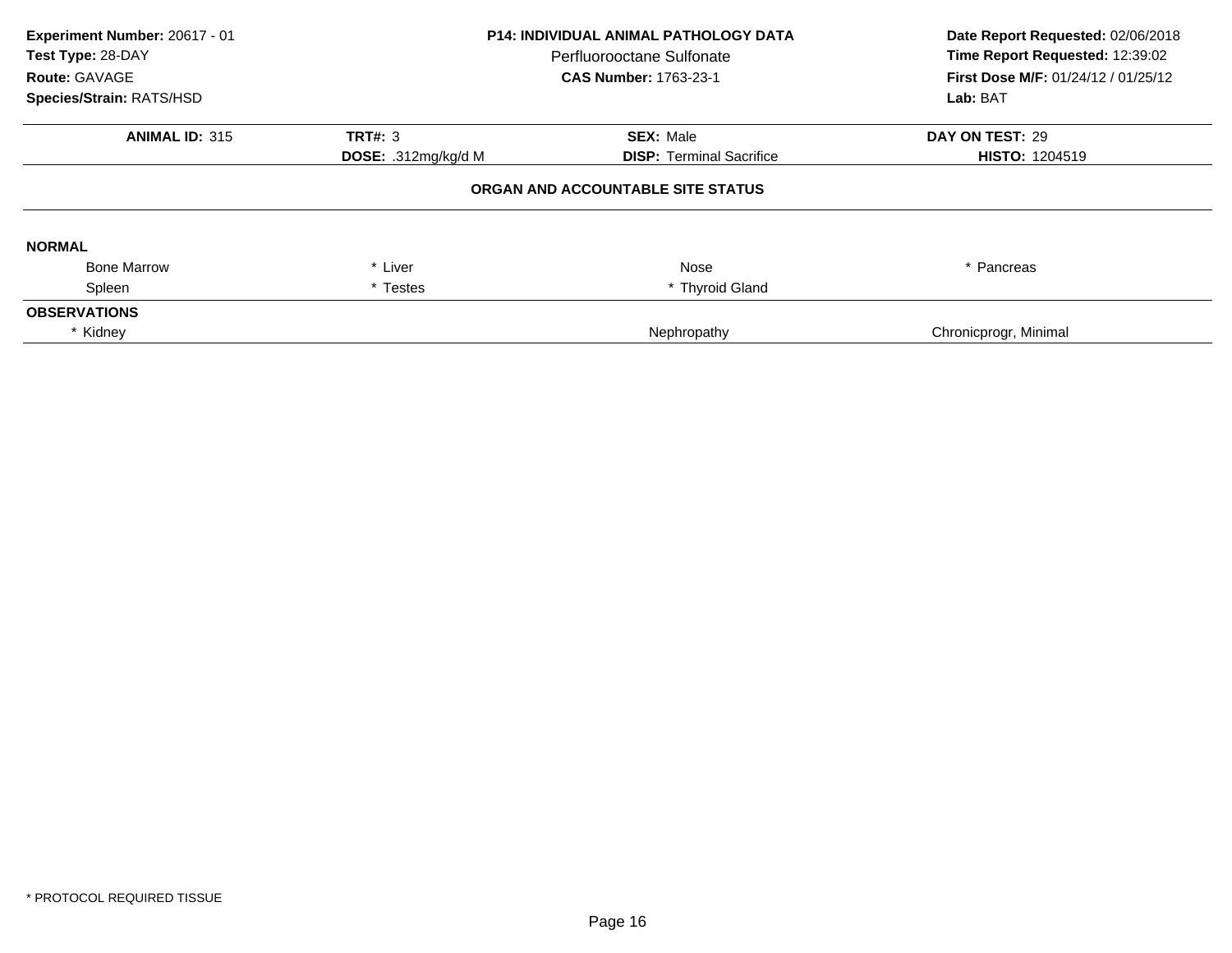**Experiment Number:** 20617 - 01
**Test Type:** 28-DAY
**Route:** GAVAGE
**Species/Strain:** RATS/HSD

**P14: INDIVIDUAL ANIMAL PATHOLOGY DATA**
Perfluorooctane Sulfonate
**CAS Number:** 1763-23-1

**Date Report Requested:** 02/06/2018
**Time Report Requested:** 12:39:02
**First Dose M/F:** 01/24/12 / 01/25/12
**Lab:** BAT

| **ANIMAL ID:** 315 | **TRT#:** 3 | **SEX:** Male | **DAY ON TEST:** 29 |
|---|---|---|---|
| | **DOSE:** .312mg/kg/d M | **DISP:** Terminal Sacrifice | **HISTO:** 1204519 |

### ORGAN AND ACCOUNTABLE SITE STATUS

**NORMAL**

| | | | |
|---|---|---|---|
| Bone Marrow | * Liver | Nose | * Pancreas |
| Spleen | * Testes | * Thyroid Gland | |

**OBSERVATIONS**

| | | |
|---|---|---|
| * Kidney | Nephropathy | Chronicprogr, Minimal |

* PROTOCOL REQUIRED TISSUE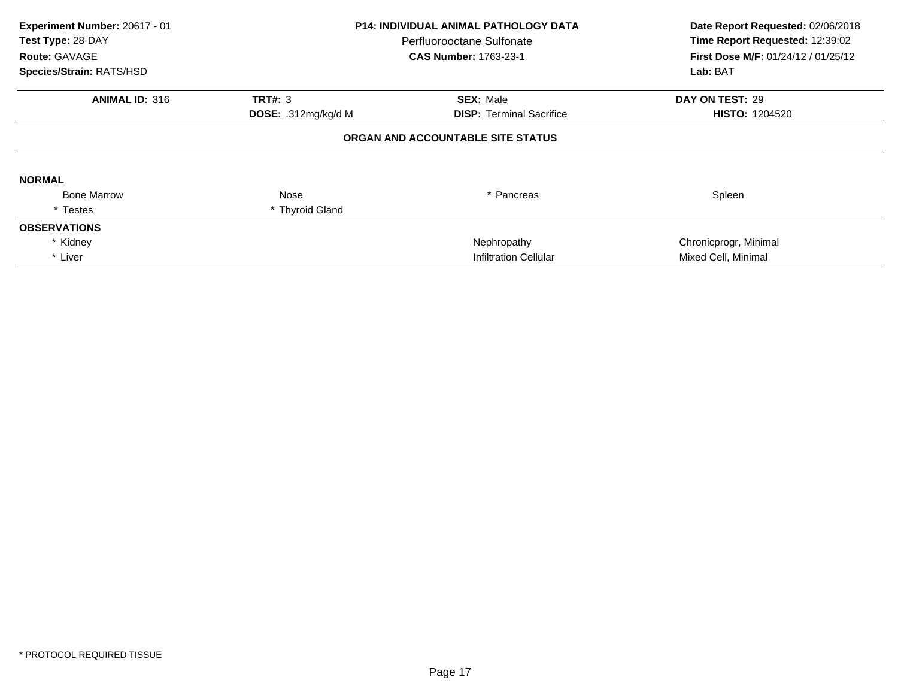**Experiment Number:** 20617 - 01
**Test Type:** 28-DAY
**Route:** GAVAGE
**Species/Strain:** RATS/HSD

**P14: INDIVIDUAL ANIMAL PATHOLOGY DATA**
Perfluorooctane Sulfonate
**CAS Number:** 1763-23-1

**Date Report Requested:** 02/06/2018
**Time Report Requested:** 12:39:02
**First Dose M/F:** 01/24/12 / 01/25/12
**Lab:** BAT

| **ANIMAL ID:** 316 | **TRT#:** 3 | **SEX:** Male | **DAY ON TEST:** 29 |
|---|---|---|---|
| | **DOSE:** .312mg/kg/d M | **DISP:** Terminal Sacrifice | **HISTO:** 1204520 |

**ORGAN AND ACCOUNTABLE SITE STATUS**

**NORMAL**

| | | | |
|---|---|---|---|
| Bone Marrow | Nose | * Pancreas | Spleen |
| * Testes | * Thyroid Gland | | |

**OBSERVATIONS**

| | | |
|---|---|---|
| * Kidney | Nephropathy | Chronicprogr, Minimal |
| * Liver | Infiltration Cellular | Mixed Cell, Minimal |

* PROTOCOL REQUIRED TISSUE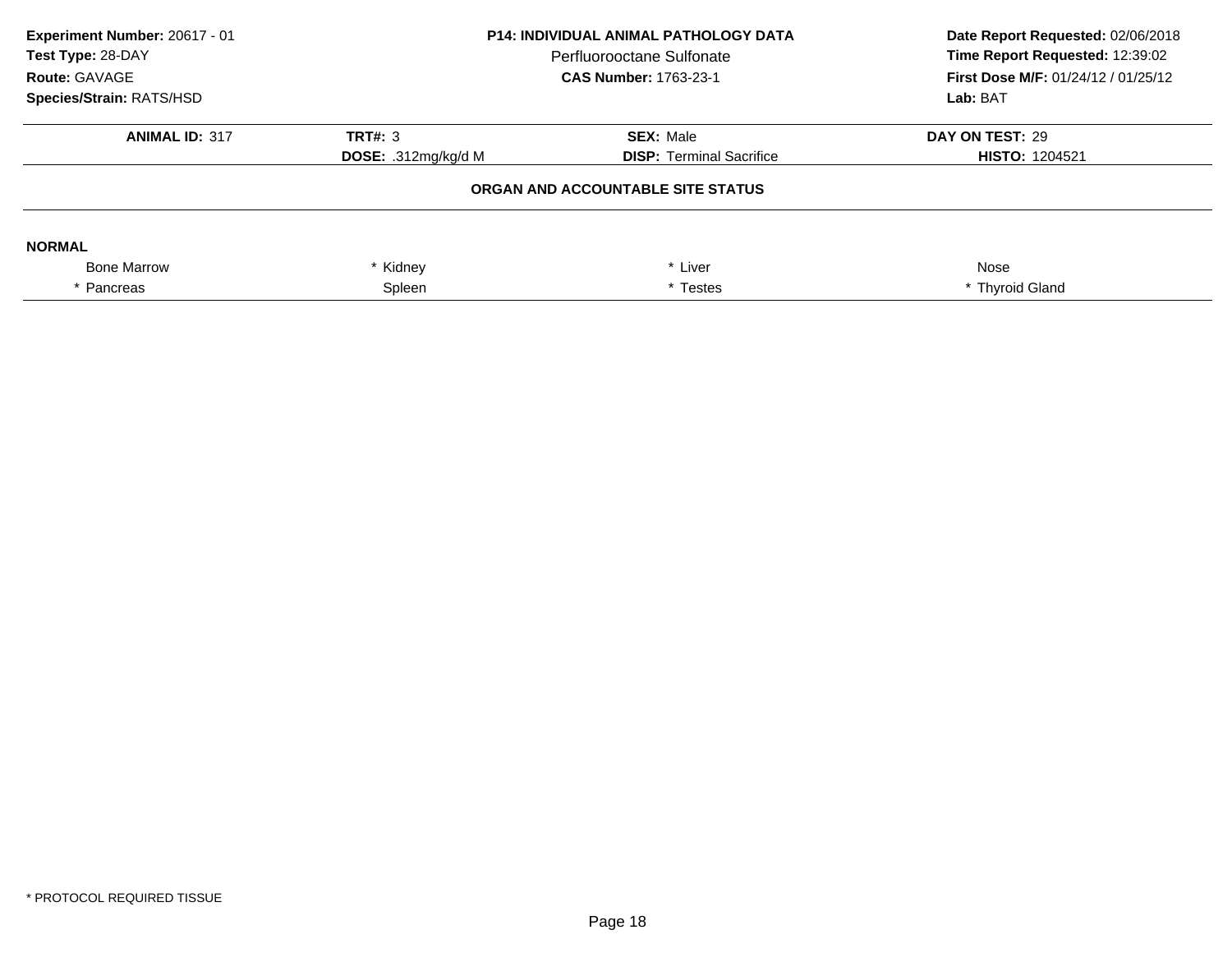**Experiment Number:** 20617 - 01
**Test Type:** 28-DAY
**Route:** GAVAGE
**Species/Strain:** RATS/HSD

**P14: INDIVIDUAL ANIMAL PATHOLOGY DATA**
Perfluorooctane Sulfonate
**CAS Number:** 1763-23-1

**Date Report Requested:** 02/06/2018
**Time Report Requested:** 12:39:02
**First Dose M/F:** 01/24/12 / 01/25/12
**Lab:** BAT

| **ANIMAL ID:** 317 | **TRT#:** 3 | **SEX:** Male | **DAY ON TEST:** 29 |
|---|---|---|---|
| | **DOSE:** .312mg/kg/d M | **DISP:** Terminal Sacrifice | **HISTO:** 1204521 |

**ORGAN AND ACCOUNTABLE SITE STATUS**

**NORMAL**

| | | | |
|---|---|---|---|
| Bone Marrow | * Kidney | * Liver | Nose |
| * Pancreas | Spleen | * Testes | * Thyroid Gland |

* PROTOCOL REQUIRED TISSUE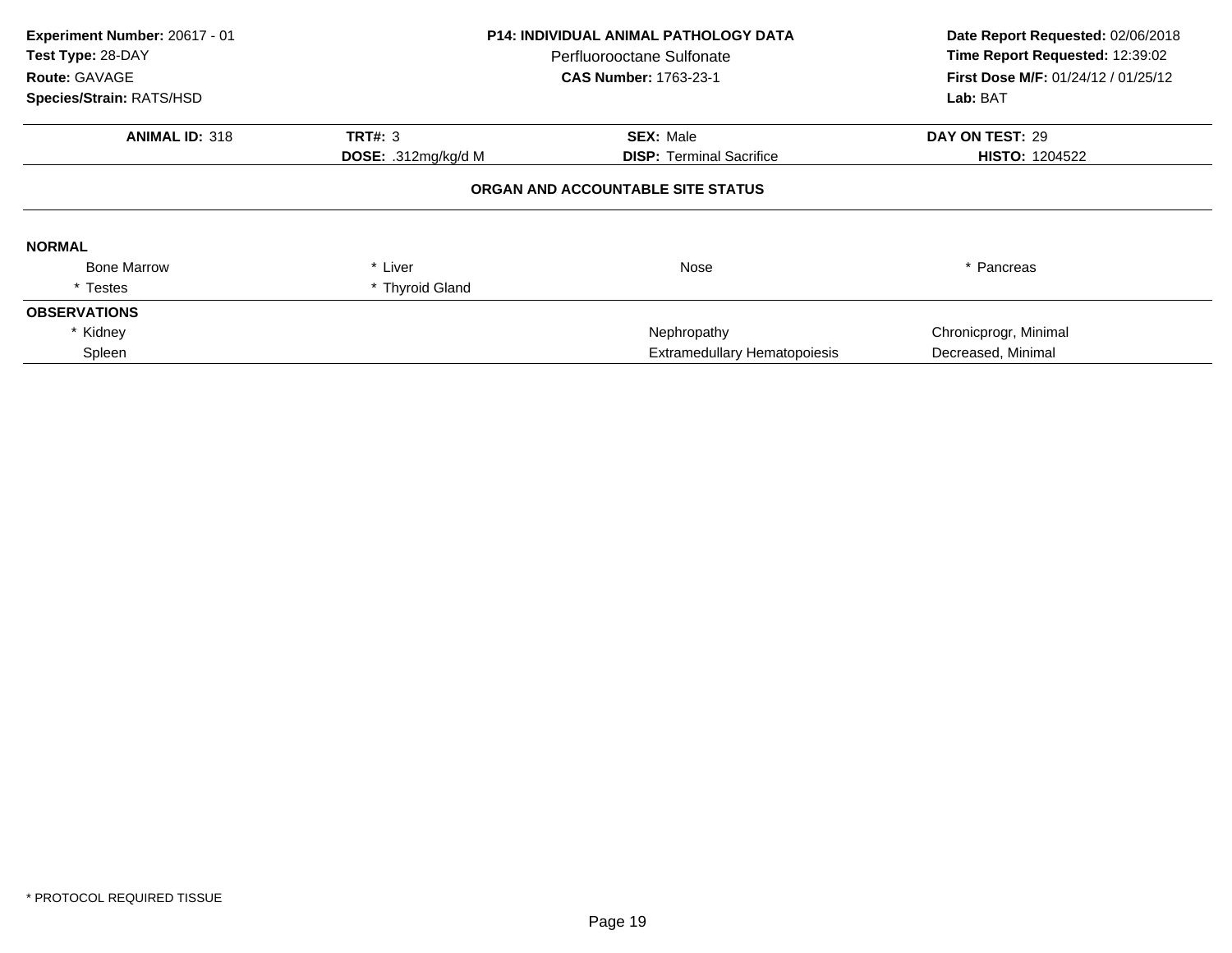**Experiment Number:** 20617 - 01
**Test Type:** 28-DAY
**Route:** GAVAGE
**Species/Strain:** RATS/HSD

**P14: INDIVIDUAL ANIMAL PATHOLOGY DATA**
Perfluorooctane Sulfonate
**CAS Number:** 1763-23-1

**Date Report Requested:** 02/06/2018
**Time Report Requested:** 12:39:02
**First Dose M/F:** 01/24/12 / 01/25/12
**Lab:** BAT

| **ANIMAL ID:** 318 | **TRT#:** 3 | **SEX:** Male | **DAY ON TEST:** 29 |
|---|---|---|---|
| | **DOSE:** .312mg/kg/d M | **DISP:** Terminal Sacrifice | **HISTO:** 1204522 |

**ORGAN AND ACCOUNTABLE SITE STATUS**

**NORMAL**

| | | | |
|---|---|---|---|
| Bone Marrow | * Liver | Nose | * Pancreas |
| * Testes | * Thyroid Gland | | |

**OBSERVATIONS**

| | | | |
|---|---|---|---|
| * Kidney | | Nephropathy | Chronicprogr, Minimal |
| Spleen | | Extramedullary Hematopoiesis | Decreased, Minimal |

* PROTOCOL REQUIRED TISSUE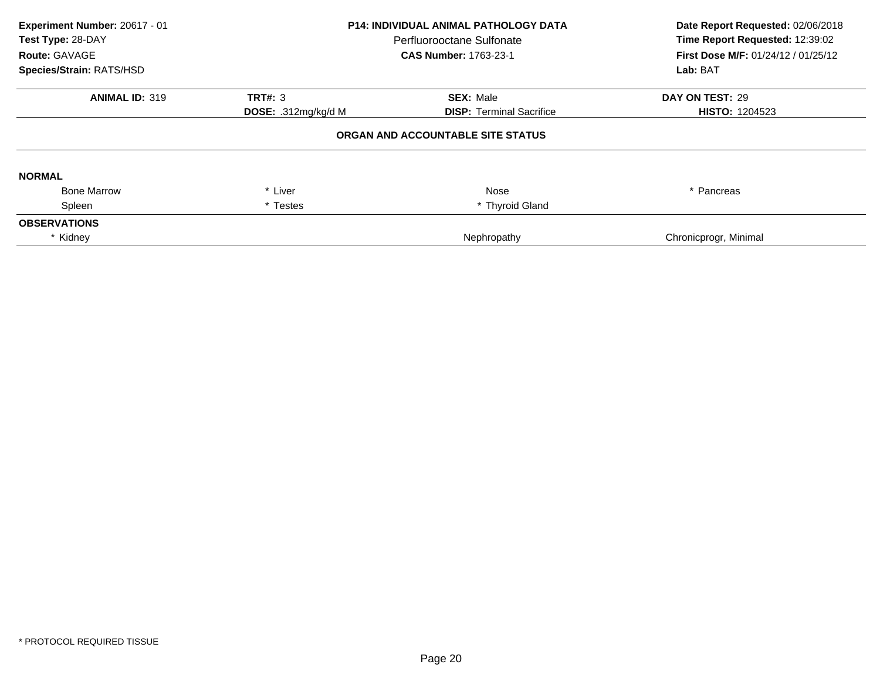**Experiment Number:** 20617 - 01
**Test Type:** 28-DAY
**Route:** GAVAGE
**Species/Strain:** RATS/HSD

**P14: INDIVIDUAL ANIMAL PATHOLOGY DATA**
Perfluorooctane Sulfonate
**CAS Number:** 1763-23-1

**Date Report Requested:** 02/06/2018
**Time Report Requested:** 12:39:02
**First Dose M/F:** 01/24/12 / 01/25/12
**Lab:** BAT

| **ANIMAL ID:** 319 | **TRT#:** 3 | **SEX:** Male | **DAY ON TEST:** 29 |
|---|---|---|---|
| | **DOSE:** .312mg/kg/d M | **DISP:** Terminal Sacrifice | **HISTO:** 1204523 |

**ORGAN AND ACCOUNTABLE SITE STATUS**

**NORMAL**

| | | | |
|---|---|---|---|
| Bone Marrow | * Liver | Nose | * Pancreas |
| Spleen | * Testes | * Thyroid Gland | |

**OBSERVATIONS**

| | | |
|---|---|---|
| * Kidney | Nephropathy | Chronicprogr, Minimal |

* PROTOCOL REQUIRED TISSUE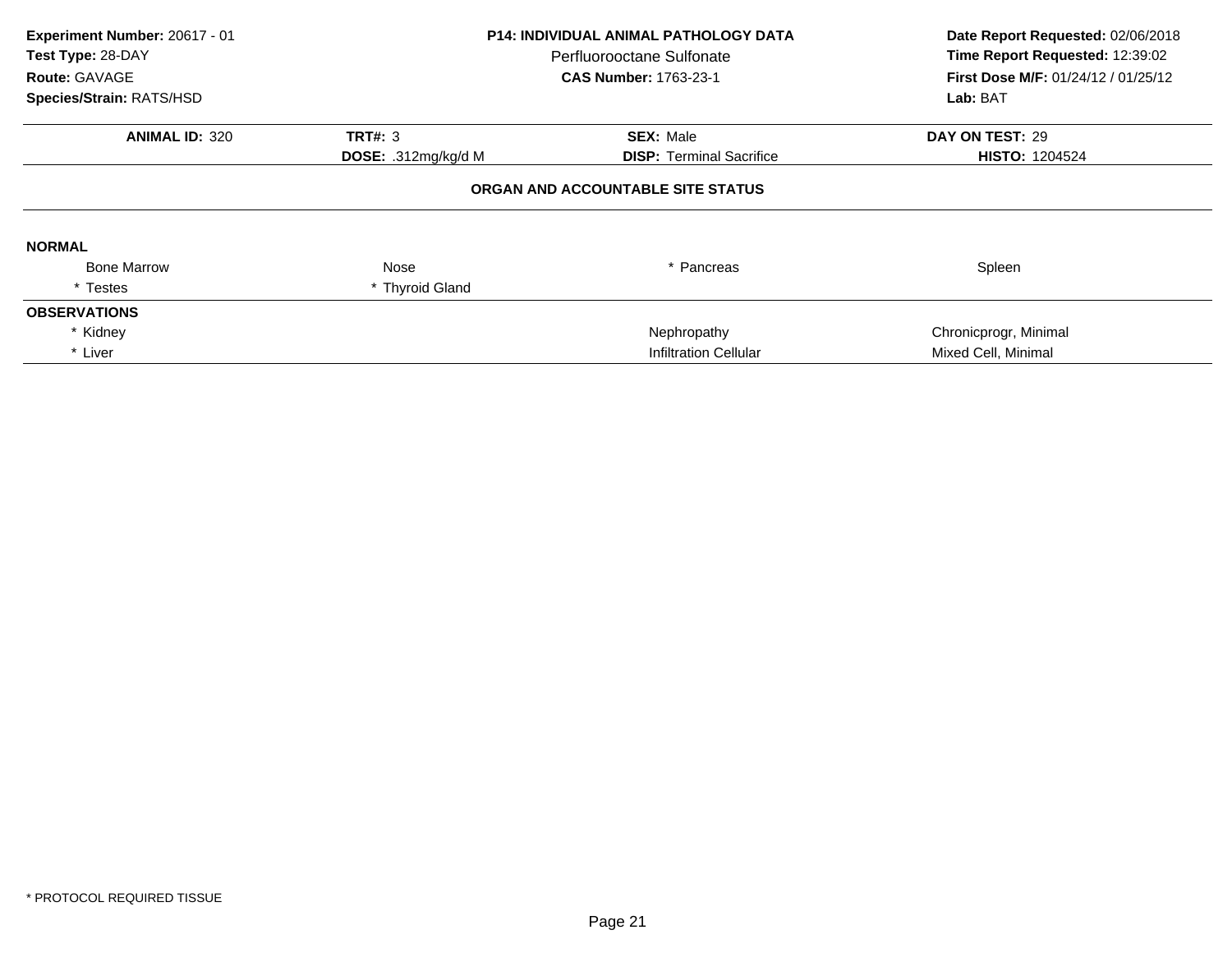**Experiment Number:** 20617 - 01
**Test Type:** 28-DAY
**Route:** GAVAGE
**Species/Strain:** RATS/HSD

**P14: INDIVIDUAL ANIMAL PATHOLOGY DATA**
Perfluorooctane Sulfonate
**CAS Number:** 1763-23-1

**Date Report Requested:** 02/06/2018
**Time Report Requested:** 12:39:02
**First Dose M/F:** 01/24/12 / 01/25/12
**Lab:** BAT

| **ANIMAL ID:** 320 | **TRT#:** 3 | **SEX:** Male | **DAY ON TEST:** 29 |
|---|---|---|---|
| | **DOSE:** .312mg/kg/d M | **DISP:** Terminal Sacrifice | **HISTO:** 1204524 |

**ORGAN AND ACCOUNTABLE SITE STATUS**

**NORMAL**

| | | | |
|---|---|---|---|
| Bone Marrow | Nose | * Pancreas | Spleen |
| * Testes | * Thyroid Gland | | |

**OBSERVATIONS**

| | | |
|---|---|---|
| * Kidney | Nephropathy | Chronicprogr, Minimal |
| * Liver | Infiltration Cellular | Mixed Cell, Minimal |

* PROTOCOL REQUIRED TISSUE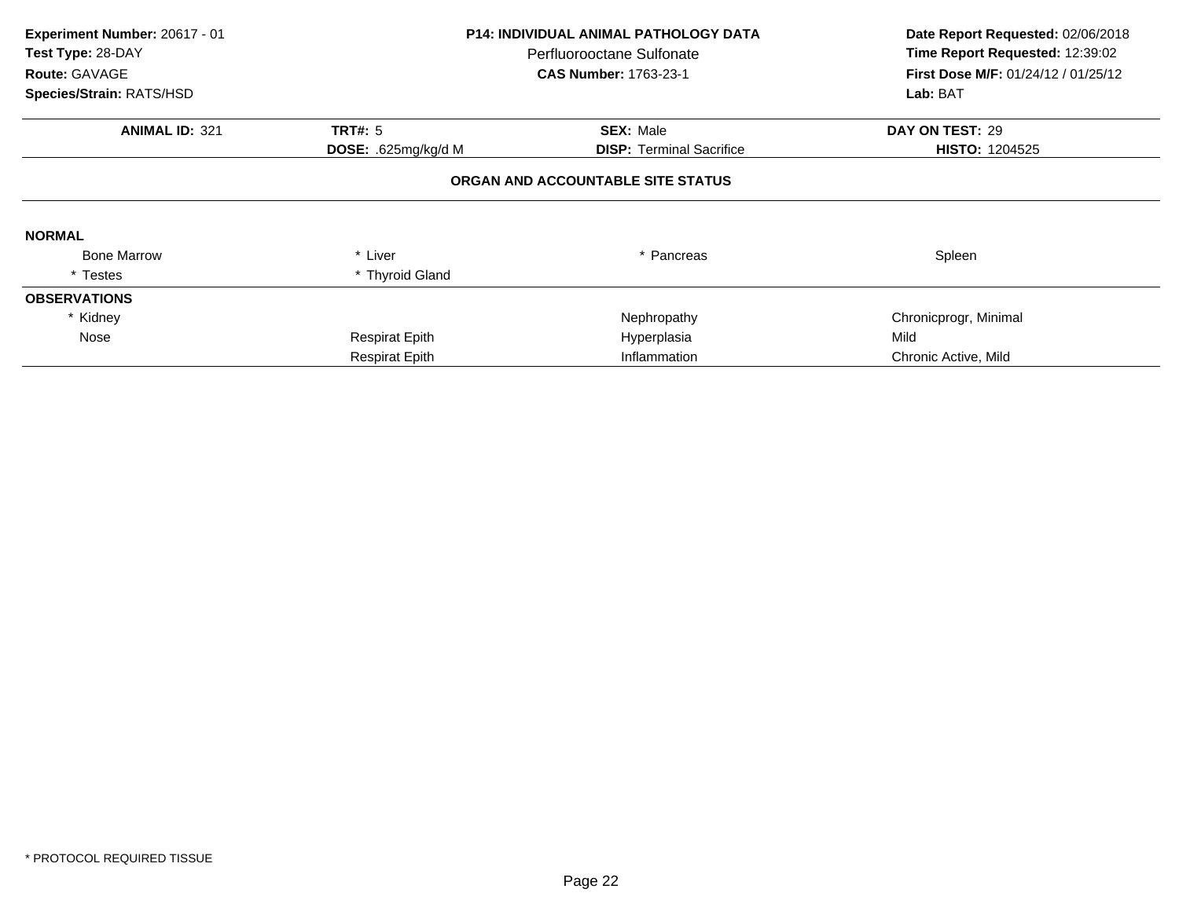**Experiment Number:** 20617 - 01
**Test Type:** 28-DAY
**Route:** GAVAGE
**Species/Strain:** RATS/HSD

**P14: INDIVIDUAL ANIMAL PATHOLOGY DATA**
Perfluorooctane Sulfonate
**CAS Number:** 1763-23-1

**Date Report Requested:** 02/06/2018
**Time Report Requested:** 12:39:02
**First Dose M/F:** 01/24/12 / 01/25/12
**Lab:** BAT

| **ANIMAL ID:** 321 | **TRT#:** 5 | **SEX:** Male | **DAY ON TEST:** 29 |
|---|---|---|---|
| | **DOSE:** .625mg/kg/d M | **DISP:** Terminal Sacrifice | **HISTO:** 1204525 |

**ORGAN AND ACCOUNTABLE SITE STATUS**

**NORMAL**

| | | | |
|---|---|---|---|
| Bone Marrow | * Liver | * Pancreas | Spleen |
| * Testes | * Thyroid Gland | | |

**OBSERVATIONS**

| | | | |
|---|---|---|---|
| * Kidney | | Nephropathy | Chronicprogr, Minimal |
| Nose | Respirat Epith | Hyperplasia | Mild |
| | Respirat Epith | Inflammation | Chronic Active, Mild |

* PROTOCOL REQUIRED TISSUE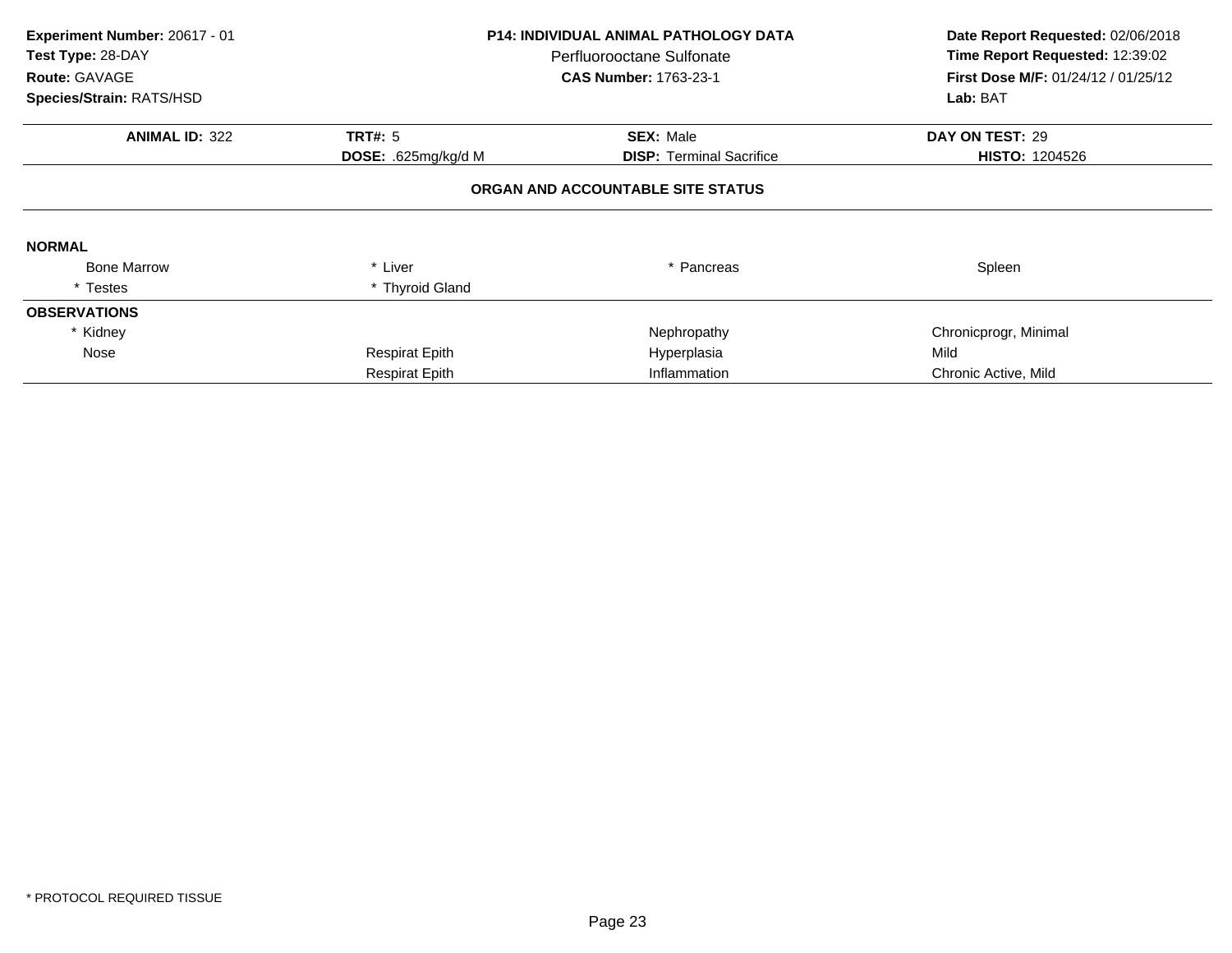**Experiment Number:** 20617 - 01
**Test Type:** 28-DAY
**Route:** GAVAGE
**Species/Strain:** RATS/HSD

**P14: INDIVIDUAL ANIMAL PATHOLOGY DATA**
Perfluorooctane Sulfonate
**CAS Number:** 1763-23-1

**Date Report Requested:** 02/06/2018
**Time Report Requested:** 12:39:02
**First Dose M/F:** 01/24/12 / 01/25/12
**Lab:** BAT

| **ANIMAL ID:** 322 | **TRT#:** 5 | **SEX:** Male | **DAY ON TEST:** 29 |
|---|---|---|---|
| | **DOSE:** .625mg/kg/d M | **DISP:** Terminal Sacrifice | **HISTO:** 1204526 |

**ORGAN AND ACCOUNTABLE SITE STATUS**

**NORMAL**

| | | | |
|---|---|---|---|
| Bone Marrow | * Liver | * Pancreas | Spleen |
| * Testes | * Thyroid Gland | | |

**OBSERVATIONS**

| | | | |
|---|---|---|---|
| * Kidney | | Nephropathy | Chronicprogr, Minimal |
| Nose | Respirat Epith | Hyperplasia | Mild |
| | Respirat Epith | Inflammation | Chronic Active, Mild |

\* PROTOCOL REQUIRED TISSUE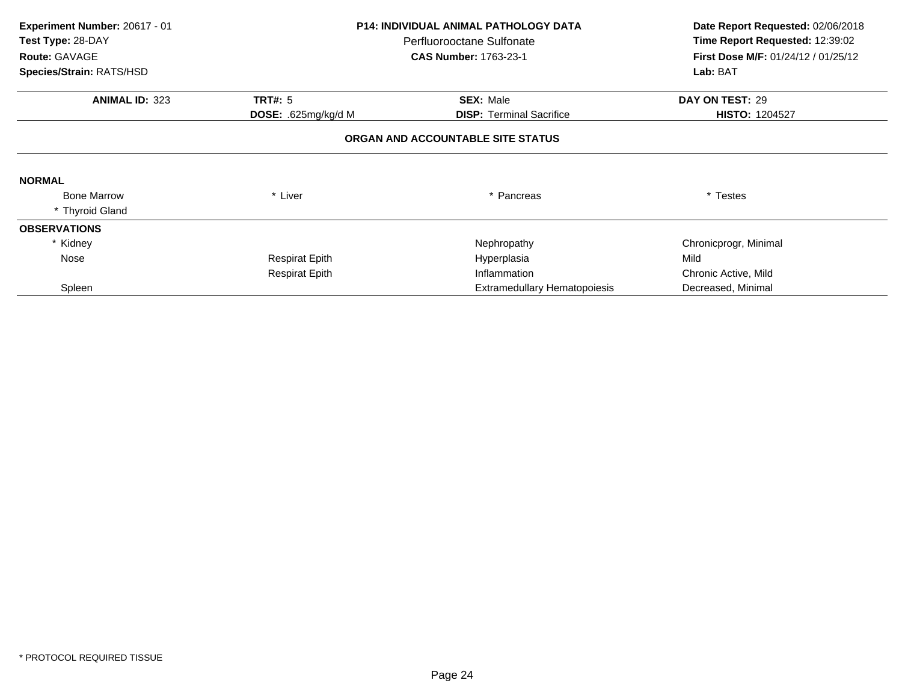**Experiment Number:** 20617 - 01
**Test Type:** 28-DAY
**Route:** GAVAGE
**Species/Strain:** RATS/HSD

**P14: INDIVIDUAL ANIMAL PATHOLOGY DATA**
Perfluorooctane Sulfonate
**CAS Number:** 1763-23-1

**Date Report Requested:** 02/06/2018
**Time Report Requested:** 12:39:02
**First Dose M/F:** 01/24/12 / 01/25/12
**Lab:** BAT

| **ANIMAL ID:** 323 | **TRT#:** 5 | **SEX:** Male | **DAY ON TEST:** 29 |
|---|---|---|---|
| | **DOSE:** .625mg/kg/d M | **DISP:** Terminal Sacrifice | **HISTO:** 1204527 |

**ORGAN AND ACCOUNTABLE SITE STATUS**

**NORMAL**

| | | | |
|---|---|---|---|
| Bone Marrow | * Liver | * Pancreas | * Testes |
| * Thyroid Gland | | | |

**OBSERVATIONS**

| | | | |
|---|---|---|---|
| * Kidney | | Nephropathy | Chronicprogr, Minimal |
| Nose | Respirat Epith | Hyperplasia | Mild |
| | Respirat Epith | Inflammation | Chronic Active, Mild |
| Spleen | | Extramedullary Hematopoiesis | Decreased, Minimal |

* PROTOCOL REQUIRED TISSUE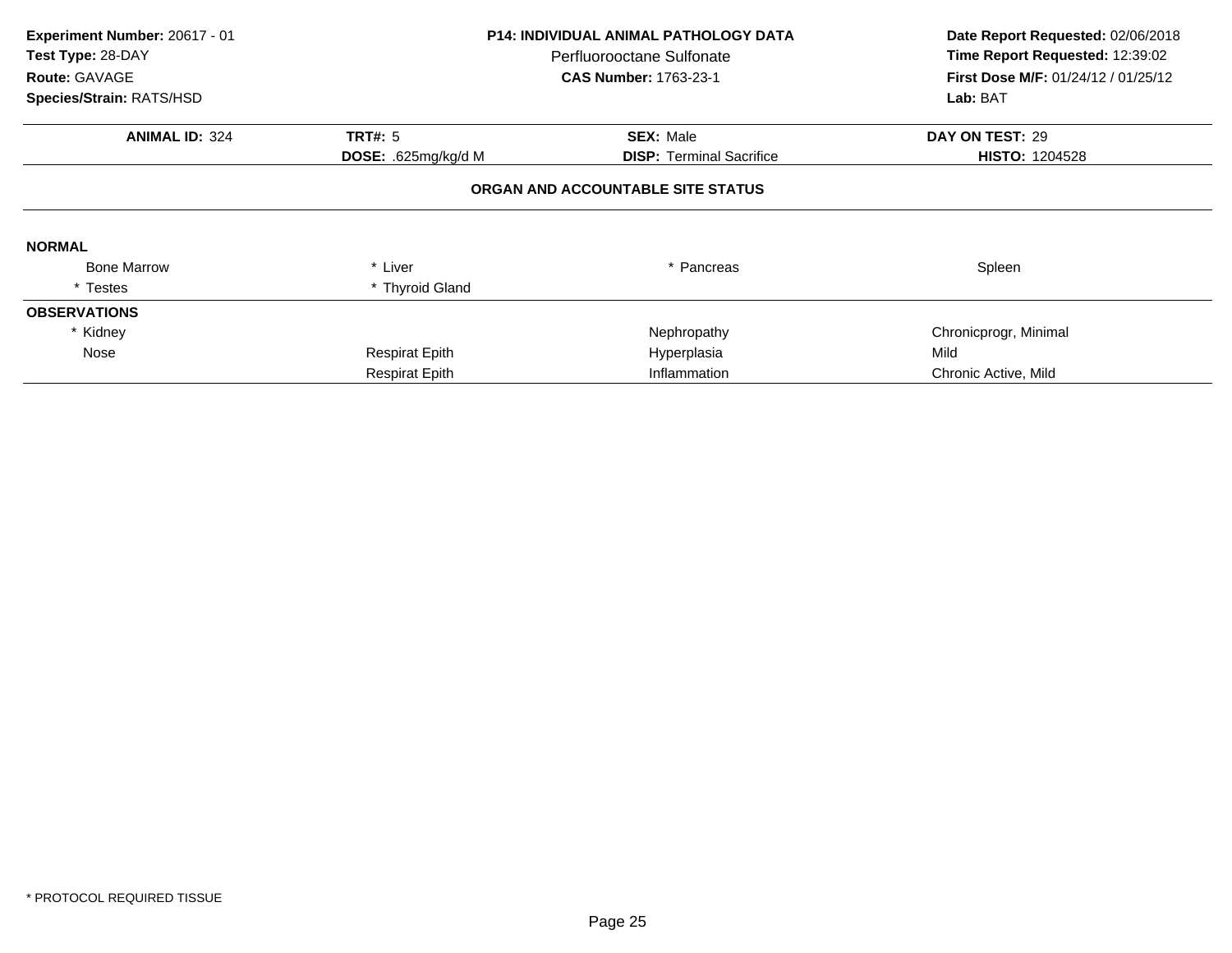**Experiment Number:** 20617 - 01
**Test Type:** 28-DAY
**Route:** GAVAGE
**Species/Strain:** RATS/HSD

**P14: INDIVIDUAL ANIMAL PATHOLOGY DATA**
Perfluorooctane Sulfonate
**CAS Number:** 1763-23-1

**Date Report Requested:** 02/06/2018
**Time Report Requested:** 12:39:02
**First Dose M/F:** 01/24/12 / 01/25/12
**Lab:** BAT

| **ANIMAL ID:** 324 | **TRT#:** 5 | **SEX:** Male | **DAY ON TEST:** 29 |
|---|---|---|---|
| | **DOSE:** .625mg/kg/d M | **DISP:** Terminal Sacrifice | **HISTO:** 1204528 |

**ORGAN AND ACCOUNTABLE SITE STATUS**

| | | | |
|---|---|---|---|
| **NORMAL** | | | |
| Bone Marrow | * Liver | * Pancreas | Spleen |
| * Testes | * Thyroid Gland | | |
| **OBSERVATIONS** | | | |
| * Kidney | | Nephropathy | Chronicprogr, Minimal |
| Nose | Respirat Epith | Hyperplasia | Mild |
| | Respirat Epith | Inflammation | Chronic Active, Mild |

\* PROTOCOL REQUIRED TISSUE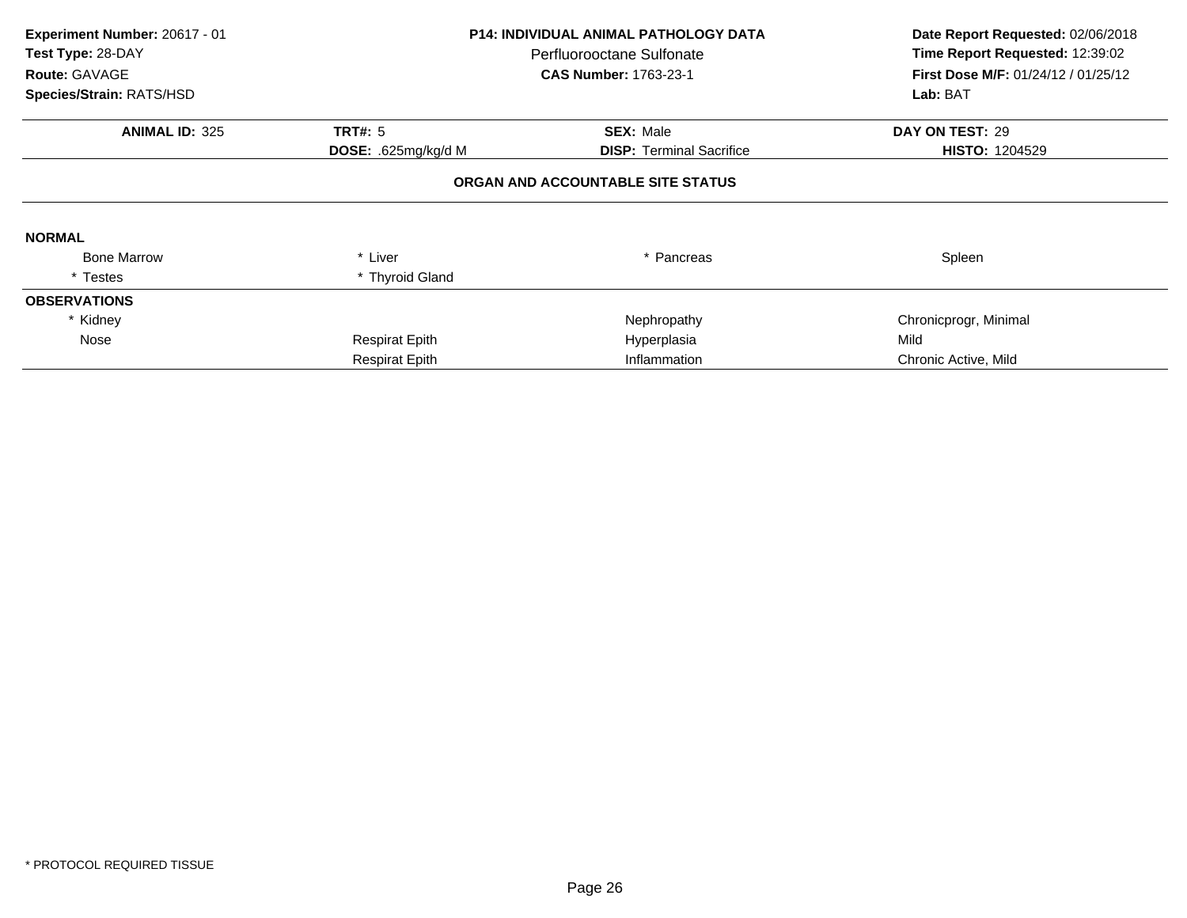**Experiment Number:** 20617 - 01
**Test Type:** 28-DAY
**Route:** GAVAGE
**Species/Strain:** RATS/HSD

**P14: INDIVIDUAL ANIMAL PATHOLOGY DATA**
Perfluorooctane Sulfonate
**CAS Number:** 1763-23-1

**Date Report Requested:** 02/06/2018
**Time Report Requested:** 12:39:02
**First Dose M/F:** 01/24/12 / 01/25/12
**Lab:** BAT

| **ANIMAL ID:** 325 | **TRT#:** 5 | **SEX:** Male | **DAY ON TEST:** 29 |
|---|---|---|---|
| | **DOSE:** .625mg/kg/d M | **DISP:** Terminal Sacrifice | **HISTO:** 1204529 |

**ORGAN AND ACCOUNTABLE SITE STATUS**

**NORMAL**

| | | | |
|---|---|---|---|
| Bone Marrow | * Liver | * Pancreas | Spleen |
| * Testes | * Thyroid Gland | | |

**OBSERVATIONS**

| | | | |
|---|---|---|---|
| * Kidney | | Nephropathy | Chronicprogr, Minimal |
| Nose | Respirat Epith | Hyperplasia | Mild |
| | Respirat Epith | Inflammation | Chronic Active, Mild |

* PROTOCOL REQUIRED TISSUE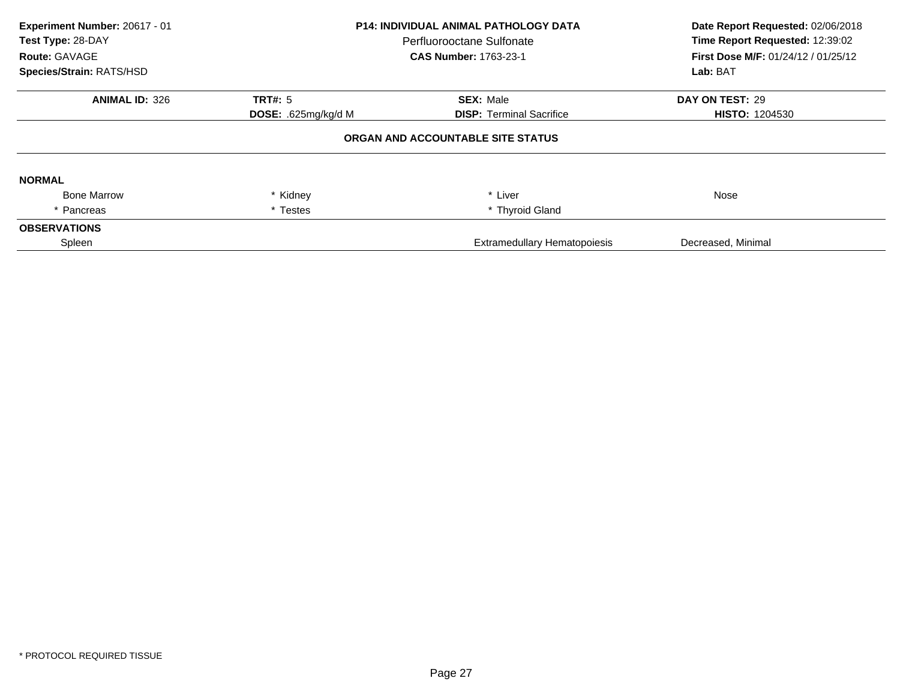**Experiment Number:** 20617 - 01
**Test Type:** 28-DAY
**Route:** GAVAGE
**Species/Strain:** RATS/HSD

**P14: INDIVIDUAL ANIMAL PATHOLOGY DATA**
Perfluorooctane Sulfonate
**CAS Number:** 1763-23-1

**Date Report Requested:** 02/06/2018
**Time Report Requested:** 12:39:02
**First Dose M/F:** 01/24/12 / 01/25/12
**Lab:** BAT

| **ANIMAL ID:** 326 | **TRT#:** 5 | **SEX:** Male | **DAY ON TEST:** 29 |
|---|---|---|---|
| | **DOSE:** .625mg/kg/d M | **DISP:** Terminal Sacrifice | **HISTO:** 1204530 |

**ORGAN AND ACCOUNTABLE SITE STATUS**

**NORMAL**

| | | | |
|---|---|---|---|
| Bone Marrow | * Kidney | * Liver | Nose |
| * Pancreas | * Testes | * Thyroid Gland | |

**OBSERVATIONS**

| | | |
|---|---|---|
| Spleen | Extramedullary Hematopoiesis | Decreased, Minimal |

* PROTOCOL REQUIRED TISSUE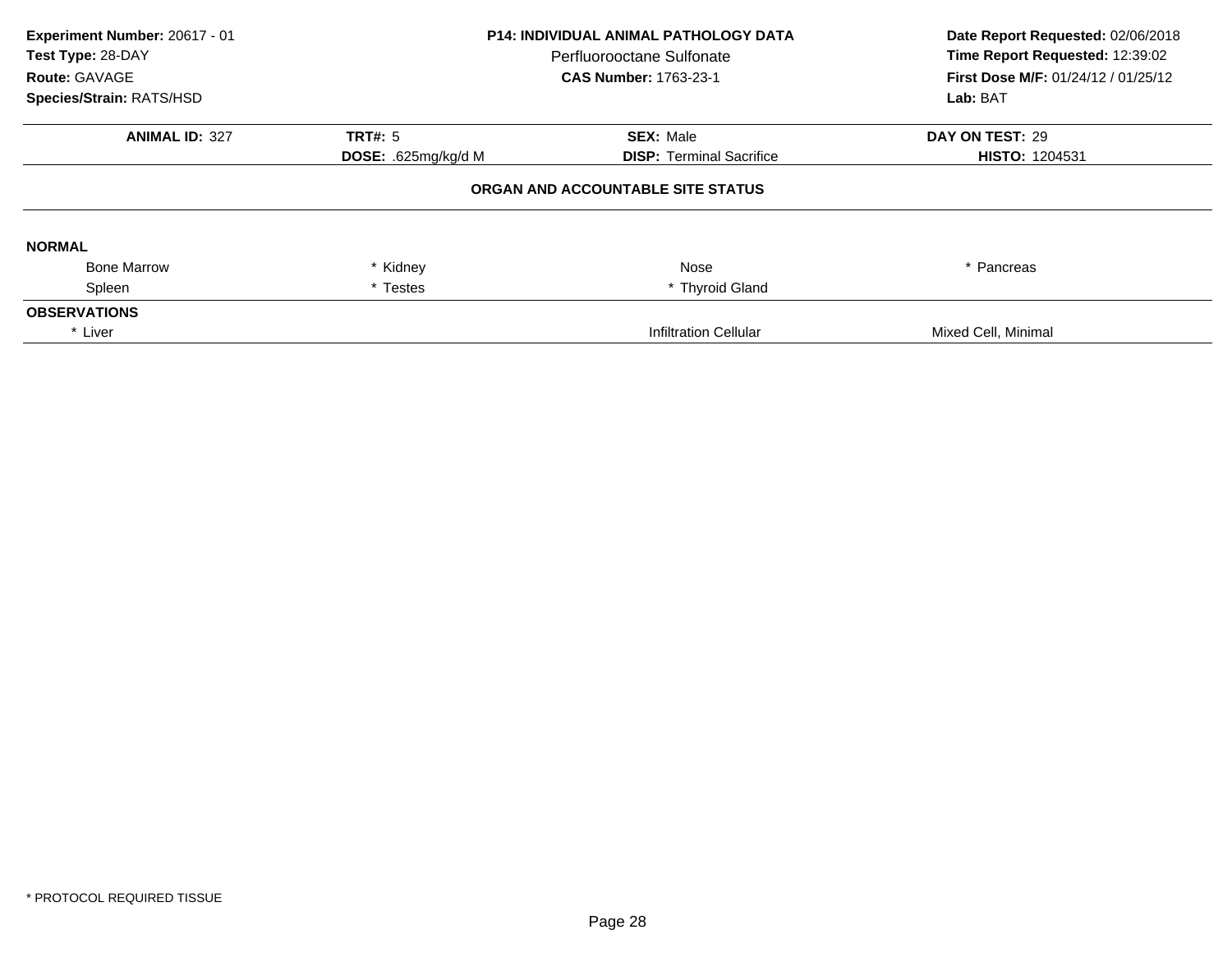**Experiment Number:** 20617 - 01
**Test Type:** 28-DAY
**Route:** GAVAGE
**Species/Strain:** RATS/HSD

**P14: INDIVIDUAL ANIMAL PATHOLOGY DATA**
Perfluorooctane Sulfonate
**CAS Number:** 1763-23-1

**Date Report Requested:** 02/06/2018
**Time Report Requested:** 12:39:02
**First Dose M/F:** 01/24/12 / 01/25/12
**Lab:** BAT

| **ANIMAL ID:** 327 | **TRT#:** 5 | **SEX:** Male | **DAY ON TEST:** 29 |
|---|---|---|---|
| | **DOSE:** .625mg/kg/d M | **DISP:** Terminal Sacrifice | **HISTO:** 1204531 |

**ORGAN AND ACCOUNTABLE SITE STATUS**

**NORMAL**

| | | | |
|---|---|---|---|
| Bone Marrow | * Kidney | Nose | * Pancreas |
| Spleen | * Testes | * Thyroid Gland | |

**OBSERVATIONS**

| | | |
|---|---|---|
| * Liver | Infiltration Cellular | Mixed Cell, Minimal |

* PROTOCOL REQUIRED TISSUE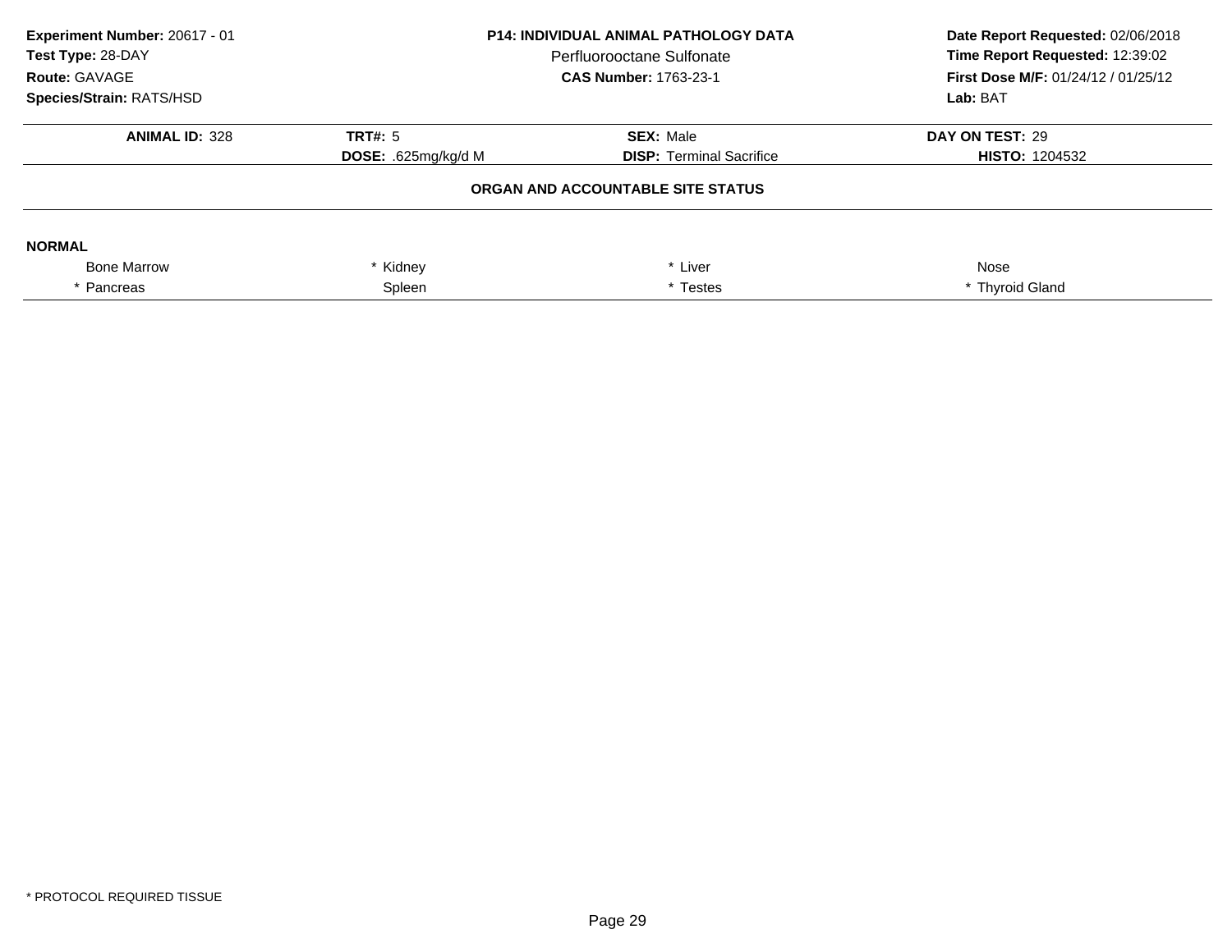**Experiment Number:** 20617 - 01
**Test Type:** 28-DAY
**Route:** GAVAGE
**Species/Strain:** RATS/HSD

**P14: INDIVIDUAL ANIMAL PATHOLOGY DATA**
Perfluorooctane Sulfonate
**CAS Number:** 1763-23-1

**Date Report Requested:** 02/06/2018
**Time Report Requested:** 12:39:02
**First Dose M/F:** 01/24/12 / 01/25/12
**Lab:** BAT

| **ANIMAL ID:** 328 | **TRT#:** 5 | **SEX:** Male | **DAY ON TEST:** 29 |
|---|---|---|---|
| | **DOSE:** .625mg/kg/d M | **DISP:** Terminal Sacrifice | **HISTO:** 1204532 |

**ORGAN AND ACCOUNTABLE SITE STATUS**

**NORMAL**

| | | | |
|---|---|---|---|
| Bone Marrow | * Kidney | * Liver | Nose |
| * Pancreas | Spleen | * Testes | * Thyroid Gland |

* PROTOCOL REQUIRED TISSUE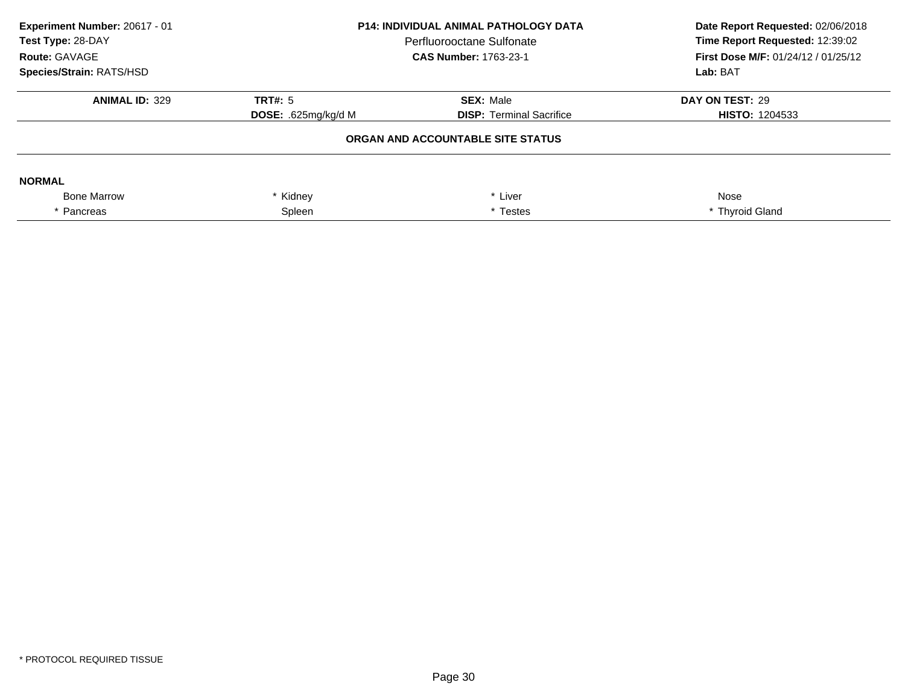**Experiment Number:** 20617 - 01
**Test Type:** 28-DAY
**Route:** GAVAGE
**Species/Strain:** RATS/HSD

**P14: INDIVIDUAL ANIMAL PATHOLOGY DATA**
Perfluorooctane Sulfonate
**CAS Number:** 1763-23-1

**Date Report Requested:** 02/06/2018
**Time Report Requested:** 12:39:02
**First Dose M/F:** 01/24/12 / 01/25/12
**Lab:** BAT

| **ANIMAL ID:** 329 | **TRT#:** 5 | **SEX:** Male | **DAY ON TEST:** 29 |
|---|---|---|---|
| | **DOSE:** .625mg/kg/d M | **DISP:** Terminal Sacrifice | **HISTO:** 1204533 |

**ORGAN AND ACCOUNTABLE SITE STATUS**

**NORMAL**

| | | | |
|---|---|---|---|
| Bone Marrow | * Kidney | * Liver | Nose |
| * Pancreas | Spleen | * Testes | * Thyroid Gland |

* PROTOCOL REQUIRED TISSUE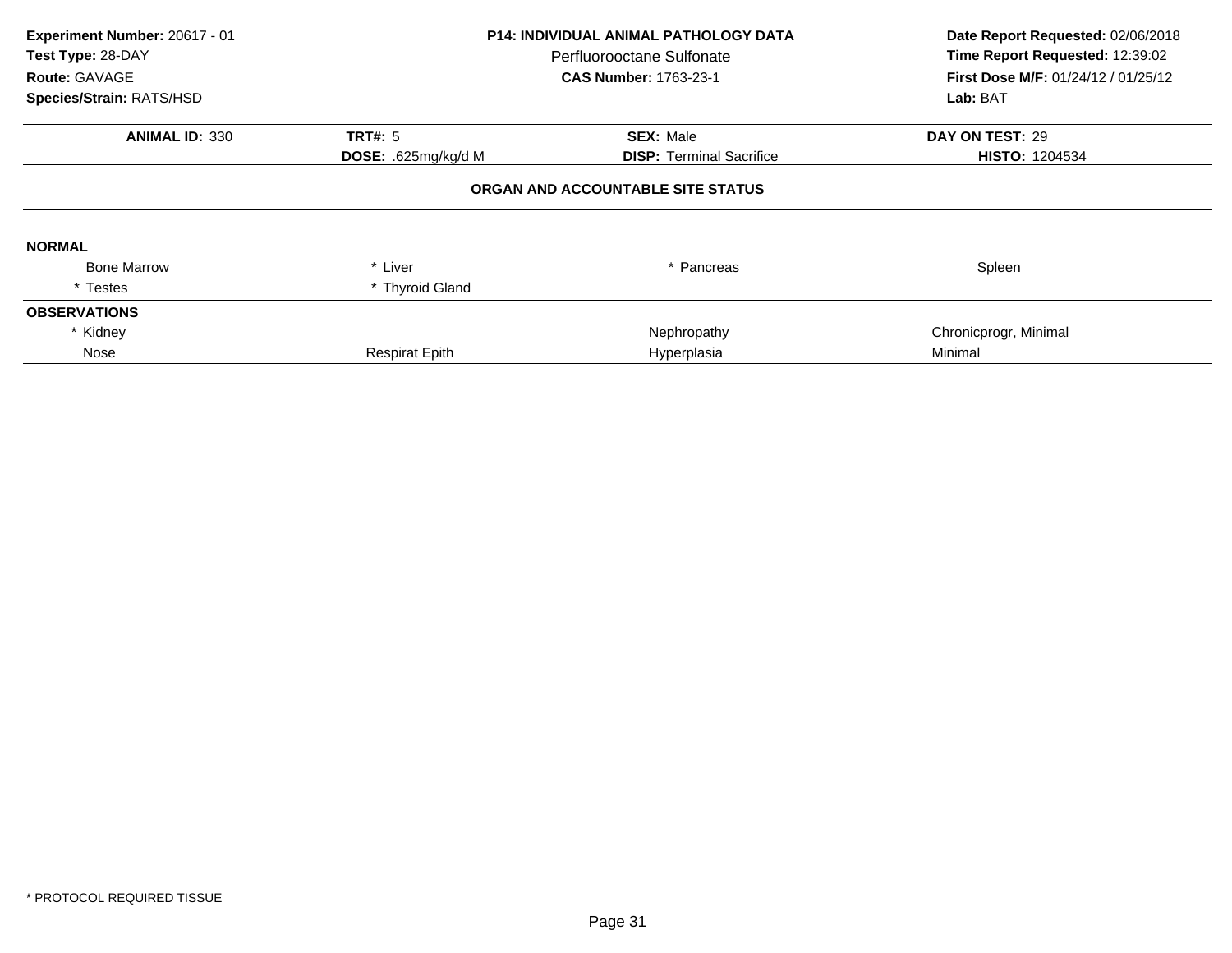**Experiment Number:** 20617 - 01
**Test Type:** 28-DAY
**Route:** GAVAGE
**Species/Strain:** RATS/HSD

**P14: INDIVIDUAL ANIMAL PATHOLOGY DATA**
Perfluorooctane Sulfonate
**CAS Number:** 1763-23-1

**Date Report Requested:** 02/06/2018
**Time Report Requested:** 12:39:02
**First Dose M/F:** 01/24/12 / 01/25/12
**Lab:** BAT

| **ANIMAL ID:** 330 | **TRT#:** 5 | **SEX:** Male | **DAY ON TEST:** 29 |
|---|---|---|---|
| | **DOSE:** .625mg/kg/d M | **DISP:** Terminal Sacrifice | **HISTO:** 1204534 |

**ORGAN AND ACCOUNTABLE SITE STATUS**

**NORMAL**

| | | | |
|---|---|---|---|
| Bone Marrow | * Liver | * Pancreas | Spleen |
| * Testes | * Thyroid Gland | | |

**OBSERVATIONS**

| | | | |
|---|---|---|---|
| * Kidney | | Nephropathy | Chronicprogr, Minimal |
| Nose | Respirat Epith | Hyperplasia | Minimal |

* PROTOCOL REQUIRED TISSUE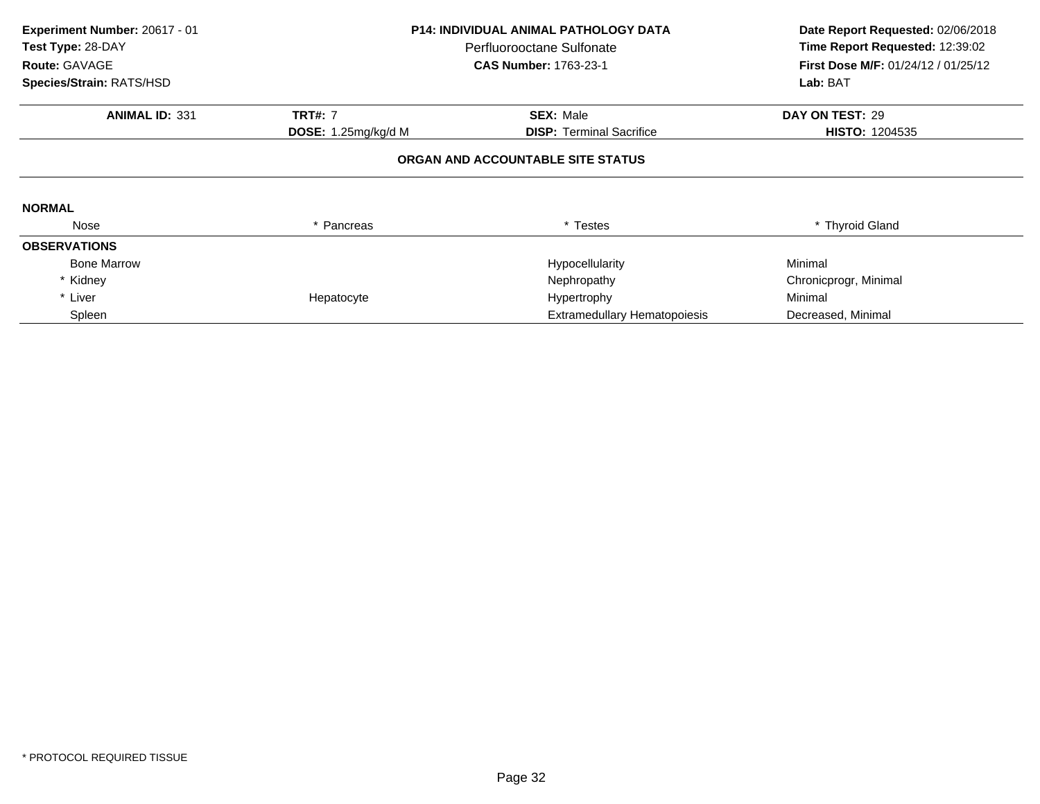**Experiment Number:** 20617 - 01
**Test Type:** 28-DAY
**Route:** GAVAGE
**Species/Strain:** RATS/HSD

**P14: INDIVIDUAL ANIMAL PATHOLOGY DATA**
Perfluorooctane Sulfonate
**CAS Number:** 1763-23-1

**Date Report Requested:** 02/06/2018
**Time Report Requested:** 12:39:02
**First Dose M/F:** 01/24/12 / 01/25/12
**Lab:** BAT

| **ANIMAL ID:** 331 | **TRT#:** 7 | **SEX:** Male | **DAY ON TEST:** 29 |
|---|---|---|---|
| | **DOSE:** 1.25mg/kg/d M | **DISP:** Terminal Sacrifice | **HISTO:** 1204535 |

**ORGAN AND ACCOUNTABLE SITE STATUS**

**NORMAL**

| Nose | * Pancreas | * Testes | * Thyroid Gland |
|---|---|---|---|

**OBSERVATIONS**

| | | | |
|---|---|---|---|
| Bone Marrow | | Hypocellularity | Minimal |
| * Kidney | | Nephropathy | Chronicprogr, Minimal |
| * Liver | Hepatocyte | Hypertrophy | Minimal |
| Spleen | | Extramedullary Hematopoiesis | Decreased, Minimal |

\* PROTOCOL REQUIRED TISSUE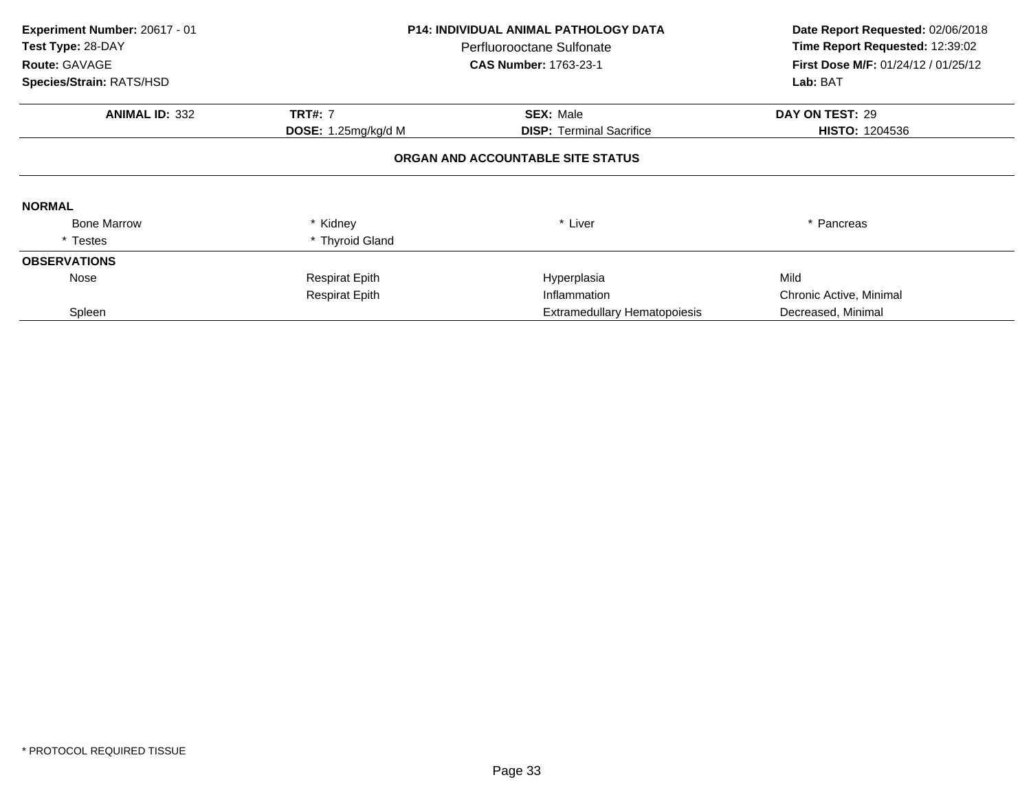**Experiment Number:** 20617 - 01
**Test Type:** 28-DAY
**Route:** GAVAGE
**Species/Strain:** RATS/HSD

**P14: INDIVIDUAL ANIMAL PATHOLOGY DATA**
Perfluorooctane Sulfonate
**CAS Number:** 1763-23-1

**Date Report Requested:** 02/06/2018
**Time Report Requested:** 12:39:02
**First Dose M/F:** 01/24/12 / 01/25/12
**Lab:** BAT

| **ANIMAL ID:** 332 | **TRT#:** 7 | **SEX:** Male | **DAY ON TEST:** 29 |
|---|---|---|---|
| | **DOSE:** 1.25mg/kg/d M | **DISP:** Terminal Sacrifice | **HISTO:** 1204536 |

**ORGAN AND ACCOUNTABLE SITE STATUS**

**NORMAL**

| | | | |
|---|---|---|---|
| Bone Marrow | * Kidney | * Liver | * Pancreas |
| * Testes | * Thyroid Gland | | |

**OBSERVATIONS**

| | | | |
|---|---|---|---|
| Nose | Respirat Epith | Hyperplasia | Mild |
| | Respirat Epith | Inflammation | Chronic Active, Minimal |
| Spleen | | Extramedullary Hematopoiesis | Decreased, Minimal |

* PROTOCOL REQUIRED TISSUE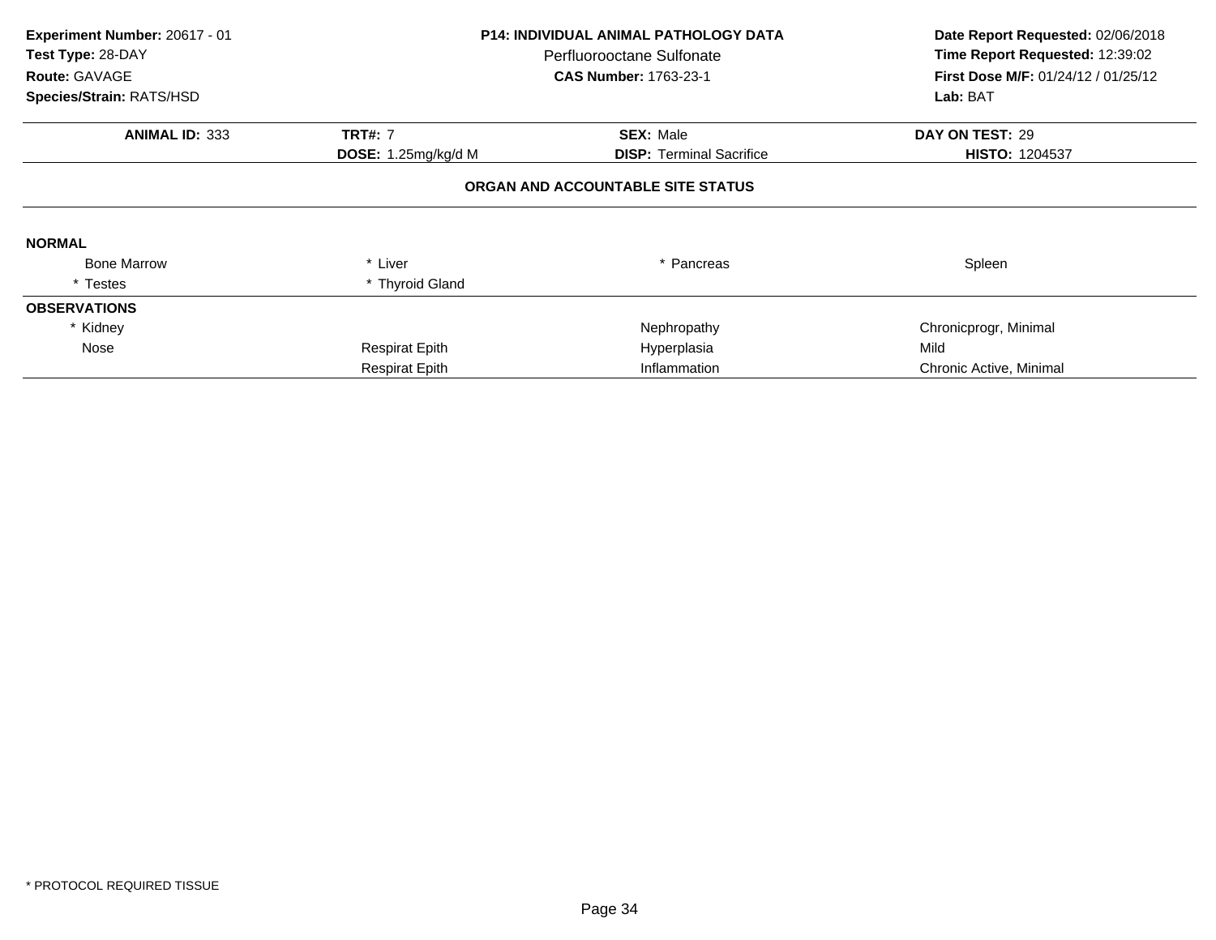**Experiment Number:** 20617 - 01
**Test Type:** 28-DAY
**Route:** GAVAGE
**Species/Strain:** RATS/HSD

**P14: INDIVIDUAL ANIMAL PATHOLOGY DATA**
Perfluorooctane Sulfonate
**CAS Number:** 1763-23-1

**Date Report Requested:** 02/06/2018
**Time Report Requested:** 12:39:02
**First Dose M/F:** 01/24/12 / 01/25/12
**Lab:** BAT

| **ANIMAL ID:** 333 | **TRT#:** 7 | **SEX:** Male | **DAY ON TEST:** 29 |
|---|---|---|---|
| | **DOSE:** 1.25mg/kg/d M | **DISP:** Terminal Sacrifice | **HISTO:** 1204537 |

**ORGAN AND ACCOUNTABLE SITE STATUS**

**NORMAL**

| | | | |
|---|---|---|---|
| Bone Marrow | * Liver | * Pancreas | Spleen |
| * Testes | * Thyroid Gland | | |

**OBSERVATIONS**

| | | | |
|---|---|---|---|
| * Kidney | | Nephropathy | Chronicprogr, Minimal |
| Nose | Respirat Epith | Hyperplasia | Mild |
| | Respirat Epith | Inflammation | Chronic Active, Minimal |

* PROTOCOL REQUIRED TISSUE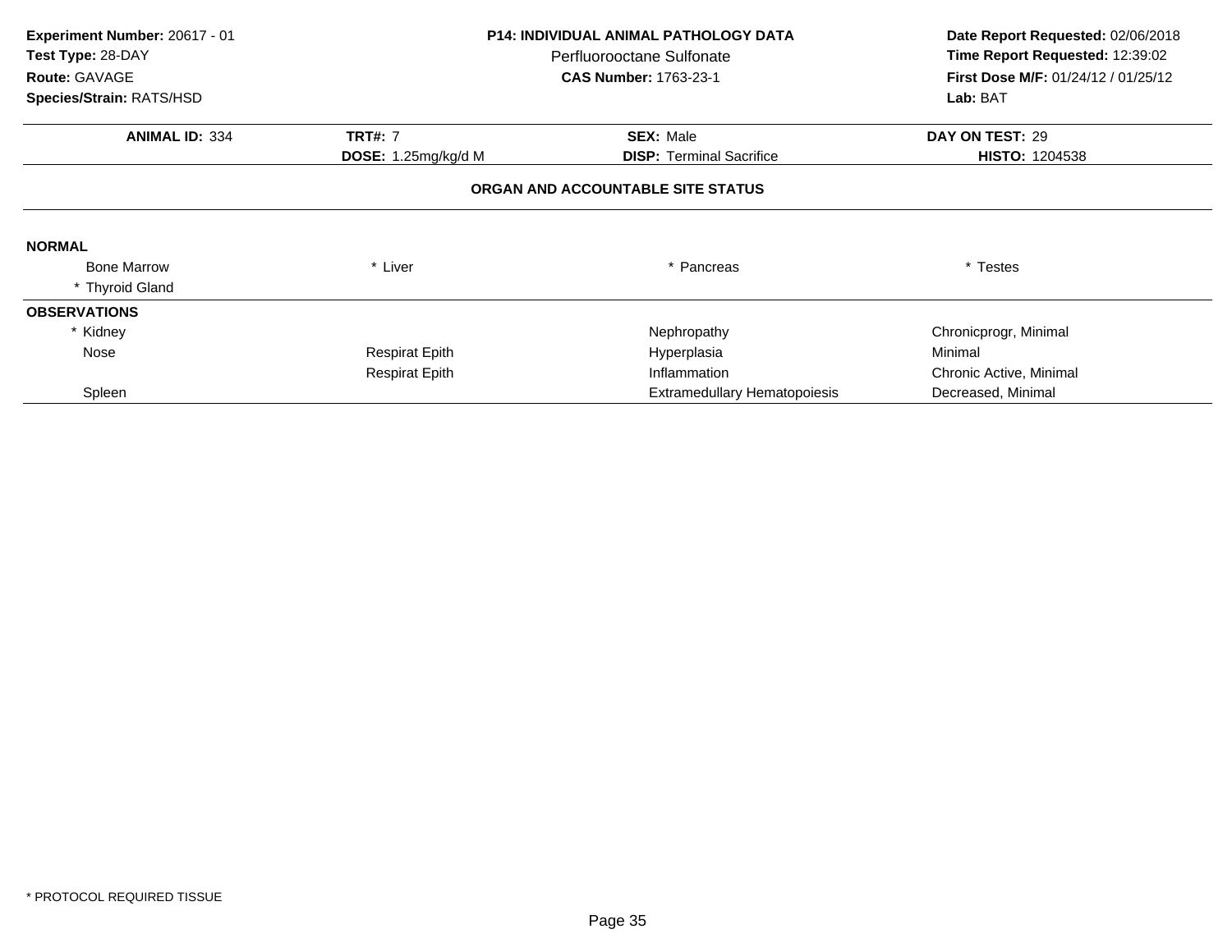**Experiment Number:** 20617 - 01
**Test Type:** 28-DAY
**Route:** GAVAGE
**Species/Strain:** RATS/HSD

**P14: INDIVIDUAL ANIMAL PATHOLOGY DATA**
Perfluorooctane Sulfonate
**CAS Number:** 1763-23-1

**Date Report Requested:** 02/06/2018
**Time Report Requested:** 12:39:02
**First Dose M/F:** 01/24/12 / 01/25/12
**Lab:** BAT

| **ANIMAL ID:** 334 | **TRT#:** 7 | **SEX:** Male | **DAY ON TEST:** 29 |
|---|---|---|---|
| | **DOSE:** 1.25mg/kg/d M | **DISP:** Terminal Sacrifice | **HISTO:** 1204538 |

**ORGAN AND ACCOUNTABLE SITE STATUS**

**NORMAL**

| | | | |
|---|---|---|---|
| Bone Marrow | * Liver | * Pancreas | * Testes |
| * Thyroid Gland | | | |

**OBSERVATIONS**

| | | | |
|---|---|---|---|
| * Kidney | | Nephropathy | Chronicprogr, Minimal |
| Nose | Respirat Epith | Hyperplasia | Minimal |
| | Respirat Epith | Inflammation | Chronic Active, Minimal |
| Spleen | | Extramedullary Hematopoiesis | Decreased, Minimal |

* PROTOCOL REQUIRED TISSUE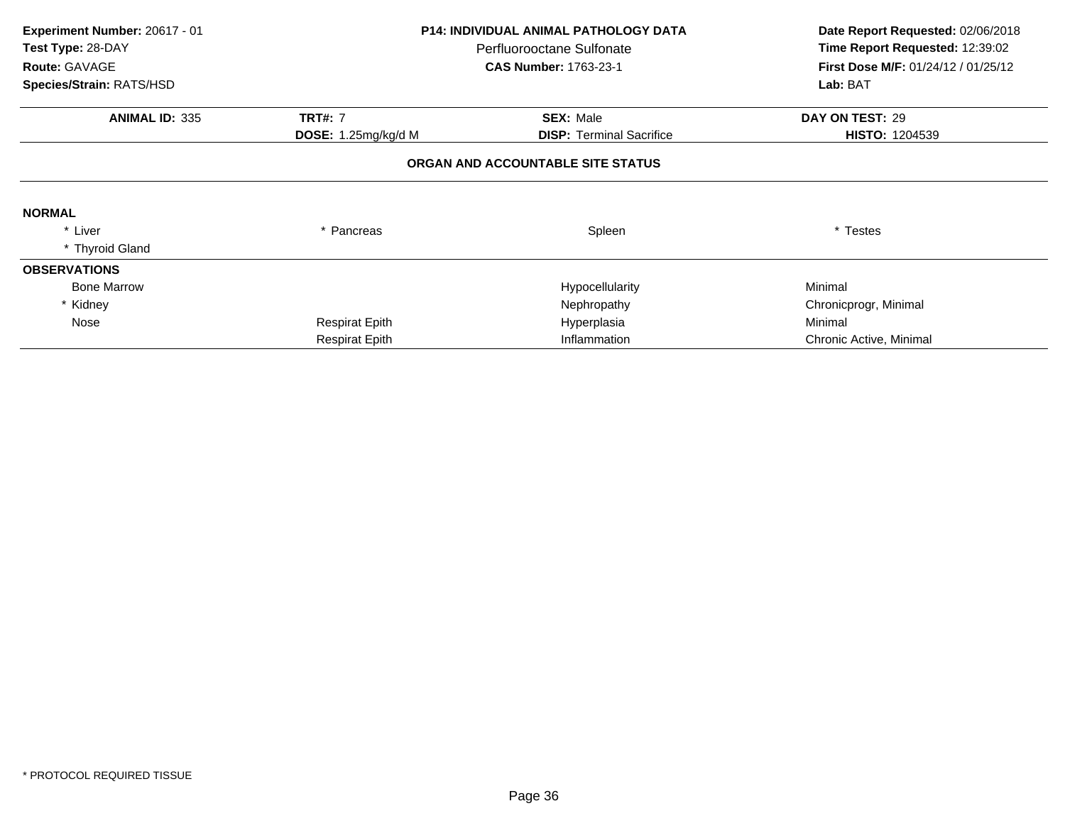**Experiment Number:** 20617 - 01
**Test Type:** 28-DAY
**Route:** GAVAGE
**Species/Strain:** RATS/HSD

**P14: INDIVIDUAL ANIMAL PATHOLOGY DATA**
Perfluorooctane Sulfonate
**CAS Number:** 1763-23-1

**Date Report Requested:** 02/06/2018
**Time Report Requested:** 12:39:02
**First Dose M/F:** 01/24/12 / 01/25/12
**Lab:** BAT

| **ANIMAL ID:** 335 | **TRT#:** 7 | **SEX:** Male | **DAY ON TEST:** 29 |
|---|---|---|---|
| | **DOSE:** 1.25mg/kg/d M | **DISP:** Terminal Sacrifice | **HISTO:** 1204539 |

**ORGAN AND ACCOUNTABLE SITE STATUS**

**NORMAL**

| | | | |
|---|---|---|---|
| * Liver | * Pancreas | Spleen | * Testes |
| * Thyroid Gland | | | |

**OBSERVATIONS**

| | | | |
|---|---|---|---|
| Bone Marrow | | Hypocellularity | Minimal |
| * Kidney | | Nephropathy | Chronicprogr, Minimal |
| Nose | Respirat Epith | Hyperplasia | Minimal |
| | Respirat Epith | Inflammation | Chronic Active, Minimal |

* PROTOCOL REQUIRED TISSUE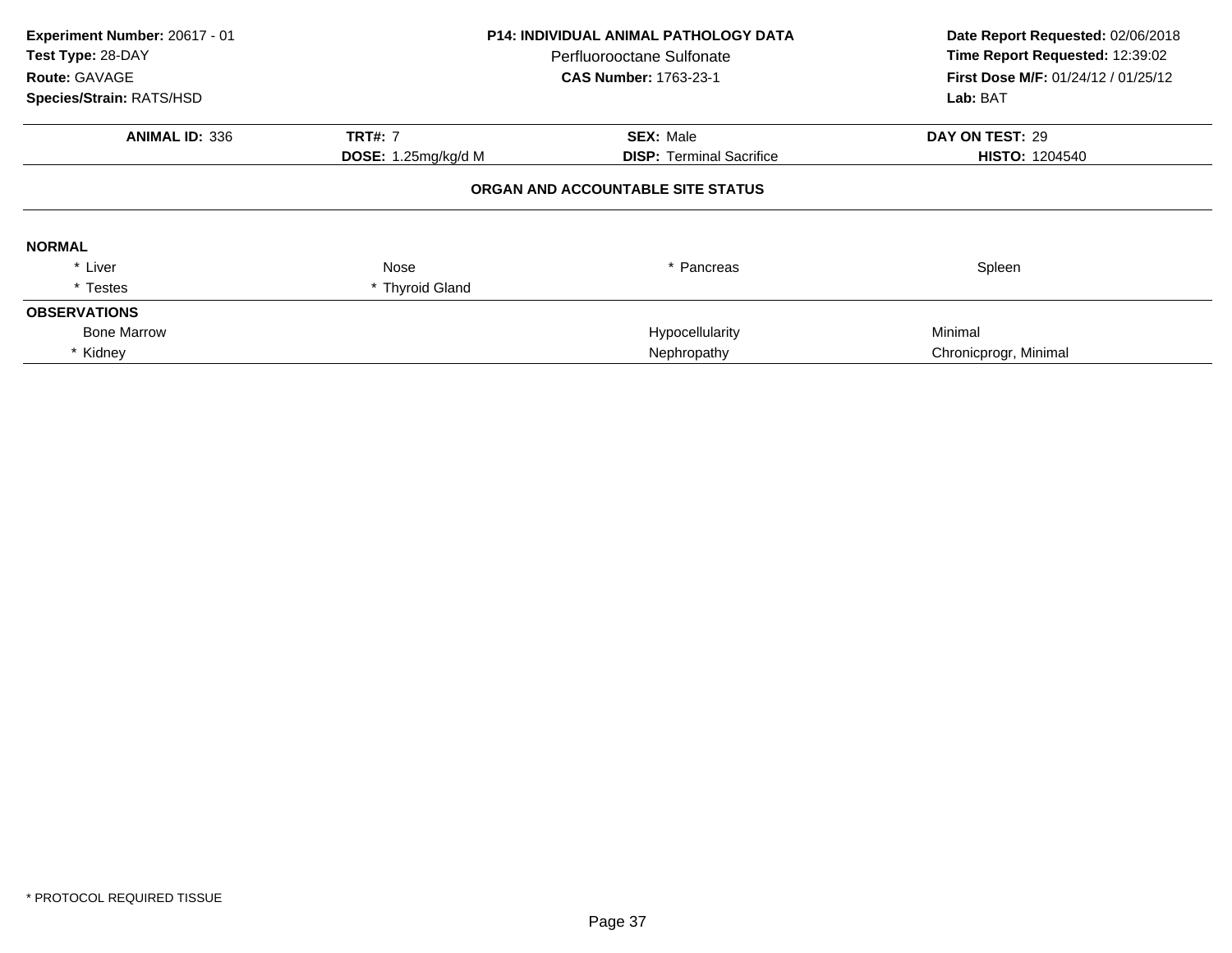**Experiment Number:** 20617 - 01
**Test Type:** 28-DAY
**Route:** GAVAGE
**Species/Strain:** RATS/HSD

**P14: INDIVIDUAL ANIMAL PATHOLOGY DATA**
Perfluorooctane Sulfonate
**CAS Number:** 1763-23-1

**Date Report Requested:** 02/06/2018
**Time Report Requested:** 12:39:02
**First Dose M/F:** 01/24/12 / 01/25/12
**Lab:** BAT

| **ANIMAL ID:** 336 | **TRT#:** 7 | **SEX:** Male | **DAY ON TEST:** 29 |
|---|---|---|---|
| | **DOSE:** 1.25mg/kg/d M | **DISP:** Terminal Sacrifice | **HISTO:** 1204540 |

**ORGAN AND ACCOUNTABLE SITE STATUS**

**NORMAL**

| | | | |
|---|---|---|---|
| * Liver | Nose | * Pancreas | Spleen |
| * Testes | * Thyroid Gland | | |

**OBSERVATIONS**

| | | |
|---|---|---|
| Bone Marrow | Hypocellularity | Minimal |
| * Kidney | Nephropathy | Chronicprogr, Minimal |

* PROTOCOL REQUIRED TISSUE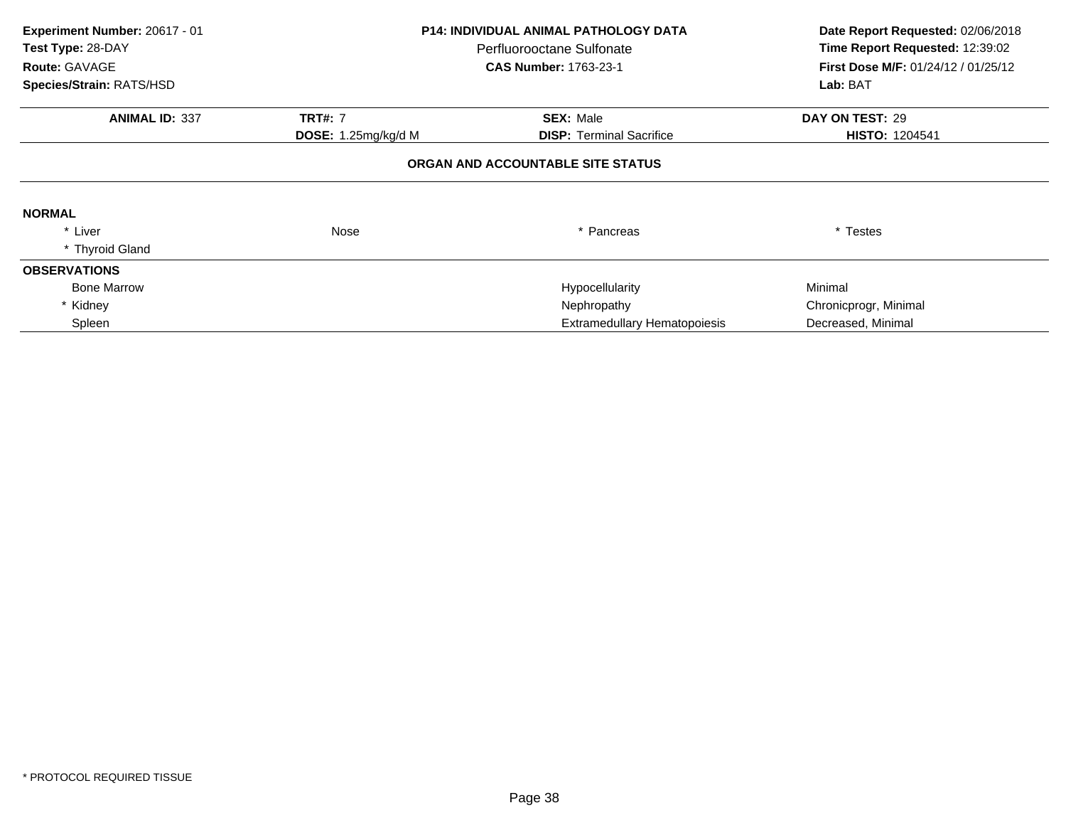**Experiment Number:** 20617 - 01
**Test Type:** 28-DAY
**Route:** GAVAGE
**Species/Strain:** RATS/HSD

**P14: INDIVIDUAL ANIMAL PATHOLOGY DATA**
Perfluorooctane Sulfonate
**CAS Number:** 1763-23-1

**Date Report Requested:** 02/06/2018
**Time Report Requested:** 12:39:02
**First Dose M/F:** 01/24/12 / 01/25/12
**Lab:** BAT

| **ANIMAL ID:** 337 | **TRT#:** 7 | **SEX:** Male | **DAY ON TEST:** 29 |
|---|---|---|---|
| | **DOSE:** 1.25mg/kg/d M | **DISP:** Terminal Sacrifice | **HISTO:** 1204541 |

**ORGAN AND ACCOUNTABLE SITE STATUS**

**NORMAL**

| | | | |
|---|---|---|---|
| * Liver | Nose | * Pancreas | * Testes |
| * Thyroid Gland | | | |

**OBSERVATIONS**

| | | |
|---|---|---|
| Bone Marrow | Hypocellularity | Minimal |
| * Kidney | Nephropathy | Chronicprogr, Minimal |
| Spleen | Extramedullary Hematopoiesis | Decreased, Minimal |

* PROTOCOL REQUIRED TISSUE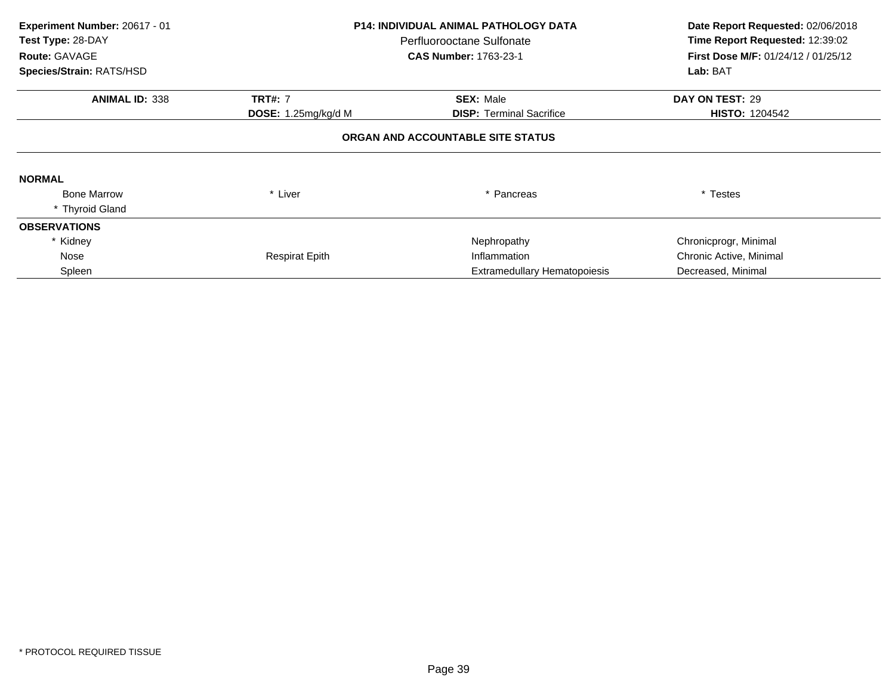**Experiment Number:** 20617 - 01
**Test Type:** 28-DAY
**Route:** GAVAGE
**Species/Strain:** RATS/HSD

**P14: INDIVIDUAL ANIMAL PATHOLOGY DATA**
Perfluorooctane Sulfonate
**CAS Number:** 1763-23-1

**Date Report Requested:** 02/06/2018
**Time Report Requested:** 12:39:02
**First Dose M/F:** 01/24/12 / 01/25/12
**Lab:** BAT

| **ANIMAL ID:** 338 | **TRT#:** 7 | **SEX:** Male | **DAY ON TEST:** 29 |
|---|---|---|---|
| | **DOSE:** 1.25mg/kg/d M | **DISP:** Terminal Sacrifice | **HISTO:** 1204542 |

**ORGAN AND ACCOUNTABLE SITE STATUS**

**NORMAL**

| | | | |
|---|---|---|---|
| Bone Marrow | * Liver | * Pancreas | * Testes |
| * Thyroid Gland | | | |

**OBSERVATIONS**

| | | | |
|---|---|---|---|
| * Kidney | | Nephropathy | Chronicprogr, Minimal |
| Nose | Respirat Epith | Inflammation | Chronic Active, Minimal |
| Spleen | | Extramedullary Hematopoiesis | Decreased, Minimal |

* PROTOCOL REQUIRED TISSUE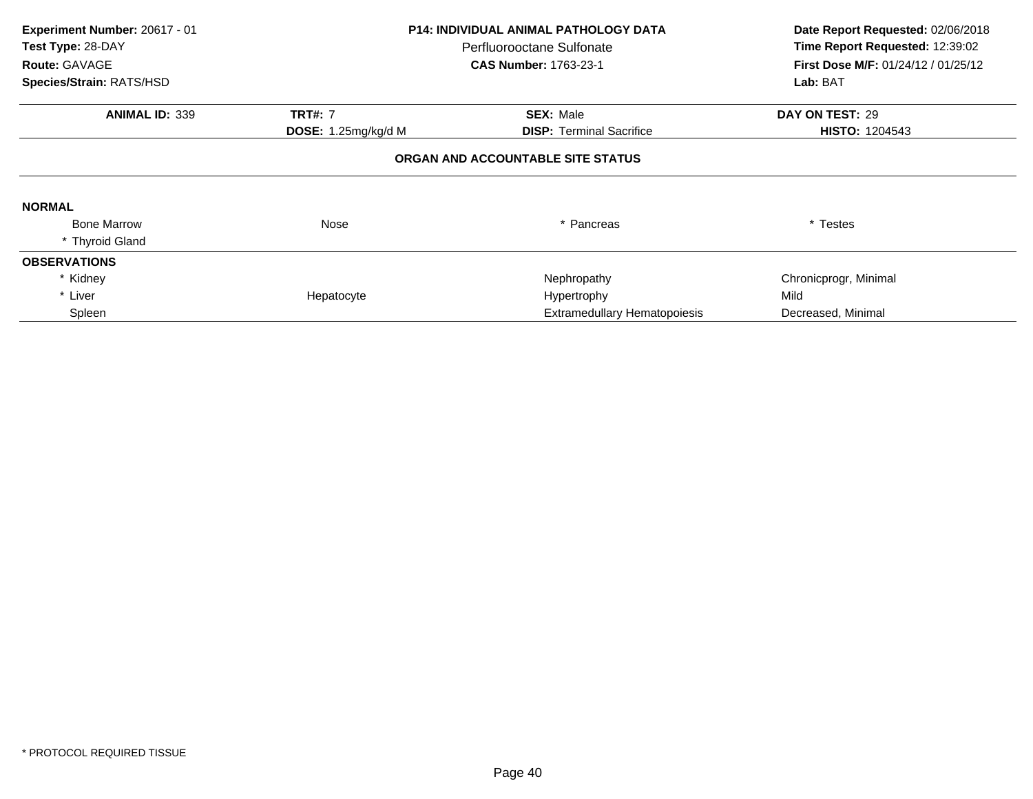**Experiment Number:** 20617 - 01
**Test Type:** 28-DAY
**Route:** GAVAGE
**Species/Strain:** RATS/HSD

**P14: INDIVIDUAL ANIMAL PATHOLOGY DATA**
Perfluorooctane Sulfonate
**CAS Number:** 1763-23-1

**Date Report Requested:** 02/06/2018
**Time Report Requested:** 12:39:02
**First Dose M/F:** 01/24/12 / 01/25/12
**Lab:** BAT

| **ANIMAL ID:** 339 | **TRT#:** 7 | **SEX:** Male | **DAY ON TEST:** 29 |
|---|---|---|---|
| | **DOSE:** 1.25mg/kg/d M | **DISP:** Terminal Sacrifice | **HISTO:** 1204543 |

**ORGAN AND ACCOUNTABLE SITE STATUS**

**NORMAL**

| | | | |
|---|---|---|---|
| Bone Marrow | Nose | * Pancreas | * Testes |
| * Thyroid Gland | | | |

**OBSERVATIONS**

| | | | |
|---|---|---|---|
| * Kidney | | Nephropathy | Chronicprogr, Minimal |
| * Liver | Hepatocyte | Hypertrophy | Mild |
| Spleen | | Extramedullary Hematopoiesis | Decreased, Minimal |

* PROTOCOL REQUIRED TISSUE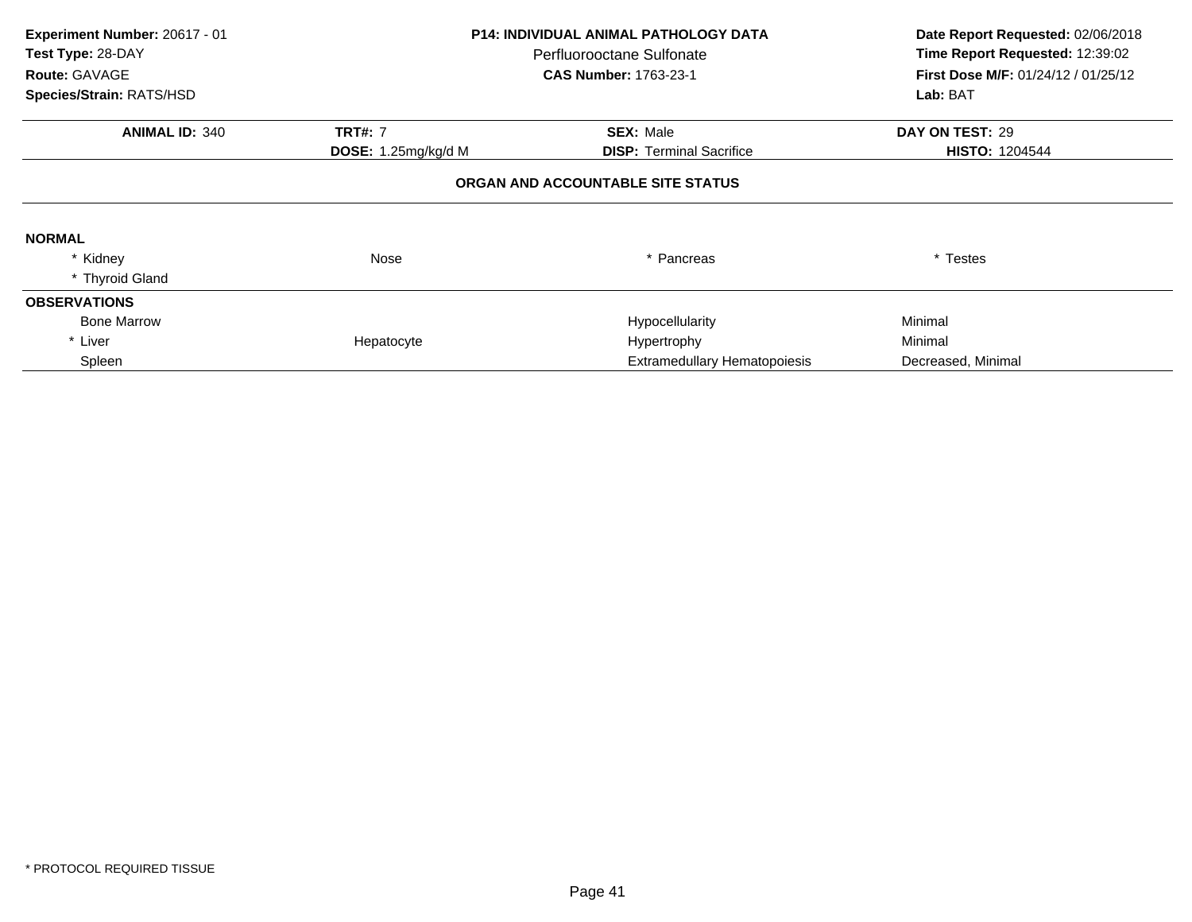**Experiment Number:** 20617 - 01
**Test Type:** 28-DAY
**Route:** GAVAGE
**Species/Strain:** RATS/HSD

**P14: INDIVIDUAL ANIMAL PATHOLOGY DATA**
Perfluorooctane Sulfonate
**CAS Number:** 1763-23-1

**Date Report Requested:** 02/06/2018
**Time Report Requested:** 12:39:02
**First Dose M/F:** 01/24/12 / 01/25/12
**Lab:** BAT

| **ANIMAL ID:** 340 | **TRT#:** 7 | **SEX:** Male | **DAY ON TEST:** 29 |
|---|---|---|---|
| | **DOSE:** 1.25mg/kg/d M | **DISP:** Terminal Sacrifice | **HISTO:** 1204544 |

**ORGAN AND ACCOUNTABLE SITE STATUS**

**NORMAL**

| | | | |
|---|---|---|---|
| * Kidney | Nose | * Pancreas | * Testes |
| * Thyroid Gland | | | |

**OBSERVATIONS**

| | | | |
|---|---|---|---|
| Bone Marrow | | Hypocellularity | Minimal |
| * Liver | Hepatocyte | Hypertrophy | Minimal |
| Spleen | | Extramedullary Hematopoiesis | Decreased, Minimal |

* PROTOCOL REQUIRED TISSUE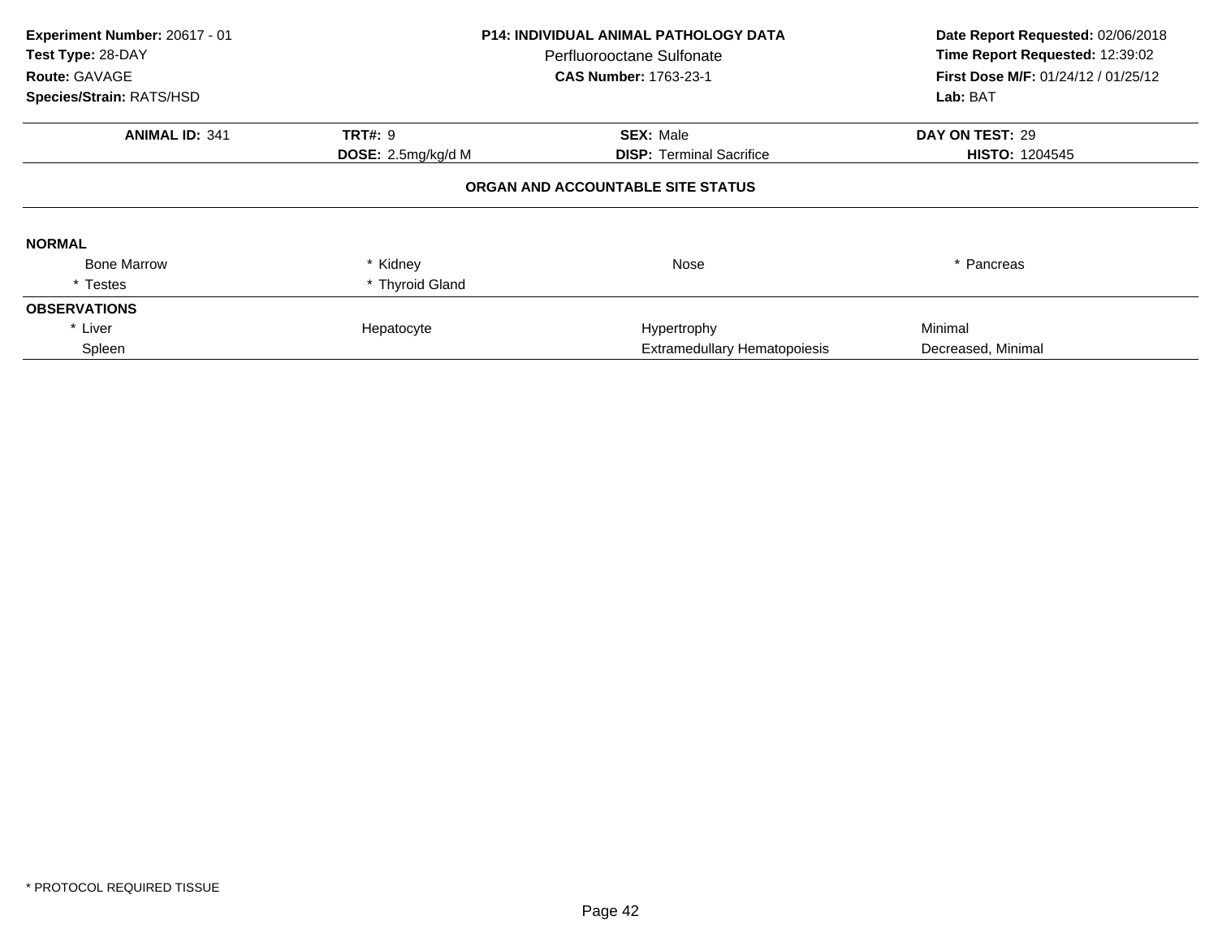**Experiment Number:** 20617 - 01
**Test Type:** 28-DAY
**Route:** GAVAGE
**Species/Strain:** RATS/HSD

**P14: INDIVIDUAL ANIMAL PATHOLOGY DATA**
Perfluorooctane Sulfonate
**CAS Number:** 1763-23-1

**Date Report Requested:** 02/06/2018
**Time Report Requested:** 12:39:02
**First Dose M/F:** 01/24/12 / 01/25/12
**Lab:** BAT

| **ANIMAL ID:** 341 | **TRT#:** 9 | **SEX:** Male | **DAY ON TEST:** 29 |
|---|---|---|---|
| | **DOSE:** 2.5mg/kg/d M | **DISP:** Terminal Sacrifice | **HISTO:** 1204545 |

**ORGAN AND ACCOUNTABLE SITE STATUS**

**NORMAL**

| | | | |
|---|---|---|---|
| Bone Marrow | * Kidney | Nose | * Pancreas |
| * Testes | * Thyroid Gland | | |

**OBSERVATIONS**

| | | | |
|---|---|---|---|
| * Liver | Hepatocyte | Hypertrophy | Minimal |
| Spleen | | Extramedullary Hematopoiesis | Decreased, Minimal |

* PROTOCOL REQUIRED TISSUE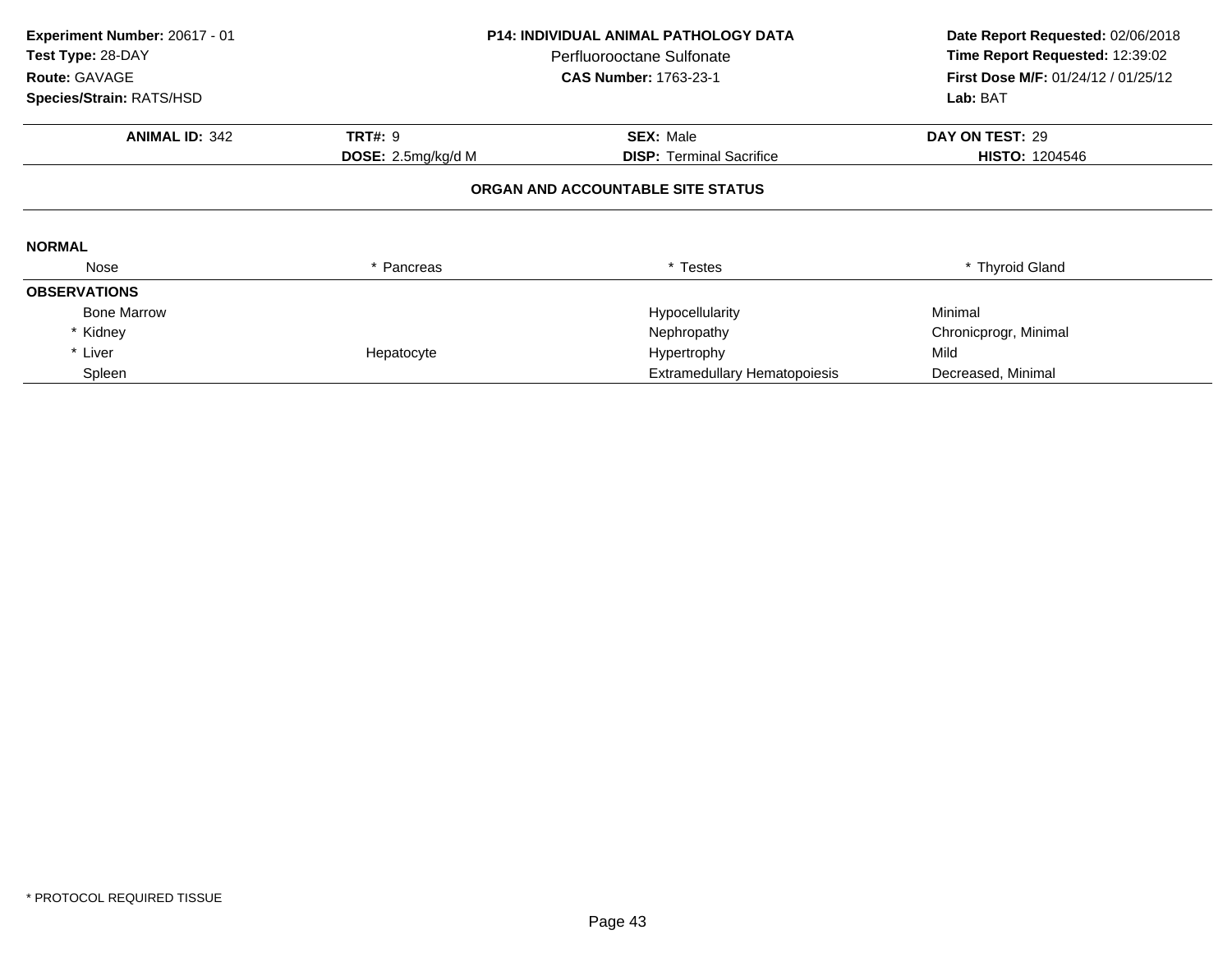**Experiment Number:** 20617 - 01
**Test Type:** 28-DAY
**Route:** GAVAGE
**Species/Strain:** RATS/HSD

**P14: INDIVIDUAL ANIMAL PATHOLOGY DATA**
Perfluorooctane Sulfonate
**CAS Number:** 1763-23-1

**Date Report Requested:** 02/06/2018
**Time Report Requested:** 12:39:02
**First Dose M/F:** 01/24/12 / 01/25/12
**Lab:** BAT

| **ANIMAL ID:** 342 | **TRT#:** 9 | **SEX:** Male | **DAY ON TEST:** 29 |
|---|---|---|---|
| | **DOSE:** 2.5mg/kg/d M | **DISP:** Terminal Sacrifice | **HISTO:** 1204546 |

**ORGAN AND ACCOUNTABLE SITE STATUS**

| **NORMAL** | | | |
|---|---|---|---|
| Nose | * Pancreas | * Testes | * Thyroid Gland |
| **OBSERVATIONS** | | | |
| Bone Marrow | | Hypocellularity | Minimal |
| * Kidney | | Nephropathy | Chronicprogr, Minimal |
| * Liver | Hepatocyte | Hypertrophy | Mild |
| Spleen | | Extramedullary Hematopoiesis | Decreased, Minimal |

\* PROTOCOL REQUIRED TISSUE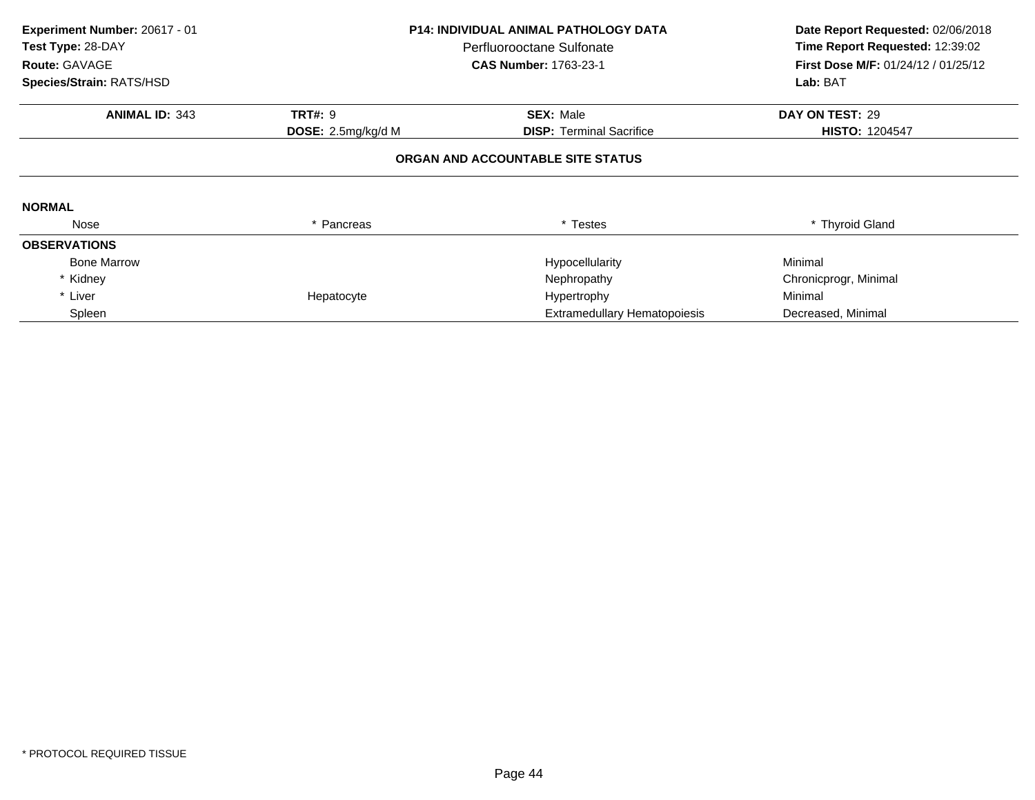**Experiment Number:** 20617 - 01
**Test Type:** 28-DAY
**Route:** GAVAGE
**Species/Strain:** RATS/HSD

**P14: INDIVIDUAL ANIMAL PATHOLOGY DATA**
Perfluorooctane Sulfonate
**CAS Number:** 1763-23-1

**Date Report Requested:** 02/06/2018
**Time Report Requested:** 12:39:02
**First Dose M/F:** 01/24/12 / 01/25/12
**Lab:** BAT

| **ANIMAL ID:** 343 | **TRT#:** 9 | **SEX:** Male | **DAY ON TEST:** 29 |
|---|---|---|---|
| | **DOSE:** 2.5mg/kg/d M | **DISP:** Terminal Sacrifice | **HISTO:** 1204547 |

**ORGAN AND ACCOUNTABLE SITE STATUS**

**NORMAL**

| Nose | * Pancreas | * Testes | * Thyroid Gland |
|---|---|---|---|

**OBSERVATIONS**

| Organ | Site | Observation | Severity |
|---|---|---|---|
| Bone Marrow | | Hypocellularity | Minimal |
| * Kidney | | Nephropathy | Chronicprogr, Minimal |
| * Liver | Hepatocyte | Hypertrophy | Minimal |
| Spleen | | Extramedullary Hematopoiesis | Decreased, Minimal |

* PROTOCOL REQUIRED TISSUE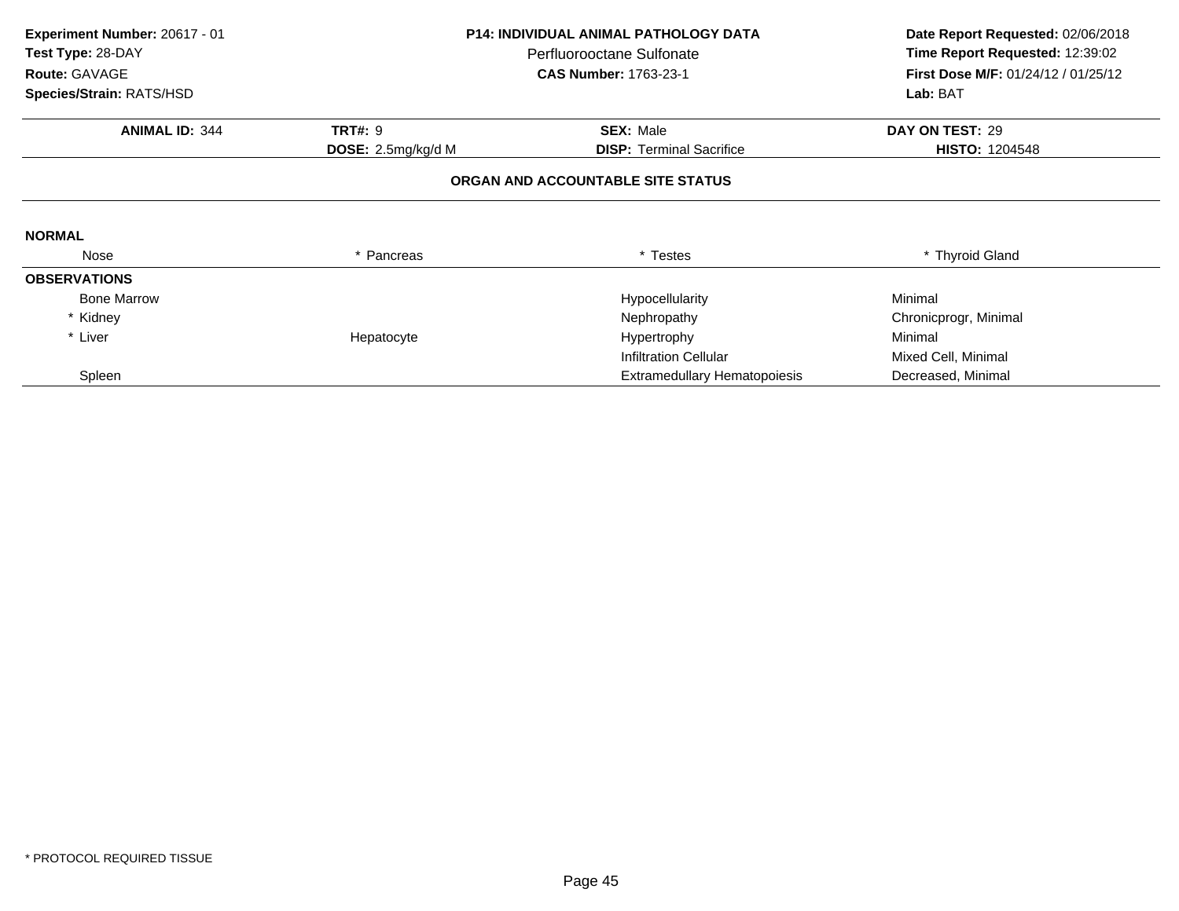**Experiment Number:** 20617 - 01
**Test Type:** 28-DAY
**Route:** GAVAGE
**Species/Strain:** RATS/HSD

**P14: INDIVIDUAL ANIMAL PATHOLOGY DATA**
Perfluorooctane Sulfonate
**CAS Number:** 1763-23-1

**Date Report Requested:** 02/06/2018
**Time Report Requested:** 12:39:02
**First Dose M/F:** 01/24/12 / 01/25/12
**Lab:** BAT

| **ANIMAL ID:** 344 | **TRT#:** 9 | **SEX:** Male | **DAY ON TEST:** 29 |
|---|---|---|---|
| | **DOSE:** 2.5mg/kg/d M | **DISP:** Terminal Sacrifice | **HISTO:** 1204548 |

**ORGAN AND ACCOUNTABLE SITE STATUS**

**NORMAL**

| Nose | * Pancreas | * Testes | * Thyroid Gland |
|---|---|---|---|

**OBSERVATIONS**

| | | | |
|---|---|---|---|
| Bone Marrow | | Hypocellularity | Minimal |
| * Kidney | | Nephropathy | Chronicprogr, Minimal |
| * Liver | Hepatocyte | Hypertrophy | Minimal |
| | | Infiltration Cellular | Mixed Cell, Minimal |
| Spleen | | Extramedullary Hematopoiesis | Decreased, Minimal |

* PROTOCOL REQUIRED TISSUE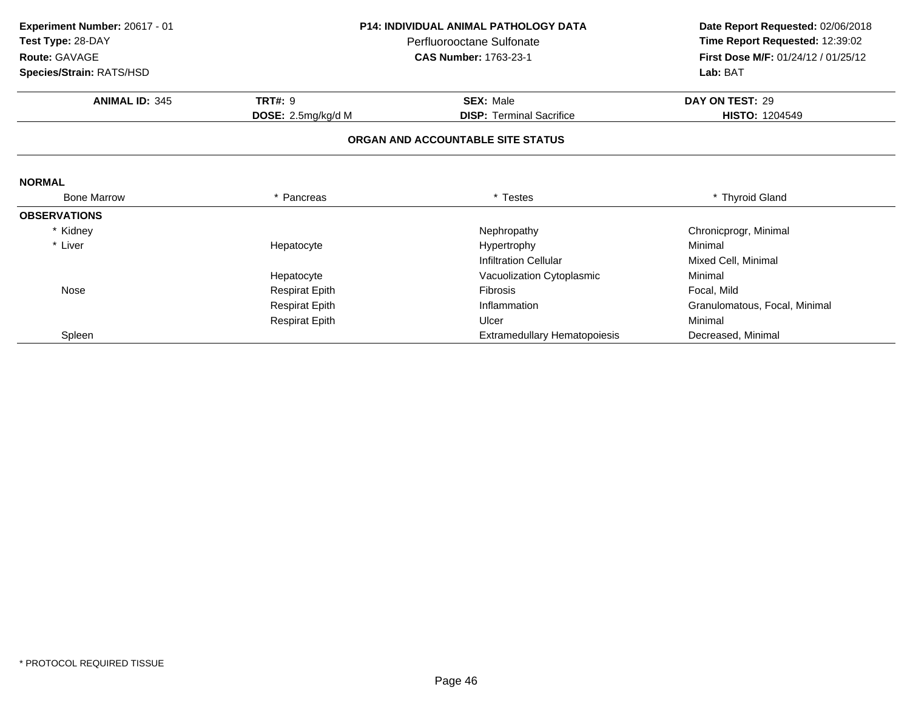**Experiment Number:** 20617 - 01
**Test Type:** 28-DAY
**Route:** GAVAGE
**Species/Strain:** RATS/HSD

**P14: INDIVIDUAL ANIMAL PATHOLOGY DATA**
Perfluorooctane Sulfonate
**CAS Number:** 1763-23-1

**Date Report Requested:** 02/06/2018
**Time Report Requested:** 12:39:02
**First Dose M/F:** 01/24/12 / 01/25/12
**Lab:** BAT

| **ANIMAL ID:** 345 | **TRT#:** 9 | **SEX:** Male | **DAY ON TEST:** 29 |
|---|---|---|---|
| | **DOSE:** 2.5mg/kg/d M | **DISP:** Terminal Sacrifice | **HISTO:** 1204549 |

## ORGAN AND ACCOUNTABLE SITE STATUS

**NORMAL**

| Bone Marrow | * Pancreas | * Testes | * Thyroid Gland |
|---|---|---|---|

**OBSERVATIONS**

| Organ | Site | Observation | Qualifier |
|---|---|---|---|
| * Kidney | | Nephropathy | Chronicprogr, Minimal |
| * Liver | Hepatocyte | Hypertrophy | Minimal |
| | | Infiltration Cellular | Mixed Cell, Minimal |
| | Hepatocyte | Vacuolization Cytoplasmic | Minimal |
| Nose | Respirat Epith | Fibrosis | Focal, Mild |
| | Respirat Epith | Inflammation | Granulomatous, Focal, Minimal |
| | Respirat Epith | Ulcer | Minimal |
| Spleen | | Extramedullary Hematopoiesis | Decreased, Minimal |

* PROTOCOL REQUIRED TISSUE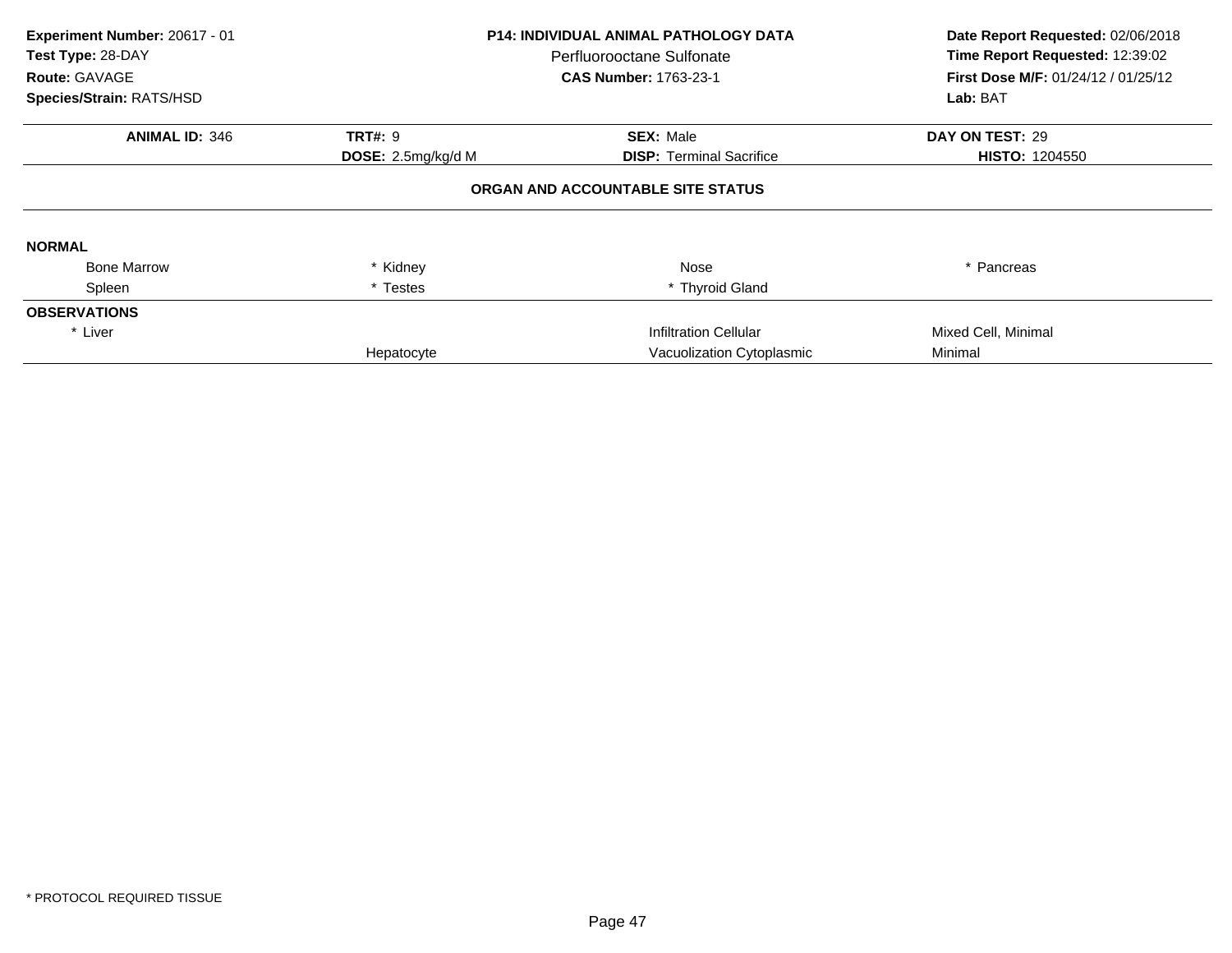**Experiment Number:** 20617 - 01
**Test Type:** 28-DAY
**Route:** GAVAGE
**Species/Strain:** RATS/HSD

**P14: INDIVIDUAL ANIMAL PATHOLOGY DATA**
Perfluorooctane Sulfonate
**CAS Number:** 1763-23-1

**Date Report Requested:** 02/06/2018
**Time Report Requested:** 12:39:02
**First Dose M/F:** 01/24/12 / 01/25/12
**Lab:** BAT

| **ANIMAL ID:** 346 | **TRT#:** 9 | **SEX:** Male | **DAY ON TEST:** 29 |
|---|---|---|---|
| | **DOSE:** 2.5mg/kg/d M | **DISP:** Terminal Sacrifice | **HISTO:** 1204550 |

**ORGAN AND ACCOUNTABLE SITE STATUS**

**NORMAL**

| | | | |
|---|---|---|---|
| Bone Marrow | * Kidney | Nose | * Pancreas |
| Spleen | * Testes | * Thyroid Gland | |

**OBSERVATIONS**

| | | | |
|---|---|---|---|
| * Liver | | Infiltration Cellular | Mixed Cell, Minimal |
| | Hepatocyte | Vacuolization Cytoplasmic | Minimal |

* PROTOCOL REQUIRED TISSUE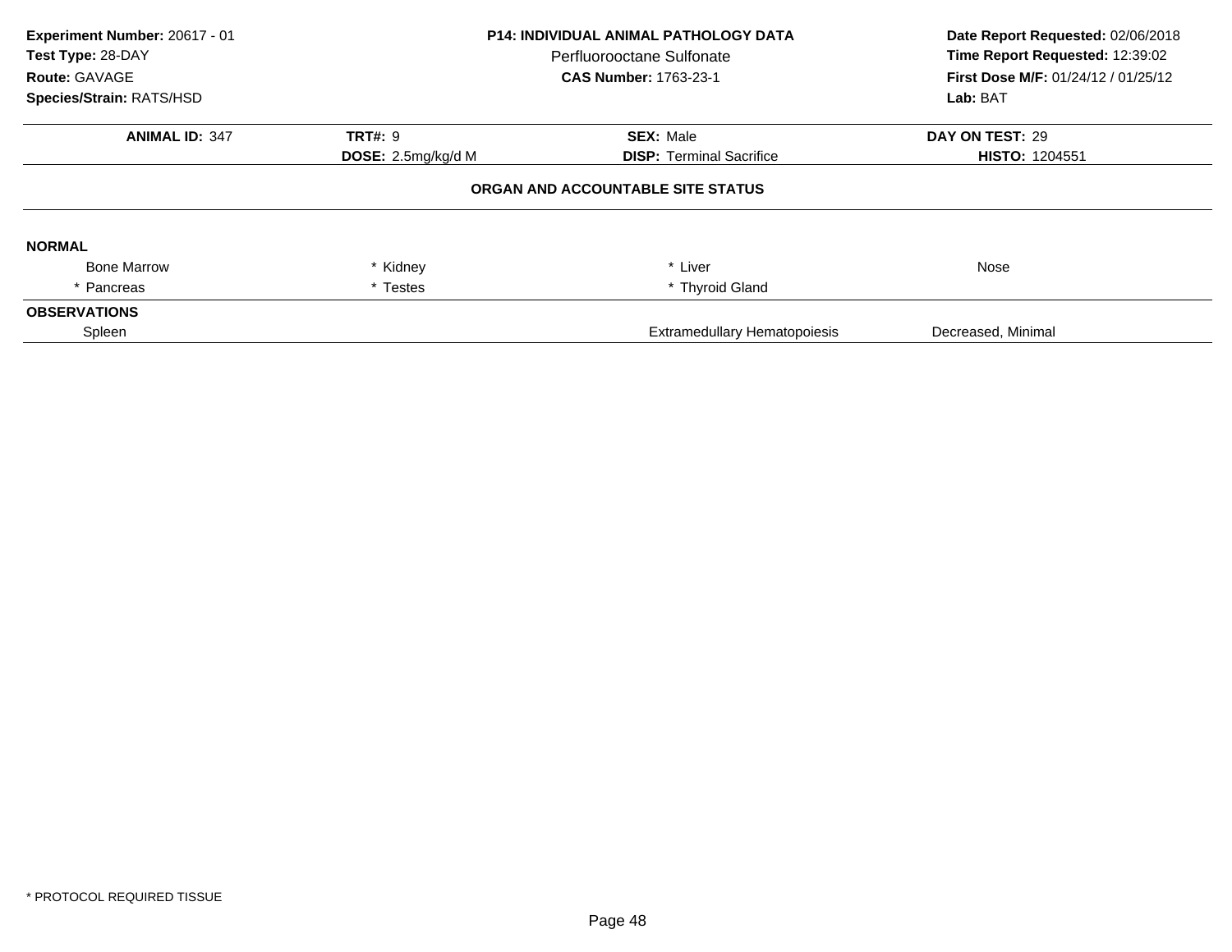**Experiment Number:** 20617 - 01
**Test Type:** 28-DAY
**Route:** GAVAGE
**Species/Strain:** RATS/HSD

**P14: INDIVIDUAL ANIMAL PATHOLOGY DATA**
Perfluorooctane Sulfonate
**CAS Number:** 1763-23-1

**Date Report Requested:** 02/06/2018
**Time Report Requested:** 12:39:02
**First Dose M/F:** 01/24/12 / 01/25/12
**Lab:** BAT

| **ANIMAL ID:** 347 | **TRT#:** 9 | **SEX:** Male | **DAY ON TEST:** 29 |
|---|---|---|---|
| | **DOSE:** 2.5mg/kg/d M | **DISP:** Terminal Sacrifice | **HISTO:** 1204551 |

**ORGAN AND ACCOUNTABLE SITE STATUS**

**NORMAL**

| | | | |
|---|---|---|---|
| Bone Marrow | * Kidney | * Liver | Nose |
| * Pancreas | * Testes | * Thyroid Gland | |

**OBSERVATIONS**

| | | |
|---|---|---|
| Spleen | Extramedullary Hematopoiesis | Decreased, Minimal |

* PROTOCOL REQUIRED TISSUE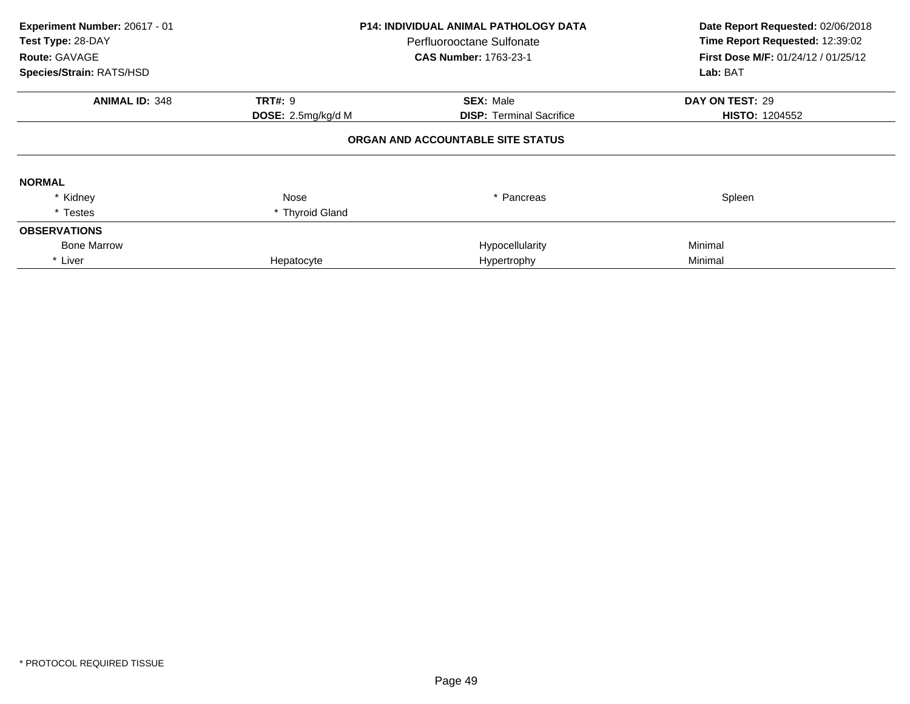**Experiment Number:** 20617 - 01
**Test Type:** 28-DAY
**Route:** GAVAGE
**Species/Strain:** RATS/HSD

**P14: INDIVIDUAL ANIMAL PATHOLOGY DATA**
Perfluorooctane Sulfonate
**CAS Number:** 1763-23-1

**Date Report Requested:** 02/06/2018
**Time Report Requested:** 12:39:02
**First Dose M/F:** 01/24/12 / 01/25/12
**Lab:** BAT

| **ANIMAL ID:** 348 | **TRT#:** 9 | **SEX:** Male | **DAY ON TEST:** 29 |
|---|---|---|---|
| | **DOSE:** 2.5mg/kg/d M | **DISP:** Terminal Sacrifice | **HISTO:** 1204552 |

**ORGAN AND ACCOUNTABLE SITE STATUS**

**NORMAL**

| | | | |
|---|---|---|---|
| * Kidney | Nose | * Pancreas | Spleen |
| * Testes | * Thyroid Gland | | |

**OBSERVATIONS**

| | | | |
|---|---|---|---|
| Bone Marrow | | Hypocellularity | Minimal |
| * Liver | Hepatocyte | Hypertrophy | Minimal |

* PROTOCOL REQUIRED TISSUE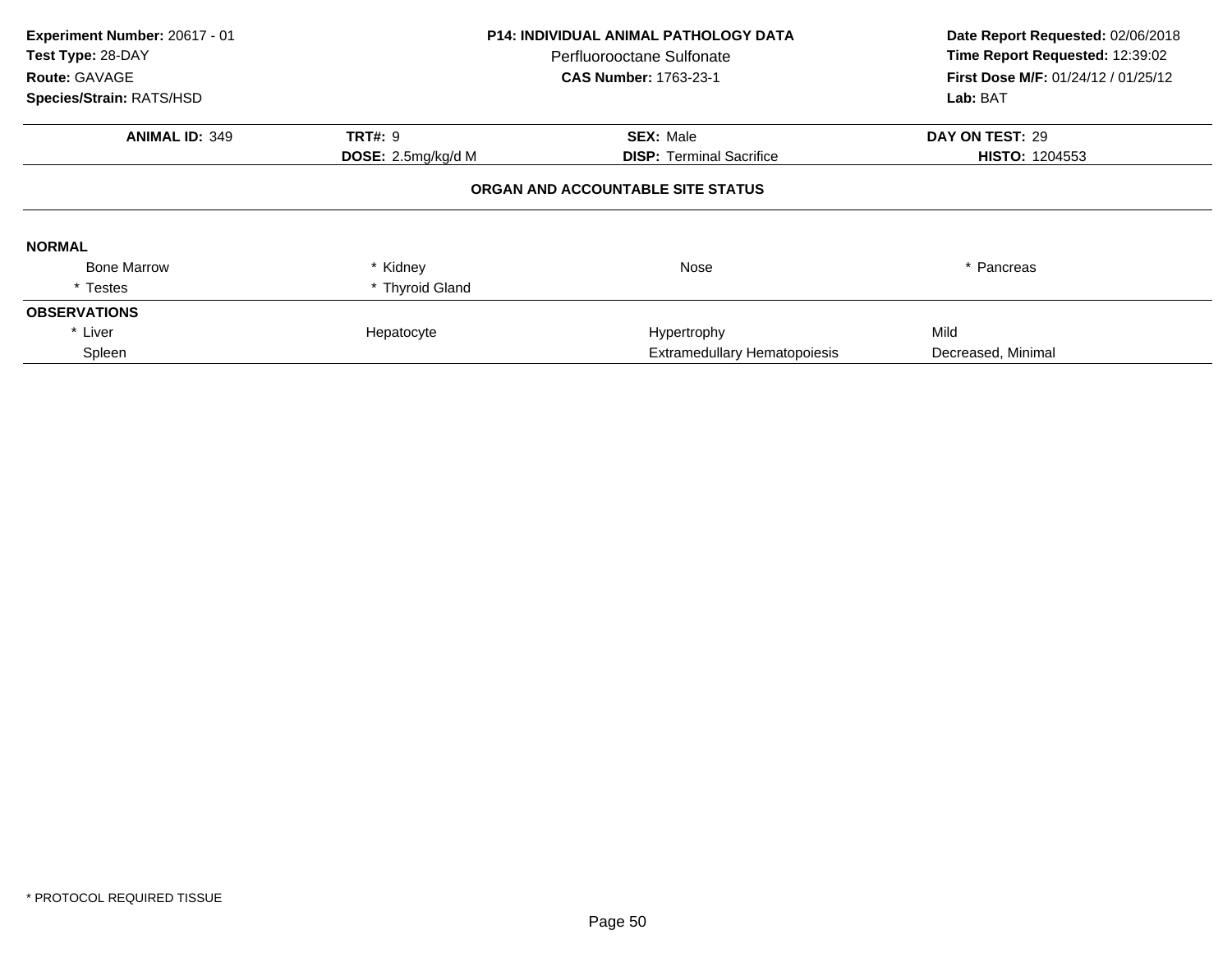**Experiment Number:** 20617 - 01
**Test Type:** 28-DAY
**Route:** GAVAGE
**Species/Strain:** RATS/HSD

**P14: INDIVIDUAL ANIMAL PATHOLOGY DATA**
Perfluorooctane Sulfonate
**CAS Number:** 1763-23-1

**Date Report Requested:** 02/06/2018
**Time Report Requested:** 12:39:02
**First Dose M/F:** 01/24/12 / 01/25/12
**Lab:** BAT

| **ANIMAL ID:** 349 | **TRT#:** 9 | **SEX:** Male | **DAY ON TEST:** 29 |
|---|---|---|---|
| | **DOSE:** 2.5mg/kg/d M | **DISP:** Terminal Sacrifice | **HISTO:** 1204553 |

**ORGAN AND ACCOUNTABLE SITE STATUS**

**NORMAL**

| | | | |
|---|---|---|---|
| Bone Marrow | * Kidney | Nose | * Pancreas |
| * Testes | * Thyroid Gland | | |

**OBSERVATIONS**

| | | | |
|---|---|---|---|
| * Liver | Hepatocyte | Hypertrophy | Mild |
| Spleen | | Extramedullary Hematopoiesis | Decreased, Minimal |

* PROTOCOL REQUIRED TISSUE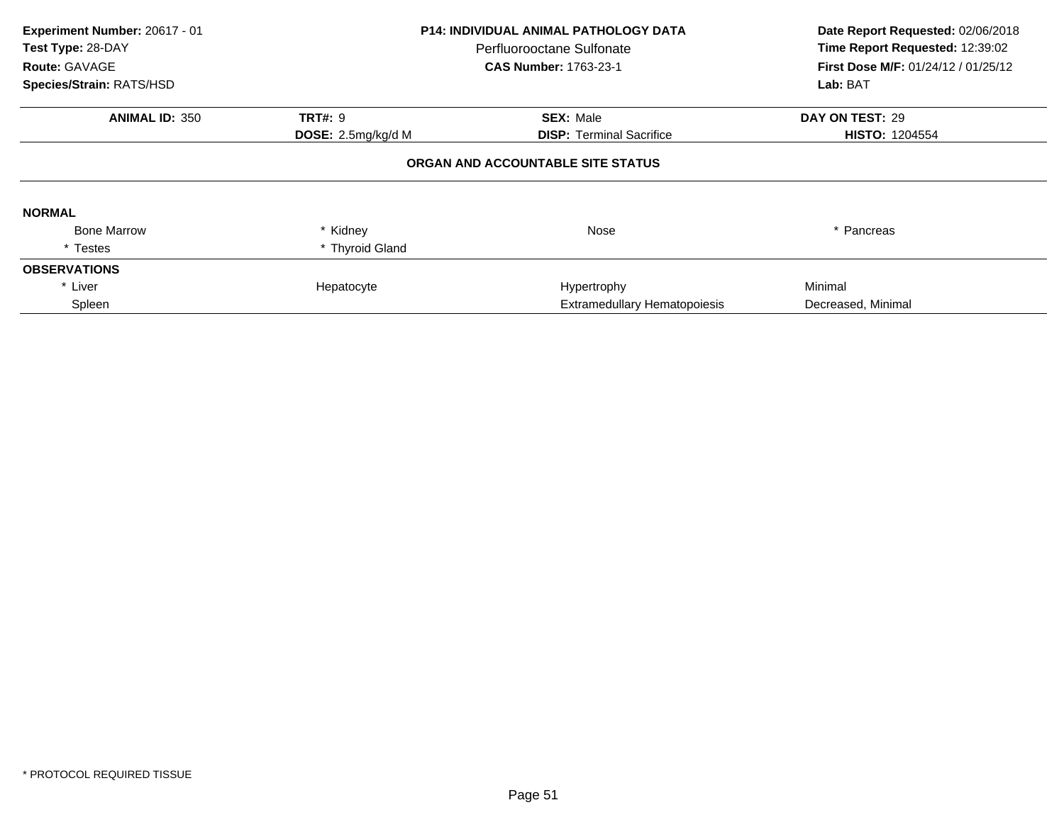**Experiment Number:** 20617 - 01
**Test Type:** 28-DAY
**Route:** GAVAGE
**Species/Strain:** RATS/HSD

**P14: INDIVIDUAL ANIMAL PATHOLOGY DATA**
Perfluorooctane Sulfonate
**CAS Number:** 1763-23-1

**Date Report Requested:** 02/06/2018
**Time Report Requested:** 12:39:02
**First Dose M/F:** 01/24/12 / 01/25/12
**Lab:** BAT

| **ANIMAL ID:** 350 | **TRT#:** 9 | **SEX:** Male | **DAY ON TEST:** 29 |
|---|---|---|---|
| | **DOSE:** 2.5mg/kg/d M | **DISP:** Terminal Sacrifice | **HISTO:** 1204554 |

**ORGAN AND ACCOUNTABLE SITE STATUS**

**NORMAL**

| | | | |
|---|---|---|---|
| Bone Marrow | * Kidney | Nose | * Pancreas |
| * Testes | * Thyroid Gland | | |

**OBSERVATIONS**

| | | | |
|---|---|---|---|
| * Liver | Hepatocyte | Hypertrophy | Minimal |
| Spleen | | Extramedullary Hematopoiesis | Decreased, Minimal |

* PROTOCOL REQUIRED TISSUE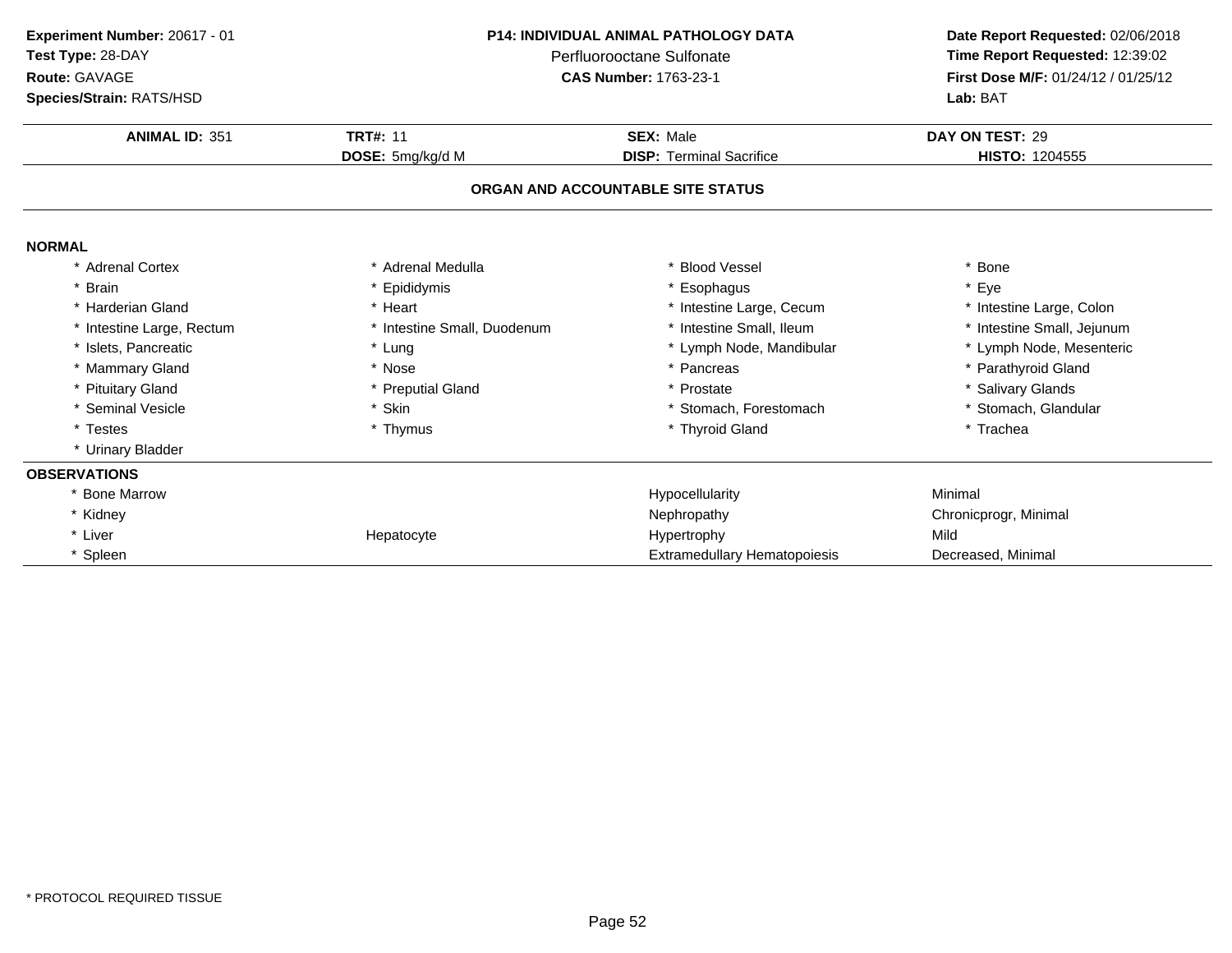**Experiment Number:** 20617 - 01
**Test Type:** 28-DAY
**Route:** GAVAGE
**Species/Strain:** RATS/HSD

**P14: INDIVIDUAL ANIMAL PATHOLOGY DATA**
Perfluorooctane Sulfonate
**CAS Number:** 1763-23-1

**Date Report Requested:** 02/06/2018
**Time Report Requested:** 12:39:02
**First Dose M/F:** 01/24/12 / 01/25/12
**Lab:** BAT

| **ANIMAL ID:** 351 | **TRT#:** 11 | **SEX:** Male | **DAY ON TEST:** 29 |
|---|---|---|---|
| | **DOSE:** 5mg/kg/d M | **DISP:** Terminal Sacrifice | **HISTO:** 1204555 |

## ORGAN AND ACCOUNTABLE SITE STATUS

**NORMAL**

| | | | |
|---|---|---|---|
| * Adrenal Cortex | * Adrenal Medulla | * Blood Vessel | * Bone |
| * Brain | * Epididymis | * Esophagus | * Eye |
| * Harderian Gland | * Heart | * Intestine Large, Cecum | * Intestine Large, Colon |
| * Intestine Large, Rectum | * Intestine Small, Duodenum | * Intestine Small, Ileum | * Intestine Small, Jejunum |
| * Islets, Pancreatic | * Lung | * Lymph Node, Mandibular | * Lymph Node, Mesenteric |
| * Mammary Gland | * Nose | * Pancreas | * Parathyroid Gland |
| * Pituitary Gland | * Preputial Gland | * Prostate | * Salivary Glands |
| * Seminal Vesicle | * Skin | * Stomach, Forestomach | * Stomach, Glandular |
| * Testes | * Thymus | * Thyroid Gland | * Trachea |
| * Urinary Bladder | | | |

**OBSERVATIONS**

| | | | |
|---|---|---|---|
| * Bone Marrow | | Hypocellularity | Minimal |
| * Kidney | | Nephropathy | Chronicprogr, Minimal |
| * Liver | Hepatocyte | Hypertrophy | Mild |
| * Spleen | | Extramedullary Hematopoiesis | Decreased, Minimal |

\* PROTOCOL REQUIRED TISSUE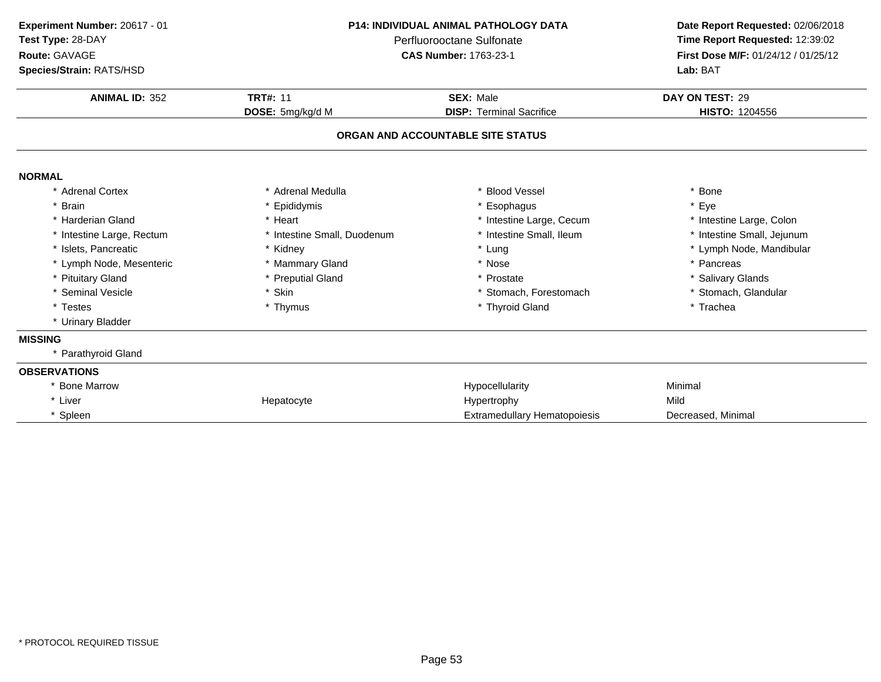**Experiment Number:** 20617 - 01
**Test Type:** 28-DAY
**Route:** GAVAGE
**Species/Strain:** RATS/HSD

**P14: INDIVIDUAL ANIMAL PATHOLOGY DATA**
Perfluorooctane Sulfonate
**CAS Number:** 1763-23-1

**Date Report Requested:** 02/06/2018
**Time Report Requested:** 12:39:02
**First Dose M/F:** 01/24/12 / 01/25/12
**Lab:** BAT

| **ANIMAL ID:** 352 | **TRT#:** 11 | **SEX:** Male | **DAY ON TEST:** 29 |
|---|---|---|---|
| | **DOSE:** 5mg/kg/d M | **DISP:** Terminal Sacrifice | **HISTO:** 1204556 |

## ORGAN AND ACCOUNTABLE SITE STATUS

**NORMAL**

| | | | |
|---|---|---|---|
| * Adrenal Cortex | * Adrenal Medulla | * Blood Vessel | * Bone |
| * Brain | * Epididymis | * Esophagus | * Eye |
| * Harderian Gland | * Heart | * Intestine Large, Cecum | * Intestine Large, Colon |
| * Intestine Large, Rectum | * Intestine Small, Duodenum | * Intestine Small, Ileum | * Intestine Small, Jejunum |
| * Islets, Pancreatic | * Kidney | * Lung | * Lymph Node, Mandibular |
| * Lymph Node, Mesenteric | * Mammary Gland | * Nose | * Pancreas |
| * Pituitary Gland | * Preputial Gland | * Prostate | * Salivary Glands |
| * Seminal Vesicle | * Skin | * Stomach, Forestomach | * Stomach, Glandular |
| * Testes | * Thymus | * Thyroid Gland | * Trachea |
| * Urinary Bladder | | | |

**MISSING**

* Parathyroid Gland

**OBSERVATIONS**

| | | | |
|---|---|---|---|
| * Bone Marrow | | Hypocellularity | Minimal |
| * Liver | Hepatocyte | Hypertrophy | Mild |
| * Spleen | | Extramedullary Hematopoiesis | Decreased, Minimal |

* PROTOCOL REQUIRED TISSUE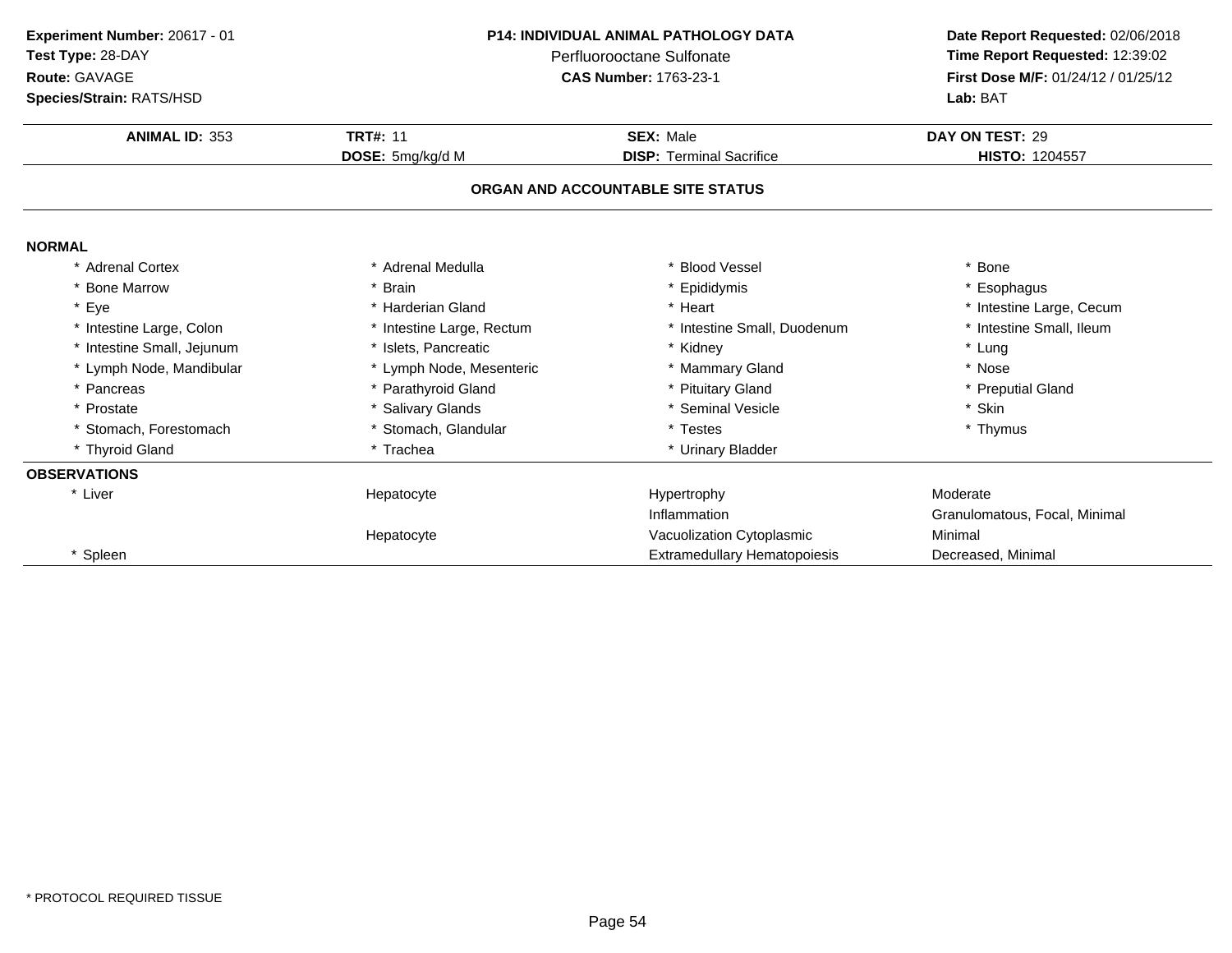**Experiment Number:** 20617 - 01
**Test Type:** 28-DAY
**Route:** GAVAGE
**Species/Strain:** RATS/HSD

**P14: INDIVIDUAL ANIMAL PATHOLOGY DATA**
Perfluorooctane Sulfonate
**CAS Number:** 1763-23-1

**Date Report Requested:** 02/06/2018
**Time Report Requested:** 12:39:02
**First Dose M/F:** 01/24/12 / 01/25/12
**Lab:** BAT

| **ANIMAL ID:** 353 | **TRT#:** 11 | **SEX:** Male | **DAY ON TEST:** 29 |
|---|---|---|---|
| | **DOSE:** 5mg/kg/d M | **DISP:** Terminal Sacrifice | **HISTO:** 1204557 |

## ORGAN AND ACCOUNTABLE SITE STATUS

**NORMAL**

| | | | |
|---|---|---|---|
| * Adrenal Cortex | * Adrenal Medulla | * Blood Vessel | * Bone |
| * Bone Marrow | * Brain | * Epididymis | * Esophagus |
| * Eye | * Harderian Gland | * Heart | * Intestine Large, Cecum |
| * Intestine Large, Colon | * Intestine Large, Rectum | * Intestine Small, Duodenum | * Intestine Small, Ileum |
| * Intestine Small, Jejunum | * Islets, Pancreatic | * Kidney | * Lung |
| * Lymph Node, Mandibular | * Lymph Node, Mesenteric | * Mammary Gland | * Nose |
| * Pancreas | * Parathyroid Gland | * Pituitary Gland | * Preputial Gland |
| * Prostate | * Salivary Glands | * Seminal Vesicle | * Skin |
| * Stomach, Forestomach | * Stomach, Glandular | * Testes | * Thymus |
| * Thyroid Gland | * Trachea | * Urinary Bladder | |

**OBSERVATIONS**

| | | | |
|---|---|---|---|
| * Liver | Hepatocyte | Hypertrophy | Moderate |
| | | Inflammation | Granulomatous, Focal, Minimal |
| | Hepatocyte | Vacuolization Cytoplasmic | Minimal |
| * Spleen | | Extramedullary Hematopoiesis | Decreased, Minimal |

* PROTOCOL REQUIRED TISSUE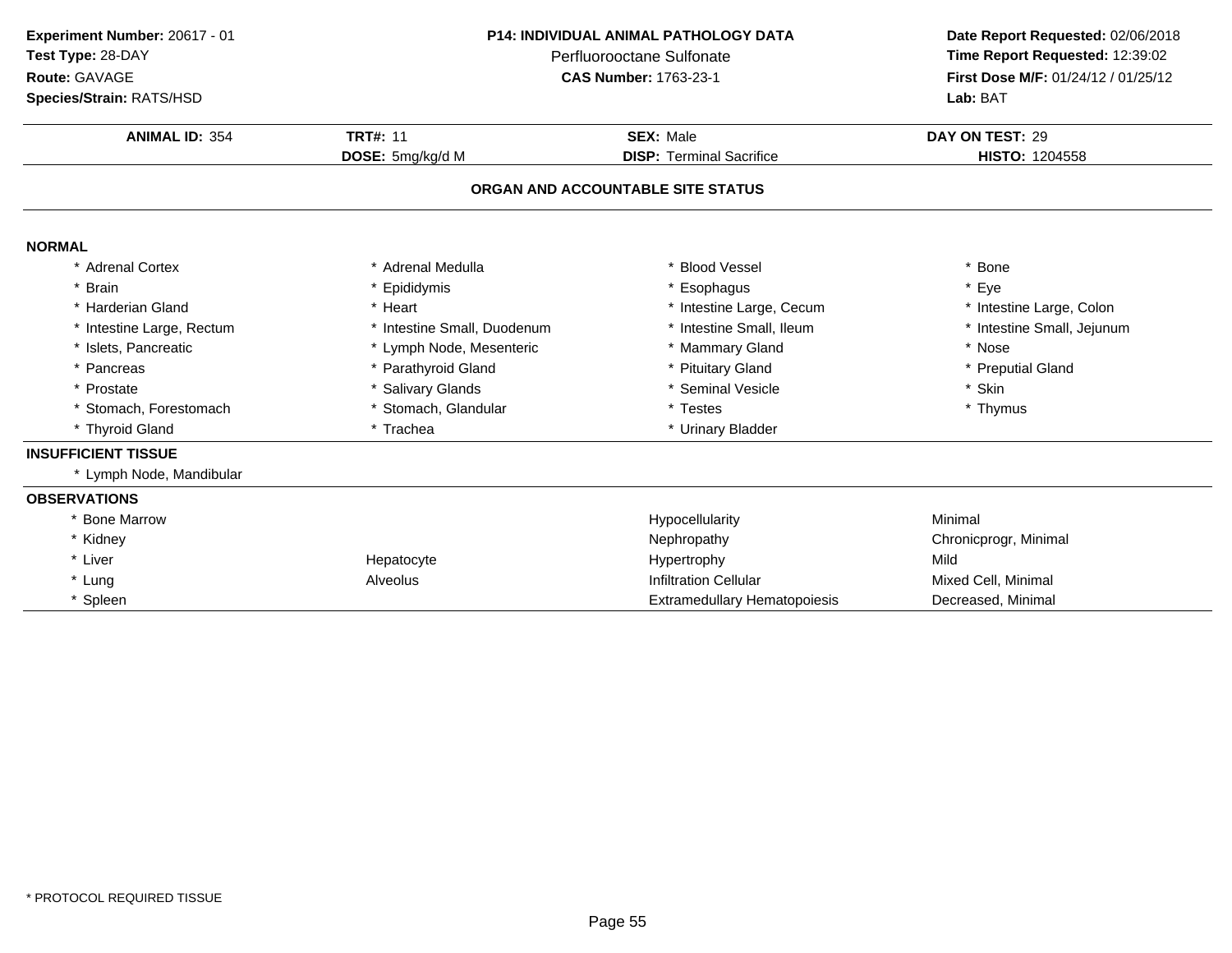**Experiment Number:** 20617 - 01
**Test Type:** 28-DAY
**Route:** GAVAGE
**Species/Strain:** RATS/HSD

**P14: INDIVIDUAL ANIMAL PATHOLOGY DATA**
Perfluorooctane Sulfonate
**CAS Number:** 1763-23-1

**Date Report Requested:** 02/06/2018
**Time Report Requested:** 12:39:02
**First Dose M/F:** 01/24/12 / 01/25/12
**Lab:** BAT

| **ANIMAL ID:** 354 | **TRT#:** 11 | **SEX:** Male | **DAY ON TEST:** 29 |
|---|---|---|---|
| | **DOSE:** 5mg/kg/d M | **DISP:** Terminal Sacrifice | **HISTO:** 1204558 |

## ORGAN AND ACCOUNTABLE SITE STATUS

**NORMAL**

| | | | |
|---|---|---|---|
| * Adrenal Cortex | * Adrenal Medulla | * Blood Vessel | * Bone |
| * Brain | * Epididymis | * Esophagus | * Eye |
| * Harderian Gland | * Heart | * Intestine Large, Cecum | * Intestine Large, Colon |
| * Intestine Large, Rectum | * Intestine Small, Duodenum | * Intestine Small, Ileum | * Intestine Small, Jejunum |
| * Islets, Pancreatic | * Lymph Node, Mesenteric | * Mammary Gland | * Nose |
| * Pancreas | * Parathyroid Gland | * Pituitary Gland | * Preputial Gland |
| * Prostate | * Salivary Glands | * Seminal Vesicle | * Skin |
| * Stomach, Forestomach | * Stomach, Glandular | * Testes | * Thymus |
| * Thyroid Gland | * Trachea | * Urinary Bladder | |

**INSUFFICIENT TISSUE**

* Lymph Node, Mandibular

**OBSERVATIONS**

| | | | |
|---|---|---|---|
| * Bone Marrow | | Hypocellularity | Minimal |
| * Kidney | | Nephropathy | Chronicprogr, Minimal |
| * Liver | Hepatocyte | Hypertrophy | Mild |
| * Lung | Alveolus | Infiltration Cellular | Mixed Cell, Minimal |
| * Spleen | | Extramedullary Hematopoiesis | Decreased, Minimal |

* PROTOCOL REQUIRED TISSUE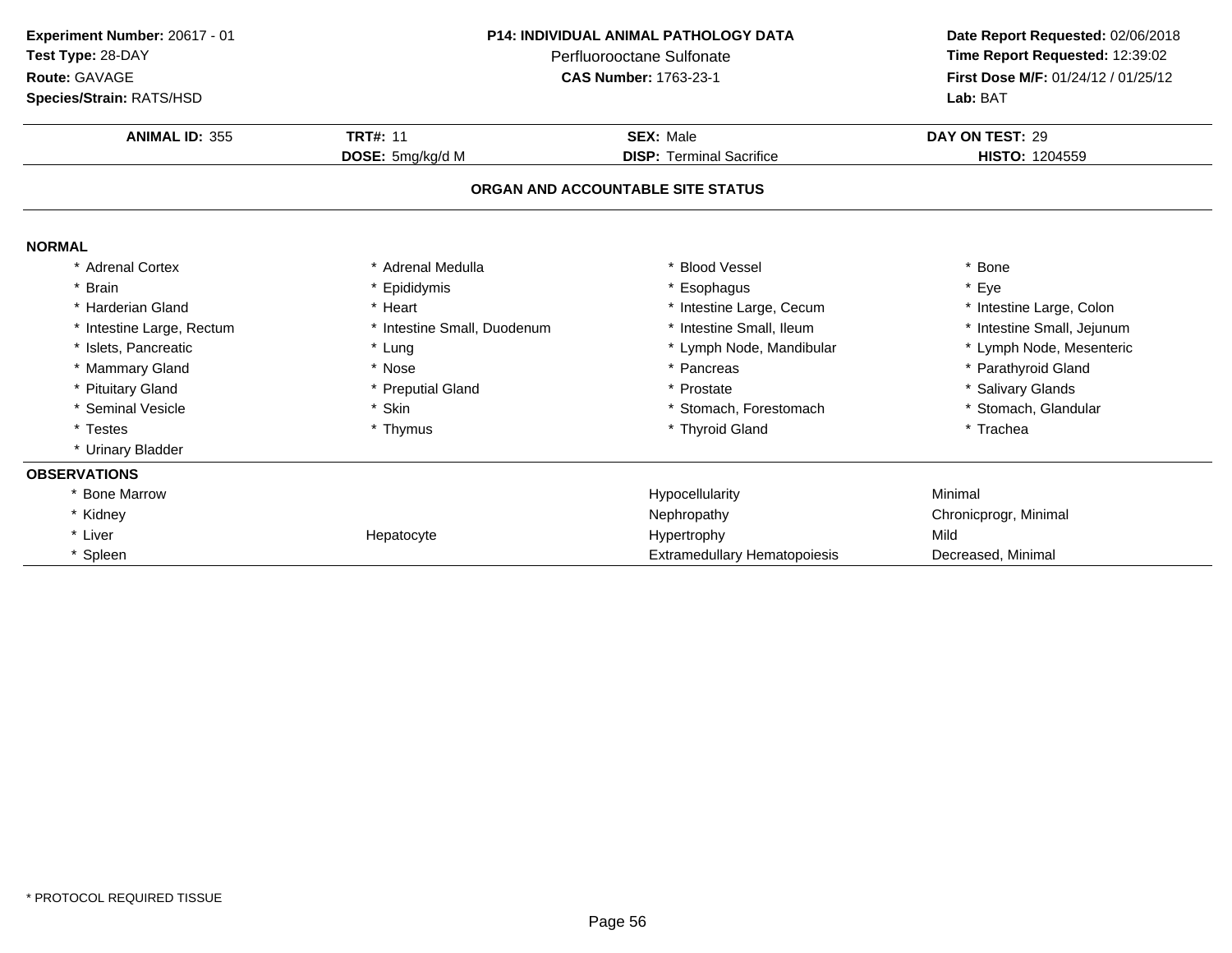**Experiment Number:** 20617 - 01
**Test Type:** 28-DAY
**Route:** GAVAGE
**Species/Strain:** RATS/HSD

**P14: INDIVIDUAL ANIMAL PATHOLOGY DATA**
Perfluorooctane Sulfonate
**CAS Number:** 1763-23-1

**Date Report Requested:** 02/06/2018
**Time Report Requested:** 12:39:02
**First Dose M/F:** 01/24/12 / 01/25/12
**Lab:** BAT

| **ANIMAL ID:** 355 | **TRT#:** 11 | **SEX:** Male | **DAY ON TEST:** 29 |
|---|---|---|---|
| | **DOSE:** 5mg/kg/d M | **DISP:** Terminal Sacrifice | **HISTO:** 1204559 |

## ORGAN AND ACCOUNTABLE SITE STATUS

### NORMAL

| | | | |
|---|---|---|---|
| * Adrenal Cortex | * Adrenal Medulla | * Blood Vessel | * Bone |
| * Brain | * Epididymis | * Esophagus | * Eye |
| * Harderian Gland | * Heart | * Intestine Large, Cecum | * Intestine Large, Colon |
| * Intestine Large, Rectum | * Intestine Small, Duodenum | * Intestine Small, Ileum | * Intestine Small, Jejunum |
| * Islets, Pancreatic | * Lung | * Lymph Node, Mandibular | * Lymph Node, Mesenteric |
| * Mammary Gland | * Nose | * Pancreas | * Parathyroid Gland |
| * Pituitary Gland | * Preputial Gland | * Prostate | * Salivary Glands |
| * Seminal Vesicle | * Skin | * Stomach, Forestomach | * Stomach, Glandular |
| * Testes | * Thymus | * Thyroid Gland | * Trachea |
| * Urinary Bladder | | | |

### OBSERVATIONS

| | | | |
|---|---|---|---|
| * Bone Marrow | | Hypocellularity | Minimal |
| * Kidney | | Nephropathy | Chronicprogr, Minimal |
| * Liver | Hepatocyte | Hypertrophy | Mild |
| * Spleen | | Extramedullary Hematopoiesis | Decreased, Minimal |

* PROTOCOL REQUIRED TISSUE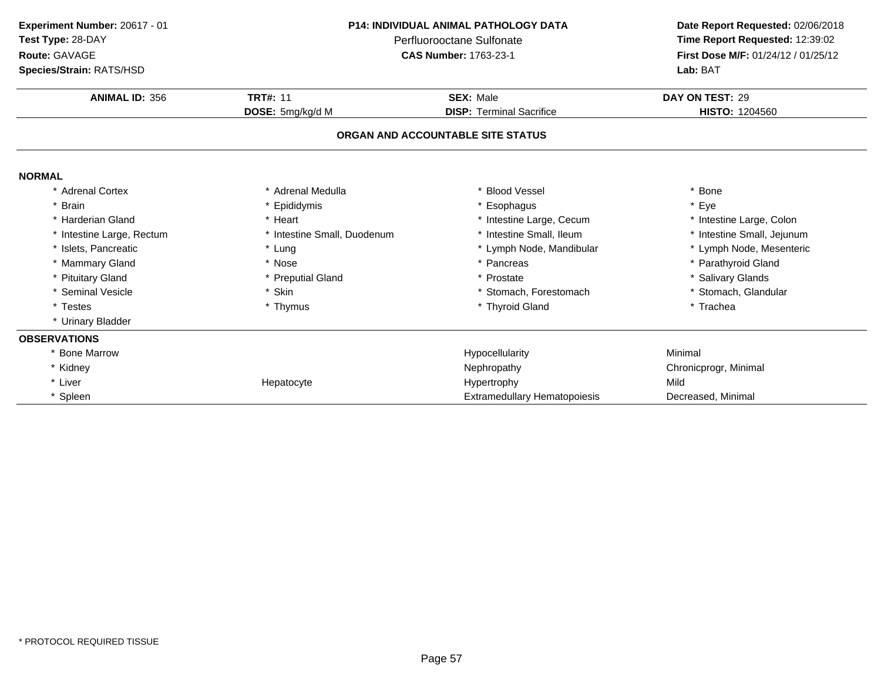**Experiment Number:** 20617 - 01
**Test Type:** 28-DAY
**Route:** GAVAGE
**Species/Strain:** RATS/HSD

**P14: INDIVIDUAL ANIMAL PATHOLOGY DATA**
Perfluorooctane Sulfonate
**CAS Number:** 1763-23-1

**Date Report Requested:** 02/06/2018
**Time Report Requested:** 12:39:02
**First Dose M/F:** 01/24/12 / 01/25/12
**Lab:** BAT

| **ANIMAL ID:** 356 | **TRT#:** 11 | **SEX:** Male | **DAY ON TEST:** 29 |
|---|---|---|---|
| | **DOSE:** 5mg/kg/d M | **DISP:** Terminal Sacrifice | **HISTO:** 1204560 |

## ORGAN AND ACCOUNTABLE SITE STATUS

**NORMAL**

| | | | |
|---|---|---|---|
| * Adrenal Cortex | * Adrenal Medulla | * Blood Vessel | * Bone |
| * Brain | * Epididymis | * Esophagus | * Eye |
| * Harderian Gland | * Heart | * Intestine Large, Cecum | * Intestine Large, Colon |
| * Intestine Large, Rectum | * Intestine Small, Duodenum | * Intestine Small, Ileum | * Intestine Small, Jejunum |
| * Islets, Pancreatic | * Lung | * Lymph Node, Mandibular | * Lymph Node, Mesenteric |
| * Mammary Gland | * Nose | * Pancreas | * Parathyroid Gland |
| * Pituitary Gland | * Preputial Gland | * Prostate | * Salivary Glands |
| * Seminal Vesicle | * Skin | * Stomach, Forestomach | * Stomach, Glandular |
| * Testes | * Thymus | * Thyroid Gland | * Trachea |
| * Urinary Bladder | | | |

**OBSERVATIONS**

| | | | |
|---|---|---|---|
| * Bone Marrow | | Hypocellularity | Minimal |
| * Kidney | | Nephropathy | Chronicprogr, Minimal |
| * Liver | Hepatocyte | Hypertrophy | Mild |
| * Spleen | | Extramedullary Hematopoiesis | Decreased, Minimal |

* PROTOCOL REQUIRED TISSUE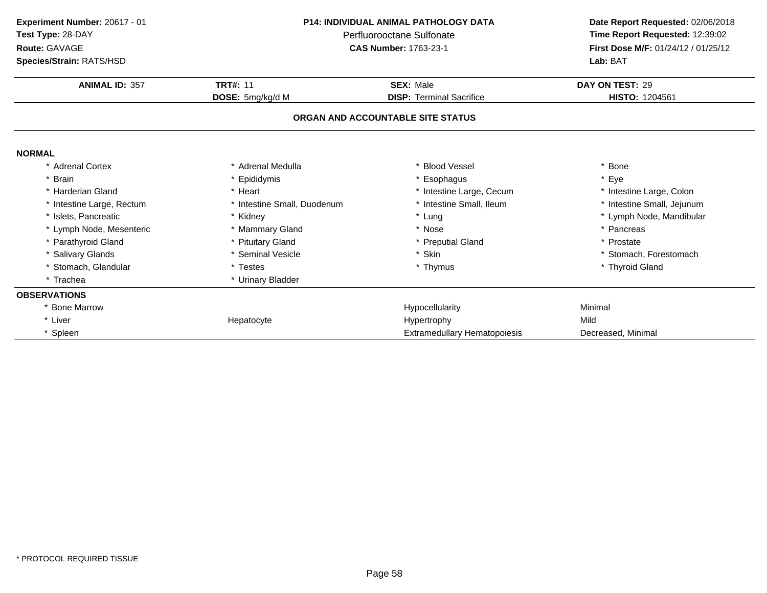**Experiment Number:** 20617 - 01
**Test Type:** 28-DAY
**Route:** GAVAGE
**Species/Strain:** RATS/HSD

**P14: INDIVIDUAL ANIMAL PATHOLOGY DATA**
Perfluorooctane Sulfonate
**CAS Number:** 1763-23-1

**Date Report Requested:** 02/06/2018
**Time Report Requested:** 12:39:02
**First Dose M/F:** 01/24/12 / 01/25/12
**Lab:** BAT

| **ANIMAL ID:** 357 | **TRT#:** 11 | **SEX:** Male | **DAY ON TEST:** 29 |
|---|---|---|---|
| | **DOSE:** 5mg/kg/d M | **DISP:** Terminal Sacrifice | **HISTO:** 1204561 |

## ORGAN AND ACCOUNTABLE SITE STATUS

**NORMAL**

| | | | |
|---|---|---|---|
| * Adrenal Cortex | * Adrenal Medulla | * Blood Vessel | * Bone |
| * Brain | * Epididymis | * Esophagus | * Eye |
| * Harderian Gland | * Heart | * Intestine Large, Cecum | * Intestine Large, Colon |
| * Intestine Large, Rectum | * Intestine Small, Duodenum | * Intestine Small, Ileum | * Intestine Small, Jejunum |
| * Islets, Pancreatic | * Kidney | * Lung | * Lymph Node, Mandibular |
| * Lymph Node, Mesenteric | * Mammary Gland | * Nose | * Pancreas |
| * Parathyroid Gland | * Pituitary Gland | * Preputial Gland | * Prostate |
| * Salivary Glands | * Seminal Vesicle | * Skin | * Stomach, Forestomach |
| * Stomach, Glandular | * Testes | * Thymus | * Thyroid Gland |
| * Trachea | * Urinary Bladder | | |

**OBSERVATIONS**

| | | | |
|---|---|---|---|
| * Bone Marrow | | Hypocellularity | Minimal |
| * Liver | Hepatocyte | Hypertrophy | Mild |
| * Spleen | | Extramedullary Hematopoiesis | Decreased, Minimal |

* PROTOCOL REQUIRED TISSUE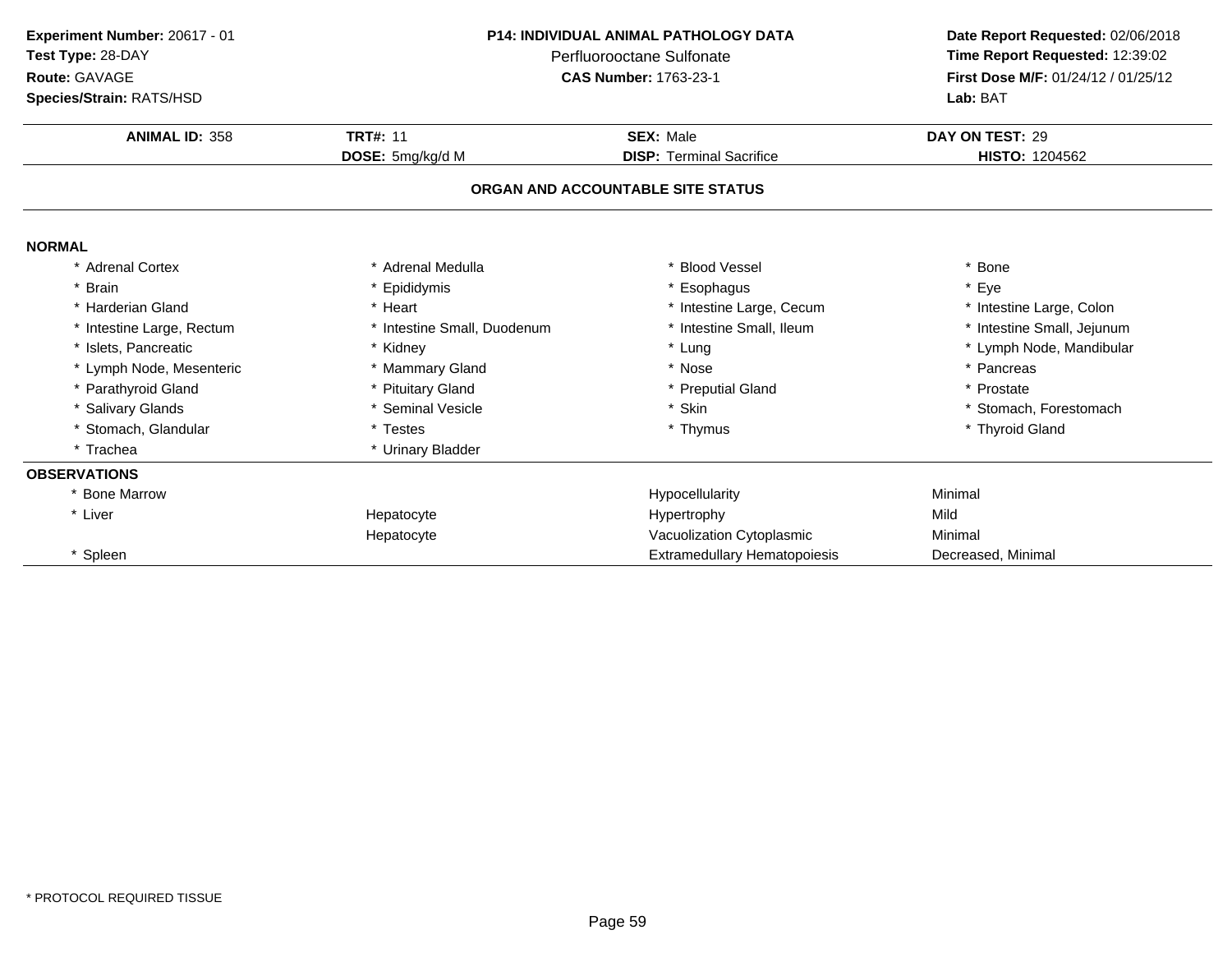**Experiment Number:** 20617 - 01
**Test Type:** 28-DAY
**Route:** GAVAGE
**Species/Strain:** RATS/HSD

**P14: INDIVIDUAL ANIMAL PATHOLOGY DATA**
Perfluorooctane Sulfonate
**CAS Number:** 1763-23-1

**Date Report Requested:** 02/06/2018
**Time Report Requested:** 12:39:02
**First Dose M/F:** 01/24/12 / 01/25/12
**Lab:** BAT

| **ANIMAL ID:** 358 | **TRT#:** 11 | **SEX:** Male | **DAY ON TEST:** 29 |
|---|---|---|---|
| | **DOSE:** 5mg/kg/d M | **DISP:** Terminal Sacrifice | **HISTO:** 1204562 |

## ORGAN AND ACCOUNTABLE SITE STATUS

**NORMAL**

| | | | |
|---|---|---|---|
| * Adrenal Cortex | * Adrenal Medulla | * Blood Vessel | * Bone |
| * Brain | * Epididymis | * Esophagus | * Eye |
| * Harderian Gland | * Heart | * Intestine Large, Cecum | * Intestine Large, Colon |
| * Intestine Large, Rectum | * Intestine Small, Duodenum | * Intestine Small, Ileum | * Intestine Small, Jejunum |
| * Islets, Pancreatic | * Kidney | * Lung | * Lymph Node, Mandibular |
| * Lymph Node, Mesenteric | * Mammary Gland | * Nose | * Pancreas |
| * Parathyroid Gland | * Pituitary Gland | * Preputial Gland | * Prostate |
| * Salivary Glands | * Seminal Vesicle | * Skin | * Stomach, Forestomach |
| * Stomach, Glandular | * Testes | * Thymus | * Thyroid Gland |
| * Trachea | * Urinary Bladder | | |

**OBSERVATIONS**

| | | | |
|---|---|---|---|
| * Bone Marrow | | Hypocellularity | Minimal |
| * Liver | Hepatocyte | Hypertrophy | Mild |
| | Hepatocyte | Vacuolization Cytoplasmic | Minimal |
| * Spleen | | Extramedullary Hematopoiesis | Decreased, Minimal |

* PROTOCOL REQUIRED TISSUE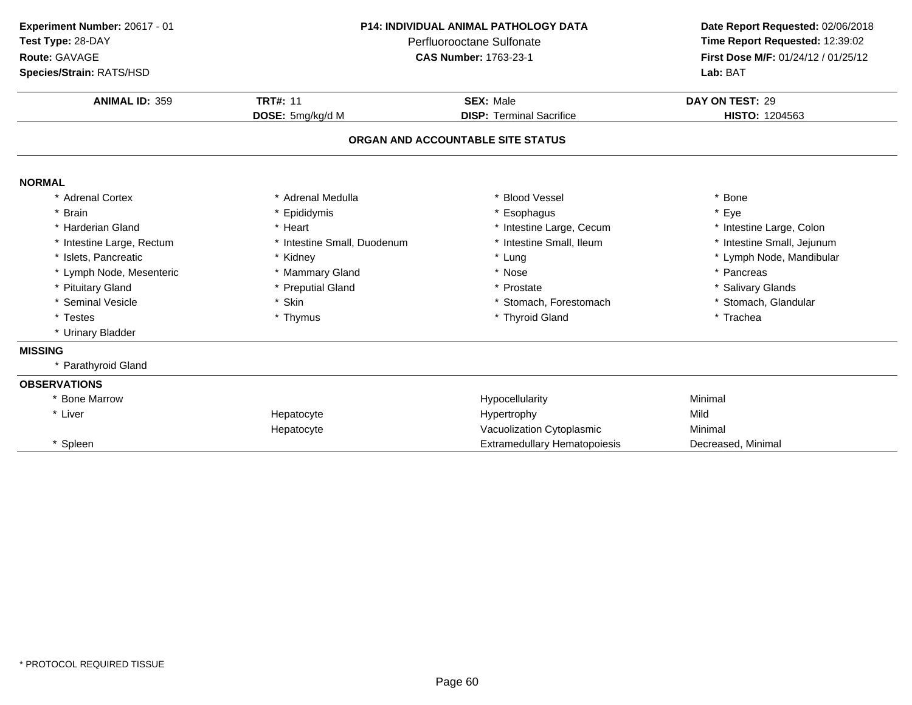**Experiment Number:** 20617 - 01
**Test Type:** 28-DAY
**Route:** GAVAGE
**Species/Strain:** RATS/HSD

**P14: INDIVIDUAL ANIMAL PATHOLOGY DATA**
Perfluorooctane Sulfonate
**CAS Number:** 1763-23-1

**Date Report Requested:** 02/06/2018
**Time Report Requested:** 12:39:02
**First Dose M/F:** 01/24/12 / 01/25/12
**Lab:** BAT

| **ANIMAL ID:** 359 | **TRT#:** 11 | **SEX:** Male | **DAY ON TEST:** 29 |
|---|---|---|---|
| | **DOSE:** 5mg/kg/d M | **DISP:** Terminal Sacrifice | **HISTO:** 1204563 |

## ORGAN AND ACCOUNTABLE SITE STATUS

**NORMAL**

| | | | |
|---|---|---|---|
| * Adrenal Cortex | * Adrenal Medulla | * Blood Vessel | * Bone |
| * Brain | * Epididymis | * Esophagus | * Eye |
| * Harderian Gland | * Heart | * Intestine Large, Cecum | * Intestine Large, Colon |
| * Intestine Large, Rectum | * Intestine Small, Duodenum | * Intestine Small, Ileum | * Intestine Small, Jejunum |
| * Islets, Pancreatic | * Kidney | * Lung | * Lymph Node, Mandibular |
| * Lymph Node, Mesenteric | * Mammary Gland | * Nose | * Pancreas |
| * Pituitary Gland | * Preputial Gland | * Prostate | * Salivary Glands |
| * Seminal Vesicle | * Skin | * Stomach, Forestomach | * Stomach, Glandular |
| * Testes | * Thymus | * Thyroid Gland | * Trachea |
| * Urinary Bladder | | | |

**MISSING**

* Parathyroid Gland

**OBSERVATIONS**

| | | | |
|---|---|---|---|
| * Bone Marrow | | Hypocellularity | Minimal |
| * Liver | Hepatocyte | Hypertrophy | Mild |
| | Hepatocyte | Vacuolization Cytoplasmic | Minimal |
| * Spleen | | Extramedullary Hematopoiesis | Decreased, Minimal |

* PROTOCOL REQUIRED TISSUE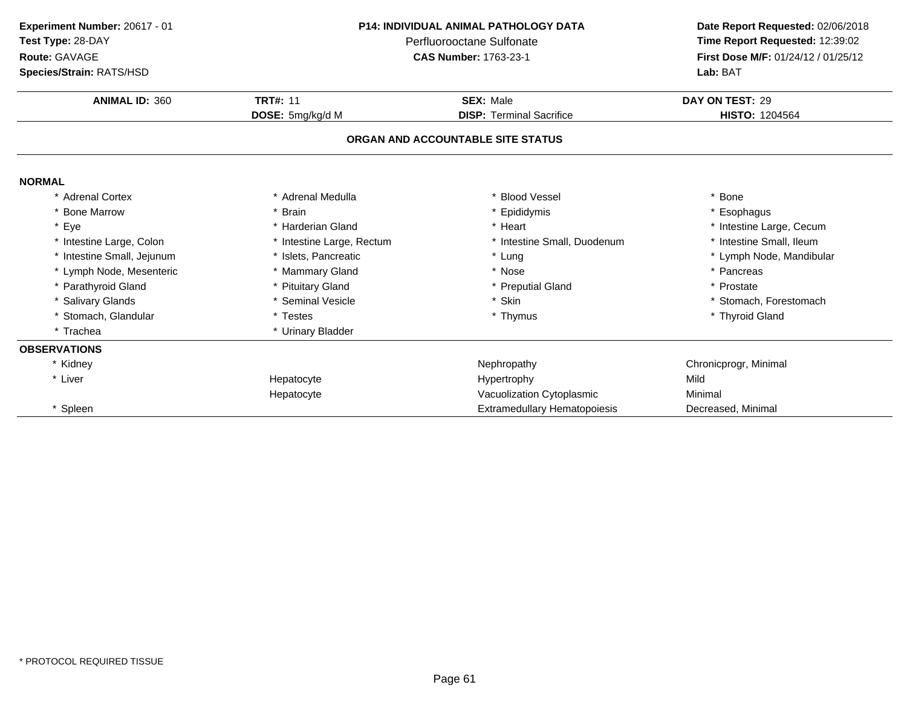**Experiment Number:** 20617 - 01
**Test Type:** 28-DAY
**Route:** GAVAGE
**Species/Strain:** RATS/HSD

**P14: INDIVIDUAL ANIMAL PATHOLOGY DATA**
Perfluorooctane Sulfonate
**CAS Number:** 1763-23-1

**Date Report Requested:** 02/06/2018
**Time Report Requested:** 12:39:02
**First Dose M/F:** 01/24/12 / 01/25/12
**Lab:** BAT

| **ANIMAL ID:** 360 | **TRT#:** 11 | **SEX:** Male | **DAY ON TEST:** 29 |
|---|---|---|---|
| | **DOSE:** 5mg/kg/d M | **DISP:** Terminal Sacrifice | **HISTO:** 1204564 |

**ORGAN AND ACCOUNTABLE SITE STATUS**

**NORMAL**

| | | | |
|---|---|---|---|
| * Adrenal Cortex | * Adrenal Medulla | * Blood Vessel | * Bone |
| * Bone Marrow | * Brain | * Epididymis | * Esophagus |
| * Eye | * Harderian Gland | * Heart | * Intestine Large, Cecum |
| * Intestine Large, Colon | * Intestine Large, Rectum | * Intestine Small, Duodenum | * Intestine Small, Ileum |
| * Intestine Small, Jejunum | * Islets, Pancreatic | * Lung | * Lymph Node, Mandibular |
| * Lymph Node, Mesenteric | * Mammary Gland | * Nose | * Pancreas |
| * Parathyroid Gland | * Pituitary Gland | * Preputial Gland | * Prostate |
| * Salivary Glands | * Seminal Vesicle | * Skin | * Stomach, Forestomach |
| * Stomach, Glandular | * Testes | * Thymus | * Thyroid Gland |
| * Trachea | * Urinary Bladder | | |

**OBSERVATIONS**

| | | | |
|---|---|---|---|
| * Kidney | | Nephropathy | Chronicprogr, Minimal |
| * Liver | Hepatocyte | Hypertrophy | Mild |
| | Hepatocyte | Vacuolization Cytoplasmic | Minimal |
| * Spleen | | Extramedullary Hematopoiesis | Decreased, Minimal |

* PROTOCOL REQUIRED TISSUE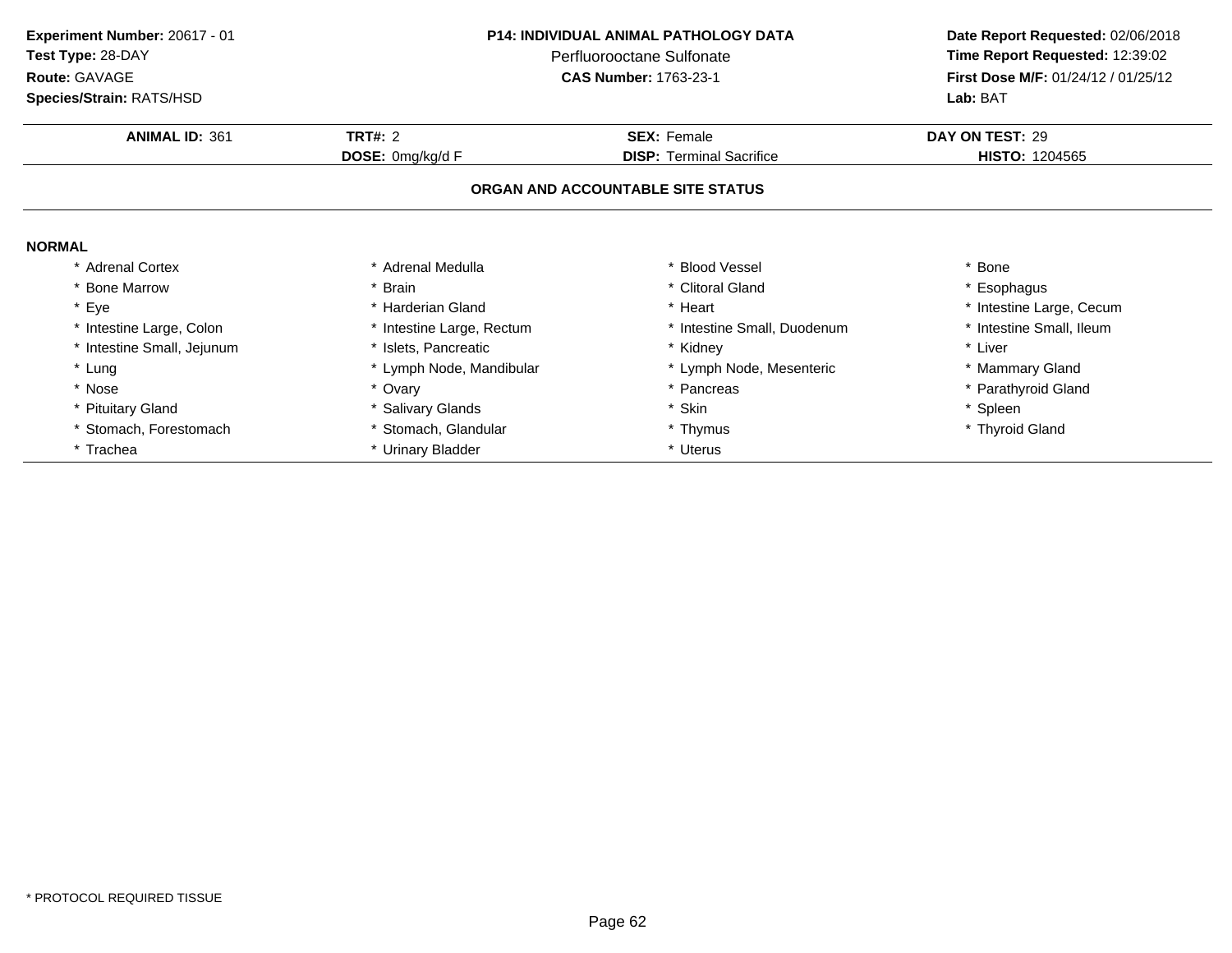**Experiment Number:** 20617 - 01
**Test Type:** 28-DAY
**Route:** GAVAGE
**Species/Strain:** RATS/HSD

**P14: INDIVIDUAL ANIMAL PATHOLOGY DATA**
Perfluorooctane Sulfonate
**CAS Number:** 1763-23-1

**Date Report Requested:** 02/06/2018
**Time Report Requested:** 12:39:02
**First Dose M/F:** 01/24/12 / 01/25/12
**Lab:** BAT

| **ANIMAL ID:** 361 | **TRT#:** 2 | **SEX:** Female | **DAY ON TEST:** 29 |
|---|---|---|---|
| | **DOSE:** 0mg/kg/d F | **DISP:** Terminal Sacrifice | **HISTO:** 1204565 |

**ORGAN AND ACCOUNTABLE SITE STATUS**

**NORMAL**

| | | | |
|---|---|---|---|
| * Adrenal Cortex | * Adrenal Medulla | * Blood Vessel | * Bone |
| * Bone Marrow | * Brain | * Clitoral Gland | * Esophagus |
| * Eye | * Harderian Gland | * Heart | * Intestine Large, Cecum |
| * Intestine Large, Colon | * Intestine Large, Rectum | * Intestine Small, Duodenum | * Intestine Small, Ileum |
| * Intestine Small, Jejunum | * Islets, Pancreatic | * Kidney | * Liver |
| * Lung | * Lymph Node, Mandibular | * Lymph Node, Mesenteric | * Mammary Gland |
| * Nose | * Ovary | * Pancreas | * Parathyroid Gland |
| * Pituitary Gland | * Salivary Glands | * Skin | * Spleen |
| * Stomach, Forestomach | * Stomach, Glandular | * Thymus | * Thyroid Gland |
| * Trachea | * Urinary Bladder | * Uterus | |

* PROTOCOL REQUIRED TISSUE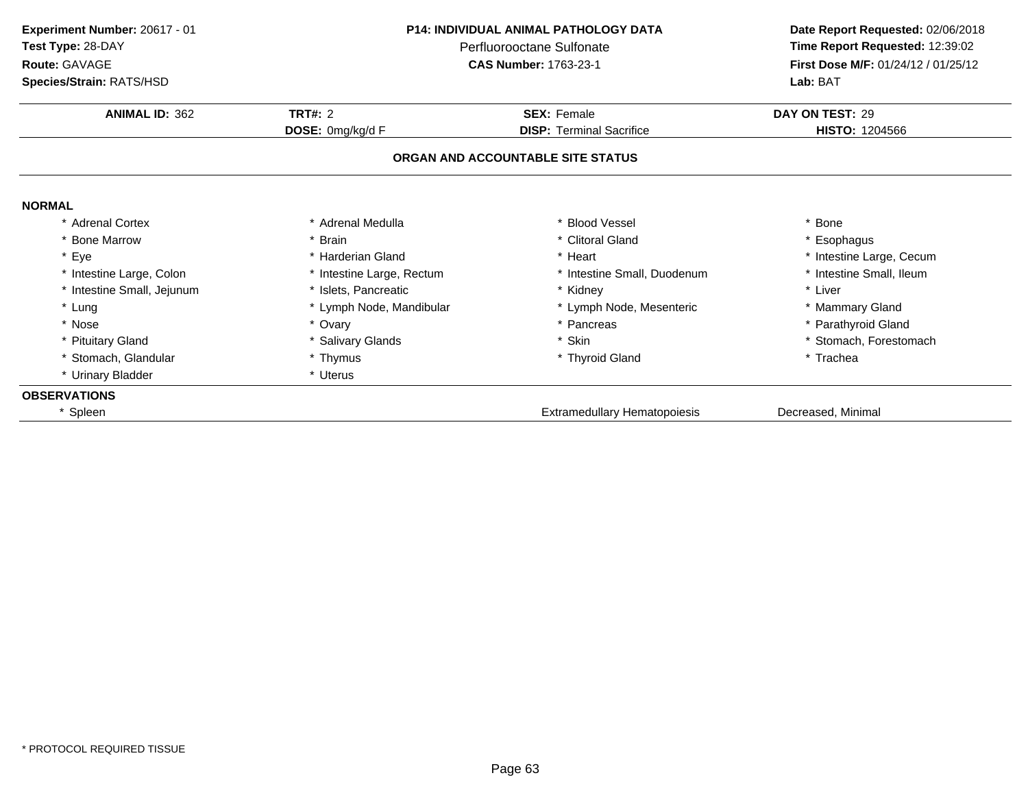**Experiment Number:** 20617 - 01
**Test Type:** 28-DAY
**Route:** GAVAGE
**Species/Strain:** RATS/HSD

**P14: INDIVIDUAL ANIMAL PATHOLOGY DATA**
Perfluorooctane Sulfonate
**CAS Number:** 1763-23-1

**Date Report Requested:** 02/06/2018
**Time Report Requested:** 12:39:02
**First Dose M/F:** 01/24/12 / 01/25/12
**Lab:** BAT

| **ANIMAL ID:** 362 | **TRT#:** 2 | **SEX:** Female | **DAY ON TEST:** 29 |
|---|---|---|---|
| | **DOSE:** 0mg/kg/d F | **DISP:** Terminal Sacrifice | **HISTO:** 1204566 |

### ORGAN AND ACCOUNTABLE SITE STATUS

**NORMAL**

| | | | |
|---|---|---|---|
| * Adrenal Cortex | * Adrenal Medulla | * Blood Vessel | * Bone |
| * Bone Marrow | * Brain | * Clitoral Gland | * Esophagus |
| * Eye | * Harderian Gland | * Heart | * Intestine Large, Cecum |
| * Intestine Large, Colon | * Intestine Large, Rectum | * Intestine Small, Duodenum | * Intestine Small, Ileum |
| * Intestine Small, Jejunum | * Islets, Pancreatic | * Kidney | * Liver |
| * Lung | * Lymph Node, Mandibular | * Lymph Node, Mesenteric | * Mammary Gland |
| * Nose | * Ovary | * Pancreas | * Parathyroid Gland |
| * Pituitary Gland | * Salivary Glands | * Skin | * Stomach, Forestomach |
| * Stomach, Glandular | * Thymus | * Thyroid Gland | * Trachea |
| * Urinary Bladder | * Uterus | | |

**OBSERVATIONS**

| | | |
|---|---|---|
| * Spleen | Extramedullary Hematopoiesis | Decreased, Minimal |

* PROTOCOL REQUIRED TISSUE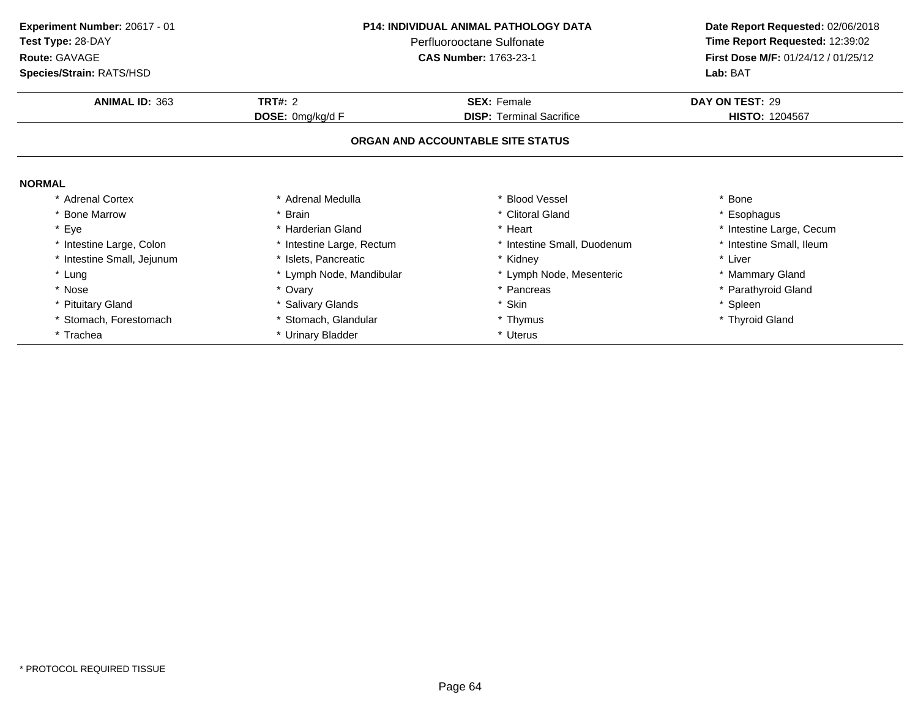**Experiment Number:** 20617 - 01
**Test Type:** 28-DAY
**Route:** GAVAGE
**Species/Strain:** RATS/HSD

**P14: INDIVIDUAL ANIMAL PATHOLOGY DATA**
Perfluorooctane Sulfonate
**CAS Number:** 1763-23-1

**Date Report Requested:** 02/06/2018
**Time Report Requested:** 12:39:02
**First Dose M/F:** 01/24/12 / 01/25/12
**Lab:** BAT

| **ANIMAL ID:** 363 | **TRT#:** 2 | **SEX:** Female | **DAY ON TEST:** 29 |
|---|---|---|---|
| | **DOSE:** 0mg/kg/d F | **DISP:** Terminal Sacrifice | **HISTO:** 1204567 |

## ORGAN AND ACCOUNTABLE SITE STATUS

**NORMAL**

| | | | |
|---|---|---|---|
| * Adrenal Cortex | * Adrenal Medulla | * Blood Vessel | * Bone |
| * Bone Marrow | * Brain | * Clitoral Gland | * Esophagus |
| * Eye | * Harderian Gland | * Heart | * Intestine Large, Cecum |
| * Intestine Large, Colon | * Intestine Large, Rectum | * Intestine Small, Duodenum | * Intestine Small, Ileum |
| * Intestine Small, Jejunum | * Islets, Pancreatic | * Kidney | * Liver |
| * Lung | * Lymph Node, Mandibular | * Lymph Node, Mesenteric | * Mammary Gland |
| * Nose | * Ovary | * Pancreas | * Parathyroid Gland |
| * Pituitary Gland | * Salivary Glands | * Skin | * Spleen |
| * Stomach, Forestomach | * Stomach, Glandular | * Thymus | * Thyroid Gland |
| * Trachea | * Urinary Bladder | * Uterus | |

* PROTOCOL REQUIRED TISSUE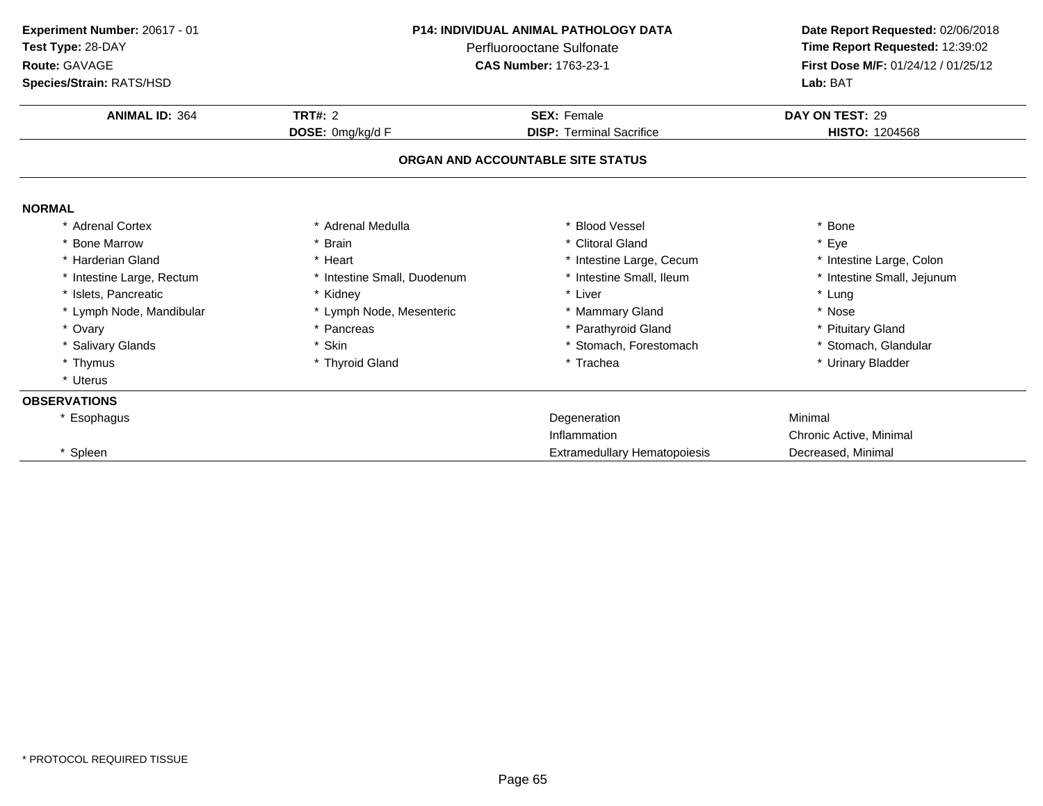**Experiment Number:** 20617 - 01
**Test Type:** 28-DAY
**Route:** GAVAGE
**Species/Strain:** RATS/HSD

**P14: INDIVIDUAL ANIMAL PATHOLOGY DATA**
Perfluorooctane Sulfonate
**CAS Number:** 1763-23-1

**Date Report Requested:** 02/06/2018
**Time Report Requested:** 12:39:02
**First Dose M/F:** 01/24/12 / 01/25/12
**Lab:** BAT

| **ANIMAL ID:** 364 | **TRT#:** 2 | **SEX:** Female | **DAY ON TEST:** 29 |
|---|---|---|---|
| | **DOSE:** 0mg/kg/d F | **DISP:** Terminal Sacrifice | **HISTO:** 1204568 |

## ORGAN AND ACCOUNTABLE SITE STATUS

**NORMAL**

| | | | |
|---|---|---|---|
| * Adrenal Cortex | * Adrenal Medulla | * Blood Vessel | * Bone |
| * Bone Marrow | * Brain | * Clitoral Gland | * Eye |
| * Harderian Gland | * Heart | * Intestine Large, Cecum | * Intestine Large, Colon |
| * Intestine Large, Rectum | * Intestine Small, Duodenum | * Intestine Small, Ileum | * Intestine Small, Jejunum |
| * Islets, Pancreatic | * Kidney | * Liver | * Lung |
| * Lymph Node, Mandibular | * Lymph Node, Mesenteric | * Mammary Gland | * Nose |
| * Ovary | * Pancreas | * Parathyroid Gland | * Pituitary Gland |
| * Salivary Glands | * Skin | * Stomach, Forestomach | * Stomach, Glandular |
| * Thymus | * Thyroid Gland | * Trachea | * Urinary Bladder |
| * Uterus | | | |

**OBSERVATIONS**

| | | |
|---|---|---|
| * Esophagus | Degeneration | Minimal |
| | Inflammation | Chronic Active, Minimal |
| * Spleen | Extramedullary Hematopoiesis | Decreased, Minimal |

\* PROTOCOL REQUIRED TISSUE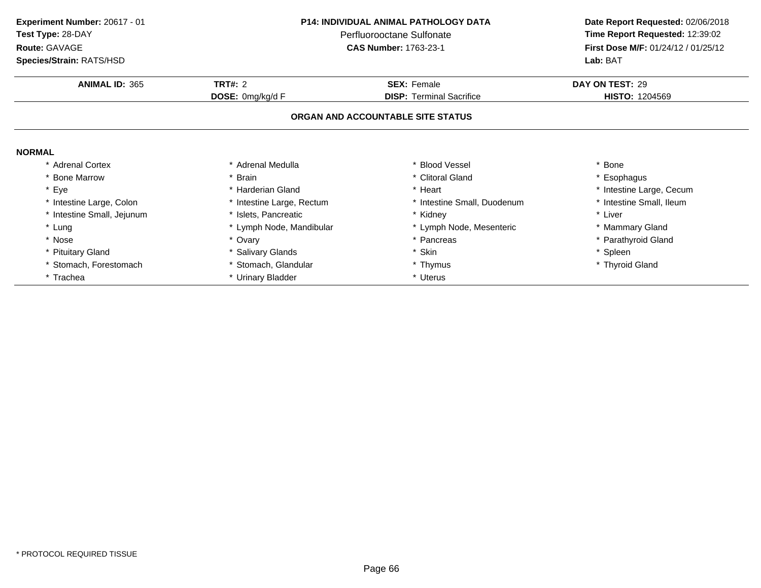**Experiment Number:** 20617 - 01
**Test Type:** 28-DAY
**Route:** GAVAGE
**Species/Strain:** RATS/HSD

**P14: INDIVIDUAL ANIMAL PATHOLOGY DATA**
Perfluorooctane Sulfonate
**CAS Number:** 1763-23-1

**Date Report Requested:** 02/06/2018
**Time Report Requested:** 12:39:02
**First Dose M/F:** 01/24/12 / 01/25/12
**Lab:** BAT

| **ANIMAL ID:** 365 | **TRT#:** 2 | **SEX:** Female | **DAY ON TEST:** 29 |
|---|---|---|---|
| | **DOSE:** 0mg/kg/d F | **DISP:** Terminal Sacrifice | **HISTO:** 1204569 |

## ORGAN AND ACCOUNTABLE SITE STATUS

**NORMAL**

| | | | |
|---|---|---|---|
| * Adrenal Cortex | * Adrenal Medulla | * Blood Vessel | * Bone |
| * Bone Marrow | * Brain | * Clitoral Gland | * Esophagus |
| * Eye | * Harderian Gland | * Heart | * Intestine Large, Cecum |
| * Intestine Large, Colon | * Intestine Large, Rectum | * Intestine Small, Duodenum | * Intestine Small, Ileum |
| * Intestine Small, Jejunum | * Islets, Pancreatic | * Kidney | * Liver |
| * Lung | * Lymph Node, Mandibular | * Lymph Node, Mesenteric | * Mammary Gland |
| * Nose | * Ovary | * Pancreas | * Parathyroid Gland |
| * Pituitary Gland | * Salivary Glands | * Skin | * Spleen |
| * Stomach, Forestomach | * Stomach, Glandular | * Thymus | * Thyroid Gland |
| * Trachea | * Urinary Bladder | * Uterus | |

* PROTOCOL REQUIRED TISSUE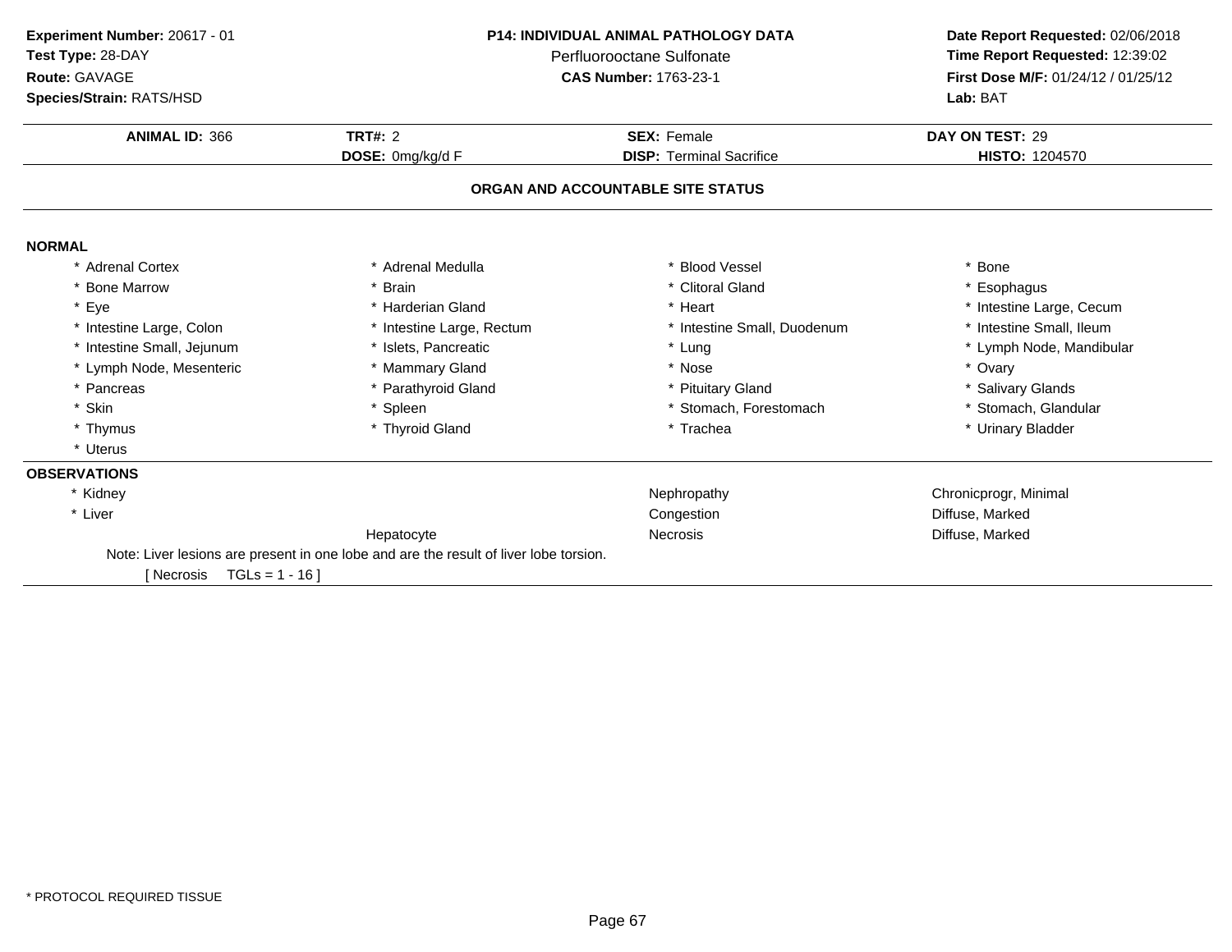**Experiment Number:** 20617 - 01
**Test Type:** 28-DAY
**Route:** GAVAGE
**Species/Strain:** RATS/HSD

**P14: INDIVIDUAL ANIMAL PATHOLOGY DATA**
Perfluorooctane Sulfonate
**CAS Number:** 1763-23-1

**Date Report Requested:** 02/06/2018
**Time Report Requested:** 12:39:02
**First Dose M/F:** 01/24/12 / 01/25/12
**Lab:** BAT

| **ANIMAL ID:** 366 | **TRT#:** 2 | **SEX:** Female | **DAY ON TEST:** 29 |
|---|---|---|---|
| | **DOSE:** 0mg/kg/d F | **DISP:** Terminal Sacrifice | **HISTO:** 1204570 |

**ORGAN AND ACCOUNTABLE SITE STATUS**

**NORMAL**

| | | | |
|---|---|---|---|
| * Adrenal Cortex | * Adrenal Medulla | * Blood Vessel | * Bone |
| * Bone Marrow | * Brain | * Clitoral Gland | * Esophagus |
| * Eye | * Harderian Gland | * Heart | * Intestine Large, Cecum |
| * Intestine Large, Colon | * Intestine Large, Rectum | * Intestine Small, Duodenum | * Intestine Small, Ileum |
| * Intestine Small, Jejunum | * Islets, Pancreatic | * Lung | * Lymph Node, Mandibular |
| * Lymph Node, Mesenteric | * Mammary Gland | * Nose | * Ovary |
| * Pancreas | * Parathyroid Gland | * Pituitary Gland | * Salivary Glands |
| * Skin | * Spleen | * Stomach, Forestomach | * Stomach, Glandular |
| * Thymus | * Thyroid Gland | * Trachea | * Urinary Bladder |
| * Uterus | | | |

**OBSERVATIONS**

| | | | |
|---|---|---|---|
| * Kidney | | Nephropathy | Chronicprogr, Minimal |
| * Liver | | Congestion | Diffuse, Marked |
| | Hepatocyte | Necrosis | Diffuse, Marked |

Note: Liver lesions are present in one lobe and are the result of liver lobe torsion.

[ Necrosis TGLs = 1 - 16 ]

* PROTOCOL REQUIRED TISSUE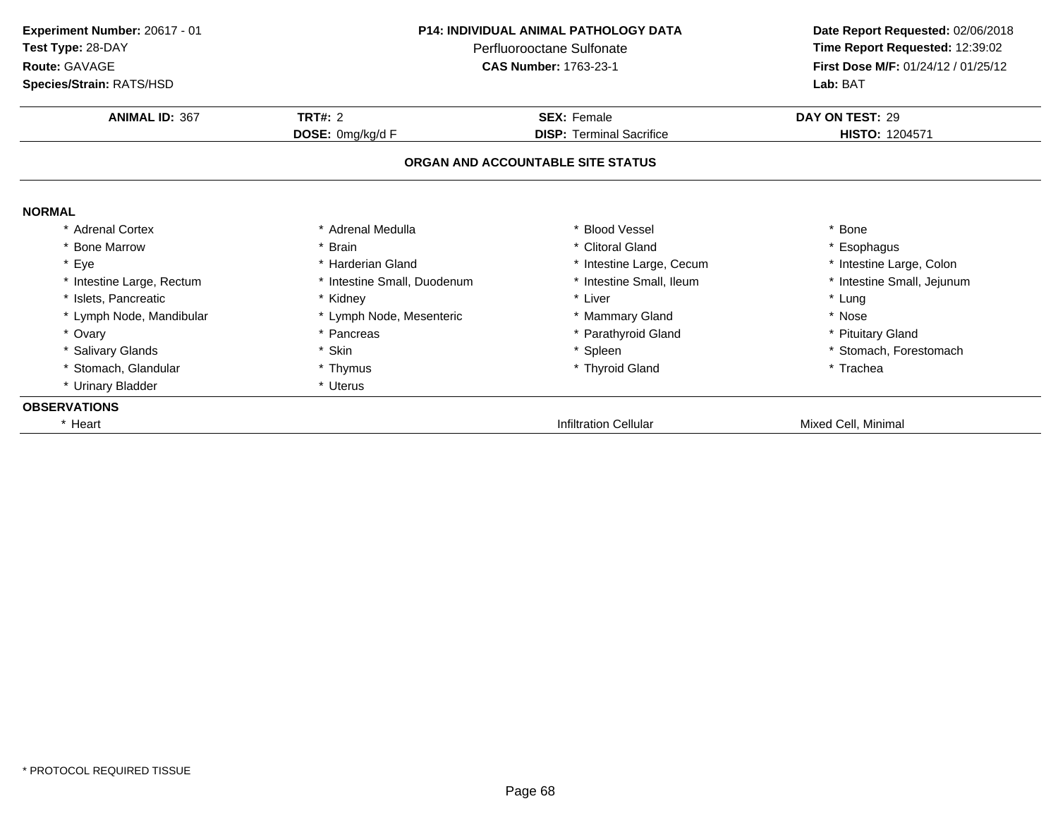**Experiment Number:** 20617 - 01
**Test Type:** 28-DAY
**Route:** GAVAGE
**Species/Strain:** RATS/HSD

**P14: INDIVIDUAL ANIMAL PATHOLOGY DATA**
Perfluorooctane Sulfonate
**CAS Number:** 1763-23-1

**Date Report Requested:** 02/06/2018
**Time Report Requested:** 12:39:02
**First Dose M/F:** 01/24/12 / 01/25/12
**Lab:** BAT

| **ANIMAL ID:** 367 | **TRT#:** 2 | **SEX:** Female | **DAY ON TEST:** 29 |
|---|---|---|---|
| | **DOSE:** 0mg/kg/d F | **DISP:** Terminal Sacrifice | **HISTO:** 1204571 |

## ORGAN AND ACCOUNTABLE SITE STATUS

**NORMAL**

| | | | |
|---|---|---|---|
| * Adrenal Cortex | * Adrenal Medulla | * Blood Vessel | * Bone |
| * Bone Marrow | * Brain | * Clitoral Gland | * Esophagus |
| * Eye | * Harderian Gland | * Intestine Large, Cecum | * Intestine Large, Colon |
| * Intestine Large, Rectum | * Intestine Small, Duodenum | * Intestine Small, Ileum | * Intestine Small, Jejunum |
| * Islets, Pancreatic | * Kidney | * Liver | * Lung |
| * Lymph Node, Mandibular | * Lymph Node, Mesenteric | * Mammary Gland | * Nose |
| * Ovary | * Pancreas | * Parathyroid Gland | * Pituitary Gland |
| * Salivary Glands | * Skin | * Spleen | * Stomach, Forestomach |
| * Stomach, Glandular | * Thymus | * Thyroid Gland | * Trachea |
| * Urinary Bladder | * Uterus | | |

**OBSERVATIONS**

| | | | |
|---|---|---|---|
| * Heart | | Infiltration Cellular | Mixed Cell, Minimal |

* PROTOCOL REQUIRED TISSUE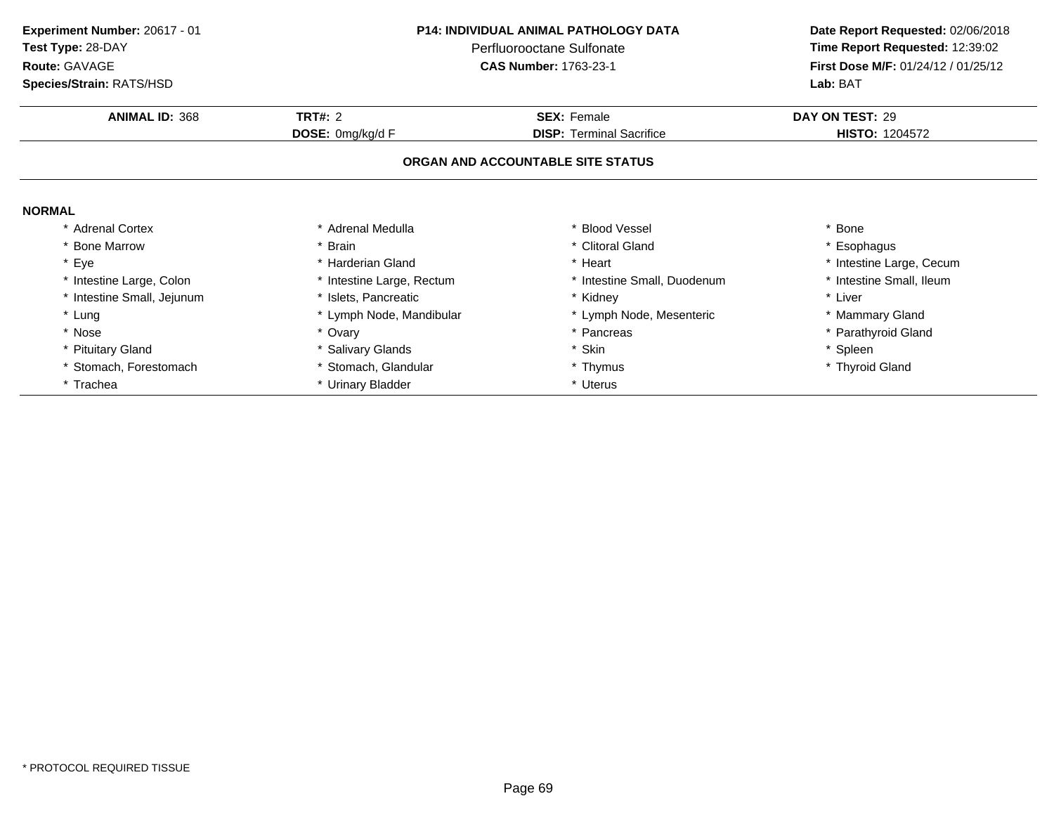**Experiment Number:** 20617 - 01
**Test Type:** 28-DAY
**Route:** GAVAGE
**Species/Strain:** RATS/HSD

**P14: INDIVIDUAL ANIMAL PATHOLOGY DATA**
Perfluorooctane Sulfonate
**CAS Number:** 1763-23-1

**Date Report Requested:** 02/06/2018
**Time Report Requested:** 12:39:02
**First Dose M/F:** 01/24/12 / 01/25/12
**Lab:** BAT

| **ANIMAL ID:** 368 | **TRT#:** 2 | **SEX:** Female | **DAY ON TEST:** 29 |
|---|---|---|---|
| | **DOSE:** 0mg/kg/d F | **DISP:** Terminal Sacrifice | **HISTO:** 1204572 |

**ORGAN AND ACCOUNTABLE SITE STATUS**

**NORMAL**

| | | | |
|---|---|---|---|
| * Adrenal Cortex | * Adrenal Medulla | * Blood Vessel | * Bone |
| * Bone Marrow | * Brain | * Clitoral Gland | * Esophagus |
| * Eye | * Harderian Gland | * Heart | * Intestine Large, Cecum |
| * Intestine Large, Colon | * Intestine Large, Rectum | * Intestine Small, Duodenum | * Intestine Small, Ileum |
| * Intestine Small, Jejunum | * Islets, Pancreatic | * Kidney | * Liver |
| * Lung | * Lymph Node, Mandibular | * Lymph Node, Mesenteric | * Mammary Gland |
| * Nose | * Ovary | * Pancreas | * Parathyroid Gland |
| * Pituitary Gland | * Salivary Glands | * Skin | * Spleen |
| * Stomach, Forestomach | * Stomach, Glandular | * Thymus | * Thyroid Gland |
| * Trachea | * Urinary Bladder | * Uterus | |

* PROTOCOL REQUIRED TISSUE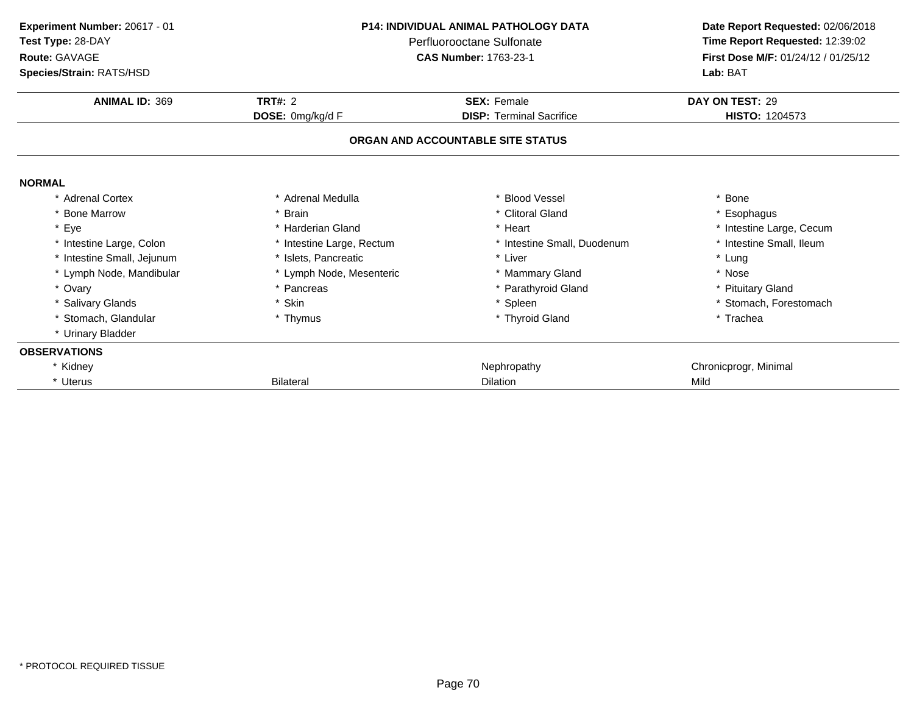**Experiment Number:** 20617 - 01
**Test Type:** 28-DAY
**Route:** GAVAGE
**Species/Strain:** RATS/HSD

**P14: INDIVIDUAL ANIMAL PATHOLOGY DATA**
Perfluorooctane Sulfonate
**CAS Number:** 1763-23-1

**Date Report Requested:** 02/06/2018
**Time Report Requested:** 12:39:02
**First Dose M/F:** 01/24/12 / 01/25/12
**Lab:** BAT

| **ANIMAL ID:** 369 | **TRT#:** 2 | **SEX:** Female | **DAY ON TEST:** 29 |
|---|---|---|---|
| | **DOSE:** 0mg/kg/d F | **DISP:** Terminal Sacrifice | **HISTO:** 1204573 |

**ORGAN AND ACCOUNTABLE SITE STATUS**

**NORMAL**

| | | | |
|---|---|---|---|
| * Adrenal Cortex | * Adrenal Medulla | * Blood Vessel | * Bone |
| * Bone Marrow | * Brain | * Clitoral Gland | * Esophagus |
| * Eye | * Harderian Gland | * Heart | * Intestine Large, Cecum |
| * Intestine Large, Colon | * Intestine Large, Rectum | * Intestine Small, Duodenum | * Intestine Small, Ileum |
| * Intestine Small, Jejunum | * Islets, Pancreatic | * Liver | * Lung |
| * Lymph Node, Mandibular | * Lymph Node, Mesenteric | * Mammary Gland | * Nose |
| * Ovary | * Pancreas | * Parathyroid Gland | * Pituitary Gland |
| * Salivary Glands | * Skin | * Spleen | * Stomach, Forestomach |
| * Stomach, Glandular | * Thymus | * Thyroid Gland | * Trachea |
| * Urinary Bladder | | | |

**OBSERVATIONS**

| | | | |
|---|---|---|---|
| * Kidney | | Nephropathy | Chronicprogr, Minimal |
| * Uterus | Bilateral | Dilation | Mild |

\* PROTOCOL REQUIRED TISSUE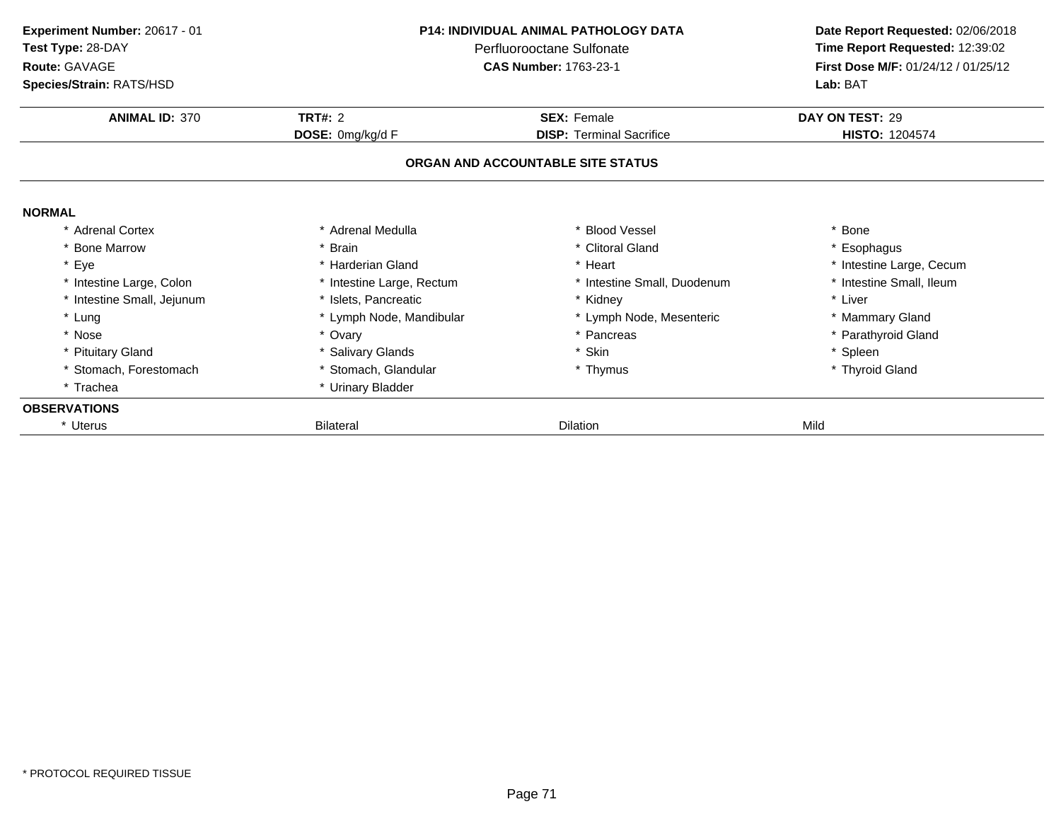**Experiment Number:** 20617 - 01
**Test Type:** 28-DAY
**Route:** GAVAGE
**Species/Strain:** RATS/HSD

**P14: INDIVIDUAL ANIMAL PATHOLOGY DATA**
Perfluorooctane Sulfonate
**CAS Number:** 1763-23-1

**Date Report Requested:** 02/06/2018
**Time Report Requested:** 12:39:02
**First Dose M/F:** 01/24/12 / 01/25/12
**Lab:** BAT

| **ANIMAL ID:** 370 | **TRT#:** 2 | **SEX:** Female | **DAY ON TEST:** 29 |
|---|---|---|---|
| | **DOSE:** 0mg/kg/d F | **DISP:** Terminal Sacrifice | **HISTO:** 1204574 |

**ORGAN AND ACCOUNTABLE SITE STATUS**

**NORMAL**

| | | | |
|---|---|---|---|
| * Adrenal Cortex | * Adrenal Medulla | * Blood Vessel | * Bone |
| * Bone Marrow | * Brain | * Clitoral Gland | * Esophagus |
| * Eye | * Harderian Gland | * Heart | * Intestine Large, Cecum |
| * Intestine Large, Colon | * Intestine Large, Rectum | * Intestine Small, Duodenum | * Intestine Small, Ileum |
| * Intestine Small, Jejunum | * Islets, Pancreatic | * Kidney | * Liver |
| * Lung | * Lymph Node, Mandibular | * Lymph Node, Mesenteric | * Mammary Gland |
| * Nose | * Ovary | * Pancreas | * Parathyroid Gland |
| * Pituitary Gland | * Salivary Glands | * Skin | * Spleen |
| * Stomach, Forestomach | * Stomach, Glandular | * Thymus | * Thyroid Gland |
| * Trachea | * Urinary Bladder | | |

**OBSERVATIONS**

| | | | |
|---|---|---|---|
| * Uterus | Bilateral | Dilation | Mild |

* PROTOCOL REQUIRED TISSUE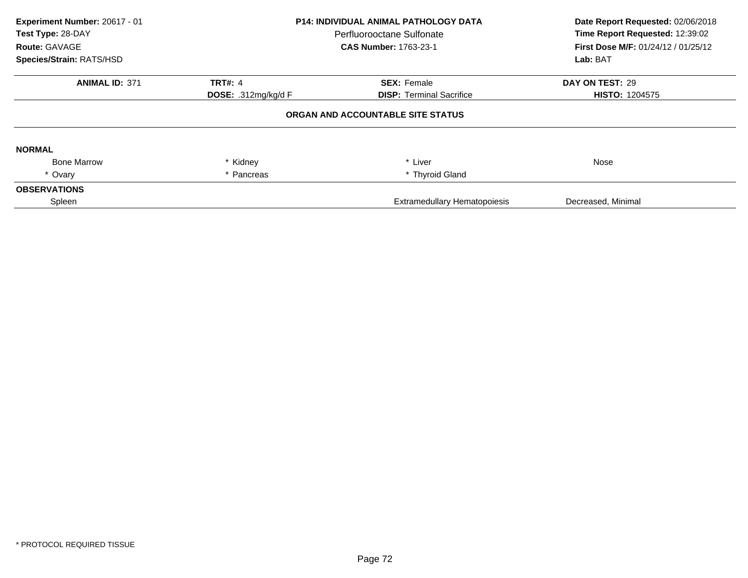**Experiment Number:** 20617 - 01
**Test Type:** 28-DAY
**Route:** GAVAGE
**Species/Strain:** RATS/HSD

**P14: INDIVIDUAL ANIMAL PATHOLOGY DATA**
Perfluorooctane Sulfonate
**CAS Number:** 1763-23-1

**Date Report Requested:** 02/06/2018
**Time Report Requested:** 12:39:02
**First Dose M/F:** 01/24/12 / 01/25/12
**Lab:** BAT

| **ANIMAL ID:** 371 | **TRT#:** 4 | **SEX:** Female | **DAY ON TEST:** 29 |
|---|---|---|---|
| | **DOSE:** .312mg/kg/d F | **DISP:** Terminal Sacrifice | **HISTO:** 1204575 |

**ORGAN AND ACCOUNTABLE SITE STATUS**

**NORMAL**

| | | | |
|---|---|---|---|
| Bone Marrow | * Kidney | * Liver | Nose |
| * Ovary | * Pancreas | * Thyroid Gland | |

**OBSERVATIONS**

| | | |
|---|---|---|
| Spleen | Extramedullary Hematopoiesis | Decreased, Minimal |

* PROTOCOL REQUIRED TISSUE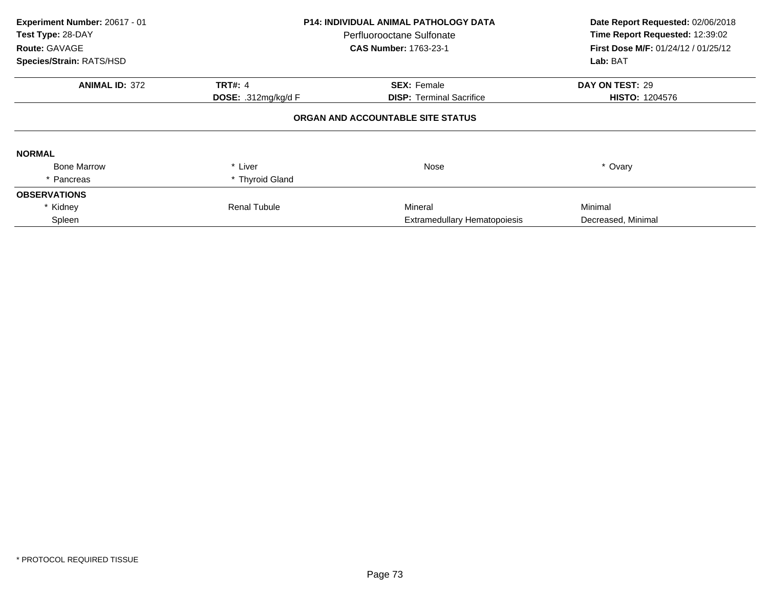**Experiment Number:** 20617 - 01
**Test Type:** 28-DAY
**Route:** GAVAGE
**Species/Strain:** RATS/HSD

**P14: INDIVIDUAL ANIMAL PATHOLOGY DATA**
Perfluorooctane Sulfonate
**CAS Number:** 1763-23-1

**Date Report Requested:** 02/06/2018
**Time Report Requested:** 12:39:02
**First Dose M/F:** 01/24/12 / 01/25/12
**Lab:** BAT

| **ANIMAL ID:** 372 | **TRT#:** 4 | **SEX:** Female | **DAY ON TEST:** 29 |
|---|---|---|---|
| | **DOSE:** .312mg/kg/d F | **DISP:** Terminal Sacrifice | **HISTO:** 1204576 |

**ORGAN AND ACCOUNTABLE SITE STATUS**

**NORMAL**

| | | | |
|---|---|---|---|
| Bone Marrow | * Liver | Nose | * Ovary |
| * Pancreas | * Thyroid Gland | | |

**OBSERVATIONS**

| | | | |
|---|---|---|---|
| * Kidney | Renal Tubule | Mineral | Minimal |
| Spleen | | Extramedullary Hematopoiesis | Decreased, Minimal |

* PROTOCOL REQUIRED TISSUE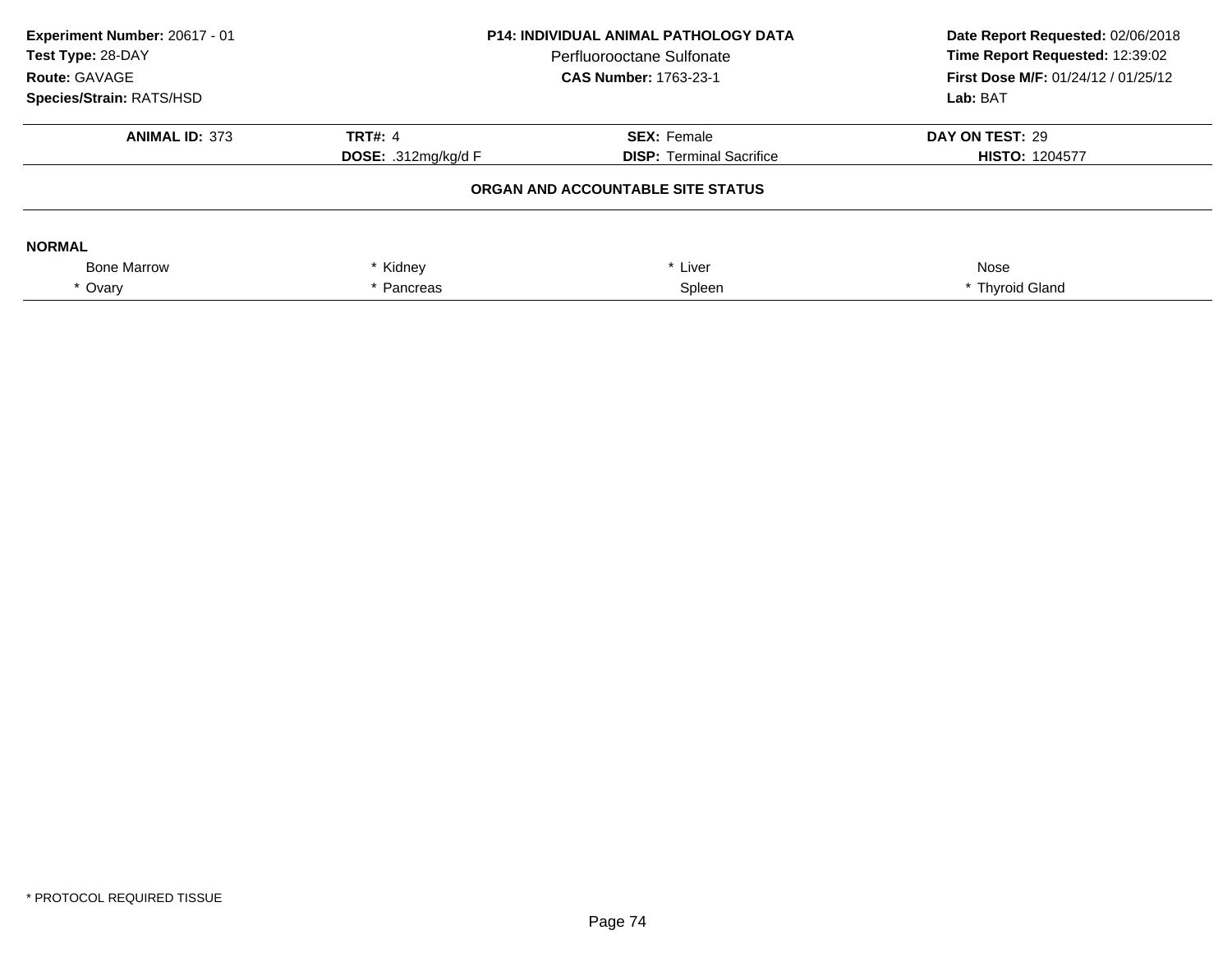**Experiment Number:** 20617 - 01
**Test Type:** 28-DAY
**Route:** GAVAGE
**Species/Strain:** RATS/HSD

**P14: INDIVIDUAL ANIMAL PATHOLOGY DATA**
Perfluorooctane Sulfonate
**CAS Number:** 1763-23-1

**Date Report Requested:** 02/06/2018
**Time Report Requested:** 12:39:02
**First Dose M/F:** 01/24/12 / 01/25/12
**Lab:** BAT

| **ANIMAL ID:** 373 | **TRT#:** 4 | **SEX:** Female | **DAY ON TEST:** 29 |
|---|---|---|---|
| | **DOSE:** .312mg/kg/d F | **DISP:** Terminal Sacrifice | **HISTO:** 1204577 |

## ORGAN AND ACCOUNTABLE SITE STATUS

**NORMAL**

| | | | |
|---|---|---|---|
| Bone Marrow | * Kidney | * Liver | Nose |
| * Ovary | * Pancreas | Spleen | * Thyroid Gland |

* PROTOCOL REQUIRED TISSUE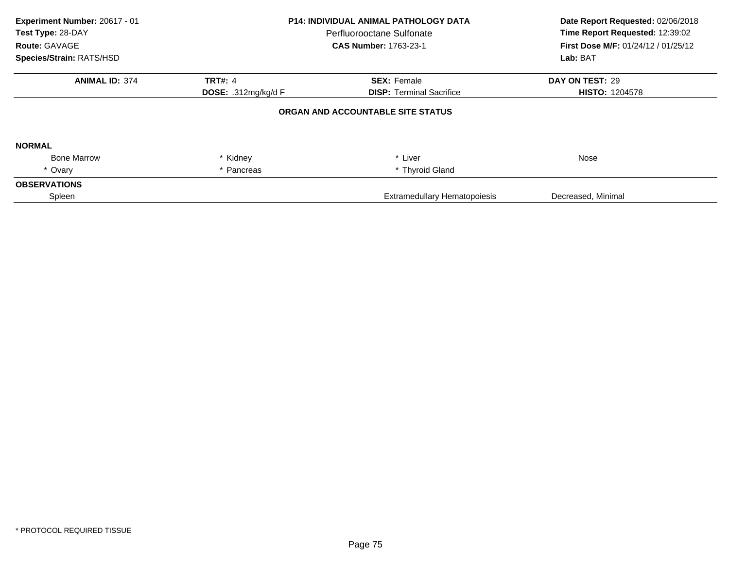**Experiment Number:** 20617 - 01
**Test Type:** 28-DAY
**Route:** GAVAGE
**Species/Strain:** RATS/HSD

**P14: INDIVIDUAL ANIMAL PATHOLOGY DATA**
Perfluorooctane Sulfonate
**CAS Number:** 1763-23-1

**Date Report Requested:** 02/06/2018
**Time Report Requested:** 12:39:02
**First Dose M/F:** 01/24/12 / 01/25/12
**Lab:** BAT

| **ANIMAL ID:** 374 | **TRT#:** 4 | **SEX:** Female | **DAY ON TEST:** 29 |
|---|---|---|---|
| | **DOSE:** .312mg/kg/d F | **DISP:** Terminal Sacrifice | **HISTO:** 1204578 |

**ORGAN AND ACCOUNTABLE SITE STATUS**

**NORMAL**

| | | | |
|---|---|---|---|
| Bone Marrow | * Kidney | * Liver | Nose |
| * Ovary | * Pancreas | * Thyroid Gland | |

**OBSERVATIONS**

| | | |
|---|---|---|
| Spleen | Extramedullary Hematopoiesis | Decreased, Minimal |

\* PROTOCOL REQUIRED TISSUE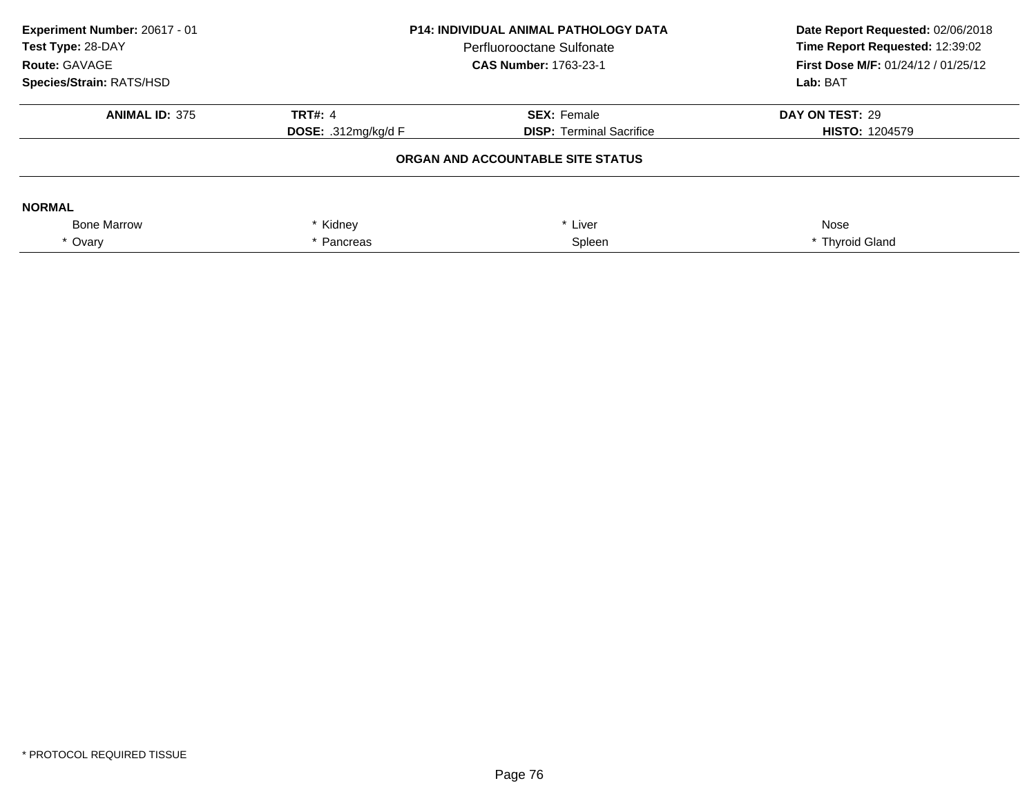**Experiment Number:** 20617 - 01
**Test Type:** 28-DAY
**Route:** GAVAGE
**Species/Strain:** RATS/HSD

**P14: INDIVIDUAL ANIMAL PATHOLOGY DATA**
Perfluorooctane Sulfonate
**CAS Number:** 1763-23-1

**Date Report Requested:** 02/06/2018
**Time Report Requested:** 12:39:02
**First Dose M/F:** 01/24/12 / 01/25/12
**Lab:** BAT

| **ANIMAL ID:** 375 | **TRT#:** 4 | **SEX:** Female | **DAY ON TEST:** 29 |
|---|---|---|---|
| | **DOSE:** .312mg/kg/d F | **DISP:** Terminal Sacrifice | **HISTO:** 1204579 |

**ORGAN AND ACCOUNTABLE SITE STATUS**

**NORMAL**

| | | | |
|---|---|---|---|
| Bone Marrow | * Kidney | * Liver | Nose |
| * Ovary | * Pancreas | Spleen | * Thyroid Gland |

* PROTOCOL REQUIRED TISSUE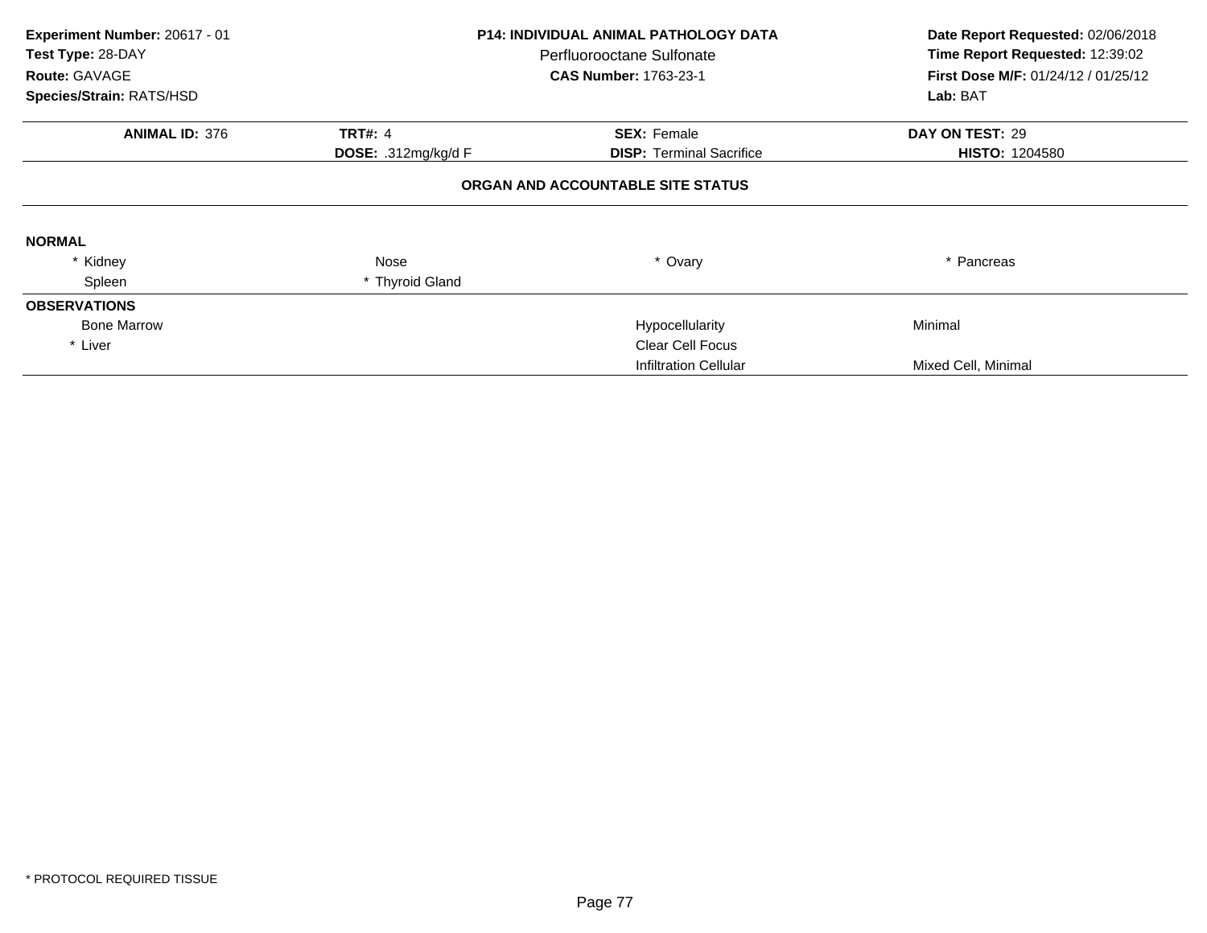**Experiment Number:** 20617 - 01
**Test Type:** 28-DAY
**Route:** GAVAGE
**Species/Strain:** RATS/HSD

**P14: INDIVIDUAL ANIMAL PATHOLOGY DATA**
Perfluorooctane Sulfonate
**CAS Number:** 1763-23-1

**Date Report Requested:** 02/06/2018
**Time Report Requested:** 12:39:02
**First Dose M/F:** 01/24/12 / 01/25/12
**Lab:** BAT

| **ANIMAL ID:** 376 | **TRT#:** 4 | **SEX:** Female | **DAY ON TEST:** 29 |
|---|---|---|---|
| | **DOSE:** .312mg/kg/d F | **DISP:** Terminal Sacrifice | **HISTO:** 1204580 |

**ORGAN AND ACCOUNTABLE SITE STATUS**

**NORMAL**

| | | | |
|---|---|---|---|
| * Kidney | Nose | * Ovary | * Pancreas |
| Spleen | * Thyroid Gland | | |

**OBSERVATIONS**

| | | |
|---|---|---|
| Bone Marrow | Hypocellularity | Minimal |
| * Liver | Clear Cell Focus | |
| | Infiltration Cellular | Mixed Cell, Minimal |

* PROTOCOL REQUIRED TISSUE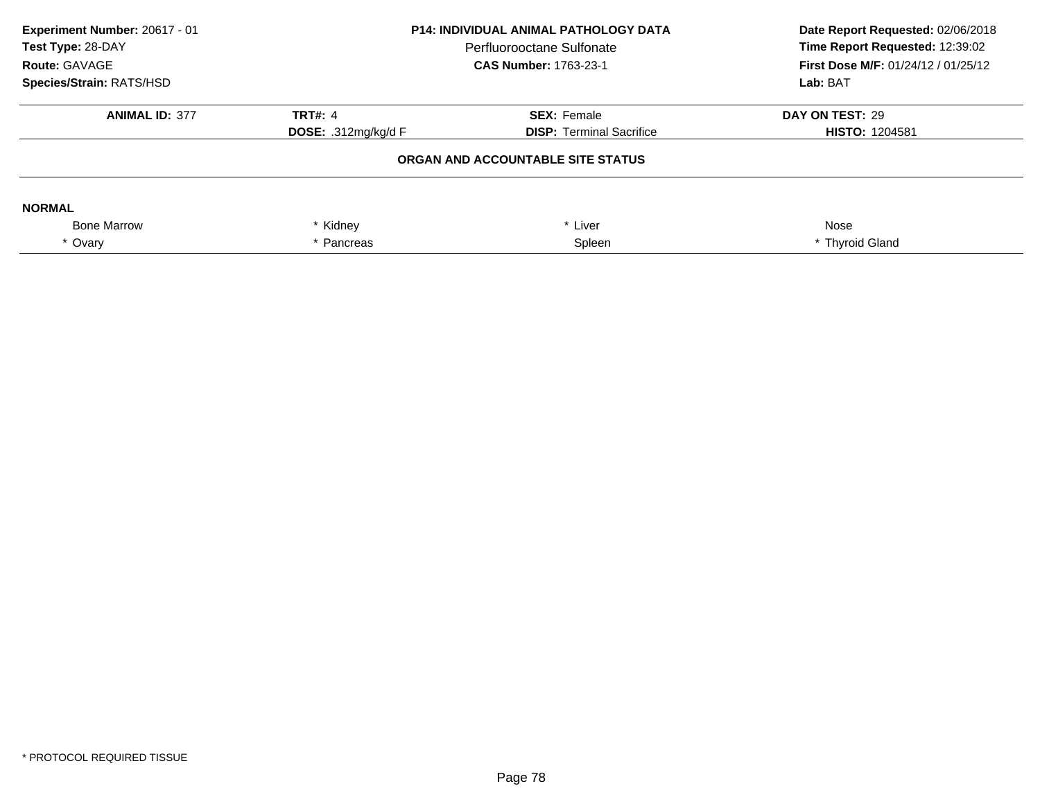**Experiment Number:** 20617 - 01
**Test Type:** 28-DAY
**Route:** GAVAGE
**Species/Strain:** RATS/HSD

**P14: INDIVIDUAL ANIMAL PATHOLOGY DATA**
Perfluorooctane Sulfonate
**CAS Number:** 1763-23-1

**Date Report Requested:** 02/06/2018
**Time Report Requested:** 12:39:02
**First Dose M/F:** 01/24/12 / 01/25/12
**Lab:** BAT

| **ANIMAL ID:** 377 | **TRT#:** 4 | **SEX:** Female | **DAY ON TEST:** 29 |
|---|---|---|---|
| | **DOSE:** .312mg/kg/d F | **DISP:** Terminal Sacrifice | **HISTO:** 1204581 |

**ORGAN AND ACCOUNTABLE SITE STATUS**

**NORMAL**

| | | | |
|---|---|---|---|
| Bone Marrow | * Kidney | * Liver | Nose |
| * Ovary | * Pancreas | Spleen | * Thyroid Gland |

* PROTOCOL REQUIRED TISSUE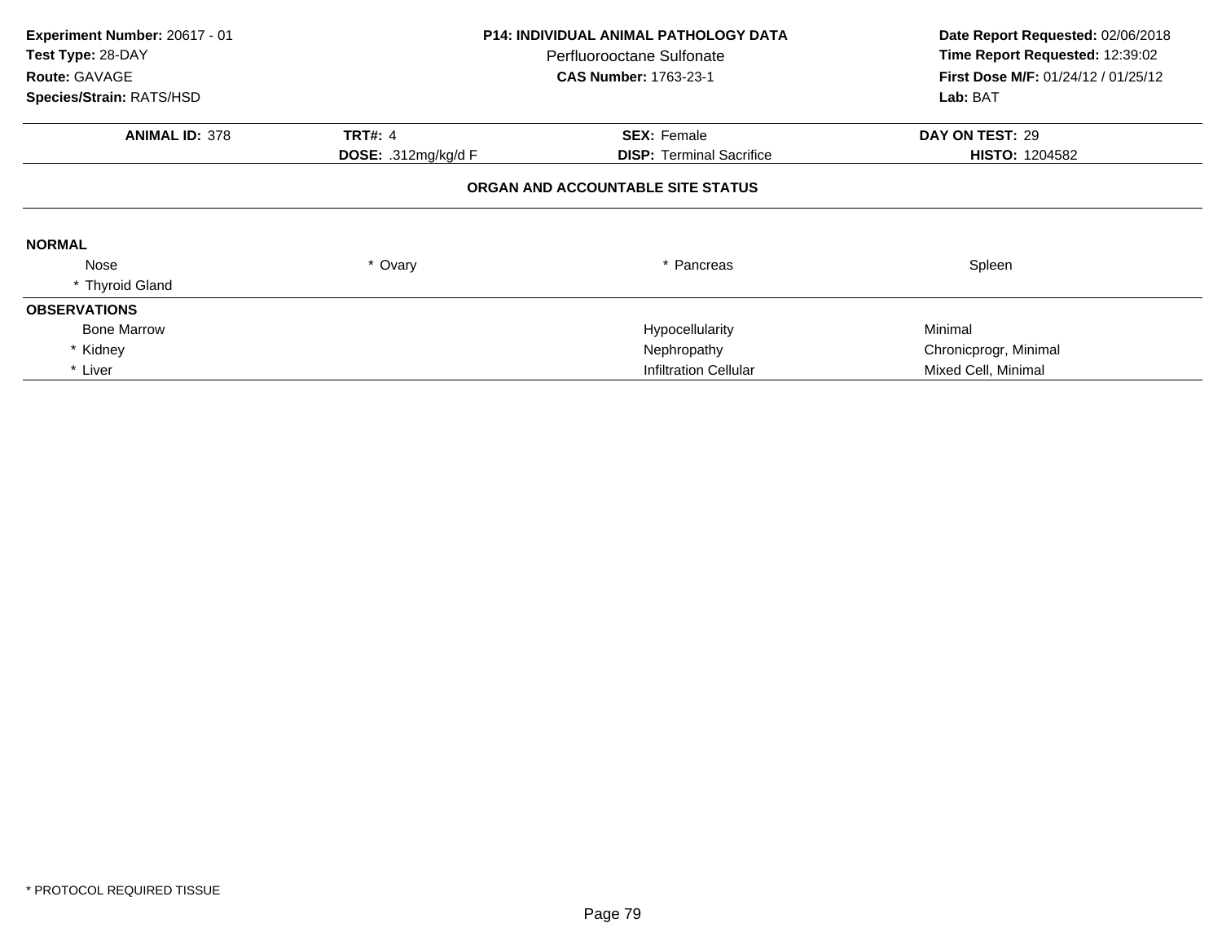**Experiment Number:** 20617 - 01
**Test Type:** 28-DAY
**Route:** GAVAGE
**Species/Strain:** RATS/HSD

**P14: INDIVIDUAL ANIMAL PATHOLOGY DATA**
Perfluorooctane Sulfonate
**CAS Number:** 1763-23-1

**Date Report Requested:** 02/06/2018
**Time Report Requested:** 12:39:02
**First Dose M/F:** 01/24/12 / 01/25/12
**Lab:** BAT

| **ANIMAL ID:** 378 | **TRT#:** 4 | **SEX:** Female | **DAY ON TEST:** 29 |
|---|---|---|---|
| | **DOSE:** .312mg/kg/d F | **DISP:** Terminal Sacrifice | **HISTO:** 1204582 |

**ORGAN AND ACCOUNTABLE SITE STATUS**

**NORMAL**

| | | | |
|---|---|---|---|
| Nose | * Ovary | * Pancreas | Spleen |
| * Thyroid Gland | | | |

**OBSERVATIONS**

| | | |
|---|---|---|
| Bone Marrow | Hypocellularity | Minimal |
| * Kidney | Nephropathy | Chronicprogr, Minimal |
| * Liver | Infiltration Cellular | Mixed Cell, Minimal |

* PROTOCOL REQUIRED TISSUE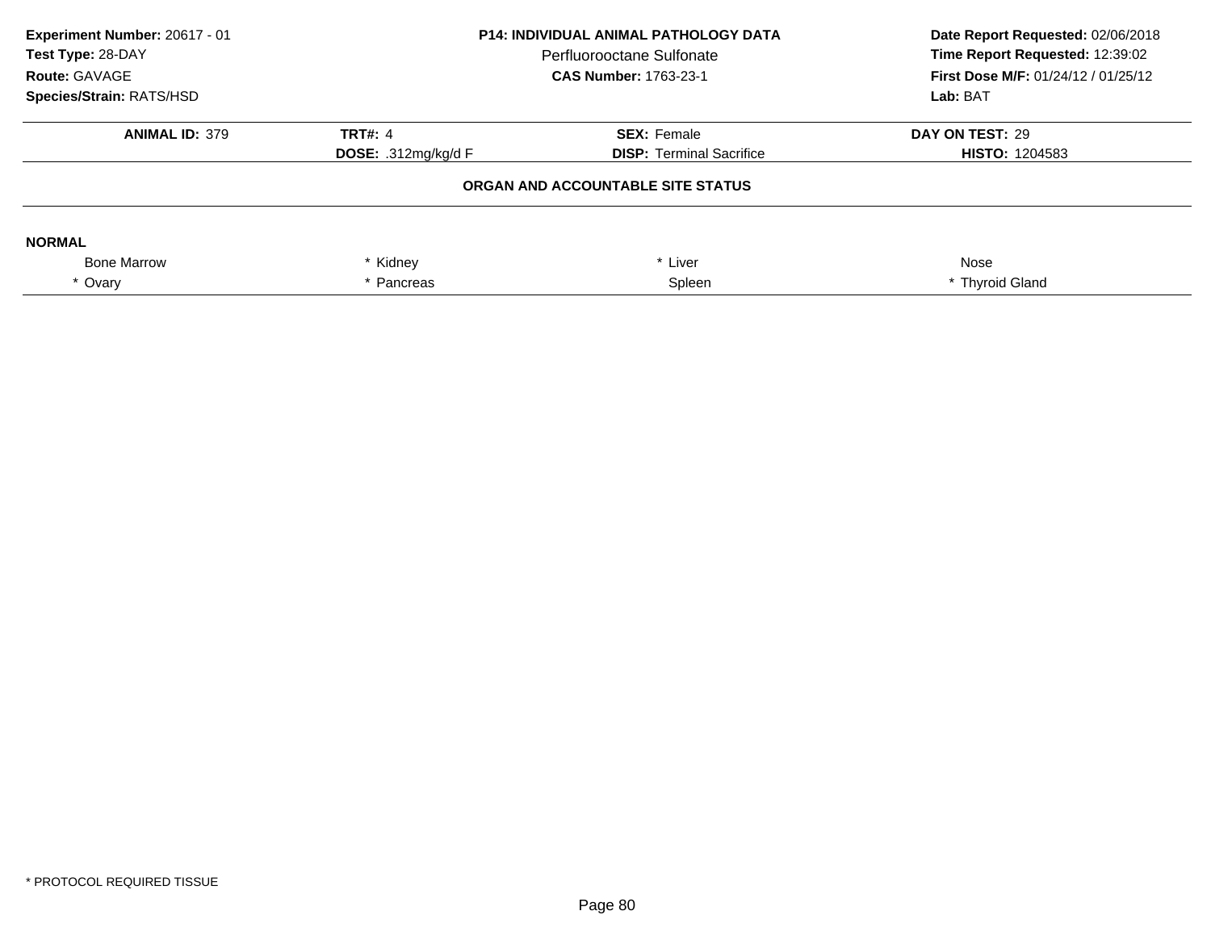**Experiment Number:** 20617 - 01
**Test Type:** 28-DAY
**Route:** GAVAGE
**Species/Strain:** RATS/HSD

**P14: INDIVIDUAL ANIMAL PATHOLOGY DATA**
Perfluorooctane Sulfonate
**CAS Number:** 1763-23-1

**Date Report Requested:** 02/06/2018
**Time Report Requested:** 12:39:02
**First Dose M/F:** 01/24/12 / 01/25/12
**Lab:** BAT

| **ANIMAL ID:** 379 | **TRT#:** 4 | **SEX:** Female | **DAY ON TEST:** 29 |
|---|---|---|---|
| | **DOSE:** .312mg/kg/d F | **DISP:** Terminal Sacrifice | **HISTO:** 1204583 |

**ORGAN AND ACCOUNTABLE SITE STATUS**

**NORMAL**

| | | | |
|---|---|---|---|
| Bone Marrow | * Kidney | * Liver | Nose |
| * Ovary | * Pancreas | Spleen | * Thyroid Gland |

* PROTOCOL REQUIRED TISSUE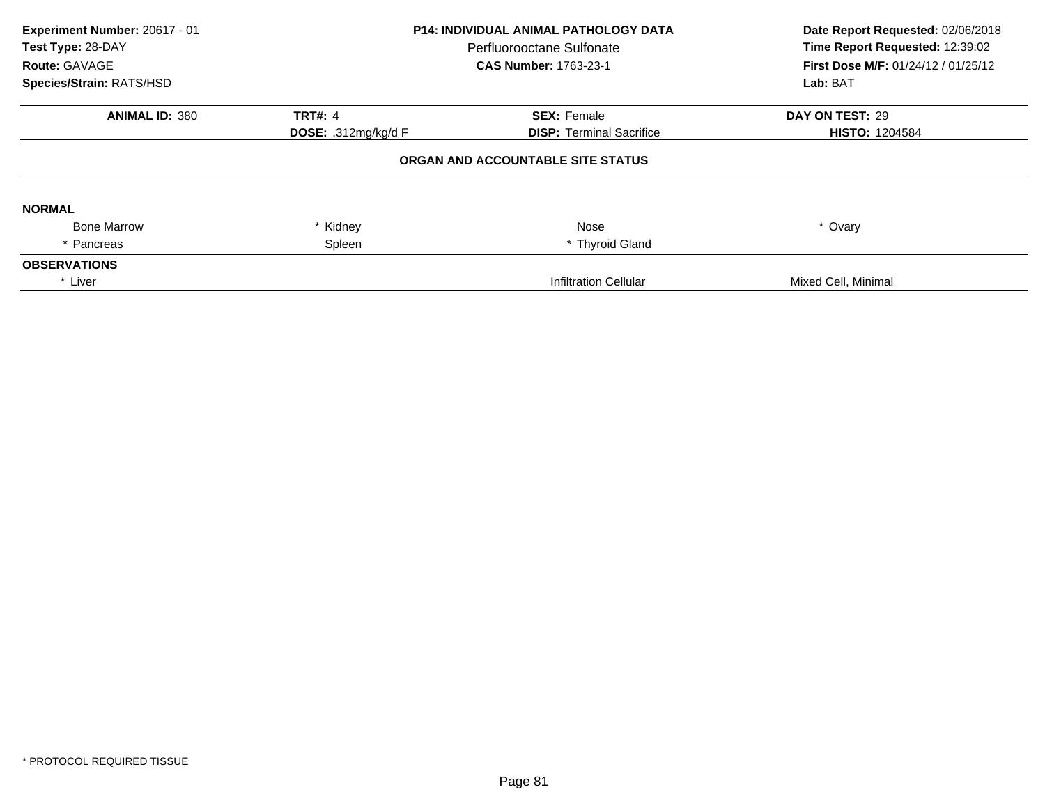**Experiment Number:** 20617 - 01
**Test Type:** 28-DAY
**Route:** GAVAGE
**Species/Strain:** RATS/HSD

**P14: INDIVIDUAL ANIMAL PATHOLOGY DATA**
Perfluorooctane Sulfonate
**CAS Number:** 1763-23-1

**Date Report Requested:** 02/06/2018
**Time Report Requested:** 12:39:02
**First Dose M/F:** 01/24/12 / 01/25/12
**Lab:** BAT

| **ANIMAL ID:** 380 | **TRT#:** 4 | **SEX:** Female | **DAY ON TEST:** 29 |
|---|---|---|---|
| | **DOSE:** .312mg/kg/d F | **DISP:** Terminal Sacrifice | **HISTO:** 1204584 |

**ORGAN AND ACCOUNTABLE SITE STATUS**

**NORMAL**

| | | | |
|---|---|---|---|
| Bone Marrow | * Kidney | Nose | * Ovary |
| * Pancreas | Spleen | * Thyroid Gland | |

**OBSERVATIONS**

| | | |
|---|---|---|
| * Liver | Infiltration Cellular | Mixed Cell, Minimal |

\* PROTOCOL REQUIRED TISSUE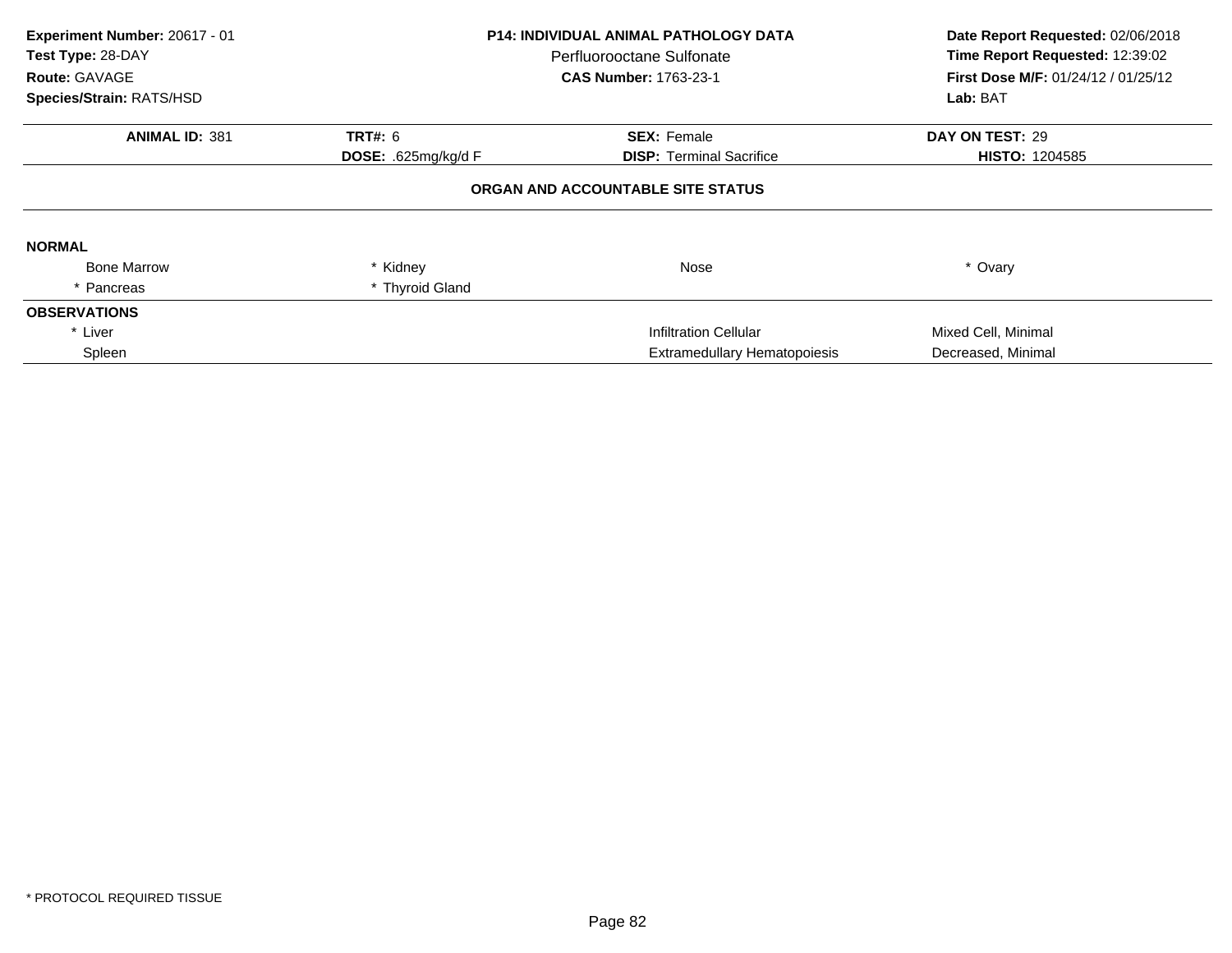**Experiment Number:** 20617 - 01
**Test Type:** 28-DAY
**Route:** GAVAGE
**Species/Strain:** RATS/HSD

**P14: INDIVIDUAL ANIMAL PATHOLOGY DATA**
Perfluorooctane Sulfonate
**CAS Number:** 1763-23-1

**Date Report Requested:** 02/06/2018
**Time Report Requested:** 12:39:02
**First Dose M/F:** 01/24/12 / 01/25/12
**Lab:** BAT

| **ANIMAL ID:** 381 | **TRT#:** 6 | **SEX:** Female | **DAY ON TEST:** 29 |
|---|---|---|---|
| | **DOSE:** .625mg/kg/d F | **DISP:** Terminal Sacrifice | **HISTO:** 1204585 |

**ORGAN AND ACCOUNTABLE SITE STATUS**

**NORMAL**

| | | | |
|---|---|---|---|
| Bone Marrow | * Kidney | Nose | * Ovary |
| * Pancreas | * Thyroid Gland | | |

**OBSERVATIONS**

| | | |
|---|---|---|
| * Liver | Infiltration Cellular | Mixed Cell, Minimal |
| Spleen | Extramedullary Hematopoiesis | Decreased, Minimal |

* PROTOCOL REQUIRED TISSUE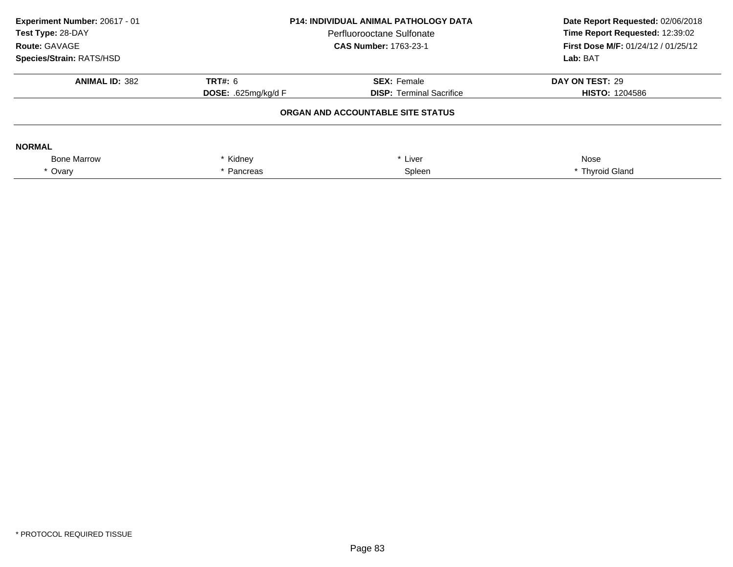**Experiment Number:** 20617 - 01
**Test Type:** 28-DAY
**Route:** GAVAGE
**Species/Strain:** RATS/HSD

**P14: INDIVIDUAL ANIMAL PATHOLOGY DATA**
Perfluorooctane Sulfonate
**CAS Number:** 1763-23-1

**Date Report Requested:** 02/06/2018
**Time Report Requested:** 12:39:02
**First Dose M/F:** 01/24/12 / 01/25/12
**Lab:** BAT

| **ANIMAL ID:** 382 | **TRT#:** 6 | **SEX:** Female | **DAY ON TEST:** 29 |
|---|---|---|---|
| | **DOSE:** .625mg/kg/d F | **DISP:** Terminal Sacrifice | **HISTO:** 1204586 |

**ORGAN AND ACCOUNTABLE SITE STATUS**

**NORMAL**

| | | | |
|---|---|---|---|
| Bone Marrow | * Kidney | * Liver | Nose |
| * Ovary | * Pancreas | Spleen | * Thyroid Gland |

* PROTOCOL REQUIRED TISSUE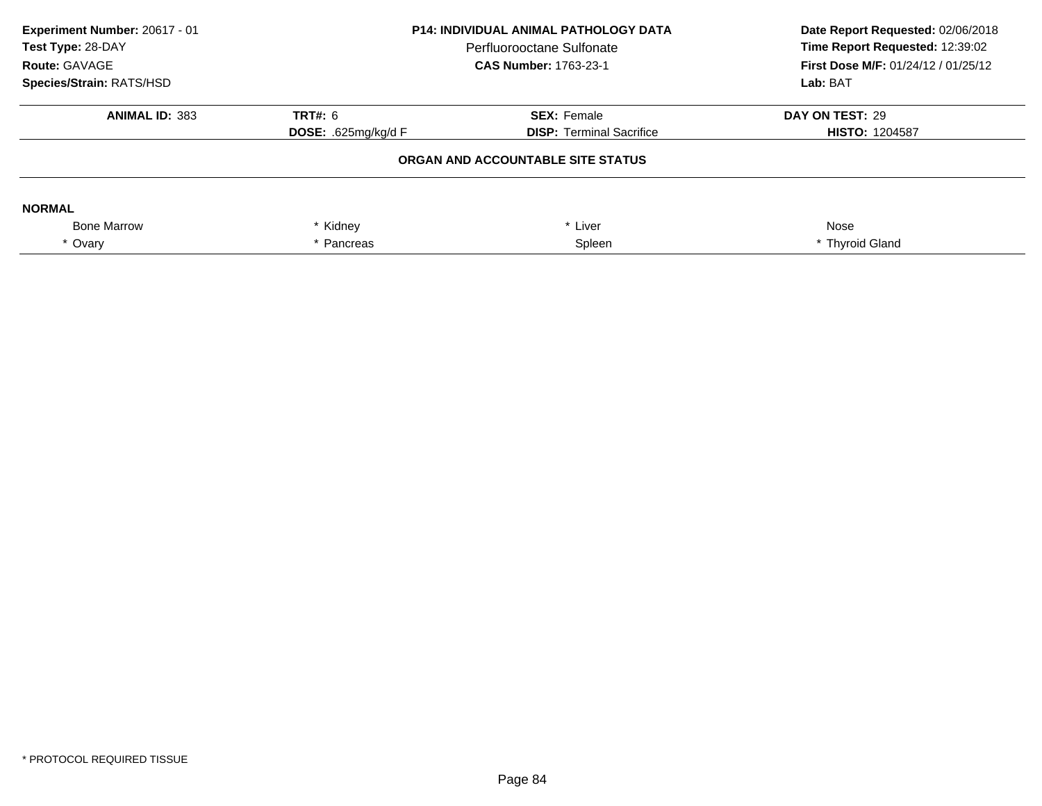**Experiment Number:** 20617 - 01
**Test Type:** 28-DAY
**Route:** GAVAGE
**Species/Strain:** RATS/HSD

**P14: INDIVIDUAL ANIMAL PATHOLOGY DATA**
Perfluorooctane Sulfonate
**CAS Number:** 1763-23-1

**Date Report Requested:** 02/06/2018
**Time Report Requested:** 12:39:02
**First Dose M/F:** 01/24/12 / 01/25/12
**Lab:** BAT

| **ANIMAL ID:** 383 | **TRT#:** 6 | **SEX:** Female | **DAY ON TEST:** 29 |
|---|---|---|---|
| | **DOSE:** .625mg/kg/d F | **DISP:** Terminal Sacrifice | **HISTO:** 1204587 |

**ORGAN AND ACCOUNTABLE SITE STATUS**

**NORMAL**

| | | | |
|---|---|---|---|
| Bone Marrow | * Kidney | * Liver | Nose |
| * Ovary | * Pancreas | Spleen | * Thyroid Gland |

* PROTOCOL REQUIRED TISSUE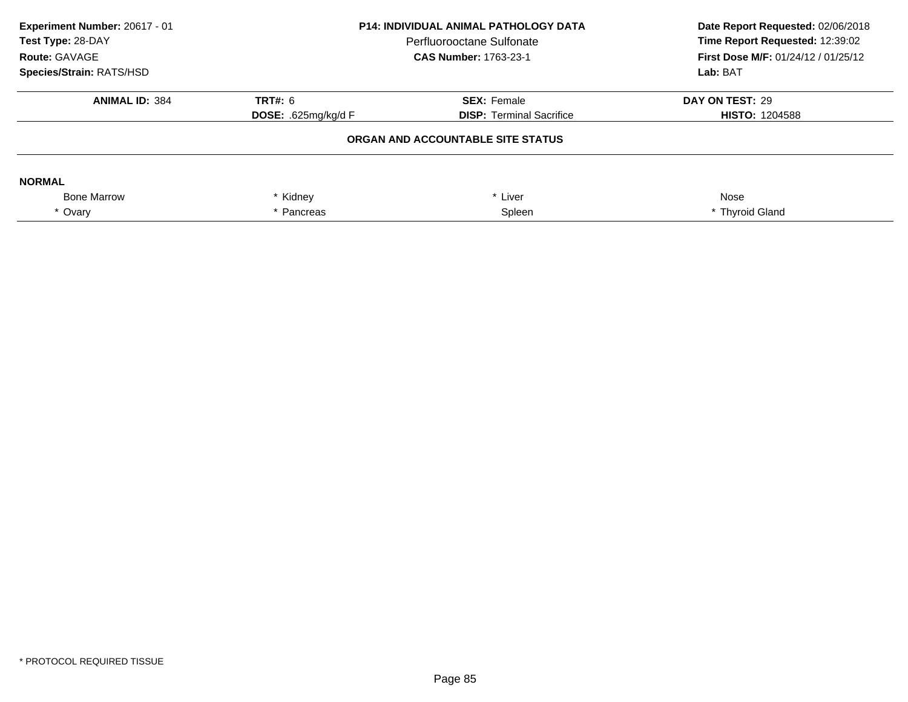**Experiment Number:** 20617 - 01
**Test Type:** 28-DAY
**Route:** GAVAGE
**Species/Strain:** RATS/HSD

**P14: INDIVIDUAL ANIMAL PATHOLOGY DATA**
Perfluorooctane Sulfonate
**CAS Number:** 1763-23-1

**Date Report Requested:** 02/06/2018
**Time Report Requested:** 12:39:02
**First Dose M/F:** 01/24/12 / 01/25/12
**Lab:** BAT

| **ANIMAL ID:** 384 | **TRT#:** 6 | **SEX:** Female | **DAY ON TEST:** 29 |
|---|---|---|---|
| | **DOSE:** .625mg/kg/d F | **DISP:** Terminal Sacrifice | **HISTO:** 1204588 |

## ORGAN AND ACCOUNTABLE SITE STATUS

**NORMAL**

| | | | |
|---|---|---|---|
| Bone Marrow | * Kidney | * Liver | Nose |
| * Ovary | * Pancreas | Spleen | * Thyroid Gland |

* PROTOCOL REQUIRED TISSUE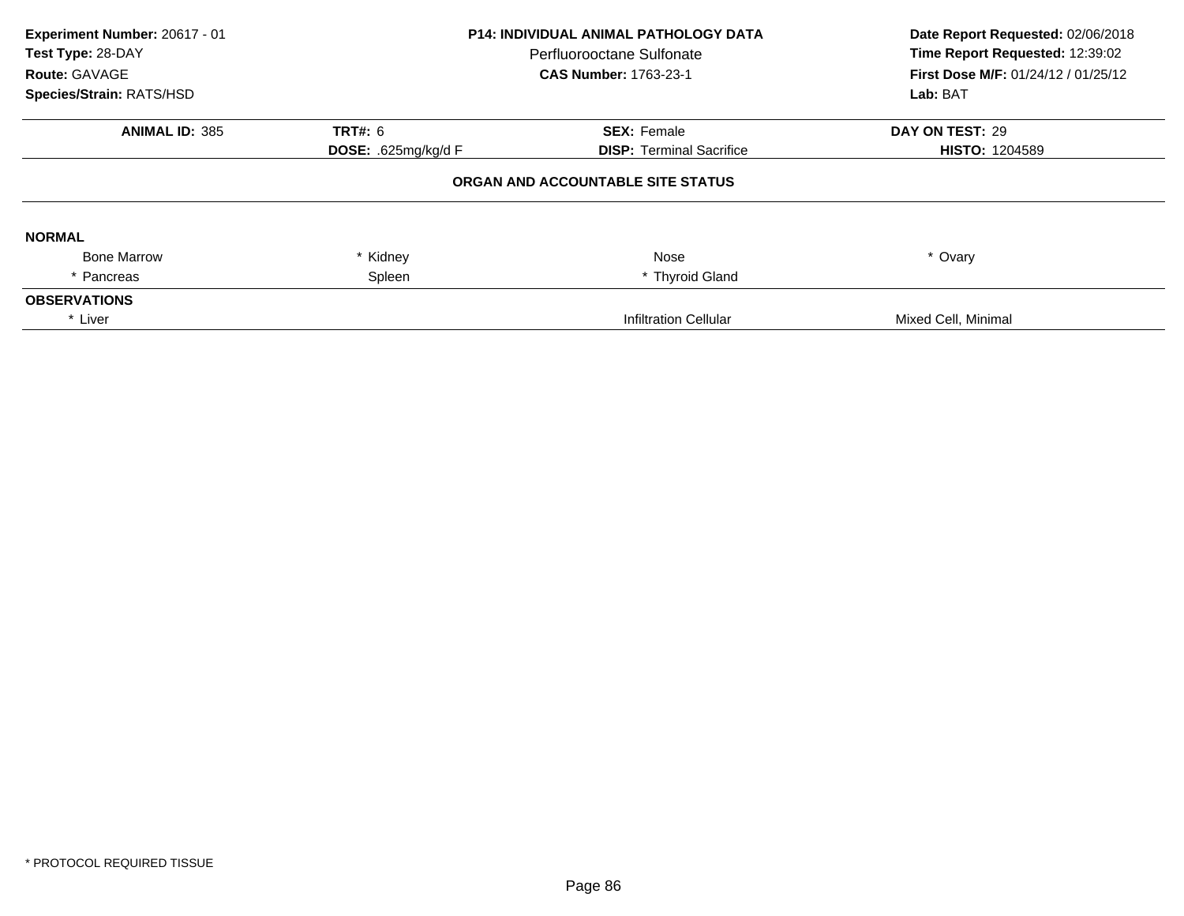**Experiment Number:** 20617 - 01
**Test Type:** 28-DAY
**Route:** GAVAGE
**Species/Strain:** RATS/HSD

**P14: INDIVIDUAL ANIMAL PATHOLOGY DATA**
Perfluorooctane Sulfonate
**CAS Number:** 1763-23-1

**Date Report Requested:** 02/06/2018
**Time Report Requested:** 12:39:02
**First Dose M/F:** 01/24/12 / 01/25/12
**Lab:** BAT

| **ANIMAL ID:** 385 | **TRT#:** 6 | **SEX:** Female | **DAY ON TEST:** 29 |
|---|---|---|---|
| | **DOSE:** .625mg/kg/d F | **DISP:** Terminal Sacrifice | **HISTO:** 1204589 |

**ORGAN AND ACCOUNTABLE SITE STATUS**

**NORMAL**

| | | | |
|---|---|---|---|
| Bone Marrow | * Kidney | Nose | * Ovary |
| * Pancreas | Spleen | * Thyroid Gland | |

**OBSERVATIONS**

| | | |
|---|---|---|
| * Liver | Infiltration Cellular | Mixed Cell, Minimal |

* PROTOCOL REQUIRED TISSUE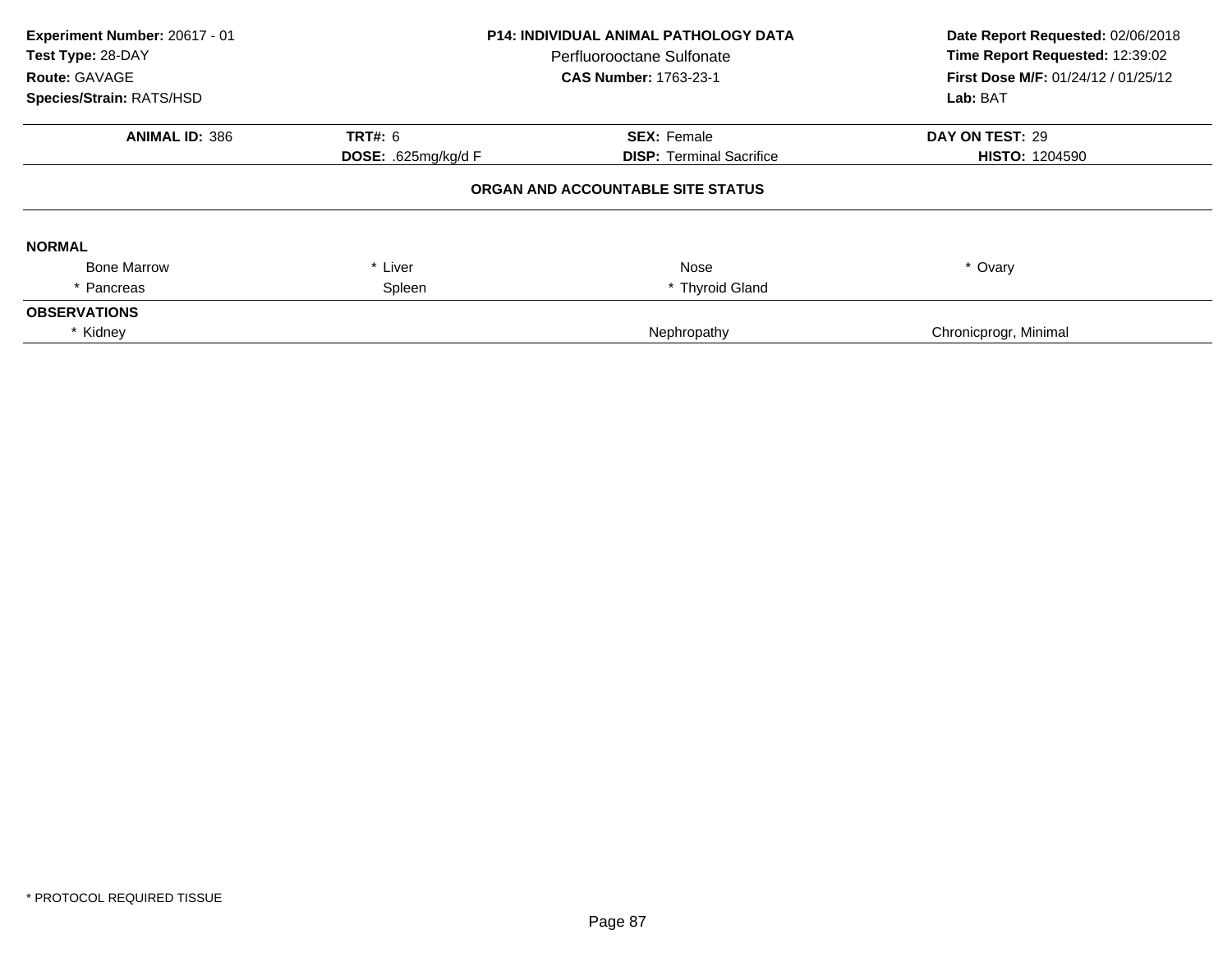**Experiment Number:** 20617 - 01
**Test Type:** 28-DAY
**Route:** GAVAGE
**Species/Strain:** RATS/HSD

**P14: INDIVIDUAL ANIMAL PATHOLOGY DATA**
Perfluorooctane Sulfonate
**CAS Number:** 1763-23-1

**Date Report Requested:** 02/06/2018
**Time Report Requested:** 12:39:02
**First Dose M/F:** 01/24/12 / 01/25/12
**Lab:** BAT

| **ANIMAL ID:** 386 | **TRT#:** 6 | **SEX:** Female | **DAY ON TEST:** 29 |
|---|---|---|---|
| | **DOSE:** .625mg/kg/d F | **DISP:** Terminal Sacrifice | **HISTO:** 1204590 |

**ORGAN AND ACCOUNTABLE SITE STATUS**

**NORMAL**

| | | | |
|---|---|---|---|
| Bone Marrow | * Liver | Nose | * Ovary |
| * Pancreas | Spleen | * Thyroid Gland | |

**OBSERVATIONS**

| | | |
|---|---|---|
| * Kidney | Nephropathy | Chronicprogr, Minimal |

* PROTOCOL REQUIRED TISSUE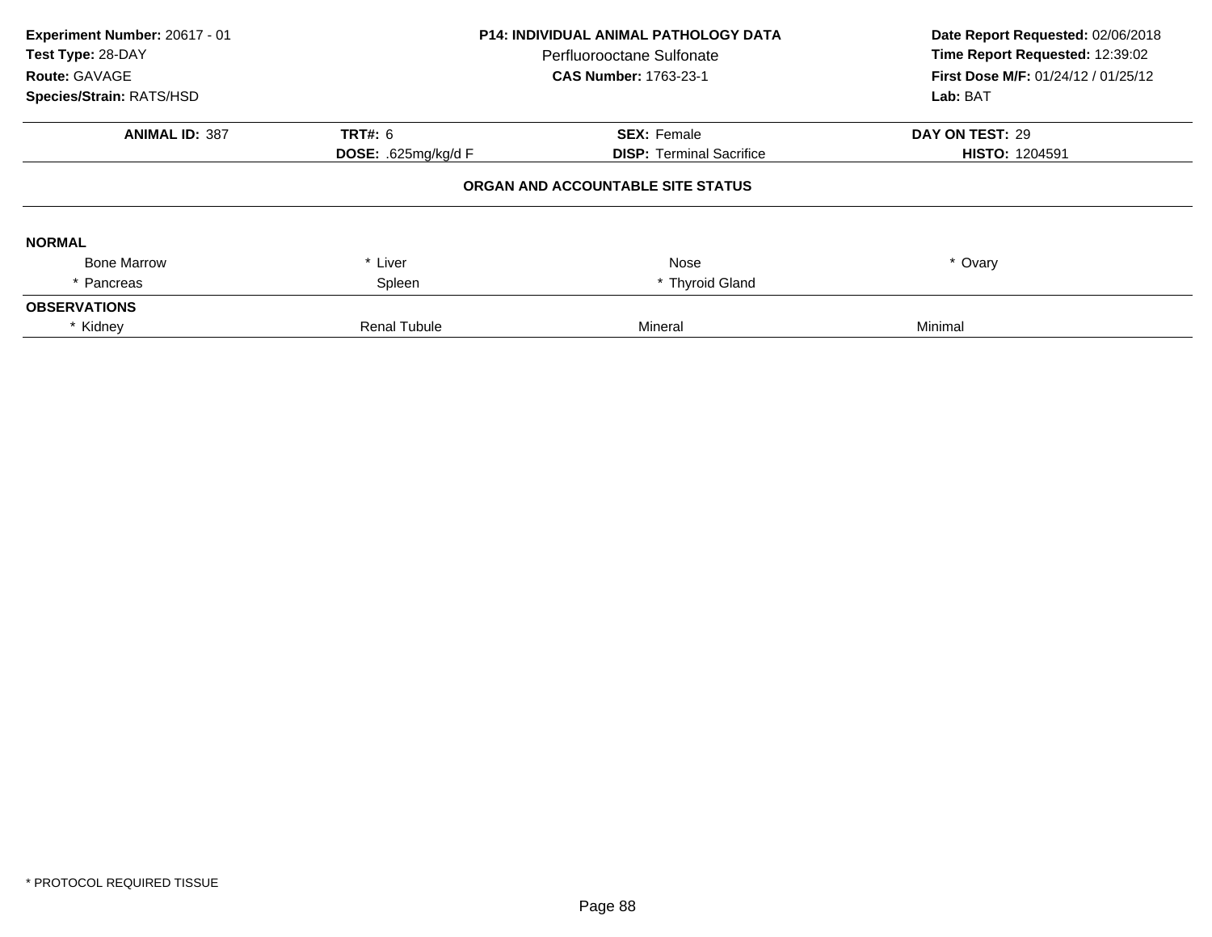**Experiment Number:** 20617 - 01
**Test Type:** 28-DAY
**Route:** GAVAGE
**Species/Strain:** RATS/HSD

**P14: INDIVIDUAL ANIMAL PATHOLOGY DATA**
Perfluorooctane Sulfonate
**CAS Number:** 1763-23-1

**Date Report Requested:** 02/06/2018
**Time Report Requested:** 12:39:02
**First Dose M/F:** 01/24/12 / 01/25/12
**Lab:** BAT

| **ANIMAL ID:** 387 | **TRT#:** 6 | **SEX:** Female | **DAY ON TEST:** 29 |
|---|---|---|---|
| | **DOSE:** .625mg/kg/d F | **DISP:** Terminal Sacrifice | **HISTO:** 1204591 |

**ORGAN AND ACCOUNTABLE SITE STATUS**

**NORMAL**

| | | | |
|---|---|---|---|
| Bone Marrow | * Liver | Nose | * Ovary |
| * Pancreas | Spleen | * Thyroid Gland | |

**OBSERVATIONS**

| | | | |
|---|---|---|---|
| * Kidney | Renal Tubule | Mineral | Minimal |

\* PROTOCOL REQUIRED TISSUE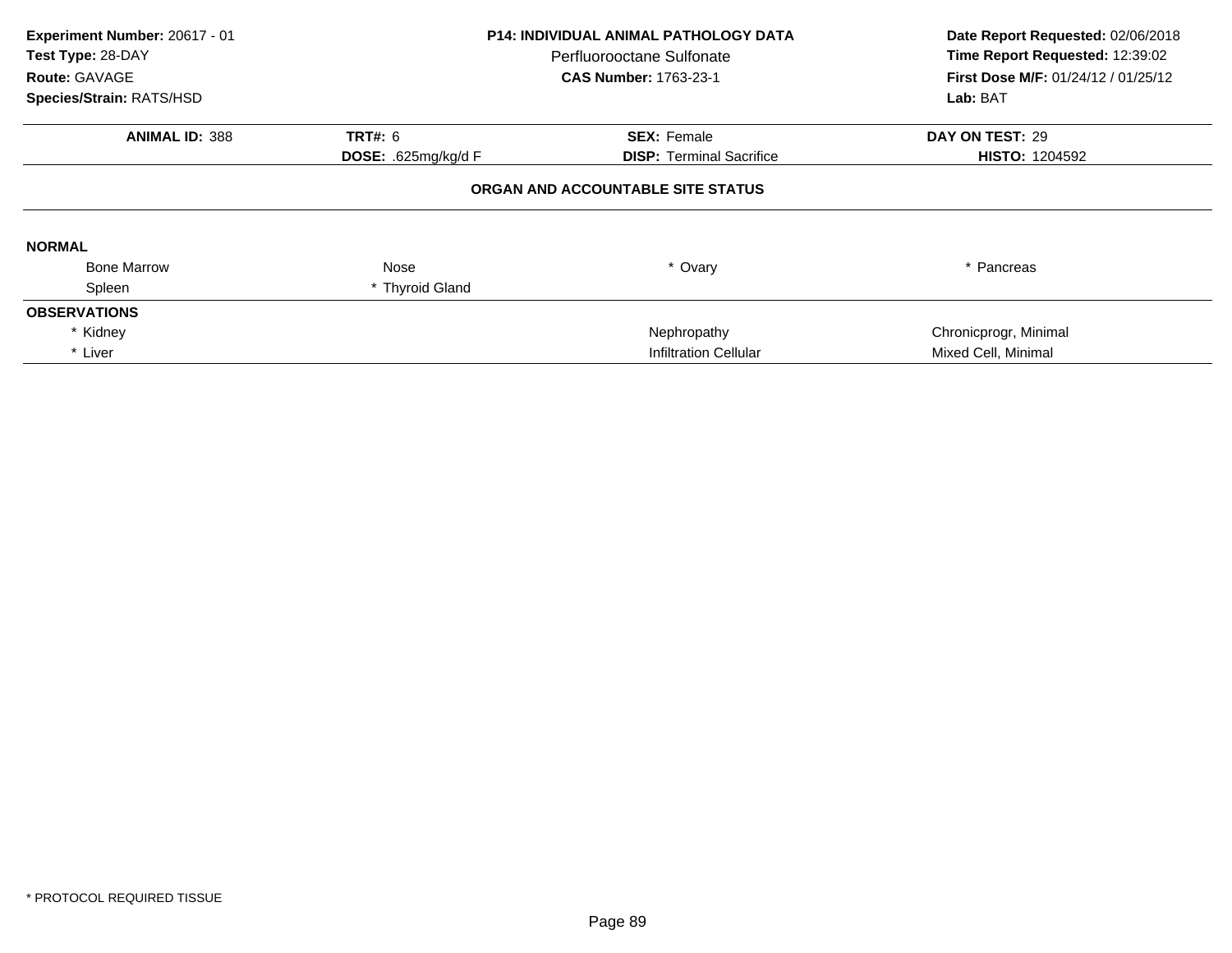**Experiment Number:** 20617 - 01
**Test Type:** 28-DAY
**Route:** GAVAGE
**Species/Strain:** RATS/HSD

**P14: INDIVIDUAL ANIMAL PATHOLOGY DATA**
Perfluorooctane Sulfonate
**CAS Number:** 1763-23-1

**Date Report Requested:** 02/06/2018
**Time Report Requested:** 12:39:02
**First Dose M/F:** 01/24/12 / 01/25/12
**Lab:** BAT

| **ANIMAL ID:** 388 | **TRT#:** 6 | **SEX:** Female | **DAY ON TEST:** 29 |
|---|---|---|---|
| | **DOSE:** .625mg/kg/d F | **DISP:** Terminal Sacrifice | **HISTO:** 1204592 |

## ORGAN AND ACCOUNTABLE SITE STATUS

**NORMAL**

| | | | |
|---|---|---|---|
| Bone Marrow | Nose | * Ovary | * Pancreas |
| Spleen | * Thyroid Gland | | |

**OBSERVATIONS**

| | | |
|---|---|---|
| * Kidney | Nephropathy | Chronicprogr, Minimal |
| * Liver | Infiltration Cellular | Mixed Cell, Minimal |

\* PROTOCOL REQUIRED TISSUE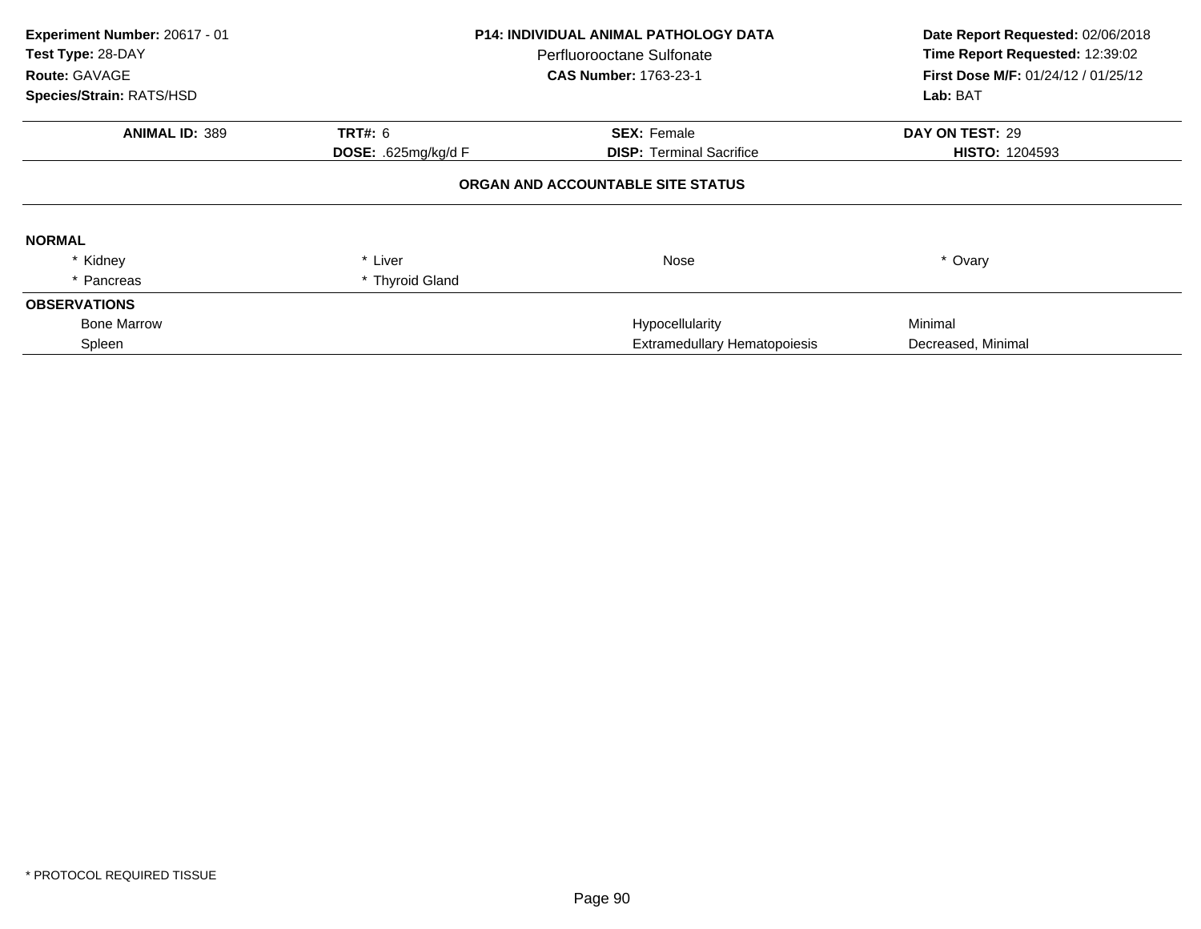**Experiment Number:** 20617 - 01
**Test Type:** 28-DAY
**Route:** GAVAGE
**Species/Strain:** RATS/HSD

**P14: INDIVIDUAL ANIMAL PATHOLOGY DATA**
Perfluorooctane Sulfonate
**CAS Number:** 1763-23-1

**Date Report Requested:** 02/06/2018
**Time Report Requested:** 12:39:02
**First Dose M/F:** 01/24/12 / 01/25/12
**Lab:** BAT

| **ANIMAL ID:** 389 | **TRT#:** 6 | **SEX:** Female | **DAY ON TEST:** 29 |
|---|---|---|---|
| | **DOSE:** .625mg/kg/d F | **DISP:** Terminal Sacrifice | **HISTO:** 1204593 |

**ORGAN AND ACCOUNTABLE SITE STATUS**

**NORMAL**

| | | | |
|---|---|---|---|
| * Kidney | * Liver | Nose | * Ovary |
| * Pancreas | * Thyroid Gland | | |

**OBSERVATIONS**

| | | |
|---|---|---|
| Bone Marrow | Hypocellularity | Minimal |
| Spleen | Extramedullary Hematopoiesis | Decreased, Minimal |

\* PROTOCOL REQUIRED TISSUE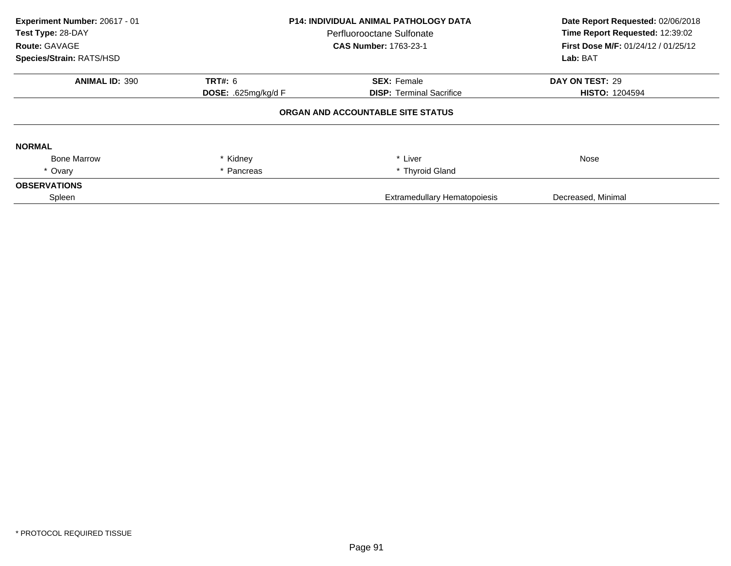**Experiment Number:** 20617 - 01
**Test Type:** 28-DAY
**Route:** GAVAGE
**Species/Strain:** RATS/HSD

**P14: INDIVIDUAL ANIMAL PATHOLOGY DATA**
Perfluorooctane Sulfonate
**CAS Number:** 1763-23-1

**Date Report Requested:** 02/06/2018
**Time Report Requested:** 12:39:02
**First Dose M/F:** 01/24/12 / 01/25/12
**Lab:** BAT

| **ANIMAL ID:** 390 | **TRT#:** 6 | **SEX:** Female | **DAY ON TEST:** 29 |
|---|---|---|---|
| | **DOSE:** .625mg/kg/d F | **DISP:** Terminal Sacrifice | **HISTO:** 1204594 |

**ORGAN AND ACCOUNTABLE SITE STATUS**

**NORMAL**

| | | | |
|---|---|---|---|
| Bone Marrow | * Kidney | * Liver | Nose |
| * Ovary | * Pancreas | * Thyroid Gland | |

**OBSERVATIONS**

| | | |
|---|---|---|
| Spleen | Extramedullary Hematopoiesis | Decreased, Minimal |

\* PROTOCOL REQUIRED TISSUE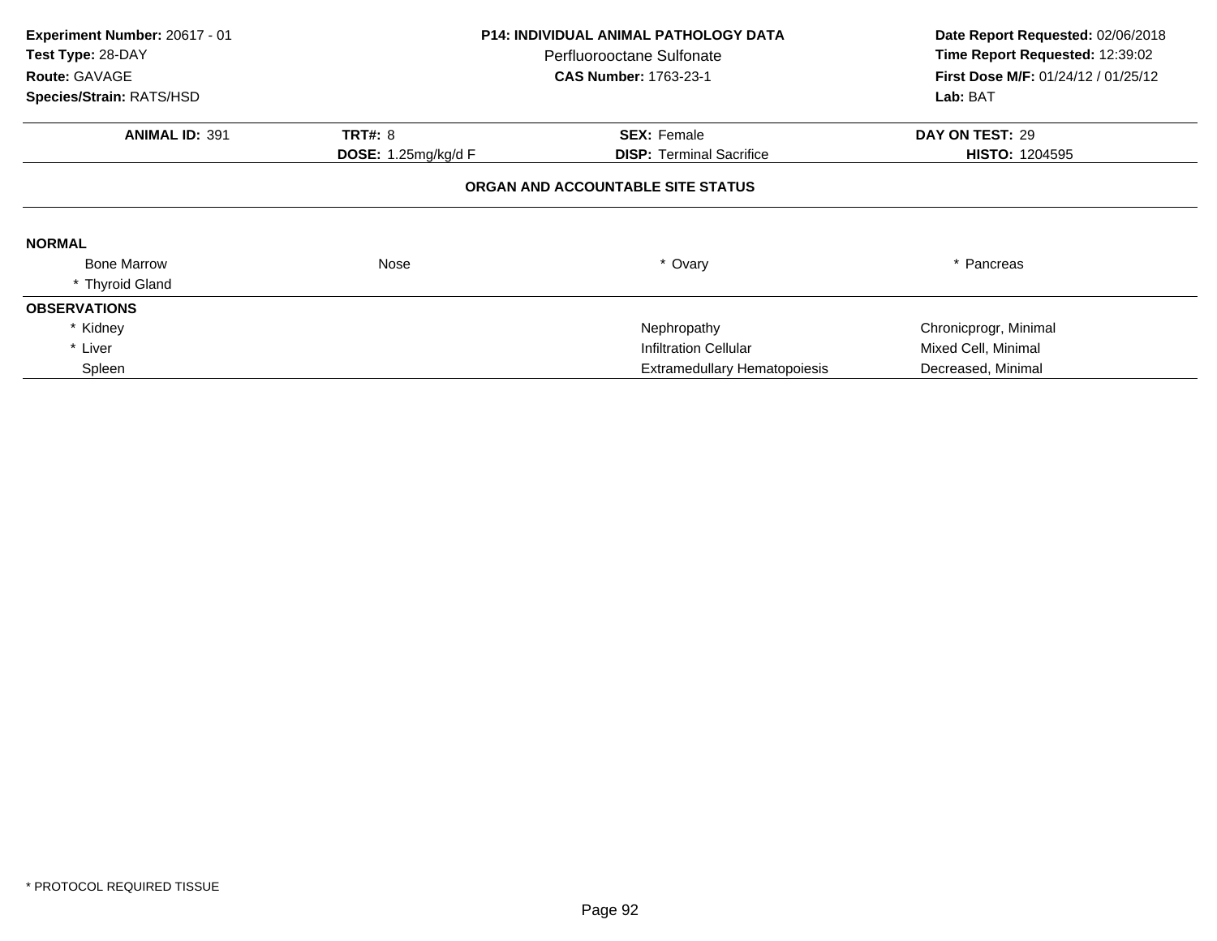**Experiment Number:** 20617 - 01
**Test Type:** 28-DAY
**Route:** GAVAGE
**Species/Strain:** RATS/HSD

**P14: INDIVIDUAL ANIMAL PATHOLOGY DATA**
Perfluorooctane Sulfonate
**CAS Number:** 1763-23-1

**Date Report Requested:** 02/06/2018
**Time Report Requested:** 12:39:02
**First Dose M/F:** 01/24/12 / 01/25/12
**Lab:** BAT

| **ANIMAL ID:** 391 | **TRT#:** 8 | **SEX:** Female | **DAY ON TEST:** 29 |
|---|---|---|---|
| | **DOSE:** 1.25mg/kg/d F | **DISP:** Terminal Sacrifice | **HISTO:** 1204595 |

**ORGAN AND ACCOUNTABLE SITE STATUS**

**NORMAL**

| | | | |
|---|---|---|---|
| Bone Marrow | Nose | * Ovary | * Pancreas |
| * Thyroid Gland | | | |

**OBSERVATIONS**

| | | |
|---|---|---|
| * Kidney | Nephropathy | Chronicprogr, Minimal |
| * Liver | Infiltration Cellular | Mixed Cell, Minimal |
| Spleen | Extramedullary Hematopoiesis | Decreased, Minimal |

* PROTOCOL REQUIRED TISSUE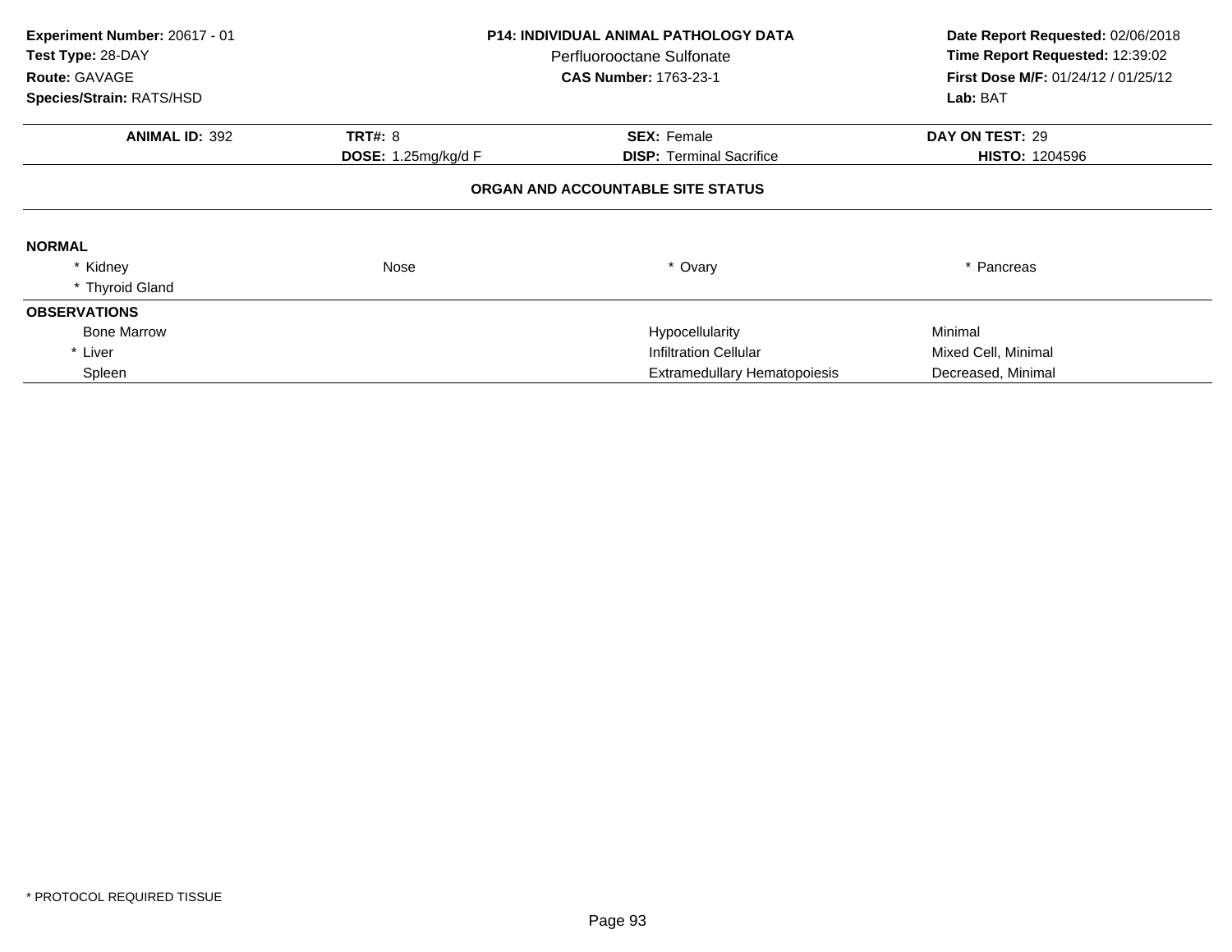**Experiment Number:** 20617 - 01
**Test Type:** 28-DAY
**Route:** GAVAGE
**Species/Strain:** RATS/HSD

**P14: INDIVIDUAL ANIMAL PATHOLOGY DATA**
Perfluorooctane Sulfonate
**CAS Number:** 1763-23-1

**Date Report Requested:** 02/06/2018
**Time Report Requested:** 12:39:02
**First Dose M/F:** 01/24/12 / 01/25/12
**Lab:** BAT

| **ANIMAL ID:** 392 | **TRT#:** 8 | **SEX:** Female | **DAY ON TEST:** 29 |
|---|---|---|---|
| | **DOSE:** 1.25mg/kg/d F | **DISP:** Terminal Sacrifice | **HISTO:** 1204596 |

**ORGAN AND ACCOUNTABLE SITE STATUS**

**NORMAL**

| | | | |
|---|---|---|---|
| * Kidney | Nose | * Ovary | * Pancreas |
| * Thyroid Gland | | | |

**OBSERVATIONS**

| | | |
|---|---|---|
| Bone Marrow | Hypocellularity | Minimal |
| * Liver | Infiltration Cellular | Mixed Cell, Minimal |
| Spleen | Extramedullary Hematopoiesis | Decreased, Minimal |

* PROTOCOL REQUIRED TISSUE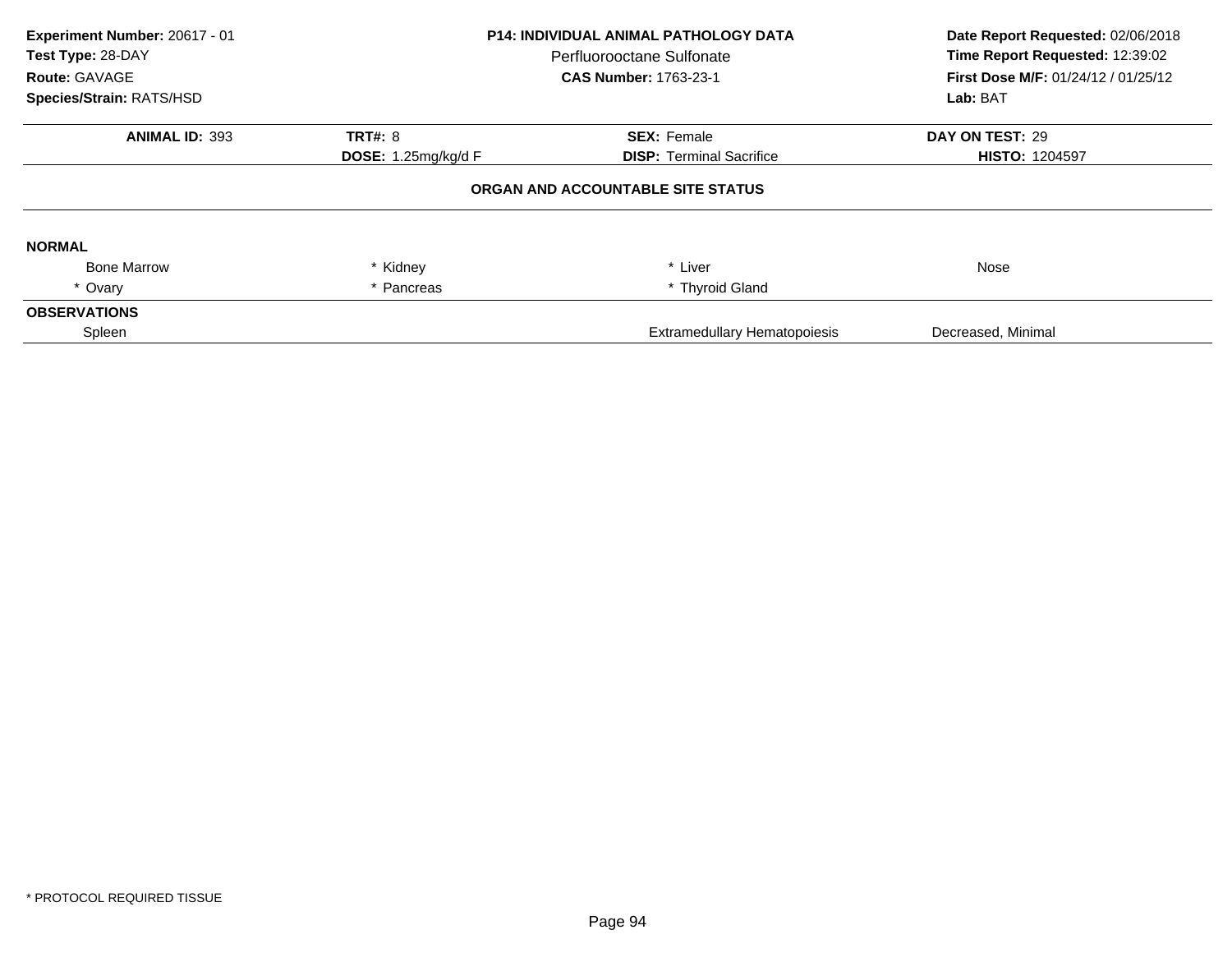**Experiment Number:** 20617 - 01
**Test Type:** 28-DAY
**Route:** GAVAGE
**Species/Strain:** RATS/HSD

**P14: INDIVIDUAL ANIMAL PATHOLOGY DATA**
Perfluorooctane Sulfonate
**CAS Number:** 1763-23-1

**Date Report Requested:** 02/06/2018
**Time Report Requested:** 12:39:02
**First Dose M/F:** 01/24/12 / 01/25/12
**Lab:** BAT

| **ANIMAL ID:** 393 | **TRT#:** 8 | **SEX:** Female | **DAY ON TEST:** 29 |
|---|---|---|---|
| | **DOSE:** 1.25mg/kg/d F | **DISP:** Terminal Sacrifice | **HISTO:** 1204597 |

**ORGAN AND ACCOUNTABLE SITE STATUS**

**NORMAL**

| | | | |
|---|---|---|---|
| Bone Marrow | * Kidney | * Liver | Nose |
| * Ovary | * Pancreas | * Thyroid Gland | |

**OBSERVATIONS**

| | | |
|---|---|---|
| Spleen | Extramedullary Hematopoiesis | Decreased, Minimal |

* PROTOCOL REQUIRED TISSUE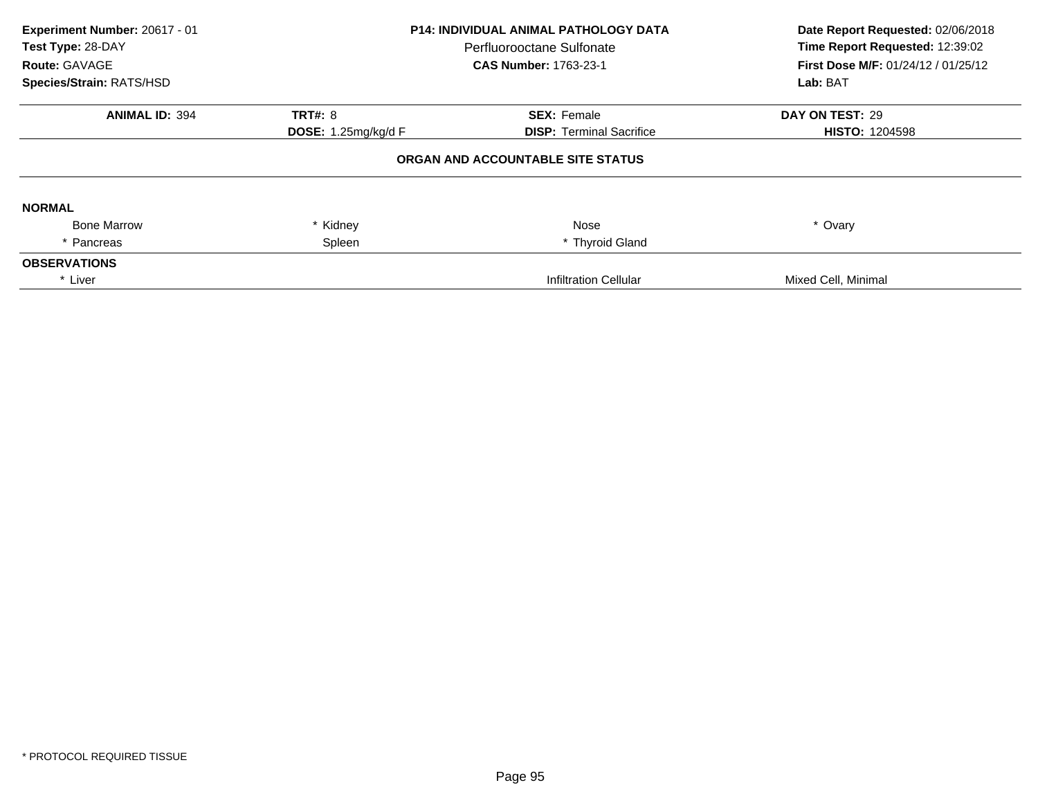**Experiment Number:** 20617 - 01
**Test Type:** 28-DAY
**Route:** GAVAGE
**Species/Strain:** RATS/HSD

**P14: INDIVIDUAL ANIMAL PATHOLOGY DATA**
Perfluorooctane Sulfonate
**CAS Number:** 1763-23-1

**Date Report Requested:** 02/06/2018
**Time Report Requested:** 12:39:02
**First Dose M/F:** 01/24/12 / 01/25/12
**Lab:** BAT

| **ANIMAL ID:** 394 | **TRT#:** 8 | **SEX:** Female | **DAY ON TEST:** 29 |
|---|---|---|---|
| | **DOSE:** 1.25mg/kg/d F | **DISP:** Terminal Sacrifice | **HISTO:** 1204598 |

**ORGAN AND ACCOUNTABLE SITE STATUS**

**NORMAL**

| | | | |
|---|---|---|---|
| Bone Marrow | * Kidney | Nose | * Ovary |
| * Pancreas | Spleen | * Thyroid Gland | |

**OBSERVATIONS**

| | | |
|---|---|---|
| * Liver | Infiltration Cellular | Mixed Cell, Minimal |

* PROTOCOL REQUIRED TISSUE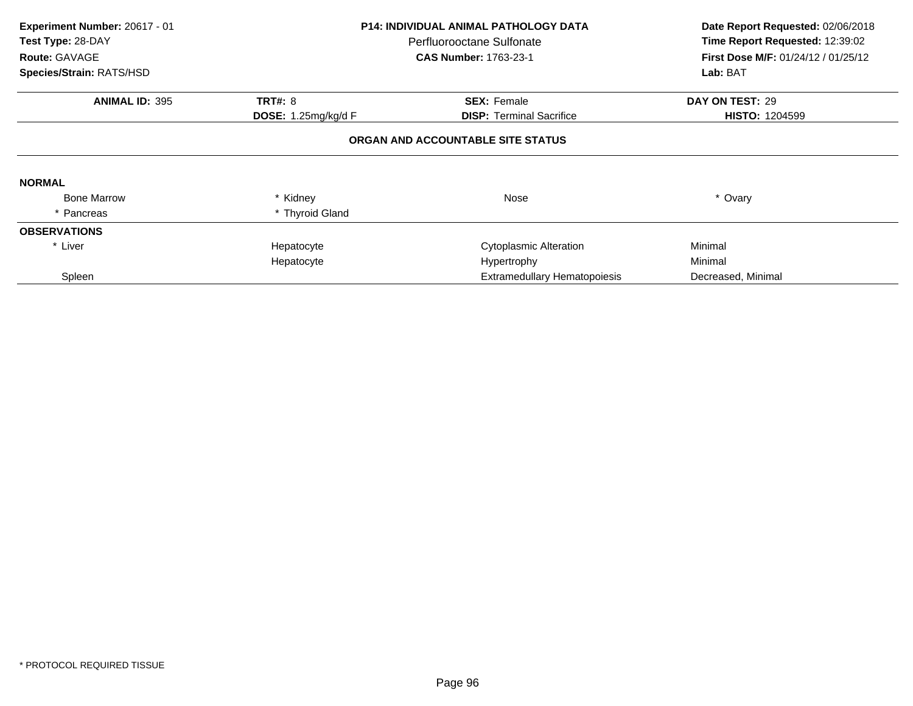**Experiment Number:** 20617 - 01
**Test Type:** 28-DAY
**Route:** GAVAGE
**Species/Strain:** RATS/HSD

**P14: INDIVIDUAL ANIMAL PATHOLOGY DATA**
Perfluorooctane Sulfonate
**CAS Number:** 1763-23-1

**Date Report Requested:** 02/06/2018
**Time Report Requested:** 12:39:02
**First Dose M/F:** 01/24/12 / 01/25/12
**Lab:** BAT

| **ANIMAL ID:** 395 | **TRT#:** 8 | **SEX:** Female | **DAY ON TEST:** 29 |
|---|---|---|---|
| | **DOSE:** 1.25mg/kg/d F | **DISP:** Terminal Sacrifice | **HISTO:** 1204599 |

**ORGAN AND ACCOUNTABLE SITE STATUS**

**NORMAL**

| | | | |
|---|---|---|---|
| Bone Marrow | * Kidney | Nose | * Ovary |
| * Pancreas | * Thyroid Gland | | |

**OBSERVATIONS**

| | | | |
|---|---|---|---|
| * Liver | Hepatocyte | Cytoplasmic Alteration | Minimal |
| | Hepatocyte | Hypertrophy | Minimal |
| Spleen | | Extramedullary Hematopoiesis | Decreased, Minimal |

\* PROTOCOL REQUIRED TISSUE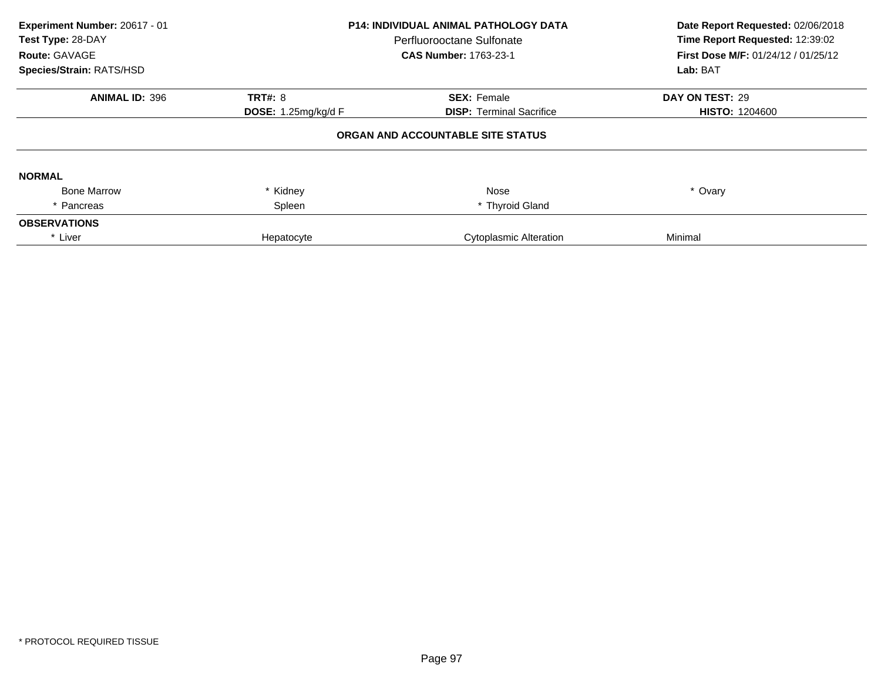**Experiment Number:** 20617 - 01
**Test Type:** 28-DAY
**Route:** GAVAGE
**Species/Strain:** RATS/HSD

**P14: INDIVIDUAL ANIMAL PATHOLOGY DATA**
Perfluorooctane Sulfonate
**CAS Number:** 1763-23-1

**Date Report Requested:** 02/06/2018
**Time Report Requested:** 12:39:02
**First Dose M/F:** 01/24/12 / 01/25/12
**Lab:** BAT

| **ANIMAL ID:** 396 | **TRT#:** 8 | **SEX:** Female | **DAY ON TEST:** 29 |
|---|---|---|---|
| | **DOSE:** 1.25mg/kg/d F | **DISP:** Terminal Sacrifice | **HISTO:** 1204600 |

**ORGAN AND ACCOUNTABLE SITE STATUS**

| | | | |
|---|---|---|---|
| **NORMAL** | | | |
| Bone Marrow | * Kidney | Nose | * Ovary |
| * Pancreas | Spleen | * Thyroid Gland | |
| **OBSERVATIONS** | | | |
| * Liver | Hepatocyte | Cytoplasmic Alteration | Minimal |

* PROTOCOL REQUIRED TISSUE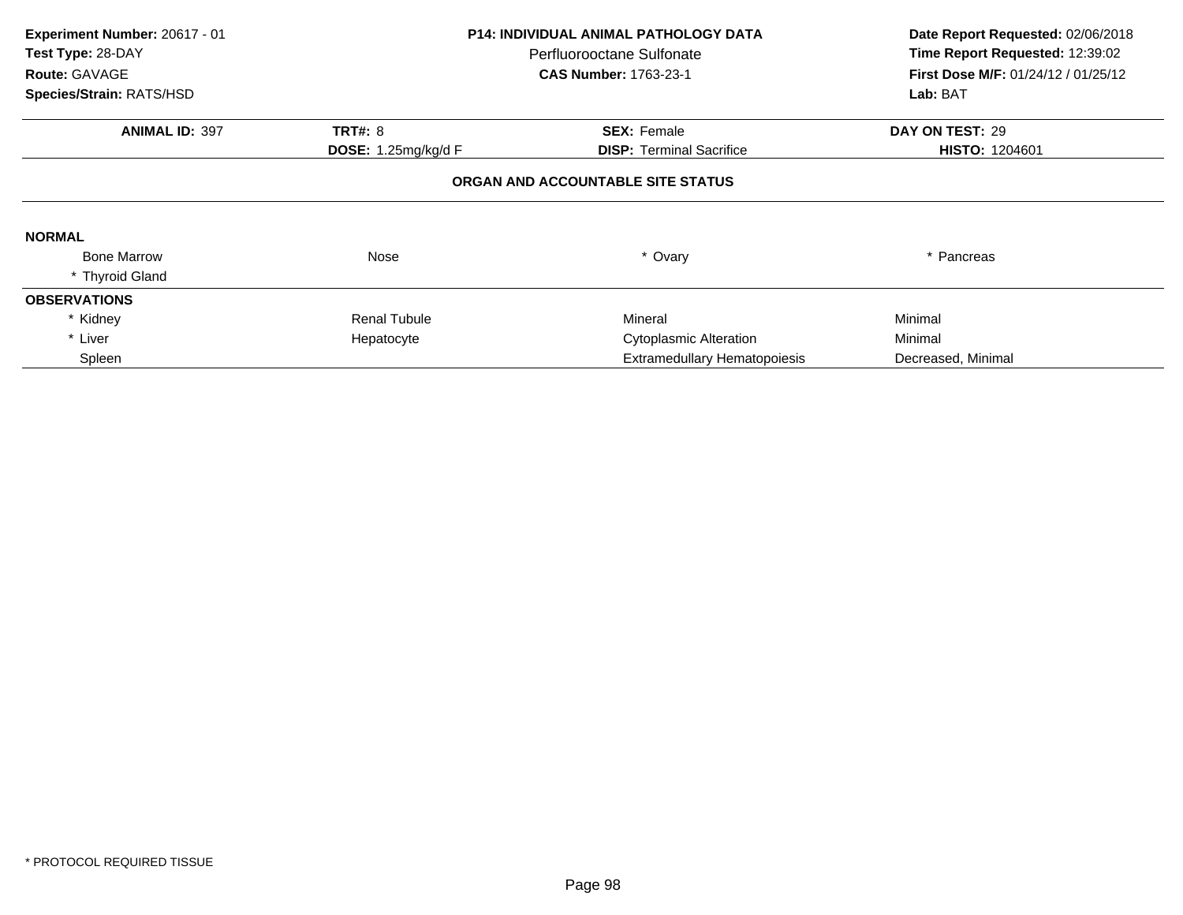**Experiment Number:** 20617 - 01
**Test Type:** 28-DAY
**Route:** GAVAGE
**Species/Strain:** RATS/HSD

**P14: INDIVIDUAL ANIMAL PATHOLOGY DATA**
Perfluorooctane Sulfonate
**CAS Number:** 1763-23-1

**Date Report Requested:** 02/06/2018
**Time Report Requested:** 12:39:02
**First Dose M/F:** 01/24/12 / 01/25/12
**Lab:** BAT

| **ANIMAL ID:** 397 | **TRT#:** 8 | **SEX:** Female | **DAY ON TEST:** 29 |
|---|---|---|---|
| | **DOSE:** 1.25mg/kg/d F | **DISP:** Terminal Sacrifice | **HISTO:** 1204601 |

## ORGAN AND ACCOUNTABLE SITE STATUS

**NORMAL**

| | | | |
|---|---|---|---|
| Bone Marrow | Nose | * Ovary | * Pancreas |
| * Thyroid Gland | | | |

**OBSERVATIONS**

| | | | |
|---|---|---|---|
| * Kidney | Renal Tubule | Mineral | Minimal |
| * Liver | Hepatocyte | Cytoplasmic Alteration | Minimal |
| Spleen | | Extramedullary Hematopoiesis | Decreased, Minimal |

* PROTOCOL REQUIRED TISSUE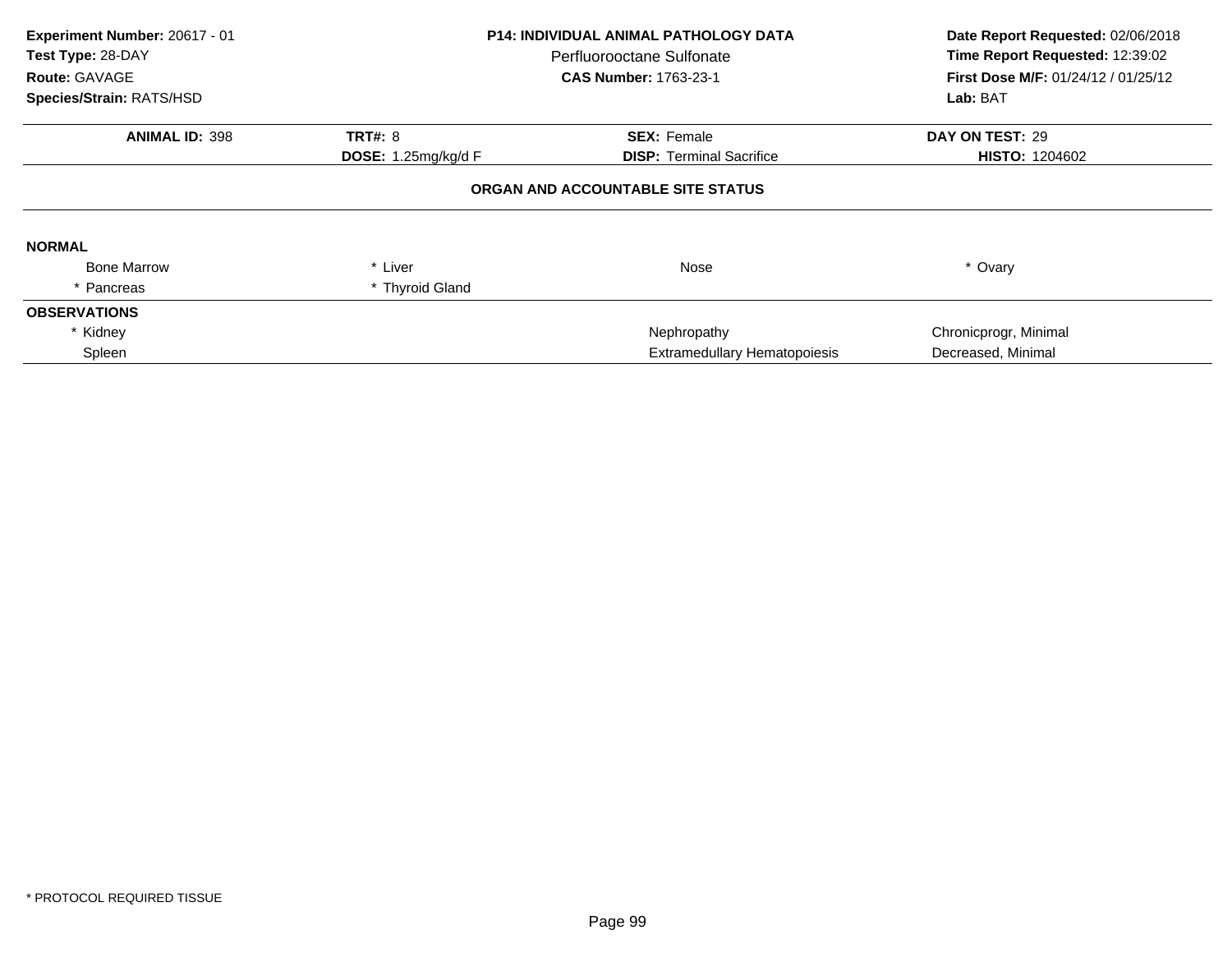**Experiment Number:** 20617 - 01
**Test Type:** 28-DAY
**Route:** GAVAGE
**Species/Strain:** RATS/HSD

**P14: INDIVIDUAL ANIMAL PATHOLOGY DATA**
Perfluorooctane Sulfonate
**CAS Number:** 1763-23-1

**Date Report Requested:** 02/06/2018
**Time Report Requested:** 12:39:02
**First Dose M/F:** 01/24/12 / 01/25/12
**Lab:** BAT

| **ANIMAL ID:** 398 | **TRT#:** 8 | **SEX:** Female | **DAY ON TEST:** 29 |
|---|---|---|---|
| | **DOSE:** 1.25mg/kg/d F | **DISP:** Terminal Sacrifice | **HISTO:** 1204602 |

**ORGAN AND ACCOUNTABLE SITE STATUS**

**NORMAL**

| | | | |
|---|---|---|---|
| Bone Marrow | * Liver | Nose | * Ovary |
| * Pancreas | * Thyroid Gland | | |

**OBSERVATIONS**

| | | |
|---|---|---|
| * Kidney | Nephropathy | Chronicprogr, Minimal |
| Spleen | Extramedullary Hematopoiesis | Decreased, Minimal |

* PROTOCOL REQUIRED TISSUE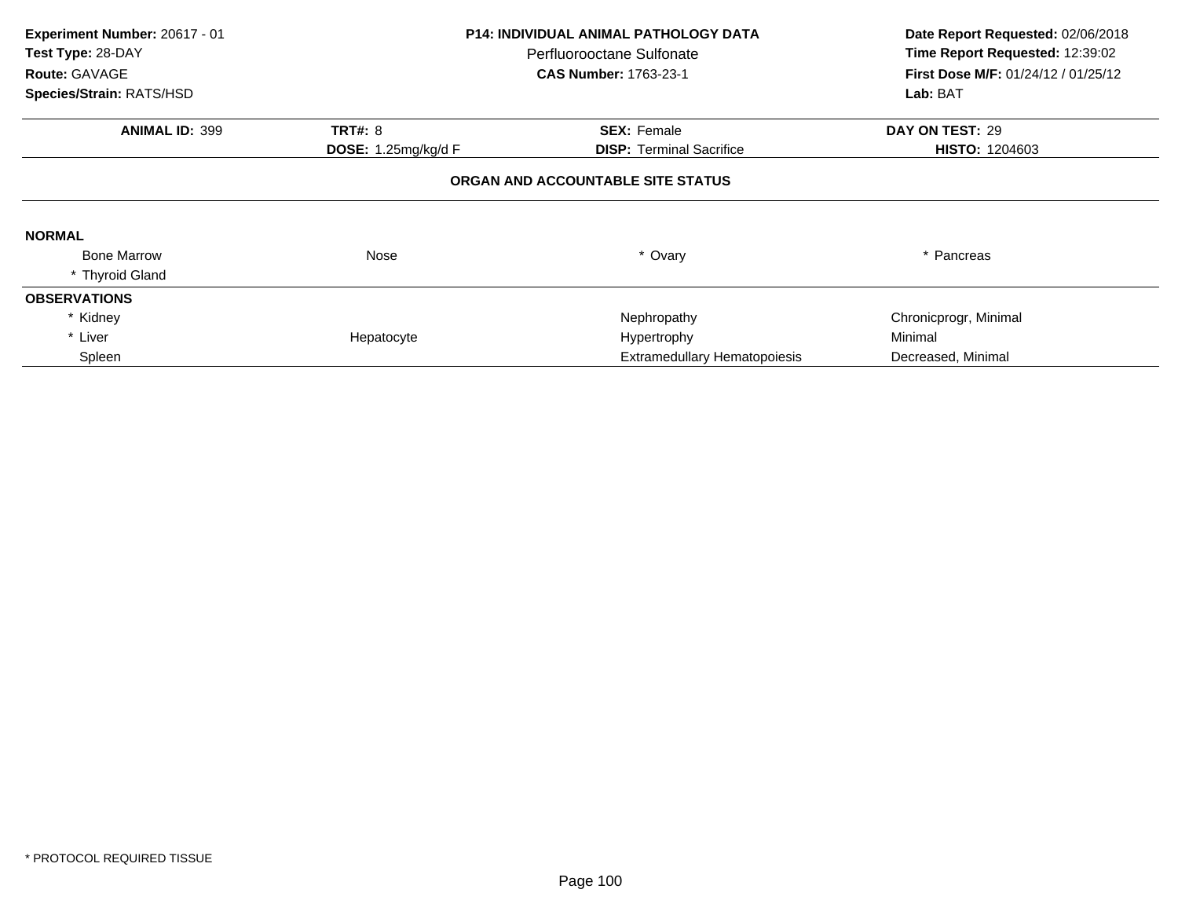**Experiment Number:** 20617 - 01
**Test Type:** 28-DAY
**Route:** GAVAGE
**Species/Strain:** RATS/HSD

**P14: INDIVIDUAL ANIMAL PATHOLOGY DATA**
Perfluorooctane Sulfonate
**CAS Number:** 1763-23-1

**Date Report Requested:** 02/06/2018
**Time Report Requested:** 12:39:02
**First Dose M/F:** 01/24/12 / 01/25/12
**Lab:** BAT

| **ANIMAL ID:** 399 | **TRT#:** 8 | **SEX:** Female | **DAY ON TEST:** 29 |
|---|---|---|---|
| | **DOSE:** 1.25mg/kg/d F | **DISP:** Terminal Sacrifice | **HISTO:** 1204603 |

**ORGAN AND ACCOUNTABLE SITE STATUS**

**NORMAL**

| | | | |
|---|---|---|---|
| Bone Marrow | Nose | * Ovary | * Pancreas |
| * Thyroid Gland | | | |

**OBSERVATIONS**

| | | | |
|---|---|---|---|
| * Kidney | | Nephropathy | Chronicprogr, Minimal |
| * Liver | Hepatocyte | Hypertrophy | Minimal |
| Spleen | | Extramedullary Hematopoiesis | Decreased, Minimal |

* PROTOCOL REQUIRED TISSUE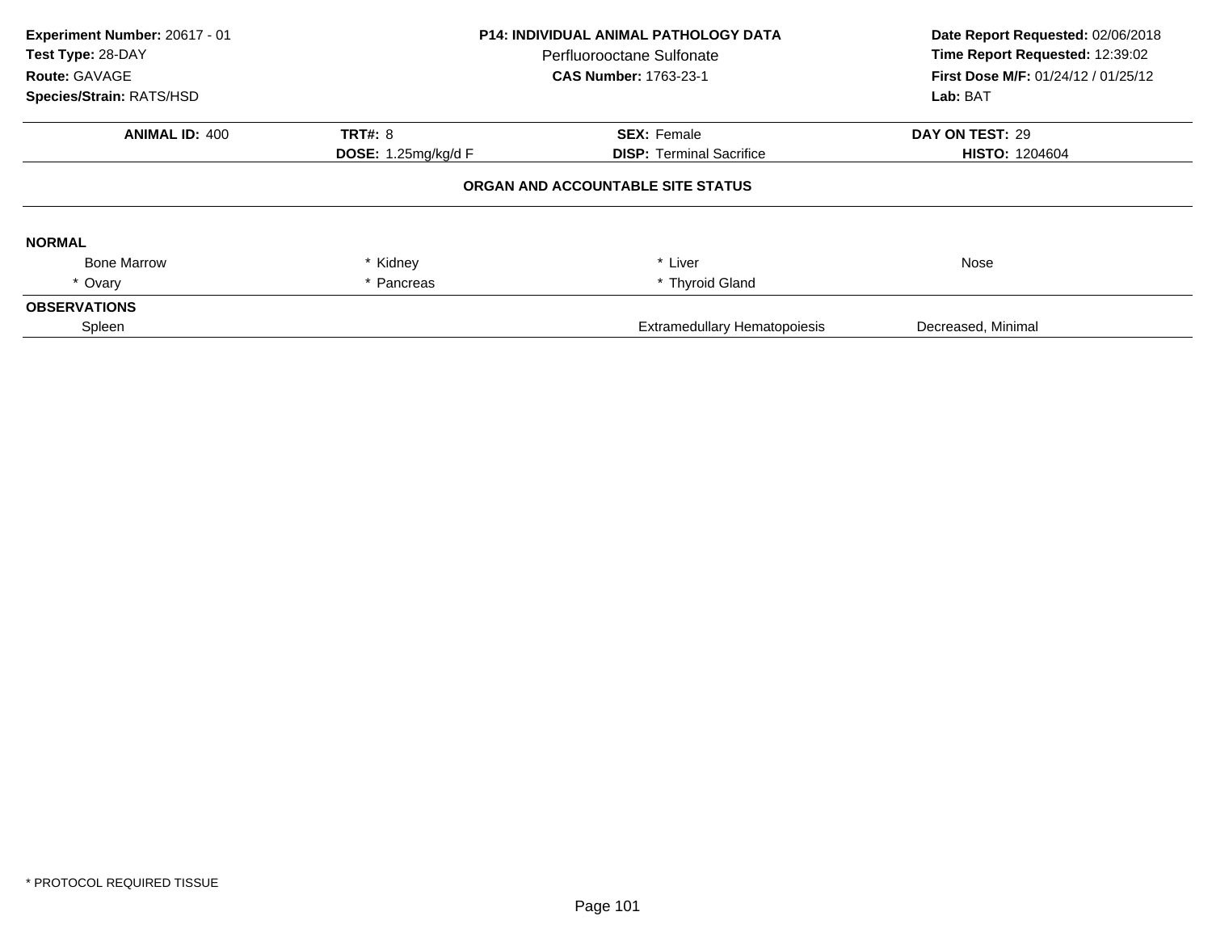**Experiment Number:** 20617 - 01
**Test Type:** 28-DAY
**Route:** GAVAGE
**Species/Strain:** RATS/HSD

**P14: INDIVIDUAL ANIMAL PATHOLOGY DATA**
Perfluorooctane Sulfonate
**CAS Number:** 1763-23-1

**Date Report Requested:** 02/06/2018
**Time Report Requested:** 12:39:02
**First Dose M/F:** 01/24/12 / 01/25/12
**Lab:** BAT

| **ANIMAL ID:** 400 | **TRT#:** 8 | **SEX:** Female | **DAY ON TEST:** 29 |
|---|---|---|---|
| | **DOSE:** 1.25mg/kg/d F | **DISP:** Terminal Sacrifice | **HISTO:** 1204604 |

**ORGAN AND ACCOUNTABLE SITE STATUS**

**NORMAL**

| | | | |
|---|---|---|---|
| Bone Marrow | * Kidney | * Liver | Nose |
| * Ovary | * Pancreas | * Thyroid Gland | |

**OBSERVATIONS**

| | | |
|---|---|---|
| Spleen | Extramedullary Hematopoiesis | Decreased, Minimal |

* PROTOCOL REQUIRED TISSUE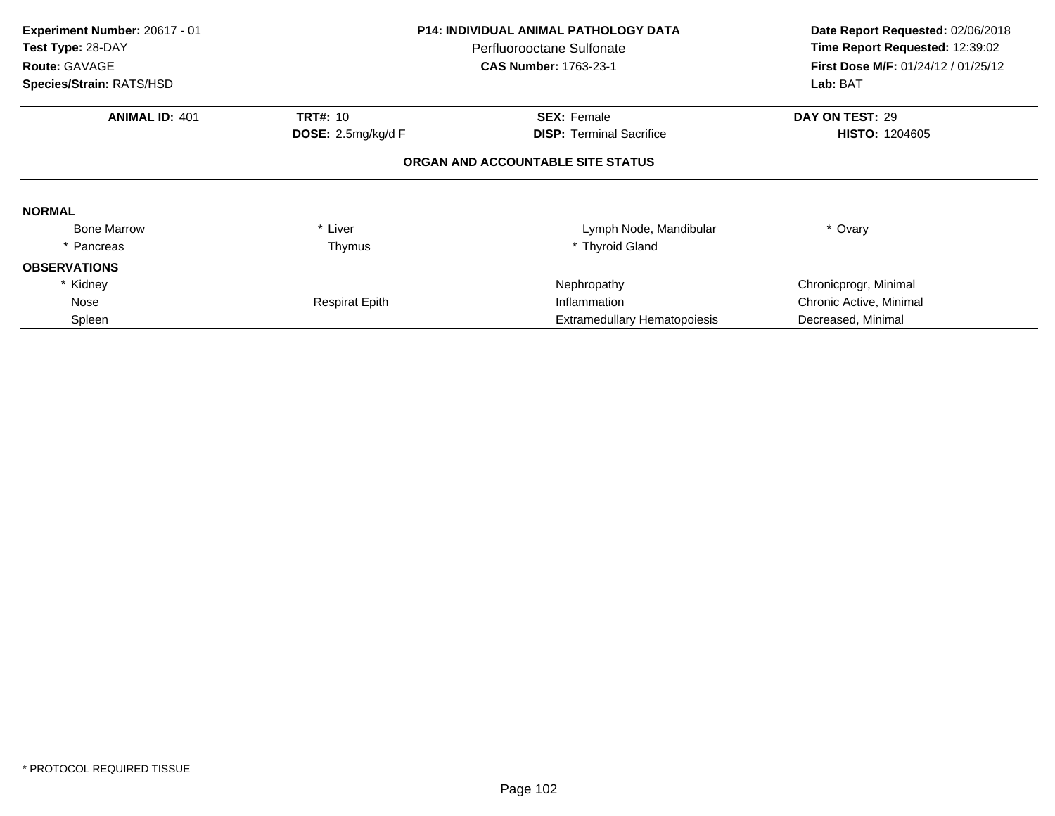**Experiment Number:** 20617 - 01
**Test Type:** 28-DAY
**Route:** GAVAGE
**Species/Strain:** RATS/HSD

**P14: INDIVIDUAL ANIMAL PATHOLOGY DATA**
Perfluorooctane Sulfonate
**CAS Number:** 1763-23-1

**Date Report Requested:** 02/06/2018
**Time Report Requested:** 12:39:02
**First Dose M/F:** 01/24/12 / 01/25/12
**Lab:** BAT

| **ANIMAL ID:** 401 | **TRT#:** 10 | **SEX:** Female | **DAY ON TEST:** 29 |
|---|---|---|---|
| | **DOSE:** 2.5mg/kg/d F | **DISP:** Terminal Sacrifice | **HISTO:** 1204605 |

**ORGAN AND ACCOUNTABLE SITE STATUS**

**NORMAL**

| | | | |
|---|---|---|---|
| Bone Marrow | * Liver | Lymph Node, Mandibular | * Ovary |
| * Pancreas | Thymus | * Thyroid Gland | |

**OBSERVATIONS**

| | | | |
|---|---|---|---|
| * Kidney | | Nephropathy | Chronicprogr, Minimal |
| Nose | Respirat Epith | Inflammation | Chronic Active, Minimal |
| Spleen | | Extramedullary Hematopoiesis | Decreased, Minimal |

* PROTOCOL REQUIRED TISSUE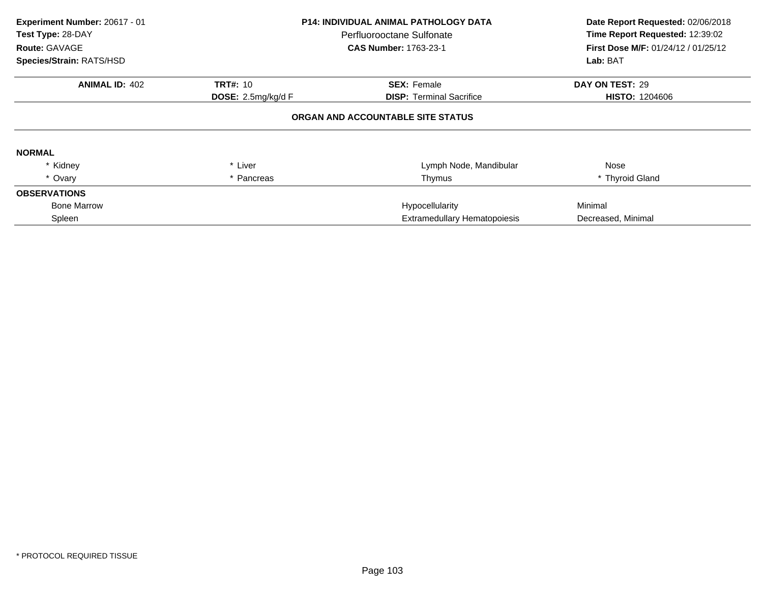**Experiment Number:** 20617 - 01
**Test Type:** 28-DAY
**Route:** GAVAGE
**Species/Strain:** RATS/HSD

**P14: INDIVIDUAL ANIMAL PATHOLOGY DATA**
Perfluorooctane Sulfonate
**CAS Number:** 1763-23-1

**Date Report Requested:** 02/06/2018
**Time Report Requested:** 12:39:02
**First Dose M/F:** 01/24/12 / 01/25/12
**Lab:** BAT

| **ANIMAL ID:** 402 | **TRT#:** 10 | **SEX:** Female | **DAY ON TEST:** 29 |
|---|---|---|---|
| | **DOSE:** 2.5mg/kg/d F | **DISP:** Terminal Sacrifice | **HISTO:** 1204606 |

**ORGAN AND ACCOUNTABLE SITE STATUS**

**NORMAL**

| | | | |
|---|---|---|---|
| * Kidney | * Liver | Lymph Node, Mandibular | Nose |
| * Ovary | * Pancreas | Thymus | * Thyroid Gland |

**OBSERVATIONS**

| | | |
|---|---|---|
| Bone Marrow | Hypocellularity | Minimal |
| Spleen | Extramedullary Hematopoiesis | Decreased, Minimal |

* PROTOCOL REQUIRED TISSUE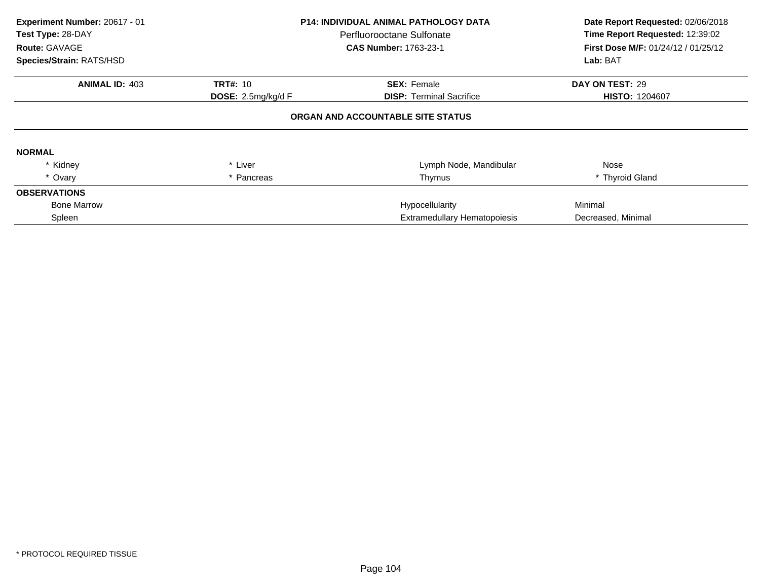**Experiment Number:** 20617 - 01
**Test Type:** 28-DAY
**Route:** GAVAGE
**Species/Strain:** RATS/HSD

**P14: INDIVIDUAL ANIMAL PATHOLOGY DATA**
Perfluorooctane Sulfonate
**CAS Number:** 1763-23-1

**Date Report Requested:** 02/06/2018
**Time Report Requested:** 12:39:02
**First Dose M/F:** 01/24/12 / 01/25/12
**Lab:** BAT

| **ANIMAL ID:** 403 | **TRT#:** 10 | **SEX:** Female | **DAY ON TEST:** 29 |
|---|---|---|---|
| | **DOSE:** 2.5mg/kg/d F | **DISP:** Terminal Sacrifice | **HISTO:** 1204607 |

**ORGAN AND ACCOUNTABLE SITE STATUS**

**NORMAL**

| | | | |
|---|---|---|---|
| * Kidney | * Liver | Lymph Node, Mandibular | Nose |
| * Ovary | * Pancreas | Thymus | * Thyroid Gland |

**OBSERVATIONS**

| | | |
|---|---|---|
| Bone Marrow | Hypocellularity | Minimal |
| Spleen | Extramedullary Hematopoiesis | Decreased, Minimal |

* PROTOCOL REQUIRED TISSUE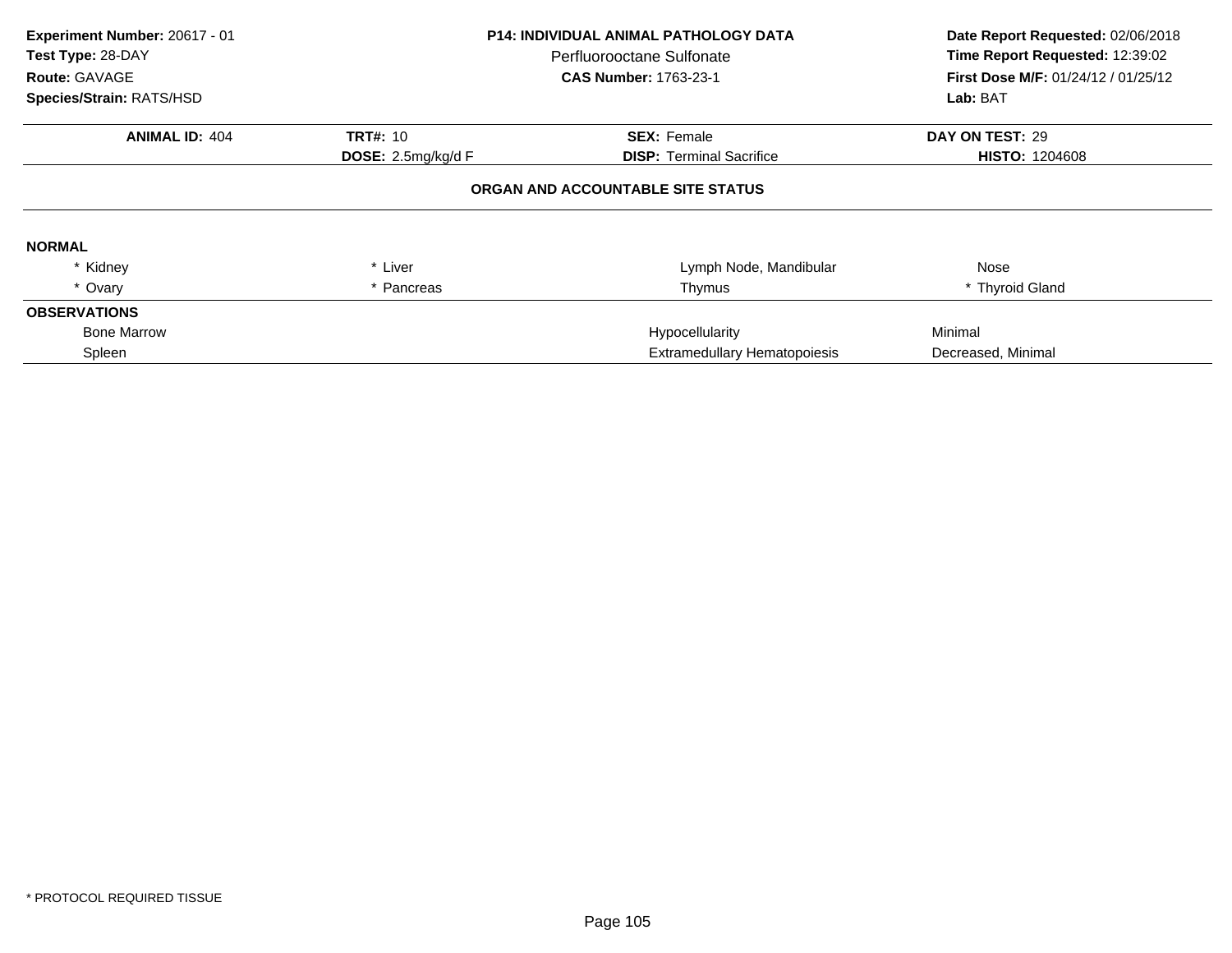**Experiment Number:** 20617 - 01
**Test Type:** 28-DAY
**Route:** GAVAGE
**Species/Strain:** RATS/HSD

**P14: INDIVIDUAL ANIMAL PATHOLOGY DATA**
Perfluorooctane Sulfonate
**CAS Number:** 1763-23-1

**Date Report Requested:** 02/06/2018
**Time Report Requested:** 12:39:02
**First Dose M/F:** 01/24/12 / 01/25/12
**Lab:** BAT

| **ANIMAL ID:** 404 | **TRT#:** 10 | **SEX:** Female | **DAY ON TEST:** 29 |
|---|---|---|---|
| | **DOSE:** 2.5mg/kg/d F | **DISP:** Terminal Sacrifice | **HISTO:** 1204608 |

**ORGAN AND ACCOUNTABLE SITE STATUS**

**NORMAL**

| | | | |
|---|---|---|---|
| * Kidney | * Liver | Lymph Node, Mandibular | Nose |
| * Ovary | * Pancreas | Thymus | * Thyroid Gland |

**OBSERVATIONS**

| | | |
|---|---|---|
| Bone Marrow | Hypocellularity | Minimal |
| Spleen | Extramedullary Hematopoiesis | Decreased, Minimal |

* PROTOCOL REQUIRED TISSUE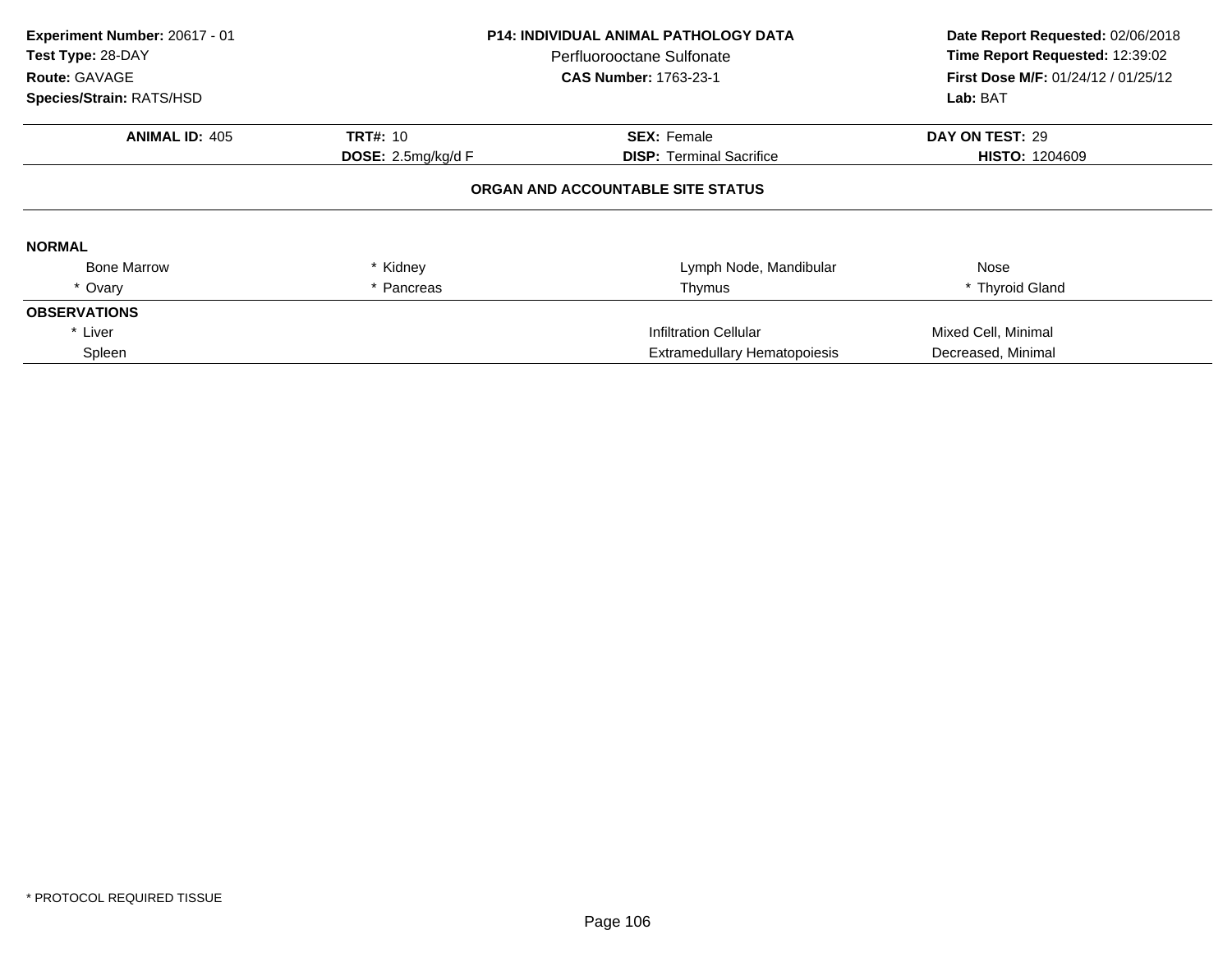**Experiment Number:** 20617 - 01
**Test Type:** 28-DAY
**Route:** GAVAGE
**Species/Strain:** RATS/HSD

**P14: INDIVIDUAL ANIMAL PATHOLOGY DATA**
Perfluorooctane Sulfonate
**CAS Number:** 1763-23-1

**Date Report Requested:** 02/06/2018
**Time Report Requested:** 12:39:02
**First Dose M/F:** 01/24/12 / 01/25/12
**Lab:** BAT

| **ANIMAL ID:** 405 | **TRT#:** 10 | **SEX:** Female | **DAY ON TEST:** 29 |
|---|---|---|---|
| | **DOSE:** 2.5mg/kg/d F | **DISP:** Terminal Sacrifice | **HISTO:** 1204609 |

**ORGAN AND ACCOUNTABLE SITE STATUS**

**NORMAL**

| | | | |
|---|---|---|---|
| Bone Marrow | * Kidney | Lymph Node, Mandibular | Nose |
| * Ovary | * Pancreas | Thymus | * Thyroid Gland |

**OBSERVATIONS**

| | | |
|---|---|---|
| * Liver | Infiltration Cellular | Mixed Cell, Minimal |
| Spleen | Extramedullary Hematopoiesis | Decreased, Minimal |

* PROTOCOL REQUIRED TISSUE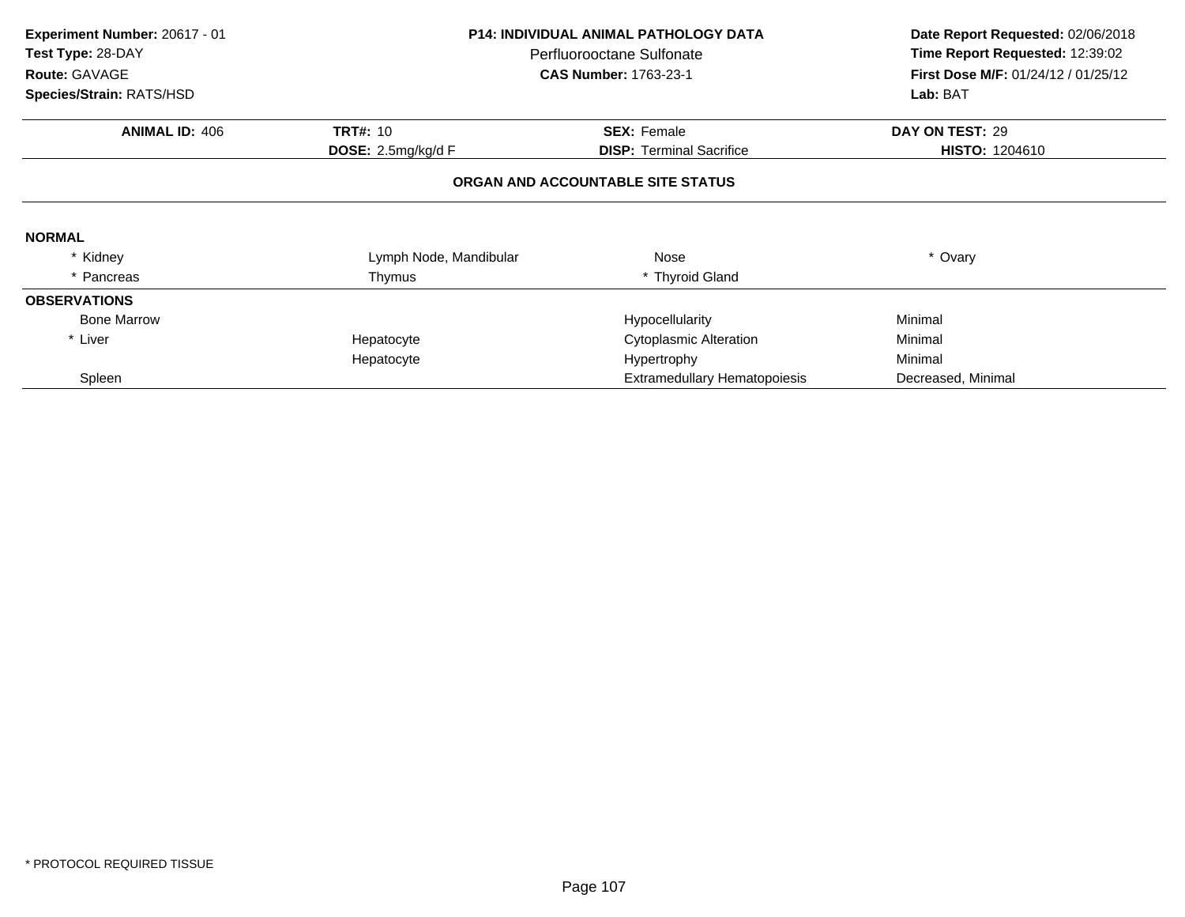**Experiment Number:** 20617 - 01
**Test Type:** 28-DAY
**Route:** GAVAGE
**Species/Strain:** RATS/HSD

**P14: INDIVIDUAL ANIMAL PATHOLOGY DATA**
Perfluorooctane Sulfonate
**CAS Number:** 1763-23-1

**Date Report Requested:** 02/06/2018
**Time Report Requested:** 12:39:02
**First Dose M/F:** 01/24/12 / 01/25/12
**Lab:** BAT

| **ANIMAL ID:** 406 | **TRT#:** 10 | **SEX:** Female | **DAY ON TEST:** 29 |
|---|---|---|---|
| | **DOSE:** 2.5mg/kg/d F | **DISP:** Terminal Sacrifice | **HISTO:** 1204610 |

**ORGAN AND ACCOUNTABLE SITE STATUS**

**NORMAL**

| | | | |
|---|---|---|---|
| * Kidney | Lymph Node, Mandibular | Nose | * Ovary |
| * Pancreas | Thymus | * Thyroid Gland | |

**OBSERVATIONS**

| | | | |
|---|---|---|---|
| Bone Marrow | | Hypocellularity | Minimal |
| * Liver | Hepatocyte | Cytoplasmic Alteration | Minimal |
| | Hepatocyte | Hypertrophy | Minimal |
| Spleen | | Extramedullary Hematopoiesis | Decreased, Minimal |

* PROTOCOL REQUIRED TISSUE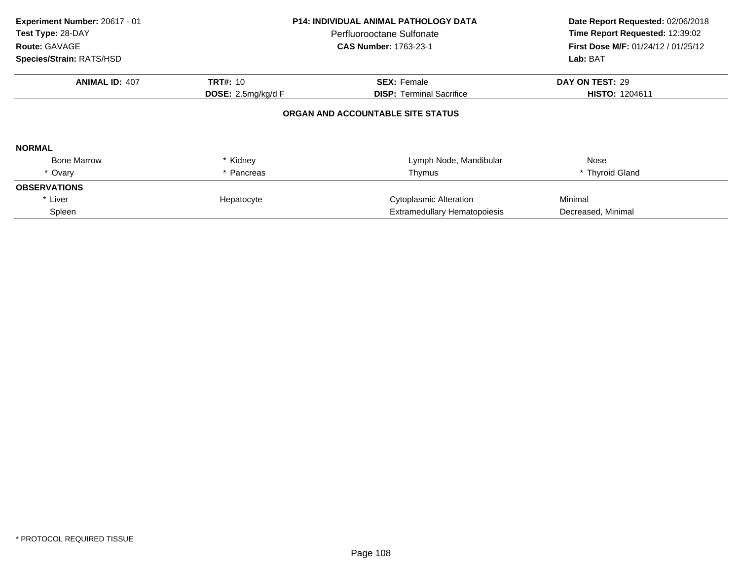**Experiment Number:** 20617 - 01
**Test Type:** 28-DAY
**Route:** GAVAGE
**Species/Strain:** RATS/HSD

**P14: INDIVIDUAL ANIMAL PATHOLOGY DATA**
Perfluorooctane Sulfonate
**CAS Number:** 1763-23-1

**Date Report Requested:** 02/06/2018
**Time Report Requested:** 12:39:02
**First Dose M/F:** 01/24/12 / 01/25/12
**Lab:** BAT

| **ANIMAL ID:** 407 | **TRT#:** 10 | **SEX:** Female | **DAY ON TEST:** 29 |
|---|---|---|---|
| | **DOSE:** 2.5mg/kg/d F | **DISP:** Terminal Sacrifice | **HISTO:** 1204611 |

**ORGAN AND ACCOUNTABLE SITE STATUS**

**NORMAL**

| | | | |
|---|---|---|---|
| Bone Marrow | * Kidney | Lymph Node, Mandibular | Nose |
| * Ovary | * Pancreas | Thymus | * Thyroid Gland |

**OBSERVATIONS**

| | | | |
|---|---|---|---|
| * Liver | Hepatocyte | Cytoplasmic Alteration | Minimal |
| Spleen | | Extramedullary Hematopoiesis | Decreased, Minimal |

\* PROTOCOL REQUIRED TISSUE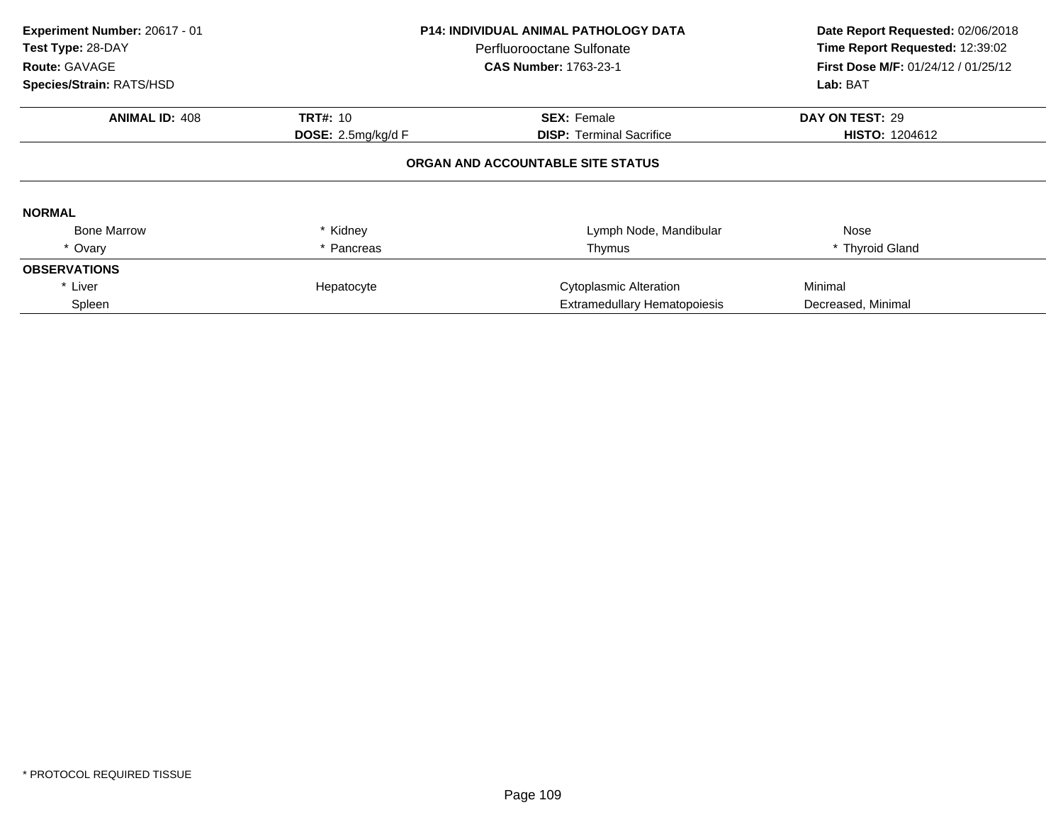**Experiment Number:** 20617 - 01
**Test Type:** 28-DAY
**Route:** GAVAGE
**Species/Strain:** RATS/HSD

**P14: INDIVIDUAL ANIMAL PATHOLOGY DATA**
Perfluorooctane Sulfonate
**CAS Number:** 1763-23-1

**Date Report Requested:** 02/06/2018
**Time Report Requested:** 12:39:02
**First Dose M/F:** 01/24/12 / 01/25/12
**Lab:** BAT

| **ANIMAL ID:** 408 | **TRT#:** 10 | **SEX:** Female | **DAY ON TEST:** 29 |
|---|---|---|---|
| | **DOSE:** 2.5mg/kg/d F | **DISP:** Terminal Sacrifice | **HISTO:** 1204612 |

**ORGAN AND ACCOUNTABLE SITE STATUS**

**NORMAL**

| | | | |
|---|---|---|---|
| Bone Marrow | * Kidney | Lymph Node, Mandibular | Nose |
| * Ovary | * Pancreas | Thymus | * Thyroid Gland |

**OBSERVATIONS**

| | | | |
|---|---|---|---|
| * Liver | Hepatocyte | Cytoplasmic Alteration | Minimal |
| Spleen | | Extramedullary Hematopoiesis | Decreased, Minimal |

\* PROTOCOL REQUIRED TISSUE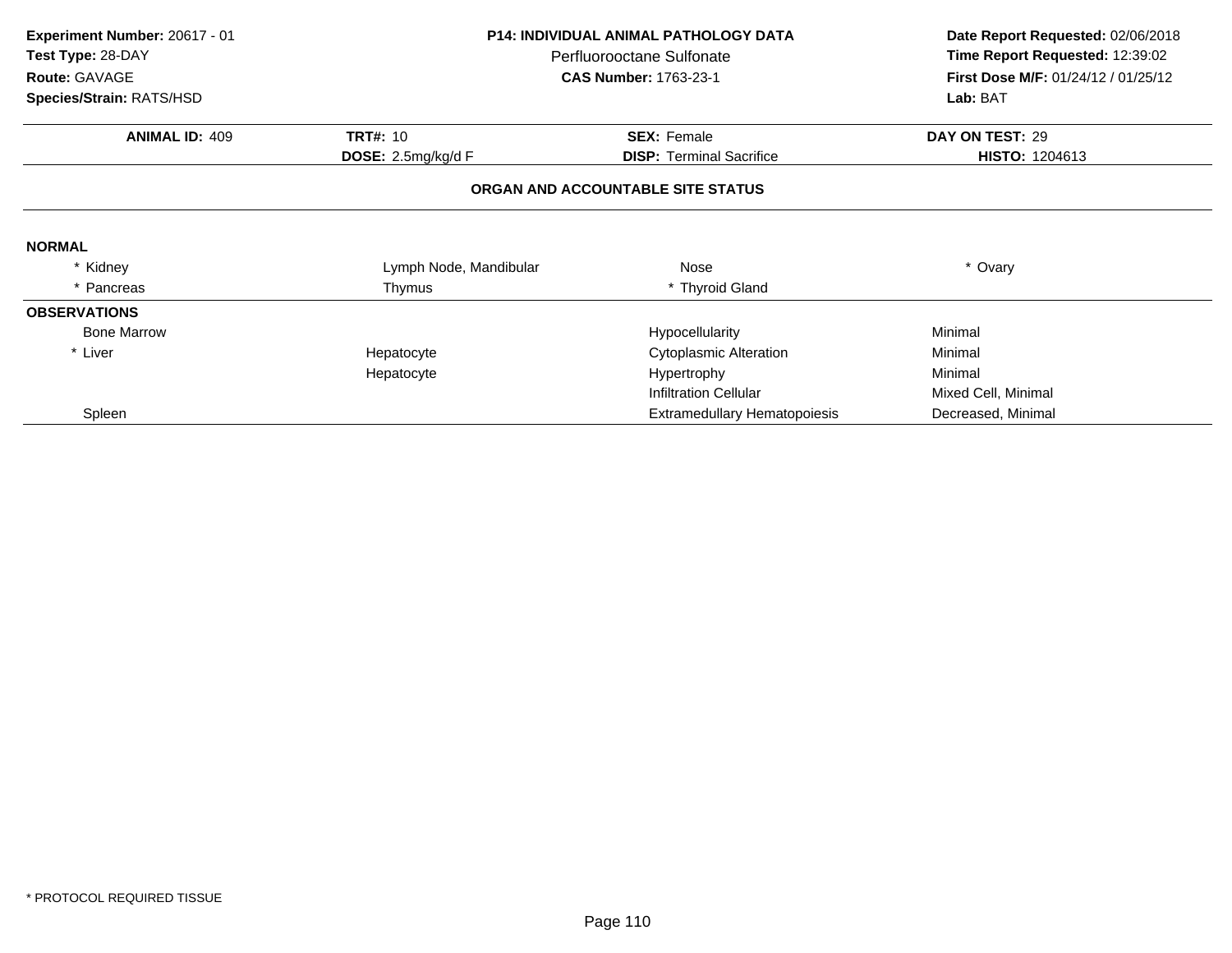**Experiment Number:** 20617 - 01
**Test Type:** 28-DAY
**Route:** GAVAGE
**Species/Strain:** RATS/HSD

**P14: INDIVIDUAL ANIMAL PATHOLOGY DATA**
Perfluorooctane Sulfonate
**CAS Number:** 1763-23-1

**Date Report Requested:** 02/06/2018
**Time Report Requested:** 12:39:02
**First Dose M/F:** 01/24/12 / 01/25/12
**Lab:** BAT

| **ANIMAL ID:** 409 | **TRT#:** 10 | **SEX:** Female | **DAY ON TEST:** 29 |
|---|---|---|---|
| | **DOSE:** 2.5mg/kg/d F | **DISP:** Terminal Sacrifice | **HISTO:** 1204613 |

**ORGAN AND ACCOUNTABLE SITE STATUS**

**NORMAL**

| | | | |
|---|---|---|---|
| * Kidney | Lymph Node, Mandibular | Nose | * Ovary |
| * Pancreas | Thymus | * Thyroid Gland | |

**OBSERVATIONS**

| | | | |
|---|---|---|---|
| Bone Marrow | | Hypocellularity | Minimal |
| * Liver | Hepatocyte | Cytoplasmic Alteration | Minimal |
| | Hepatocyte | Hypertrophy | Minimal |
| | | Infiltration Cellular | Mixed Cell, Minimal |
| Spleen | | Extramedullary Hematopoiesis | Decreased, Minimal |

* PROTOCOL REQUIRED TISSUE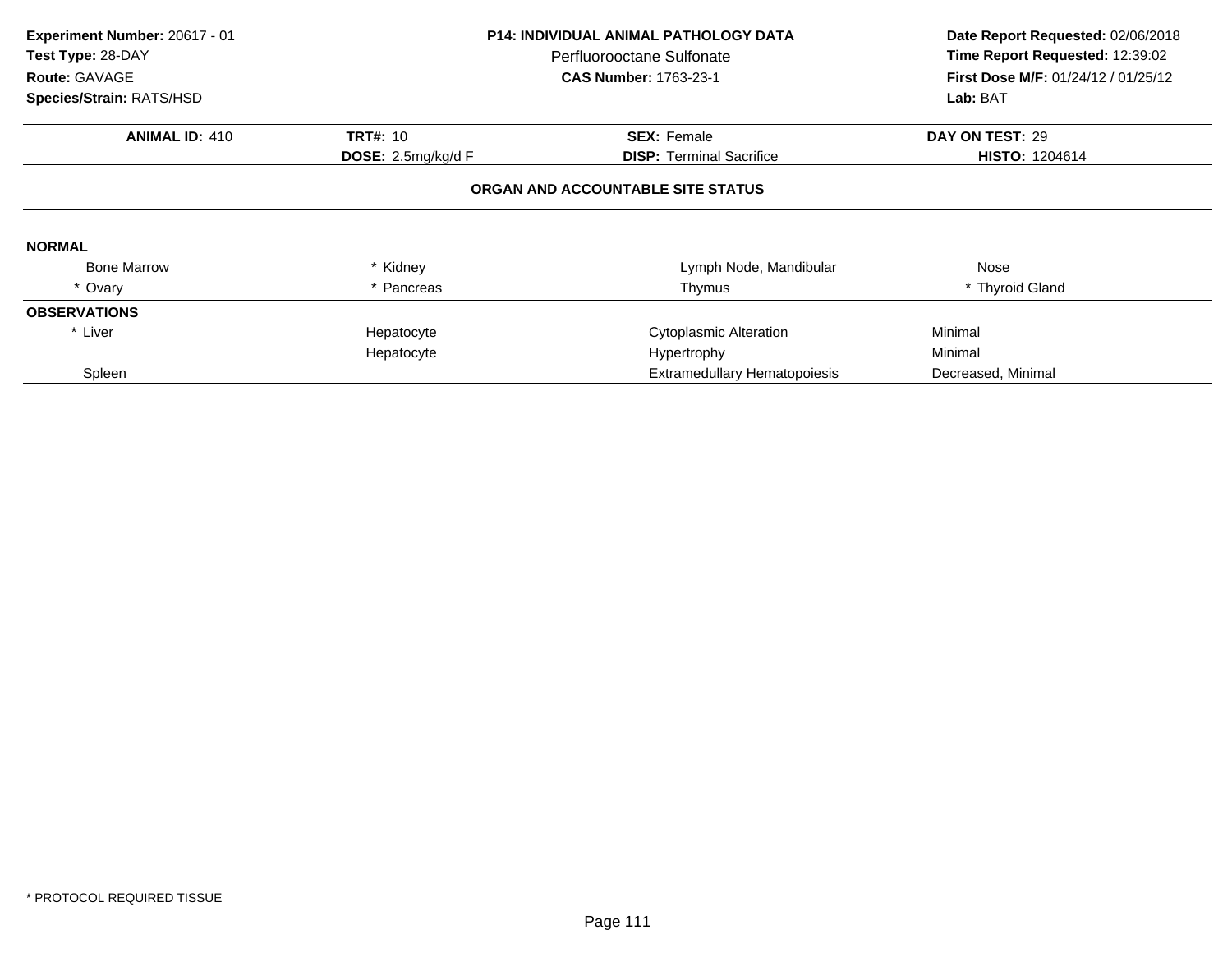**Experiment Number:** 20617 - 01
**Test Type:** 28-DAY
**Route:** GAVAGE
**Species/Strain:** RATS/HSD

**P14: INDIVIDUAL ANIMAL PATHOLOGY DATA**
Perfluorooctane Sulfonate
**CAS Number:** 1763-23-1

**Date Report Requested:** 02/06/2018
**Time Report Requested:** 12:39:02
**First Dose M/F:** 01/24/12 / 01/25/12
**Lab:** BAT

| **ANIMAL ID:** 410 | **TRT#:** 10 | **SEX:** Female | **DAY ON TEST:** 29 |
|---|---|---|---|
| | **DOSE:** 2.5mg/kg/d F | **DISP:** Terminal Sacrifice | **HISTO:** 1204614 |

## ORGAN AND ACCOUNTABLE SITE STATUS

**NORMAL**

| | | | |
|---|---|---|---|
| Bone Marrow | * Kidney | Lymph Node, Mandibular | Nose |
| * Ovary | * Pancreas | Thymus | * Thyroid Gland |

**OBSERVATIONS**

| | | | |
|---|---|---|---|
| * Liver | Hepatocyte | Cytoplasmic Alteration | Minimal |
| | Hepatocyte | Hypertrophy | Minimal |
| Spleen | | Extramedullary Hematopoiesis | Decreased, Minimal |

* PROTOCOL REQUIRED TISSUE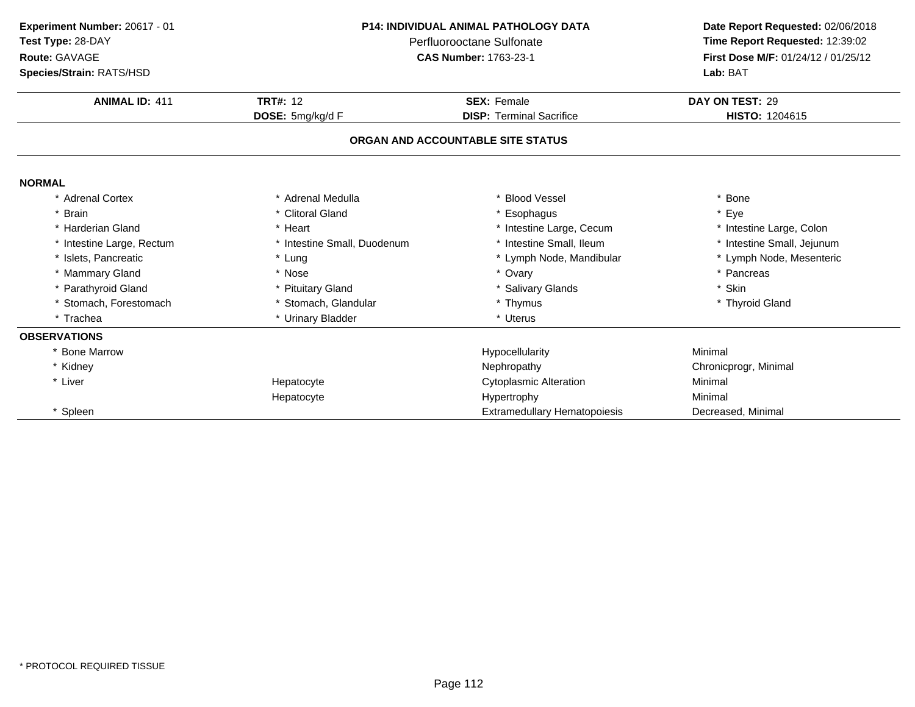**Experiment Number:** 20617 - 01
**Test Type:** 28-DAY
**Route:** GAVAGE
**Species/Strain:** RATS/HSD

**P14: INDIVIDUAL ANIMAL PATHOLOGY DATA**
Perfluorooctane Sulfonate
**CAS Number:** 1763-23-1

**Date Report Requested:** 02/06/2018
**Time Report Requested:** 12:39:02
**First Dose M/F:** 01/24/12 / 01/25/12
**Lab:** BAT

| **ANIMAL ID:** 411 | **TRT#:** 12 | **SEX:** Female | **DAY ON TEST:** 29 |
|---|---|---|---|
| | **DOSE:** 5mg/kg/d F | **DISP:** Terminal Sacrifice | **HISTO:** 1204615 |

**ORGAN AND ACCOUNTABLE SITE STATUS**

**NORMAL**

| | | | |
|---|---|---|---|
| * Adrenal Cortex | * Adrenal Medulla | * Blood Vessel | * Bone |
| * Brain | * Clitoral Gland | * Esophagus | * Eye |
| * Harderian Gland | * Heart | * Intestine Large, Cecum | * Intestine Large, Colon |
| * Intestine Large, Rectum | * Intestine Small, Duodenum | * Intestine Small, Ileum | * Intestine Small, Jejunum |
| * Islets, Pancreatic | * Lung | * Lymph Node, Mandibular | * Lymph Node, Mesenteric |
| * Mammary Gland | * Nose | * Ovary | * Pancreas |
| * Parathyroid Gland | * Pituitary Gland | * Salivary Glands | * Skin |
| * Stomach, Forestomach | * Stomach, Glandular | * Thymus | * Thyroid Gland |
| * Trachea | * Urinary Bladder | * Uterus | |

**OBSERVATIONS**

| | | | |
|---|---|---|---|
| * Bone Marrow | | Hypocellularity | Minimal |
| * Kidney | | Nephropathy | Chronicprogr, Minimal |
| * Liver | Hepatocyte | Cytoplasmic Alteration | Minimal |
| | Hepatocyte | Hypertrophy | Minimal |
| * Spleen | | Extramedullary Hematopoiesis | Decreased, Minimal |

* PROTOCOL REQUIRED TISSUE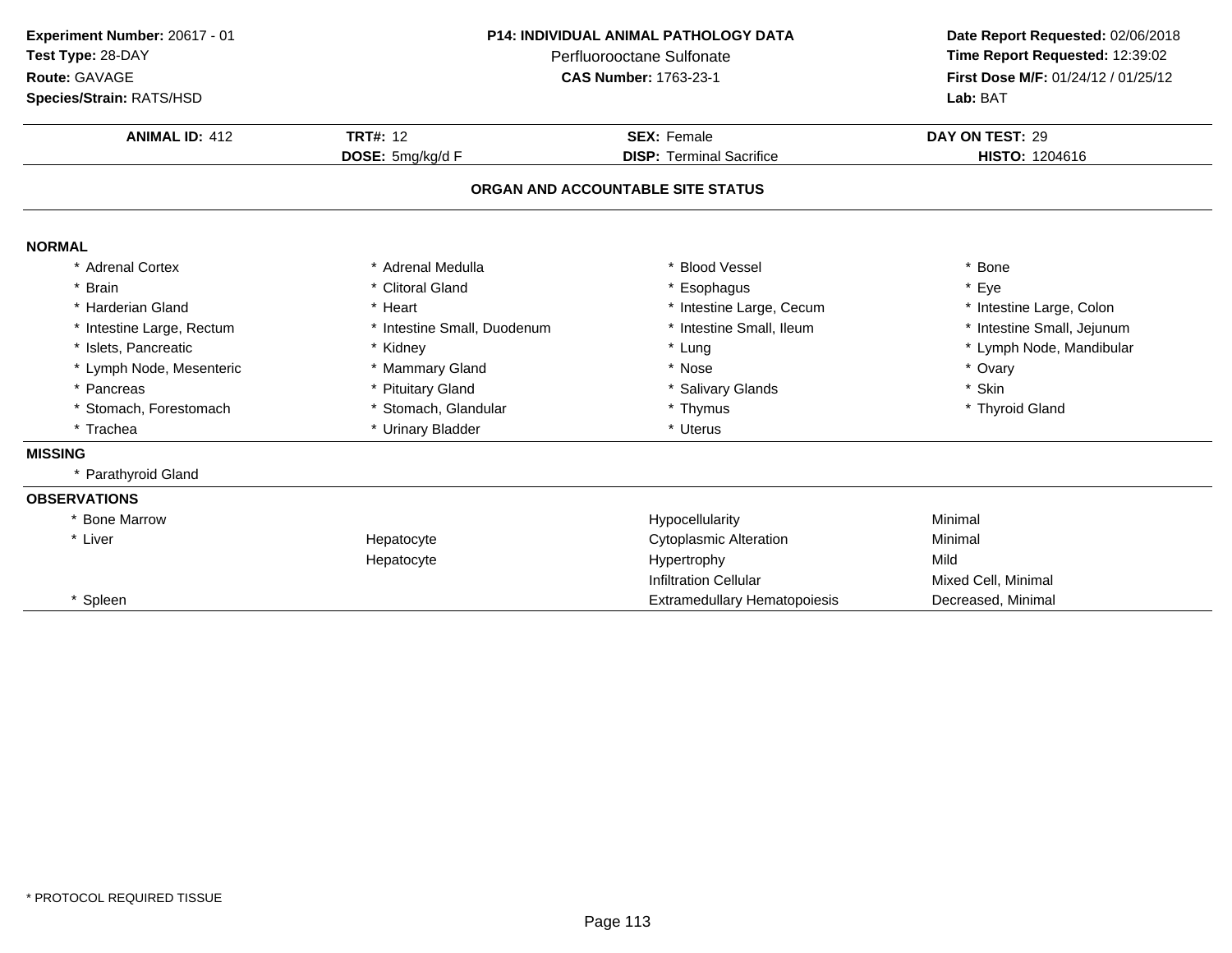**Experiment Number:** 20617 - 01
**Test Type:** 28-DAY
**Route:** GAVAGE
**Species/Strain:** RATS/HSD

**P14: INDIVIDUAL ANIMAL PATHOLOGY DATA**
Perfluorooctane Sulfonate
**CAS Number:** 1763-23-1

**Date Report Requested:** 02/06/2018
**Time Report Requested:** 12:39:02
**First Dose M/F:** 01/24/12 / 01/25/12
**Lab:** BAT

| **ANIMAL ID:** 412 | **TRT#:** 12 | **SEX:** Female | **DAY ON TEST:** 29 |
|---|---|---|---|
| | **DOSE:** 5mg/kg/d F | **DISP:** Terminal Sacrifice | **HISTO:** 1204616 |

## ORGAN AND ACCOUNTABLE SITE STATUS

### NORMAL

| | | | |
|---|---|---|---|
| * Adrenal Cortex | * Adrenal Medulla | * Blood Vessel | * Bone |
| * Brain | * Clitoral Gland | * Esophagus | * Eye |
| * Harderian Gland | * Heart | * Intestine Large, Cecum | * Intestine Large, Colon |
| * Intestine Large, Rectum | * Intestine Small, Duodenum | * Intestine Small, Ileum | * Intestine Small, Jejunum |
| * Islets, Pancreatic | * Kidney | * Lung | * Lymph Node, Mandibular |
| * Lymph Node, Mesenteric | * Mammary Gland | * Nose | * Ovary |
| * Pancreas | * Pituitary Gland | * Salivary Glands | * Skin |
| * Stomach, Forestomach | * Stomach, Glandular | * Thymus | * Thyroid Gland |
| * Trachea | * Urinary Bladder | * Uterus | |

### MISSING

* Parathyroid Gland

### OBSERVATIONS

| | | | |
|---|---|---|---|
| * Bone Marrow | | Hypocellularity | Minimal |
| * Liver | Hepatocyte | Cytoplasmic Alteration | Minimal |
| | Hepatocyte | Hypertrophy | Mild |
| | | Infiltration Cellular | Mixed Cell, Minimal |
| * Spleen | | Extramedullary Hematopoiesis | Decreased, Minimal |

* PROTOCOL REQUIRED TISSUE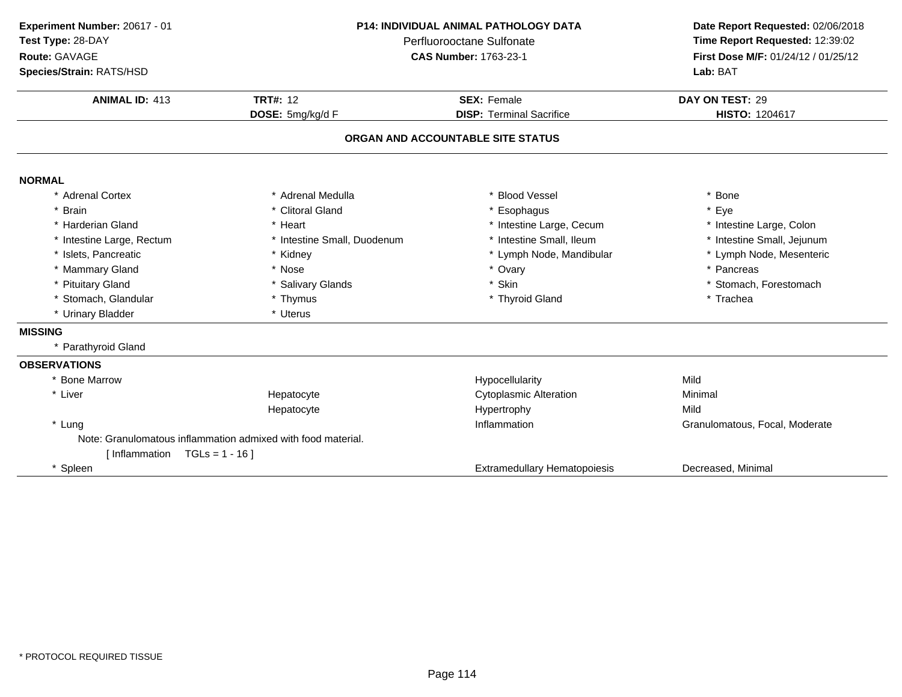**Experiment Number:** 20617 - 01
**Test Type:** 28-DAY
**Route:** GAVAGE
**Species/Strain:** RATS/HSD

**P14: INDIVIDUAL ANIMAL PATHOLOGY DATA**
Perfluorooctane Sulfonate
**CAS Number:** 1763-23-1

**Date Report Requested:** 02/06/2018
**Time Report Requested:** 12:39:02
**First Dose M/F:** 01/24/12 / 01/25/12
**Lab:** BAT

| **ANIMAL ID:** 413 | **TRT#:** 12 | **SEX:** Female | **DAY ON TEST:** 29 |
|---|---|---|---|
| | **DOSE:** 5mg/kg/d F | **DISP:** Terminal Sacrifice | **HISTO:** 1204617 |

## ORGAN AND ACCOUNTABLE SITE STATUS

**NORMAL**

| | | | |
|---|---|---|---|
| * Adrenal Cortex | * Adrenal Medulla | * Blood Vessel | * Bone |
| * Brain | * Clitoral Gland | * Esophagus | * Eye |
| * Harderian Gland | * Heart | * Intestine Large, Cecum | * Intestine Large, Colon |
| * Intestine Large, Rectum | * Intestine Small, Duodenum | * Intestine Small, Ileum | * Intestine Small, Jejunum |
| * Islets, Pancreatic | * Kidney | * Lymph Node, Mandibular | * Lymph Node, Mesenteric |
| * Mammary Gland | * Nose | * Ovary | * Pancreas |
| * Pituitary Gland | * Salivary Glands | * Skin | * Stomach, Forestomach |
| * Stomach, Glandular | * Thymus | * Thyroid Gland | * Trachea |
| * Urinary Bladder | * Uterus | | |

**MISSING**

* Parathyroid Gland

**OBSERVATIONS**

| | | | |
|---|---|---|---|
| * Bone Marrow | | Hypocellularity | Mild |
| * Liver | Hepatocyte | Cytoplasmic Alteration | Minimal |
| | Hepatocyte | Hypertrophy | Mild |
| * Lung | | Inflammation | Granulomatous, Focal, Moderate |
| Note: Granulomatous inflammation admixed with food material. | | | |
| [ Inflammation TGLs = 1 - 16 ] | | | |
| * Spleen | | Extramedullary Hematopoiesis | Decreased, Minimal |

* PROTOCOL REQUIRED TISSUE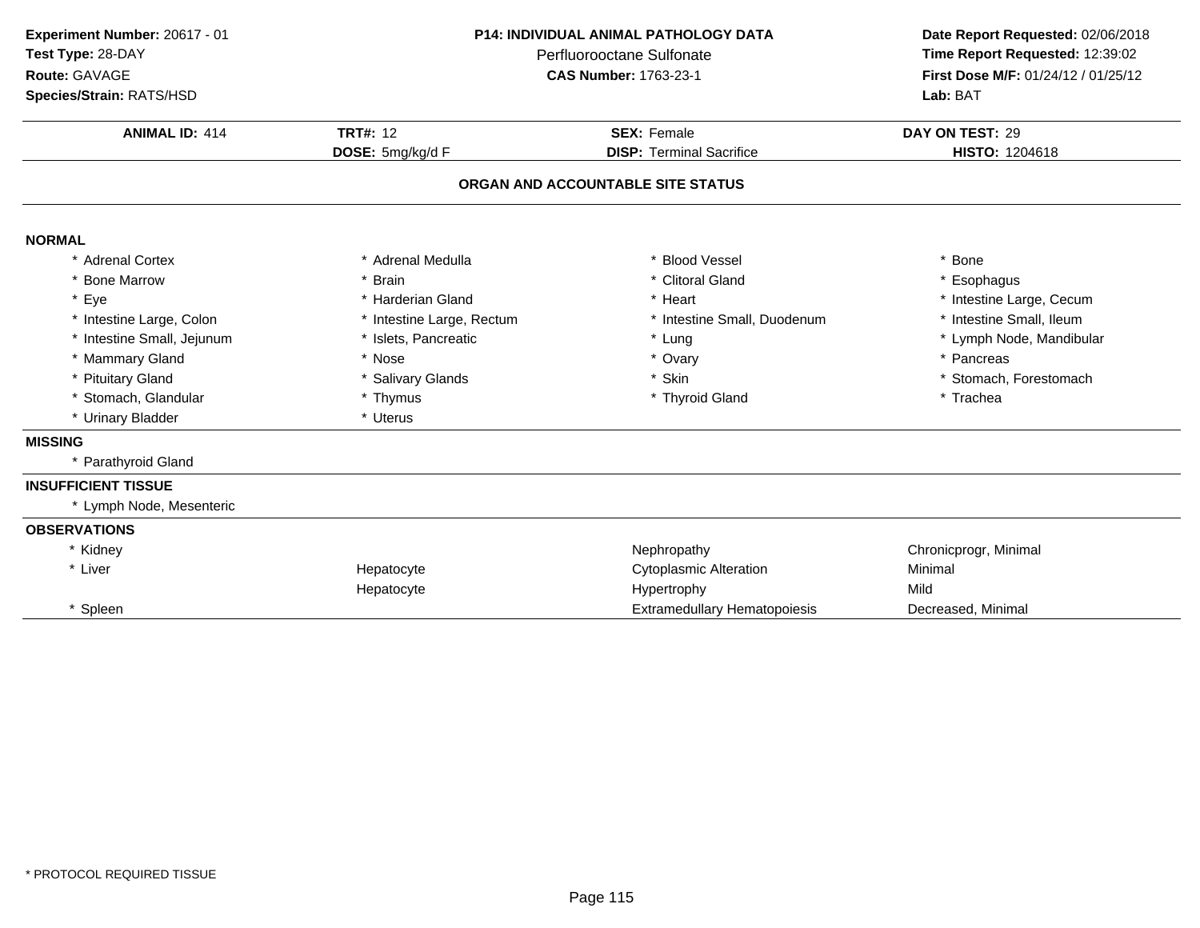**Experiment Number:** 20617 - 01
**Test Type:** 28-DAY
**Route:** GAVAGE
**Species/Strain:** RATS/HSD

**P14: INDIVIDUAL ANIMAL PATHOLOGY DATA**
Perfluorooctane Sulfonate
**CAS Number:** 1763-23-1

**Date Report Requested:** 02/06/2018
**Time Report Requested:** 12:39:02
**First Dose M/F:** 01/24/12 / 01/25/12
**Lab:** BAT

| **ANIMAL ID:** 414 | **TRT#:** 12 | **SEX:** Female | **DAY ON TEST:** 29 |
|---|---|---|---|
| | **DOSE:** 5mg/kg/d F | **DISP:** Terminal Sacrifice | **HISTO:** 1204618 |

## ORGAN AND ACCOUNTABLE SITE STATUS

**NORMAL**

| | | | |
|---|---|---|---|
| * Adrenal Cortex | * Adrenal Medulla | * Blood Vessel | * Bone |
| * Bone Marrow | * Brain | * Clitoral Gland | * Esophagus |
| * Eye | * Harderian Gland | * Heart | * Intestine Large, Cecum |
| * Intestine Large, Colon | * Intestine Large, Rectum | * Intestine Small, Duodenum | * Intestine Small, Ileum |
| * Intestine Small, Jejunum | * Islets, Pancreatic | * Lung | * Lymph Node, Mandibular |
| * Mammary Gland | * Nose | * Ovary | * Pancreas |
| * Pituitary Gland | * Salivary Glands | * Skin | * Stomach, Forestomach |
| * Stomach, Glandular | * Thymus | * Thyroid Gland | * Trachea |
| * Urinary Bladder | * Uterus | | |

**MISSING**

* Parathyroid Gland

**INSUFFICIENT TISSUE**

* Lymph Node, Mesenteric

**OBSERVATIONS**

| | | | |
|---|---|---|---|
| * Kidney | | Nephropathy | Chronicprogr, Minimal |
| * Liver | Hepatocyte | Cytoplasmic Alteration | Minimal |
| | Hepatocyte | Hypertrophy | Mild |
| * Spleen | | Extramedullary Hematopoiesis | Decreased, Minimal |

* PROTOCOL REQUIRED TISSUE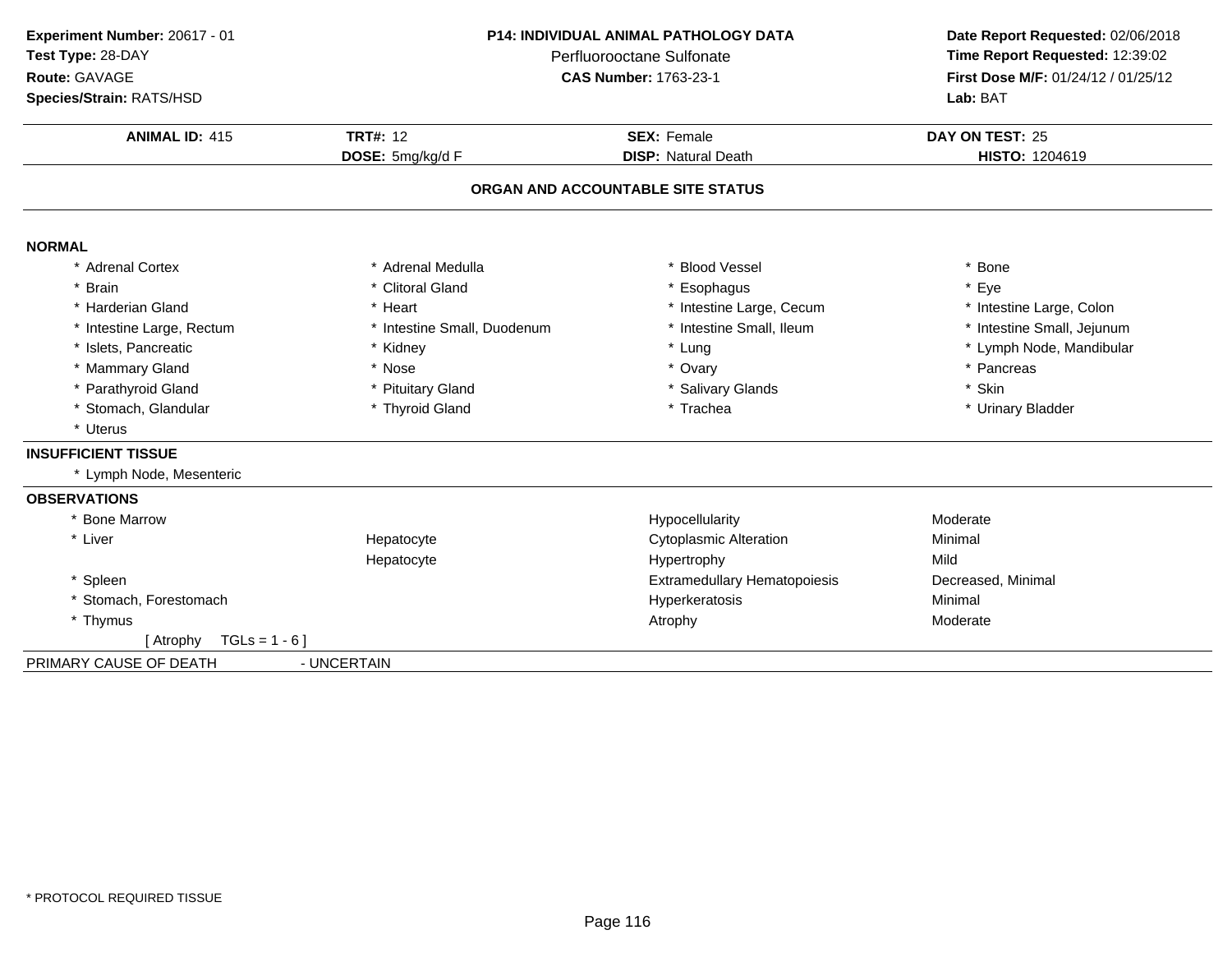**Experiment Number:** 20617 - 01
**Test Type:** 28-DAY
**Route:** GAVAGE
**Species/Strain:** RATS/HSD

**P14: INDIVIDUAL ANIMAL PATHOLOGY DATA**
Perfluorooctane Sulfonate
**CAS Number:** 1763-23-1

**Date Report Requested:** 02/06/2018
**Time Report Requested:** 12:39:02
**First Dose M/F:** 01/24/12 / 01/25/12
**Lab:** BAT

| **ANIMAL ID:** 415 | **TRT#:** 12 | **SEX:** Female | **DAY ON TEST:** 25 |
|---|---|---|---|
| | **DOSE:** 5mg/kg/d F | **DISP:** Natural Death | **HISTO:** 1204619 |

## ORGAN AND ACCOUNTABLE SITE STATUS

**NORMAL**

| | | | |
|---|---|---|---|
| * Adrenal Cortex | * Adrenal Medulla | * Blood Vessel | * Bone |
| * Brain | * Clitoral Gland | * Esophagus | * Eye |
| * Harderian Gland | * Heart | * Intestine Large, Cecum | * Intestine Large, Colon |
| * Intestine Large, Rectum | * Intestine Small, Duodenum | * Intestine Small, Ileum | * Intestine Small, Jejunum |
| * Islets, Pancreatic | * Kidney | * Lung | * Lymph Node, Mandibular |
| * Mammary Gland | * Nose | * Ovary | * Pancreas |
| * Parathyroid Gland | * Pituitary Gland | * Salivary Glands | * Skin |
| * Stomach, Glandular | * Thyroid Gland | * Trachea | * Urinary Bladder |
| * Uterus | | | |

**INSUFFICIENT TISSUE**

* Lymph Node, Mesenteric

**OBSERVATIONS**

| | | | |
|---|---|---|---|
| * Bone Marrow | | Hypocellularity | Moderate |
| * Liver | Hepatocyte | Cytoplasmic Alteration | Minimal |
| | Hepatocyte | Hypertrophy | Mild |
| * Spleen | | Extramedullary Hematopoiesis | Decreased, Minimal |
| * Stomach, Forestomach | | Hyperkeratosis | Minimal |
| * Thymus | | Atrophy | Moderate |
| [ Atrophy TGLs = 1 - 6 ] | | | |

PRIMARY CAUSE OF DEATH - UNCERTAIN

* PROTOCOL REQUIRED TISSUE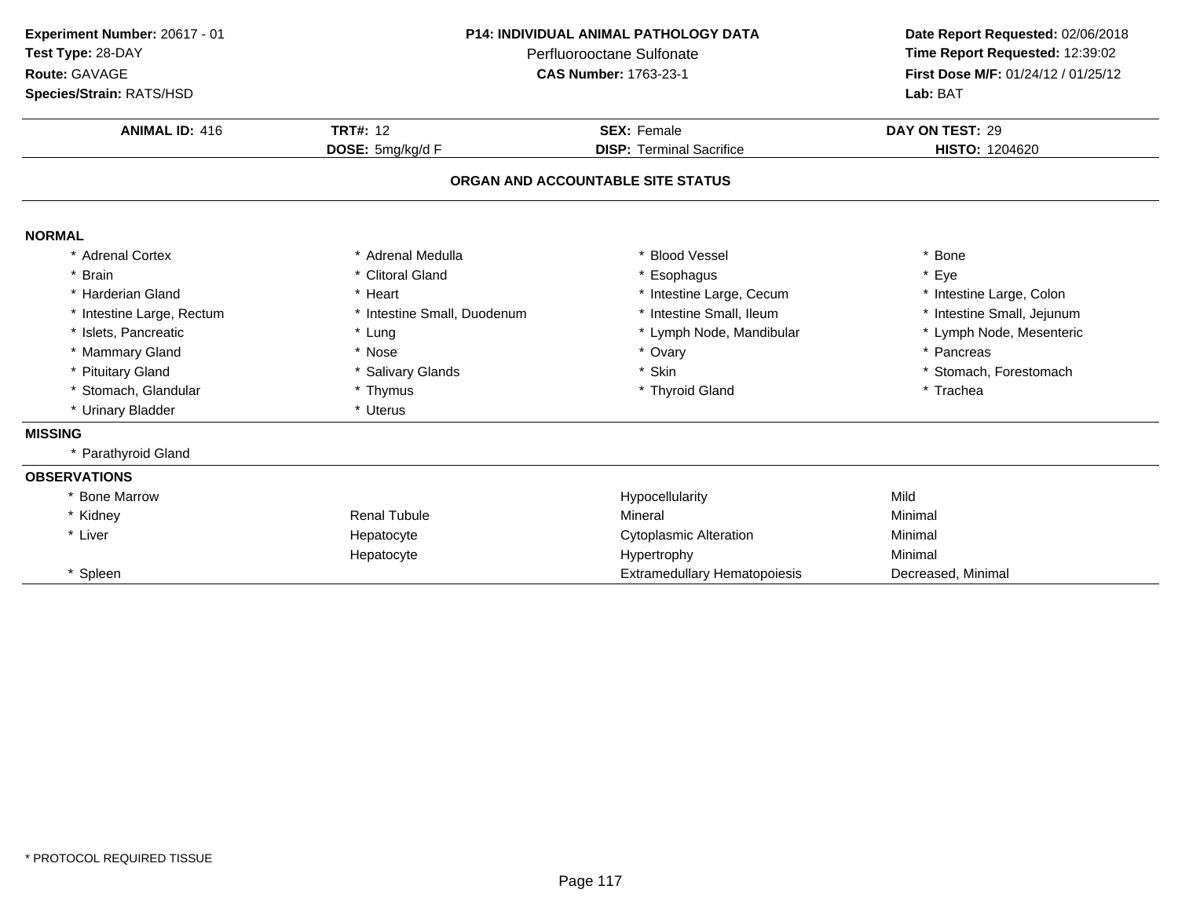**Experiment Number:** 20617 - 01
**Test Type:** 28-DAY
**Route:** GAVAGE
**Species/Strain:** RATS/HSD

**P14: INDIVIDUAL ANIMAL PATHOLOGY DATA**
Perfluorooctane Sulfonate
**CAS Number:** 1763-23-1

**Date Report Requested:** 02/06/2018
**Time Report Requested:** 12:39:02
**First Dose M/F:** 01/24/12 / 01/25/12
**Lab:** BAT

| **ANIMAL ID:** 416 | **TRT#:** 12 | **SEX:** Female | **DAY ON TEST:** 29 |
|---|---|---|---|
| | **DOSE:** 5mg/kg/d F | **DISP:** Terminal Sacrifice | **HISTO:** 1204620 |

## ORGAN AND ACCOUNTABLE SITE STATUS

**NORMAL**

| | | | |
|---|---|---|---|
| * Adrenal Cortex | * Adrenal Medulla | * Blood Vessel | * Bone |
| * Brain | * Clitoral Gland | * Esophagus | * Eye |
| * Harderian Gland | * Heart | * Intestine Large, Cecum | * Intestine Large, Colon |
| * Intestine Large, Rectum | * Intestine Small, Duodenum | * Intestine Small, Ileum | * Intestine Small, Jejunum |
| * Islets, Pancreatic | * Lung | * Lymph Node, Mandibular | * Lymph Node, Mesenteric |
| * Mammary Gland | * Nose | * Ovary | * Pancreas |
| * Pituitary Gland | * Salivary Glands | * Skin | * Stomach, Forestomach |
| * Stomach, Glandular | * Thymus | * Thyroid Gland | * Trachea |
| * Urinary Bladder | * Uterus | | |

**MISSING**

* Parathyroid Gland

**OBSERVATIONS**

| | | | |
|---|---|---|---|
| * Bone Marrow | | Hypocellularity | Mild |
| * Kidney | Renal Tubule | Mineral | Minimal |
| * Liver | Hepatocyte | Cytoplasmic Alteration | Minimal |
| | Hepatocyte | Hypertrophy | Minimal |
| * Spleen | | Extramedullary Hematopoiesis | Decreased, Minimal |

* PROTOCOL REQUIRED TISSUE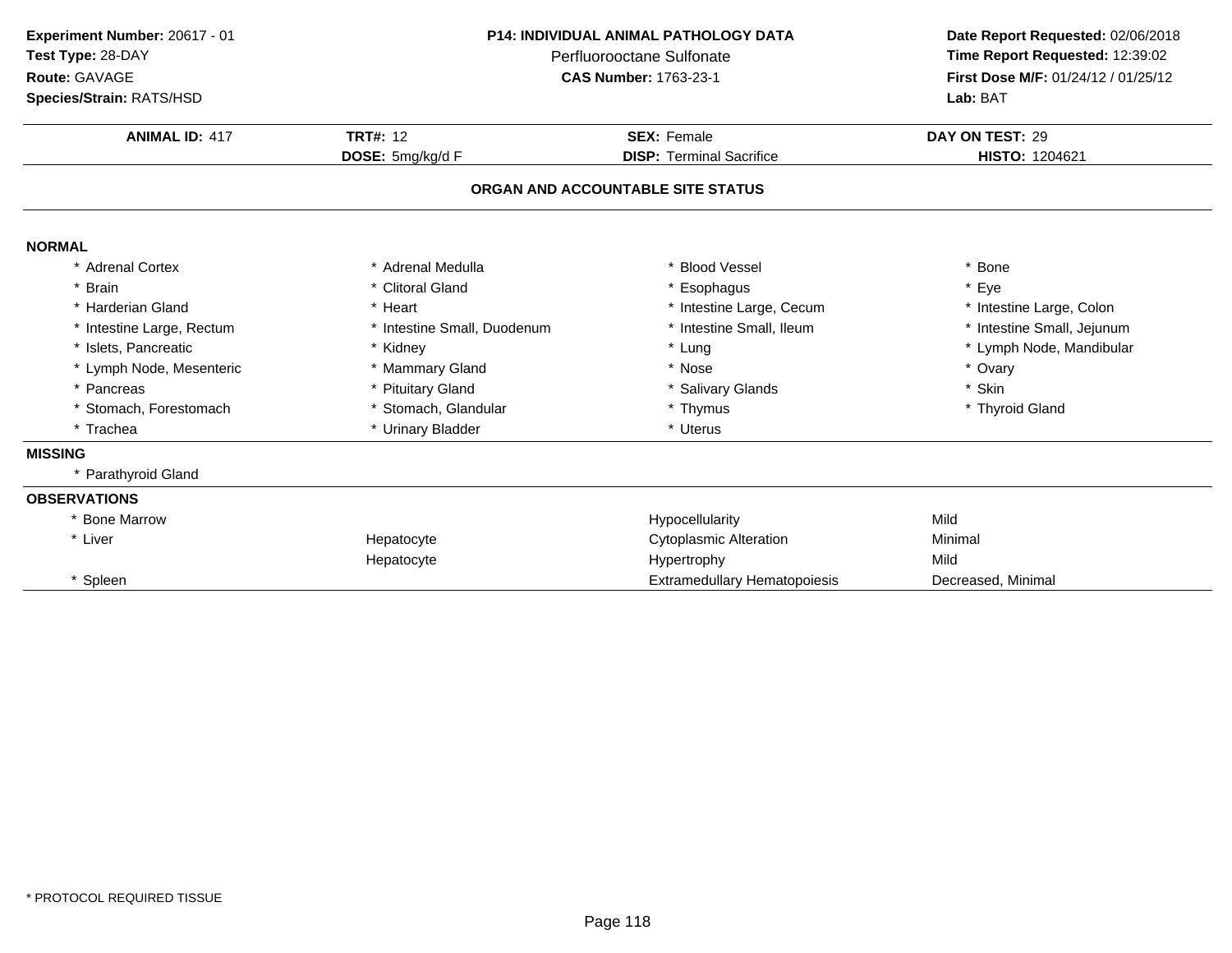**Experiment Number:** 20617 - 01
**Test Type:** 28-DAY
**Route:** GAVAGE
**Species/Strain:** RATS/HSD

**P14: INDIVIDUAL ANIMAL PATHOLOGY DATA**
Perfluorooctane Sulfonate
**CAS Number:** 1763-23-1

**Date Report Requested:** 02/06/2018
**Time Report Requested:** 12:39:02
**First Dose M/F:** 01/24/12 / 01/25/12
**Lab:** BAT

| **ANIMAL ID:** 417 | **TRT#:** 12 | **SEX:** Female | **DAY ON TEST:** 29 |
|---|---|---|---|
| | **DOSE:** 5mg/kg/d F | **DISP:** Terminal Sacrifice | **HISTO:** 1204621 |

## ORGAN AND ACCOUNTABLE SITE STATUS

**NORMAL**

| | | | |
|---|---|---|---|
| * Adrenal Cortex | * Adrenal Medulla | * Blood Vessel | * Bone |
| * Brain | * Clitoral Gland | * Esophagus | * Eye |
| * Harderian Gland | * Heart | * Intestine Large, Cecum | * Intestine Large, Colon |
| * Intestine Large, Rectum | * Intestine Small, Duodenum | * Intestine Small, Ileum | * Intestine Small, Jejunum |
| * Islets, Pancreatic | * Kidney | * Lung | * Lymph Node, Mandibular |
| * Lymph Node, Mesenteric | * Mammary Gland | * Nose | * Ovary |
| * Pancreas | * Pituitary Gland | * Salivary Glands | * Skin |
| * Stomach, Forestomach | * Stomach, Glandular | * Thymus | * Thyroid Gland |
| * Trachea | * Urinary Bladder | * Uterus | |

**MISSING**

* Parathyroid Gland

**OBSERVATIONS**

| | | | |
|---|---|---|---|
| * Bone Marrow | | Hypocellularity | Mild |
| * Liver | Hepatocyte | Cytoplasmic Alteration | Minimal |
| | Hepatocyte | Hypertrophy | Mild |
| * Spleen | | Extramedullary Hematopoiesis | Decreased, Minimal |

* PROTOCOL REQUIRED TISSUE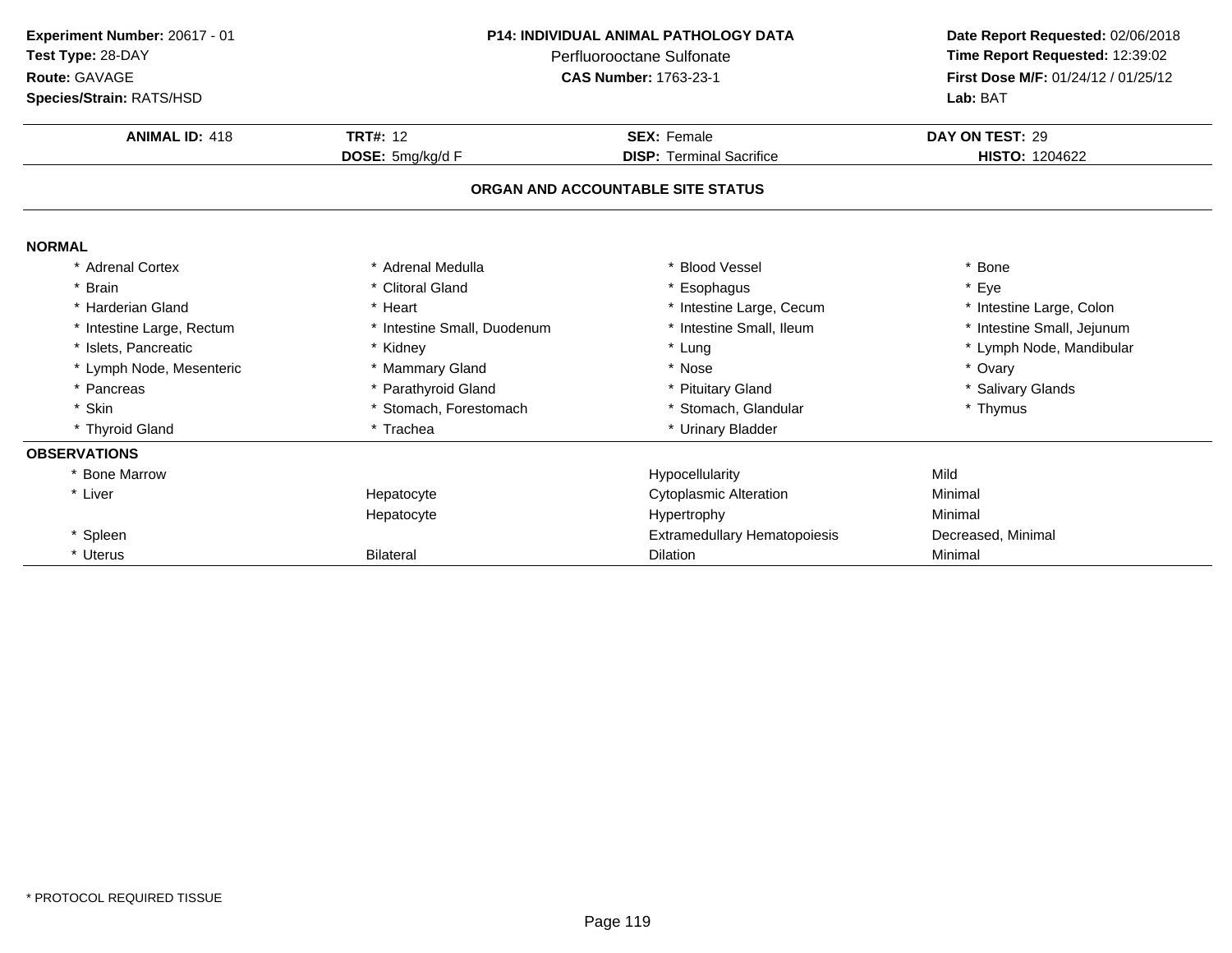**Experiment Number:** 20617 - 01
**Test Type:** 28-DAY
**Route:** GAVAGE
**Species/Strain:** RATS/HSD

**P14: INDIVIDUAL ANIMAL PATHOLOGY DATA**
Perfluorooctane Sulfonate
**CAS Number:** 1763-23-1

**Date Report Requested:** 02/06/2018
**Time Report Requested:** 12:39:02
**First Dose M/F:** 01/24/12 / 01/25/12
**Lab:** BAT

| **ANIMAL ID:** 418 | **TRT#:** 12 | **SEX:** Female | **DAY ON TEST:** 29 |
|---|---|---|---|
| | **DOSE:** 5mg/kg/d F | **DISP:** Terminal Sacrifice | **HISTO:** 1204622 |

## ORGAN AND ACCOUNTABLE SITE STATUS

### NORMAL

| | | | |
|---|---|---|---|
| * Adrenal Cortex | * Adrenal Medulla | * Blood Vessel | * Bone |
| * Brain | * Clitoral Gland | * Esophagus | * Eye |
| * Harderian Gland | * Heart | * Intestine Large, Cecum | * Intestine Large, Colon |
| * Intestine Large, Rectum | * Intestine Small, Duodenum | * Intestine Small, Ileum | * Intestine Small, Jejunum |
| * Islets, Pancreatic | * Kidney | * Lung | * Lymph Node, Mandibular |
| * Lymph Node, Mesenteric | * Mammary Gland | * Nose | * Ovary |
| * Pancreas | * Parathyroid Gland | * Pituitary Gland | * Salivary Glands |
| * Skin | * Stomach, Forestomach | * Stomach, Glandular | * Thymus |
| * Thyroid Gland | * Trachea | * Urinary Bladder | |

### OBSERVATIONS

| | | | |
|---|---|---|---|
| * Bone Marrow | | Hypocellularity | Mild |
| * Liver | Hepatocyte | Cytoplasmic Alteration | Minimal |
| | Hepatocyte | Hypertrophy | Minimal |
| * Spleen | | Extramedullary Hematopoiesis | Decreased, Minimal |
| * Uterus | Bilateral | Dilation | Minimal |

* PROTOCOL REQUIRED TISSUE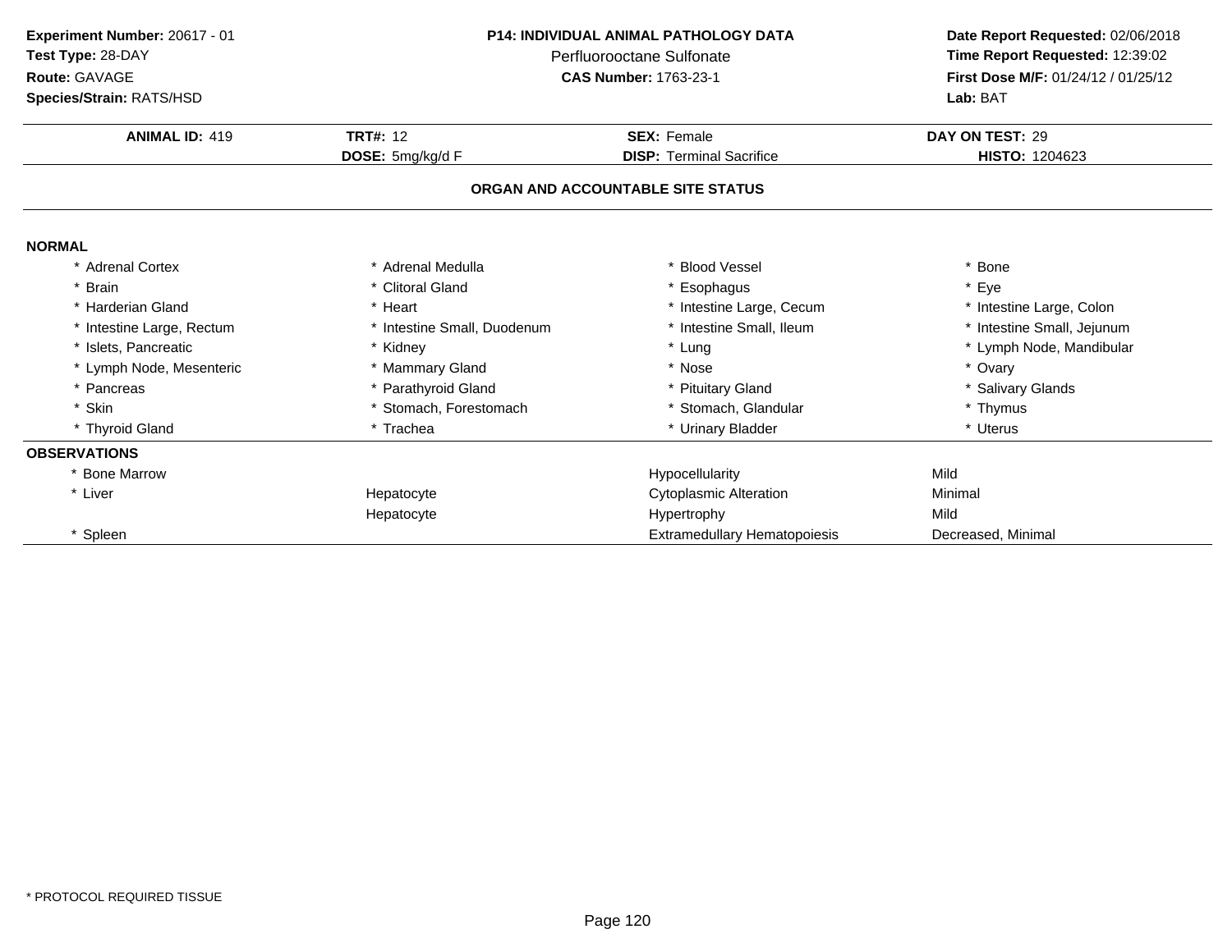**Experiment Number:** 20617 - 01
**Test Type:** 28-DAY
**Route:** GAVAGE
**Species/Strain:** RATS/HSD

**P14: INDIVIDUAL ANIMAL PATHOLOGY DATA**
Perfluorooctane Sulfonate
**CAS Number:** 1763-23-1

**Date Report Requested:** 02/06/2018
**Time Report Requested:** 12:39:02
**First Dose M/F:** 01/24/12 / 01/25/12
**Lab:** BAT

| **ANIMAL ID:** 419 | **TRT#:** 12 | **SEX:** Female | **DAY ON TEST:** 29 |
|---|---|---|---|
| | **DOSE:** 5mg/kg/d F | **DISP:** Terminal Sacrifice | **HISTO:** 1204623 |

**ORGAN AND ACCOUNTABLE SITE STATUS**

**NORMAL**

| | | | |
|---|---|---|---|
| * Adrenal Cortex | * Adrenal Medulla | * Blood Vessel | * Bone |
| * Brain | * Clitoral Gland | * Esophagus | * Eye |
| * Harderian Gland | * Heart | * Intestine Large, Cecum | * Intestine Large, Colon |
| * Intestine Large, Rectum | * Intestine Small, Duodenum | * Intestine Small, Ileum | * Intestine Small, Jejunum |
| * Islets, Pancreatic | * Kidney | * Lung | * Lymph Node, Mandibular |
| * Lymph Node, Mesenteric | * Mammary Gland | * Nose | * Ovary |
| * Pancreas | * Parathyroid Gland | * Pituitary Gland | * Salivary Glands |
| * Skin | * Stomach, Forestomach | * Stomach, Glandular | * Thymus |
| * Thyroid Gland | * Trachea | * Urinary Bladder | * Uterus |

**OBSERVATIONS**

| | | | |
|---|---|---|---|
| * Bone Marrow | | Hypocellularity | Mild |
| * Liver | Hepatocyte | Cytoplasmic Alteration | Minimal |
| | Hepatocyte | Hypertrophy | Mild |
| * Spleen | | Extramedullary Hematopoiesis | Decreased, Minimal |

* PROTOCOL REQUIRED TISSUE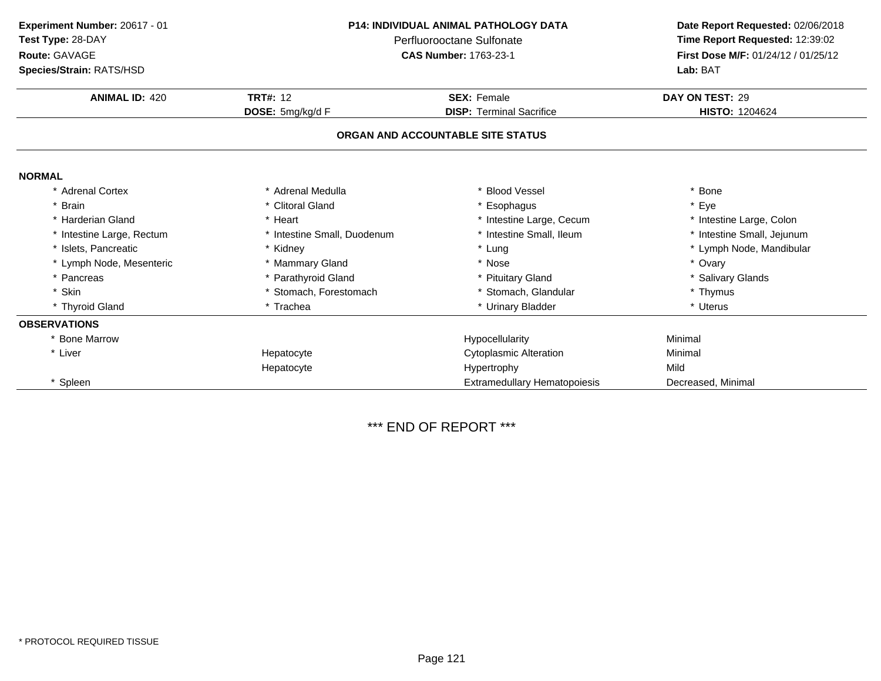**Experiment Number:** 20617 - 01
**Test Type:** 28-DAY
**Route:** GAVAGE
**Species/Strain:** RATS/HSD

**P14: INDIVIDUAL ANIMAL PATHOLOGY DATA**
Perfluorooctane Sulfonate
**CAS Number:** 1763-23-1

**Date Report Requested:** 02/06/2018
**Time Report Requested:** 12:39:02
**First Dose M/F:** 01/24/12 / 01/25/12
**Lab:** BAT

| **ANIMAL ID:** 420 | **TRT#:** 12 | **SEX:** Female | **DAY ON TEST:** 29 |
|---|---|---|---|
| | **DOSE:** 5mg/kg/d F | **DISP:** Terminal Sacrifice | **HISTO:** 1204624 |

## ORGAN AND ACCOUNTABLE SITE STATUS

**NORMAL**

| | | | |
|---|---|---|---|
| * Adrenal Cortex | * Adrenal Medulla | * Blood Vessel | * Bone |
| * Brain | * Clitoral Gland | * Esophagus | * Eye |
| * Harderian Gland | * Heart | * Intestine Large, Cecum | * Intestine Large, Colon |
| * Intestine Large, Rectum | * Intestine Small, Duodenum | * Intestine Small, Ileum | * Intestine Small, Jejunum |
| * Islets, Pancreatic | * Kidney | * Lung | * Lymph Node, Mandibular |
| * Lymph Node, Mesenteric | * Mammary Gland | * Nose | * Ovary |
| * Pancreas | * Parathyroid Gland | * Pituitary Gland | * Salivary Glands |
| * Skin | * Stomach, Forestomach | * Stomach, Glandular | * Thymus |
| * Thyroid Gland | * Trachea | * Urinary Bladder | * Uterus |

**OBSERVATIONS**

| | | | |
|---|---|---|---|
| * Bone Marrow | | Hypocellularity | Minimal |
| * Liver | Hepatocyte | Cytoplasmic Alteration | Minimal |
| | Hepatocyte | Hypertrophy | Mild |
| * Spleen | | Extramedullary Hematopoiesis | Decreased, Minimal |

*** END OF REPORT ***

* PROTOCOL REQUIRED TISSUE